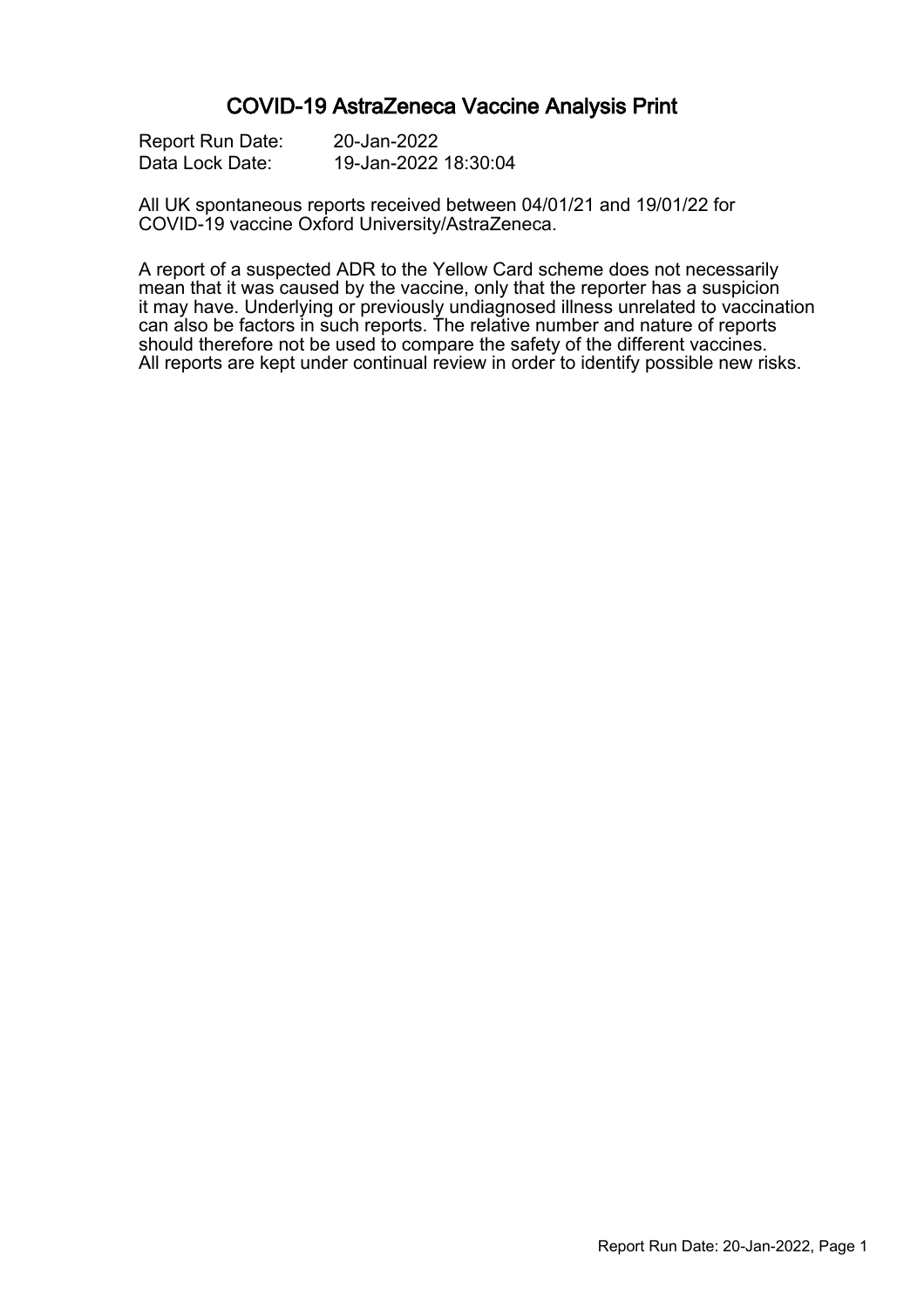# COVID-19 AstraZeneca Vaccine Analysis Print

Report Run Date: 20-Jan-2022
Data Lock Date: 19-Jan-2022 18:30:04

All UK spontaneous reports received between 04/01/21 and 19/01/22 for COVID-19 vaccine Oxford University/AstraZeneca.

A report of a suspected ADR to the Yellow Card scheme does not necessarily mean that it was caused by the vaccine, only that the reporter has a suspicion it may have. Underlying or previously undiagnosed illness unrelated to vaccination can also be factors in such reports. The relative number and nature of reports should therefore not be used to compare the safety of the different vaccines. All reports are kept under continual review in order to identify possible new risks.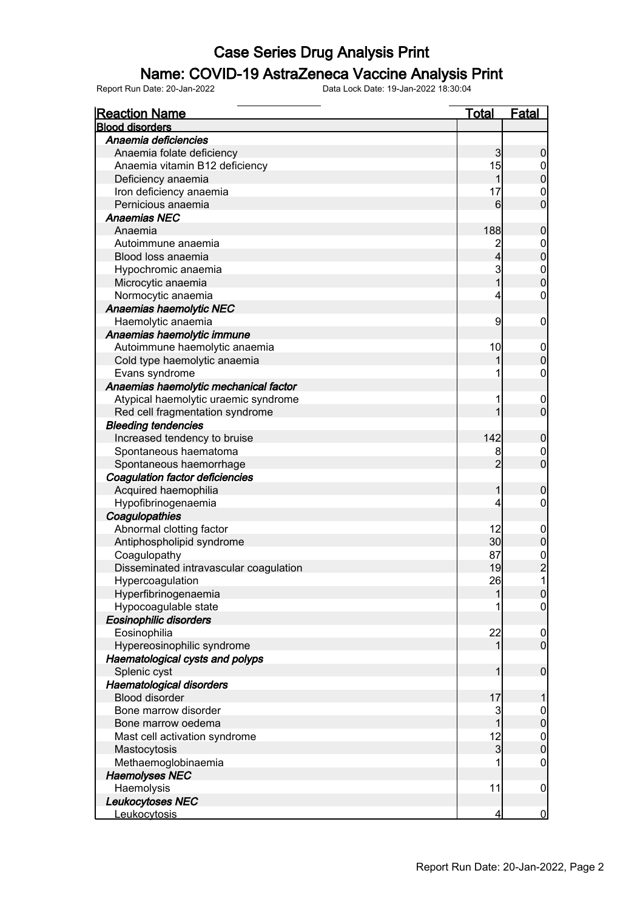# Case Series Drug Analysis Print

## Name: COVID-19 AstraZeneca Vaccine Analysis Print

Report Run Date: 20-Jan-2022 Data Lock Date: 19-Jan-2022 18:30:04

| Reaction Name | Total | Fatal |
|---|---|---|
| **Blood disorders** | | |
| ***Anaemia deficiencies*** | | |
| Anaemia folate deficiency | 3 | 0 |
| Anaemia vitamin B12 deficiency | 15 | 0 |
| Deficiency anaemia | 1 | 0 |
| Iron deficiency anaemia | 17 | 0 |
| Pernicious anaemia | 6 | 0 |
| ***Anaemias NEC*** | | |
| Anaemia | 188 | 0 |
| Autoimmune anaemia | 2 | 0 |
| Blood loss anaemia | 4 | 0 |
| Hypochromic anaemia | 3 | 0 |
| Microcytic anaemia | 1 | 0 |
| Normocytic anaemia | 4 | 0 |
| ***Anaemias haemolytic NEC*** | | |
| Haemolytic anaemia | 9 | 0 |
| ***Anaemias haemolytic immune*** | | |
| Autoimmune haemolytic anaemia | 10 | 0 |
| Cold type haemolytic anaemia | 1 | 0 |
| Evans syndrome | 1 | 0 |
| ***Anaemias haemolytic mechanical factor*** | | |
| Atypical haemolytic uraemic syndrome | 1 | 0 |
| Red cell fragmentation syndrome | 1 | 0 |
| ***Bleeding tendencies*** | | |
| Increased tendency to bruise | 142 | 0 |
| Spontaneous haematoma | 8 | 0 |
| Spontaneous haemorrhage | 2 | 0 |
| ***Coagulation factor deficiencies*** | | |
| Acquired haemophilia | 1 | 0 |
| Hypofibrinogenaemia | 4 | 0 |
| ***Coagulopathies*** | | |
| Abnormal clotting factor | 12 | 0 |
| Antiphospholipid syndrome | 30 | 0 |
| Coagulopathy | 87 | 0 |
| Disseminated intravascular coagulation | 19 | 2 |
| Hypercoagulation | 26 | 1 |
| Hyperfibrinogenaemia | 1 | 0 |
| Hypocoagulable state | 1 | 0 |
| ***Eosinophilic disorders*** | | |
| Eosinophilia | 22 | 0 |
| Hypereosinophilic syndrome | 1 | 0 |
| ***Haematological cysts and polyps*** | | |
| Splenic cyst | 1 | 0 |
| ***Haematological disorders*** | | |
| Blood disorder | 17 | 1 |
| Bone marrow disorder | 3 | 0 |
| Bone marrow oedema | 1 | 0 |
| Mast cell activation syndrome | 12 | 0 |
| Mastocytosis | 3 | 0 |
| Methaemoglobinaemia | 1 | 0 |
| ***Haemolyses NEC*** | | |
| Haemolysis | 11 | 0 |
| ***Leukocytoses NEC*** | | |
| Leukocytosis | 4 | 0 |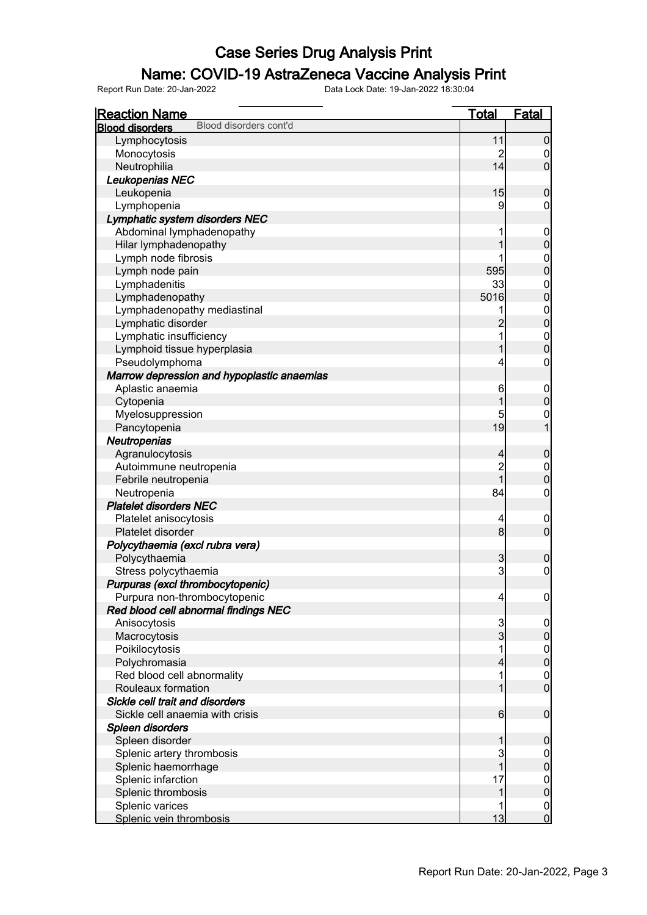# Case Series Drug Analysis Print

## Name: COVID-19 AstraZeneca Vaccine Analysis Print

Report Run Date: 20-Jan-2022 Data Lock Date: 19-Jan-2022 18:30:04

| Reaction Name | Total | Fatal |
|---|---|---|
| **Blood disorders** Blood disorders cont'd | | |
| Lymphocytosis | 11 | 0 |
| Monocytosis | 2 | 0 |
| Neutrophilia | 14 | 0 |
| ***Leukopenias NEC*** | | |
| Leukopenia | 15 | 0 |
| Lymphopenia | 9 | 0 |
| ***Lymphatic system disorders NEC*** | | |
| Abdominal lymphadenopathy | 1 | 0 |
| Hilar lymphadenopathy | 1 | 0 |
| Lymph node fibrosis | 1 | 0 |
| Lymph node pain | 595 | 0 |
| Lymphadenitis | 33 | 0 |
| Lymphadenopathy | 5016 | 0 |
| Lymphadenopathy mediastinal | 1 | 0 |
| Lymphatic disorder | 2 | 0 |
| Lymphatic insufficiency | 1 | 0 |
| Lymphoid tissue hyperplasia | 1 | 0 |
| Pseudolymphoma | 4 | 0 |
| ***Marrow depression and hypoplastic anaemias*** | | |
| Aplastic anaemia | 6 | 0 |
| Cytopenia | 1 | 0 |
| Myelosuppression | 5 | 0 |
| Pancytopenia | 19 | 1 |
| ***Neutropenias*** | | |
| Agranulocytosis | 4 | 0 |
| Autoimmune neutropenia | 2 | 0 |
| Febrile neutropenia | 1 | 0 |
| Neutropenia | 84 | 0 |
| ***Platelet disorders NEC*** | | |
| Platelet anisocytosis | 4 | 0 |
| Platelet disorder | 8 | 0 |
| ***Polycythaemia (excl rubra vera)*** | | |
| Polycythaemia | 3 | 0 |
| Stress polycythaemia | 3 | 0 |
| ***Purpuras (excl thrombocytopenic)*** | | |
| Purpura non-thrombocytopenic | 4 | 0 |
| ***Red blood cell abnormal findings NEC*** | | |
| Anisocytosis | 3 | 0 |
| Macrocytosis | 3 | 0 |
| Poikilocytosis | 1 | 0 |
| Polychromasia | 4 | 0 |
| Red blood cell abnormality | 1 | 0 |
| Rouleaux formation | 1 | 0 |
| ***Sickle cell trait and disorders*** | | |
| Sickle cell anaemia with crisis | 6 | 0 |
| ***Spleen disorders*** | | |
| Spleen disorder | 1 | 0 |
| Splenic artery thrombosis | 3 | 0 |
| Splenic haemorrhage | 1 | 0 |
| Splenic infarction | 17 | 0 |
| Splenic thrombosis | 1 | 0 |
| Splenic varices | 1 | 0 |
| Splenic vein thrombosis | 13 | 0 |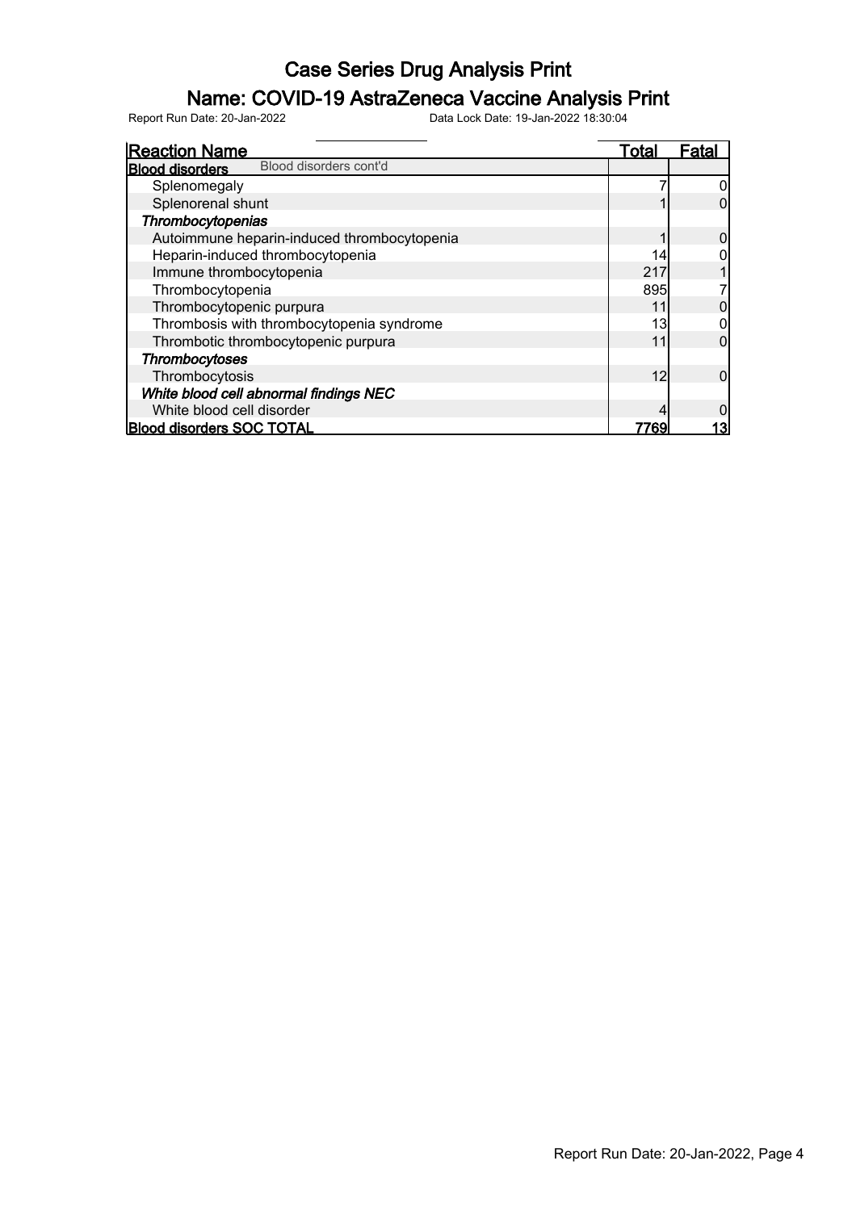# Case Series Drug Analysis Print

## Name: COVID-19 AstraZeneca Vaccine Analysis Print

Report Run Date: 20-Jan-2022 Data Lock Date: 19-Jan-2022 18:30:04

| Reaction Name | Total | Fatal |
|---|---|---|
| **Blood disorders** Blood disorders cont'd | | |
| Splenomegaly | 7 | 0 |
| Splenorenal shunt | 1 | 0 |
| ***Thrombocytopenias*** | | |
| Autoimmune heparin-induced thrombocytopenia | 1 | 0 |
| Heparin-induced thrombocytopenia | 14 | 0 |
| Immune thrombocytopenia | 217 | 1 |
| Thrombocytopenia | 895 | 7 |
| Thrombocytopenic purpura | 11 | 0 |
| Thrombosis with thrombocytopenia syndrome | 13 | 0 |
| Thrombotic thrombocytopenic purpura | 11 | 0 |
| ***Thrombocytoses*** | | |
| Thrombocytosis | 12 | 0 |
| ***White blood cell abnormal findings NEC*** | | |
| White blood cell disorder | 4 | 0 |
| **Blood disorders SOC TOTAL** | **7769** | **13** |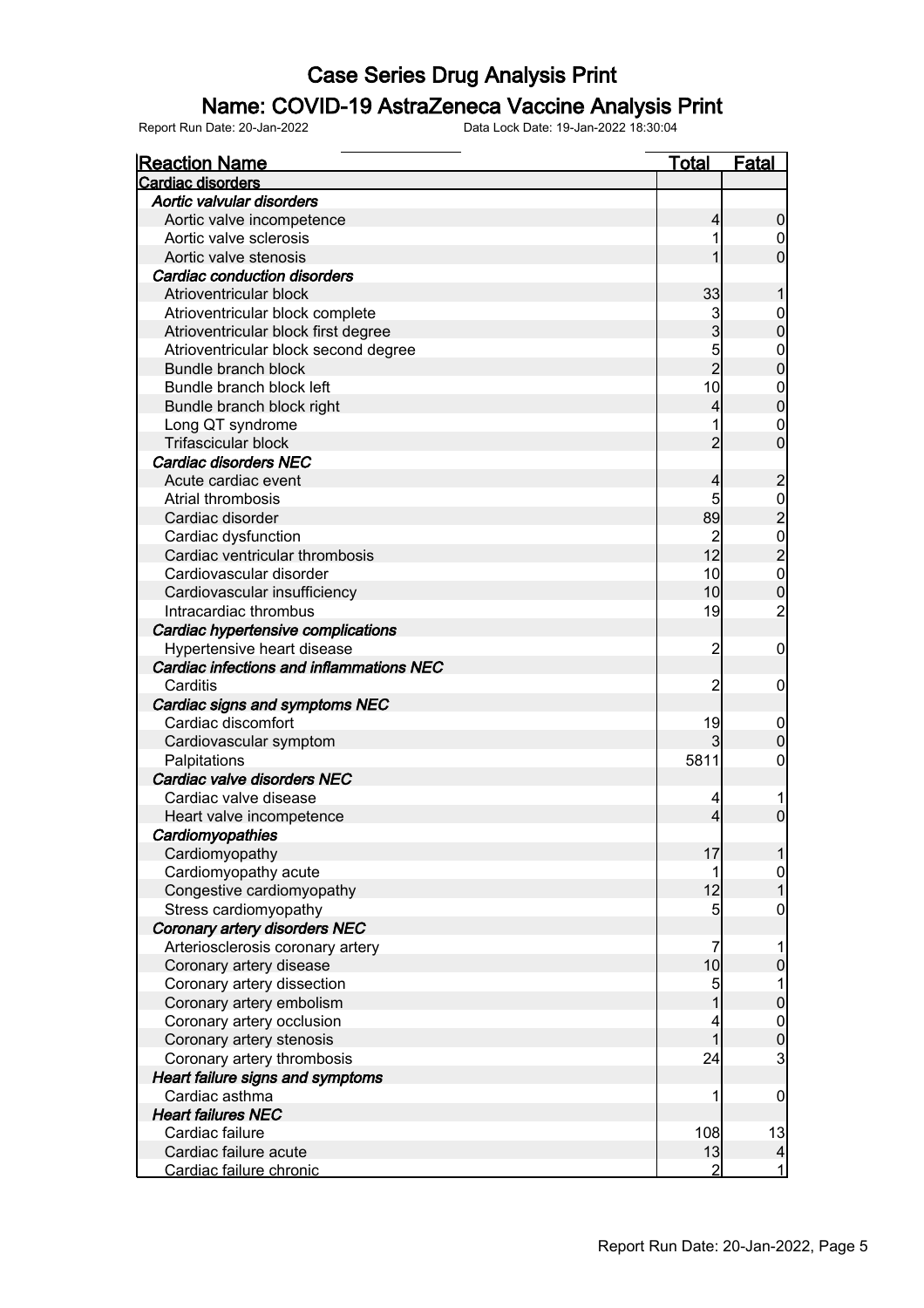# Case Series Drug Analysis Print

## Name: COVID-19 AstraZeneca Vaccine Analysis Print

Report Run Date: 20-Jan-2022    Data Lock Date: 19-Jan-2022 18:30:04

| Reaction Name | Total | Fatal |
|---|---|---|
| **Cardiac disorders** | | |
| ***Aortic valvular disorders*** | | |
| Aortic valve incompetence | 4 | 0 |
| Aortic valve sclerosis | 1 | 0 |
| Aortic valve stenosis | 1 | 0 |
| ***Cardiac conduction disorders*** | | |
| Atrioventricular block | 33 | 1 |
| Atrioventricular block complete | 3 | 0 |
| Atrioventricular block first degree | 3 | 0 |
| Atrioventricular block second degree | 5 | 0 |
| Bundle branch block | 2 | 0 |
| Bundle branch block left | 10 | 0 |
| Bundle branch block right | 4 | 0 |
| Long QT syndrome | 1 | 0 |
| Trifascicular block | 2 | 0 |
| ***Cardiac disorders NEC*** | | |
| Acute cardiac event | 4 | 2 |
| Atrial thrombosis | 5 | 0 |
| Cardiac disorder | 89 | 2 |
| Cardiac dysfunction | 2 | 0 |
| Cardiac ventricular thrombosis | 12 | 2 |
| Cardiovascular disorder | 10 | 0 |
| Cardiovascular insufficiency | 10 | 0 |
| Intracardiac thrombus | 19 | 2 |
| ***Cardiac hypertensive complications*** | | |
| Hypertensive heart disease | 2 | 0 |
| ***Cardiac infections and inflammations NEC*** | | |
| Carditis | 2 | 0 |
| ***Cardiac signs and symptoms NEC*** | | |
| Cardiac discomfort | 19 | 0 |
| Cardiovascular symptom | 3 | 0 |
| Palpitations | 5811 | 0 |
| ***Cardiac valve disorders NEC*** | | |
| Cardiac valve disease | 4 | 1 |
| Heart valve incompetence | 4 | 0 |
| ***Cardiomyopathies*** | | |
| Cardiomyopathy | 17 | 1 |
| Cardiomyopathy acute | 1 | 0 |
| Congestive cardiomyopathy | 12 | 1 |
| Stress cardiomyopathy | 5 | 0 |
| ***Coronary artery disorders NEC*** | | |
| Arteriosclerosis coronary artery | 7 | 1 |
| Coronary artery disease | 10 | 0 |
| Coronary artery dissection | 5 | 1 |
| Coronary artery embolism | 1 | 0 |
| Coronary artery occlusion | 4 | 0 |
| Coronary artery stenosis | 1 | 0 |
| Coronary artery thrombosis | 24 | 3 |
| ***Heart failure signs and symptoms*** | | |
| Cardiac asthma | 1 | 0 |
| ***Heart failures NEC*** | | |
| Cardiac failure | 108 | 13 |
| Cardiac failure acute | 13 | 4 |
| Cardiac failure chronic | 2 | 1 |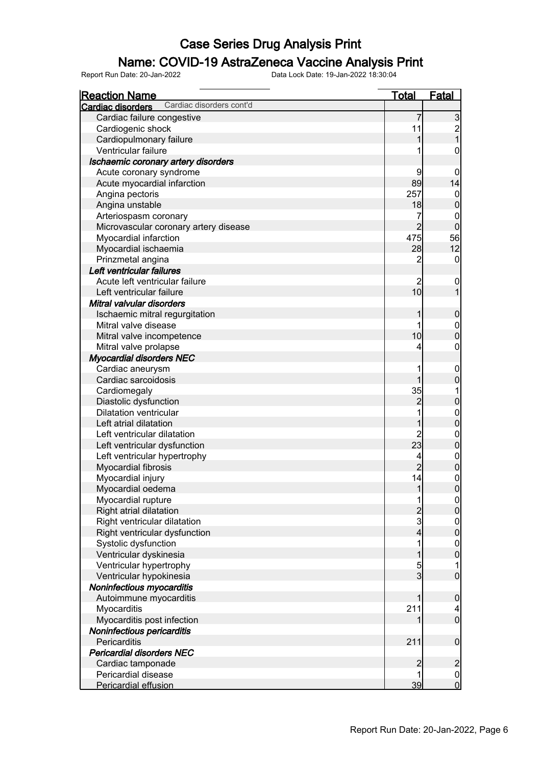# Case Series Drug Analysis Print

## Name: COVID-19 AstraZeneca Vaccine Analysis Print

Report Run Date: 20-Jan-2022 Data Lock Date: 19-Jan-2022 18:30:04

| Reaction Name | Total | Fatal |
|---|---|---|
| **Cardiac disorders** Cardiac disorders cont'd | | |
| Cardiac failure congestive | 7 | 3 |
| Cardiogenic shock | 11 | 2 |
| Cardiopulmonary failure | 1 | 1 |
| Ventricular failure | 1 | 0 |
| ***Ischaemic coronary artery disorders*** | | |
| Acute coronary syndrome | 9 | 0 |
| Acute myocardial infarction | 89 | 14 |
| Angina pectoris | 257 | 0 |
| Angina unstable | 18 | 0 |
| Arteriospasm coronary | 7 | 0 |
| Microvascular coronary artery disease | 2 | 0 |
| Myocardial infarction | 475 | 56 |
| Myocardial ischaemia | 28 | 12 |
| Prinzmetal angina | 2 | 0 |
| ***Left ventricular failures*** | | |
| Acute left ventricular failure | 2 | 0 |
| Left ventricular failure | 10 | 1 |
| ***Mitral valvular disorders*** | | |
| Ischaemic mitral regurgitation | 1 | 0 |
| Mitral valve disease | 1 | 0 |
| Mitral valve incompetence | 10 | 0 |
| Mitral valve prolapse | 4 | 0 |
| ***Myocardial disorders NEC*** | | |
| Cardiac aneurysm | 1 | 0 |
| Cardiac sarcoidosis | 1 | 0 |
| Cardiomegaly | 35 | 1 |
| Diastolic dysfunction | 2 | 0 |
| Dilatation ventricular | 1 | 0 |
| Left atrial dilatation | 1 | 0 |
| Left ventricular dilatation | 2 | 0 |
| Left ventricular dysfunction | 23 | 0 |
| Left ventricular hypertrophy | 4 | 0 |
| Myocardial fibrosis | 2 | 0 |
| Myocardial injury | 14 | 0 |
| Myocardial oedema | 1 | 0 |
| Myocardial rupture | 1 | 0 |
| Right atrial dilatation | 2 | 0 |
| Right ventricular dilatation | 3 | 0 |
| Right ventricular dysfunction | 4 | 0 |
| Systolic dysfunction | 1 | 0 |
| Ventricular dyskinesia | 1 | 0 |
| Ventricular hypertrophy | 5 | 1 |
| Ventricular hypokinesia | 3 | 0 |
| ***Noninfectious myocarditis*** | | |
| Autoimmune myocarditis | 1 | 0 |
| Myocarditis | 211 | 4 |
| Myocarditis post infection | 1 | 0 |
| ***Noninfectious pericarditis*** | | |
| Pericarditis | 211 | 0 |
| ***Pericardial disorders NEC*** | | |
| Cardiac tamponade | 2 | 2 |
| Pericardial disease | 1 | 0 |
| Pericardial effusion | 39 | 0 |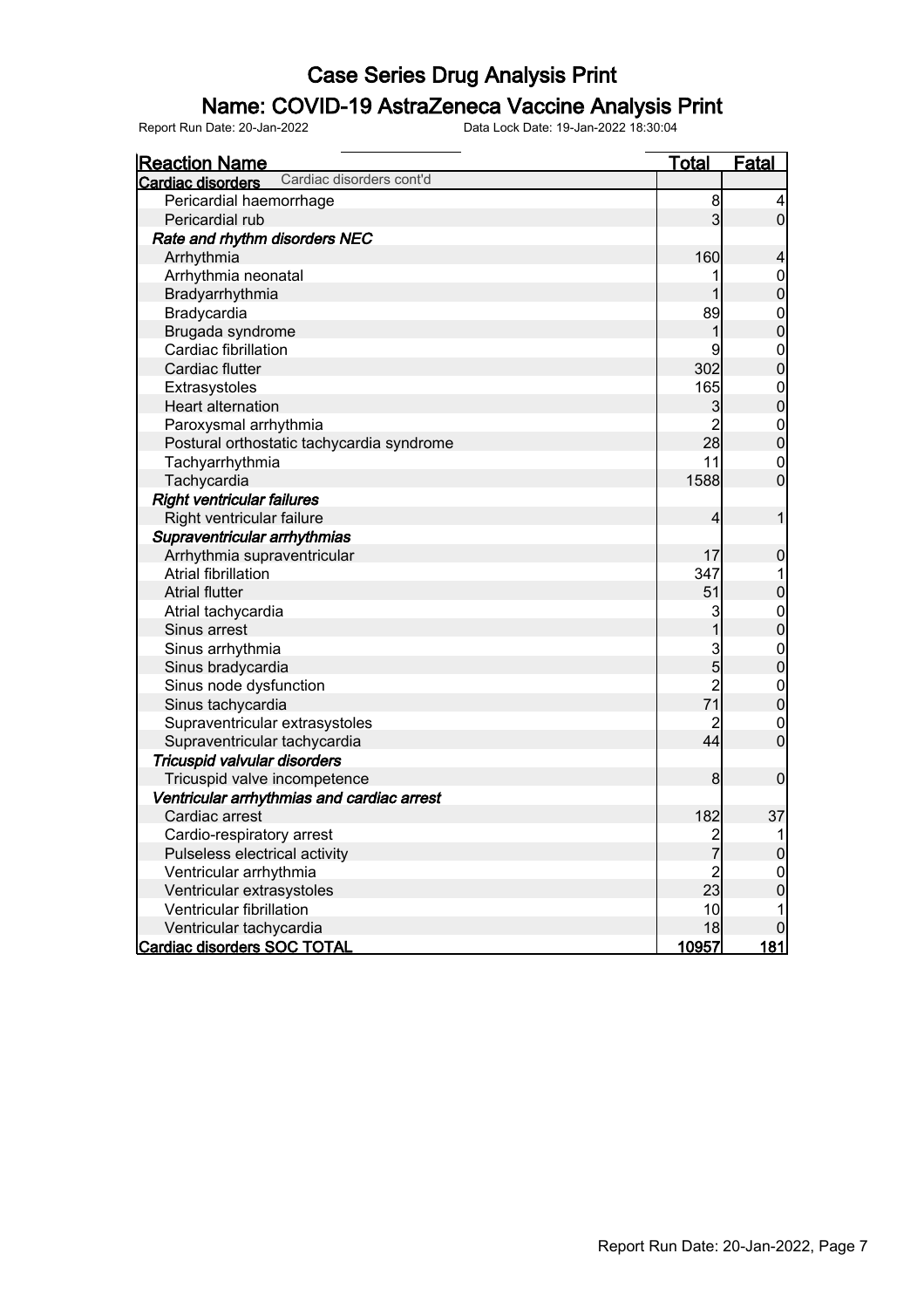# Case Series Drug Analysis Print

## Name: COVID-19 AstraZeneca Vaccine Analysis Print

Report Run Date: 20-Jan-2022 Data Lock Date: 19-Jan-2022 18:30:04

| Reaction Name | Total | Fatal |
|---|---|---|
| **Cardiac disorders** Cardiac disorders cont'd | | |
| Pericardial haemorrhage | 8 | 4 |
| Pericardial rub | 3 | 0 |
| ***Rate and rhythm disorders NEC*** | | |
| Arrhythmia | 160 | 4 |
| Arrhythmia neonatal | 1 | 0 |
| Bradyarrhythmia | 1 | 0 |
| Bradycardia | 89 | 0 |
| Brugada syndrome | 1 | 0 |
| Cardiac fibrillation | 9 | 0 |
| Cardiac flutter | 302 | 0 |
| Extrasystoles | 165 | 0 |
| Heart alternation | 3 | 0 |
| Paroxysmal arrhythmia | 2 | 0 |
| Postural orthostatic tachycardia syndrome | 28 | 0 |
| Tachyarrhythmia | 11 | 0 |
| Tachycardia | 1588 | 0 |
| ***Right ventricular failures*** | | |
| Right ventricular failure | 4 | 1 |
| ***Supraventricular arrhythmias*** | | |
| Arrhythmia supraventricular | 17 | 0 |
| Atrial fibrillation | 347 | 1 |
| Atrial flutter | 51 | 0 |
| Atrial tachycardia | 3 | 0 |
| Sinus arrest | 1 | 0 |
| Sinus arrhythmia | 3 | 0 |
| Sinus bradycardia | 5 | 0 |
| Sinus node dysfunction | 2 | 0 |
| Sinus tachycardia | 71 | 0 |
| Supraventricular extrasystoles | 2 | 0 |
| Supraventricular tachycardia | 44 | 0 |
| ***Tricuspid valvular disorders*** | | |
| Tricuspid valve incompetence | 8 | 0 |
| ***Ventricular arrhythmias and cardiac arrest*** | | |
| Cardiac arrest | 182 | 37 |
| Cardio-respiratory arrest | 2 | 1 |
| Pulseless electrical activity | 7 | 0 |
| Ventricular arrhythmia | 2 | 0 |
| Ventricular extrasystoles | 23 | 0 |
| Ventricular fibrillation | 10 | 1 |
| Ventricular tachycardia | 18 | 0 |
| **Cardiac disorders SOC TOTAL** | **10957** | **181** |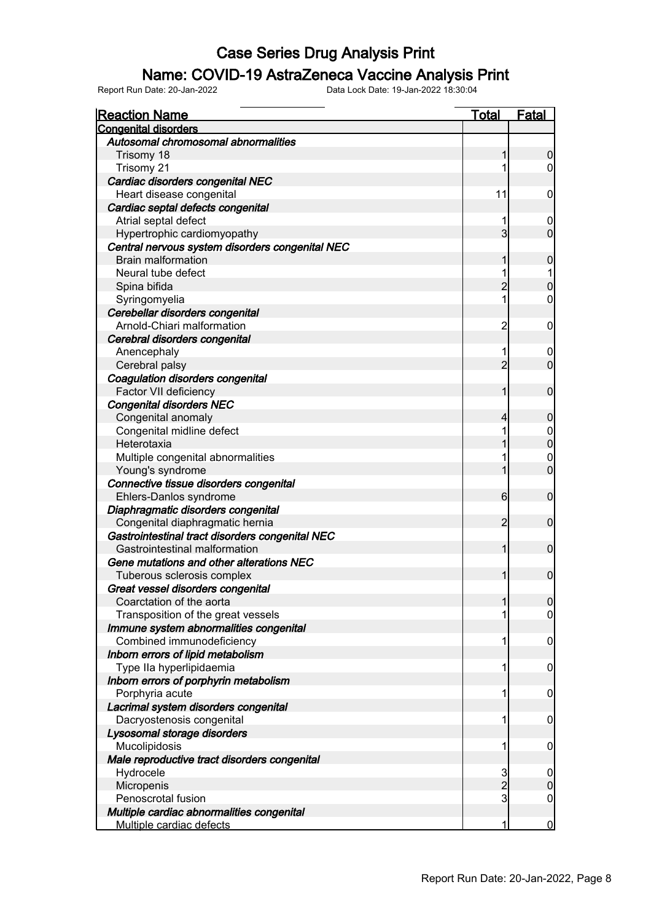# Case Series Drug Analysis Print

## Name: COVID-19 AstraZeneca Vaccine Analysis Print

Report Run Date: 20-Jan-2022 Data Lock Date: 19-Jan-2022 18:30:04

| Reaction Name | Total | Fatal |
|---|---|---|
| **Congenital disorders** | | |
| ***Autosomal chromosomal abnormalities*** | | |
| Trisomy 18 | 1 | 0 |
| Trisomy 21 | 1 | 0 |
| ***Cardiac disorders congenital NEC*** | | |
| Heart disease congenital | 11 | 0 |
| ***Cardiac septal defects congenital*** | | |
| Atrial septal defect | 1 | 0 |
| Hypertrophic cardiomyopathy | 3 | 0 |
| ***Central nervous system disorders congenital NEC*** | | |
| Brain malformation | 1 | 0 |
| Neural tube defect | 1 | 1 |
| Spina bifida | 2 | 0 |
| Syringomyelia | 1 | 0 |
| ***Cerebellar disorders congenital*** | | |
| Arnold-Chiari malformation | 2 | 0 |
| ***Cerebral disorders congenital*** | | |
| Anencephaly | 1 | 0 |
| Cerebral palsy | 2 | 0 |
| ***Coagulation disorders congenital*** | | |
| Factor VII deficiency | 1 | 0 |
| ***Congenital disorders NEC*** | | |
| Congenital anomaly | 4 | 0 |
| Congenital midline defect | 1 | 0 |
| Heterotaxia | 1 | 0 |
| Multiple congenital abnormalities | 1 | 0 |
| Young's syndrome | 1 | 0 |
| ***Connective tissue disorders congenital*** | | |
| Ehlers-Danlos syndrome | 6 | 0 |
| ***Diaphragmatic disorders congenital*** | | |
| Congenital diaphragmatic hernia | 2 | 0 |
| ***Gastrointestinal tract disorders congenital NEC*** | | |
| Gastrointestinal malformation | 1 | 0 |
| ***Gene mutations and other alterations NEC*** | | |
| Tuberous sclerosis complex | 1 | 0 |
| ***Great vessel disorders congenital*** | | |
| Coarctation of the aorta | 1 | 0 |
| Transposition of the great vessels | 1 | 0 |
| ***Immune system abnormalities congenital*** | | |
| Combined immunodeficiency | 1 | 0 |
| ***Inborn errors of lipid metabolism*** | | |
| Type IIa hyperlipidaemia | 1 | 0 |
| ***Inborn errors of porphyrin metabolism*** | | |
| Porphyria acute | 1 | 0 |
| ***Lacrimal system disorders congenital*** | | |
| Dacryostenosis congenital | 1 | 0 |
| ***Lysosomal storage disorders*** | | |
| Mucolipidosis | 1 | 0 |
| ***Male reproductive tract disorders congenital*** | | |
| Hydrocele | 3 | 0 |
| Micropenis | 2 | 0 |
| Penoscrotal fusion | 3 | 0 |
| ***Multiple cardiac abnormalities congenital*** | | |
| Multiple cardiac defects | 1 | 0 |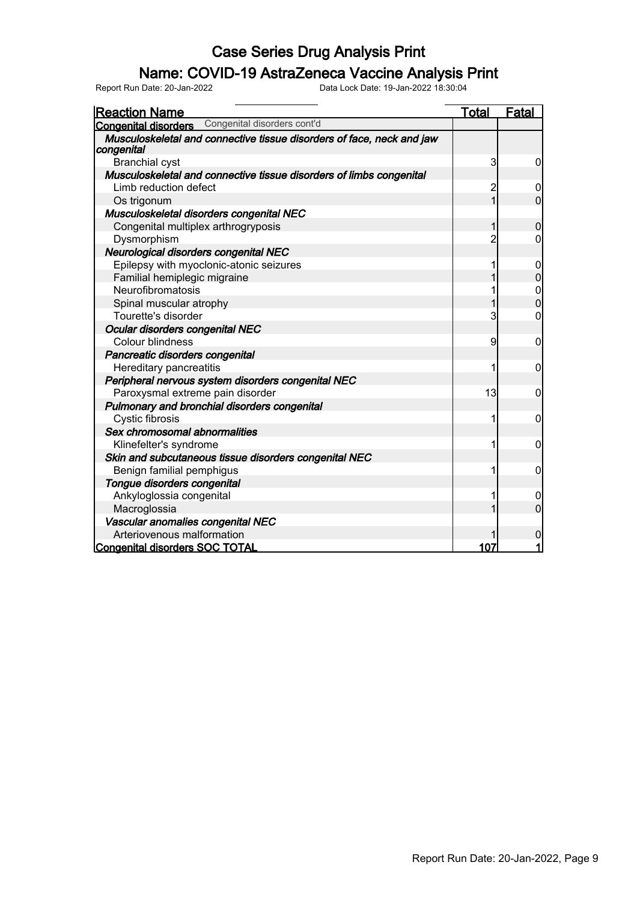# Case Series Drug Analysis Print

## Name: COVID-19 AstraZeneca Vaccine Analysis Print

Report Run Date: 20-Jan-2022 Data Lock Date: 19-Jan-2022 18:30:04

| Reaction Name | Total | Fatal |
|---|---|---|
| **Congenital disorders** Congenital disorders cont'd | | |
| ***Musculoskeletal and connective tissue disorders of face, neck and jaw congenital*** | | |
| Branchial cyst | 3 | 0 |
| ***Musculoskeletal and connective tissue disorders of limbs congenital*** | | |
| Limb reduction defect | 2 | 0 |
| Os trigonum | 1 | 0 |
| ***Musculoskeletal disorders congenital NEC*** | | |
| Congenital multiplex arthrogryposis | 1 | 0 |
| Dysmorphism | 2 | 0 |
| ***Neurological disorders congenital NEC*** | | |
| Epilepsy with myoclonic-atonic seizures | 1 | 0 |
| Familial hemiplegic migraine | 1 | 0 |
| Neurofibromatosis | 1 | 0 |
| Spinal muscular atrophy | 1 | 0 |
| Tourette's disorder | 3 | 0 |
| ***Ocular disorders congenital NEC*** | | |
| Colour blindness | 9 | 0 |
| ***Pancreatic disorders congenital*** | | |
| Hereditary pancreatitis | 1 | 0 |
| ***Peripheral nervous system disorders congenital NEC*** | | |
| Paroxysmal extreme pain disorder | 13 | 0 |
| ***Pulmonary and bronchial disorders congenital*** | | |
| Cystic fibrosis | 1 | 0 |
| ***Sex chromosomal abnormalities*** | | |
| Klinefelter's syndrome | 1 | 0 |
| ***Skin and subcutaneous tissue disorders congenital NEC*** | | |
| Benign familial pemphigus | 1 | 0 |
| ***Tongue disorders congenital*** | | |
| Ankyloglossia congenital | 1 | 0 |
| Macroglossia | 1 | 0 |
| ***Vascular anomalies congenital NEC*** | | |
| Arteriovenous malformation | 1 | 0 |
| **Congenital disorders SOC TOTAL** | **107** | **1** |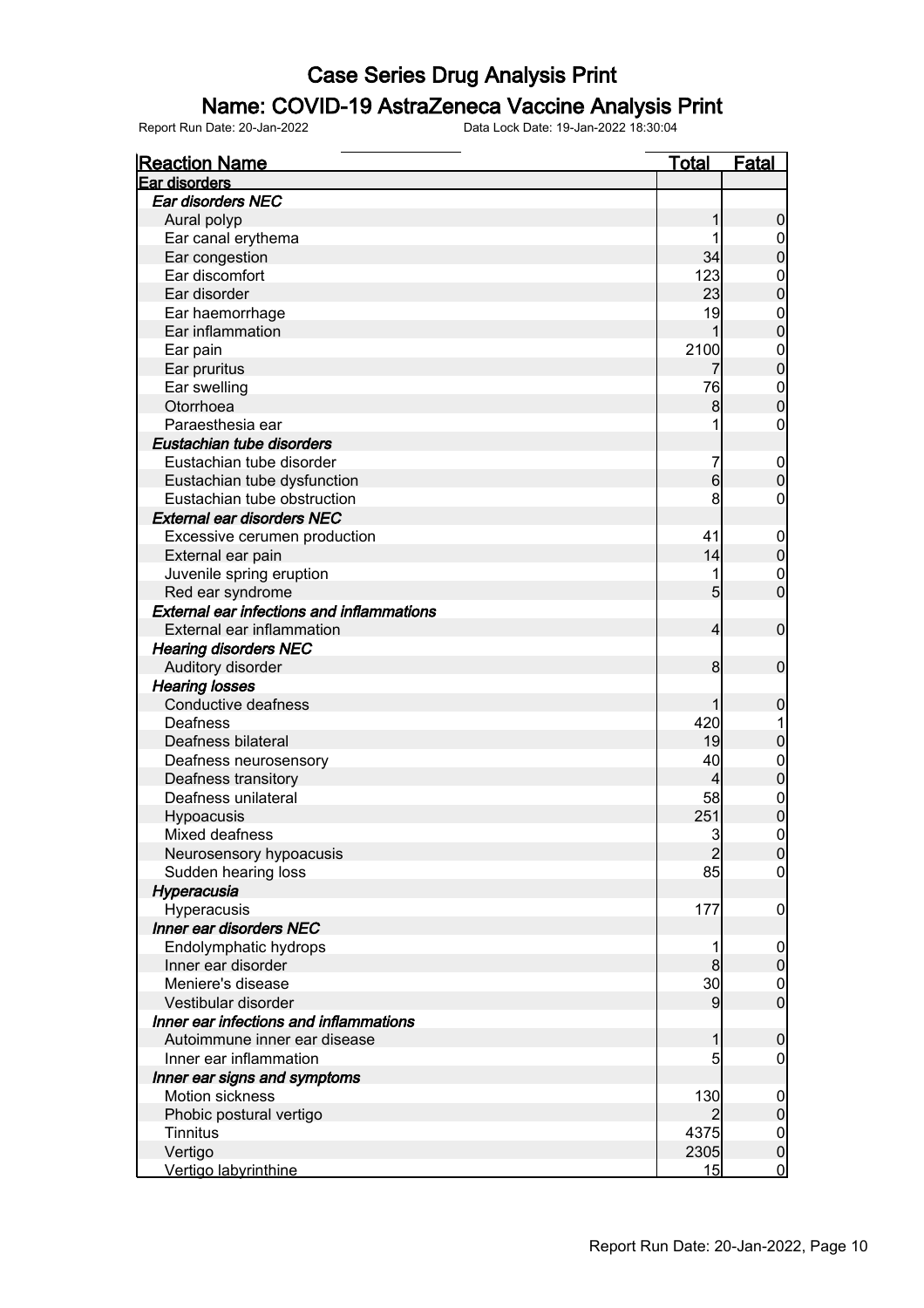# Case Series Drug Analysis Print

## Name: COVID-19 AstraZeneca Vaccine Analysis Print

Report Run Date: 20-Jan-2022 Data Lock Date: 19-Jan-2022 18:30:04

| Reaction Name | Total | Fatal |
|---|---|---|
| **Ear disorders** | | |
| ***Ear disorders NEC*** | | |
| Aural polyp | 1 | 0 |
| Ear canal erythema | 1 | 0 |
| Ear congestion | 34 | 0 |
| Ear discomfort | 123 | 0 |
| Ear disorder | 23 | 0 |
| Ear haemorrhage | 19 | 0 |
| Ear inflammation | 1 | 0 |
| Ear pain | 2100 | 0 |
| Ear pruritus | 7 | 0 |
| Ear swelling | 76 | 0 |
| Otorrhoea | 8 | 0 |
| Paraesthesia ear | 1 | 0 |
| ***Eustachian tube disorders*** | | |
| Eustachian tube disorder | 7 | 0 |
| Eustachian tube dysfunction | 6 | 0 |
| Eustachian tube obstruction | 8 | 0 |
| ***External ear disorders NEC*** | | |
| Excessive cerumen production | 41 | 0 |
| External ear pain | 14 | 0 |
| Juvenile spring eruption | 1 | 0 |
| Red ear syndrome | 5 | 0 |
| ***External ear infections and inflammations*** | | |
| External ear inflammation | 4 | 0 |
| ***Hearing disorders NEC*** | | |
| Auditory disorder | 8 | 0 |
| ***Hearing losses*** | | |
| Conductive deafness | 1 | 0 |
| Deafness | 420 | 1 |
| Deafness bilateral | 19 | 0 |
| Deafness neurosensory | 40 | 0 |
| Deafness transitory | 4 | 0 |
| Deafness unilateral | 58 | 0 |
| Hypoacusis | 251 | 0 |
| Mixed deafness | 3 | 0 |
| Neurosensory hypoacusis | 2 | 0 |
| Sudden hearing loss | 85 | 0 |
| ***Hyperacusia*** | | |
| Hyperacusis | 177 | 0 |
| ***Inner ear disorders NEC*** | | |
| Endolymphatic hydrops | 1 | 0 |
| Inner ear disorder | 8 | 0 |
| Meniere's disease | 30 | 0 |
| Vestibular disorder | 9 | 0 |
| ***Inner ear infections and inflammations*** | | |
| Autoimmune inner ear disease | 1 | 0 |
| Inner ear inflammation | 5 | 0 |
| ***Inner ear signs and symptoms*** | | |
| Motion sickness | 130 | 0 |
| Phobic postural vertigo | 2 | 0 |
| Tinnitus | 4375 | 0 |
| Vertigo | 2305 | 0 |
| Vertigo labyrinthine | 15 | 0 |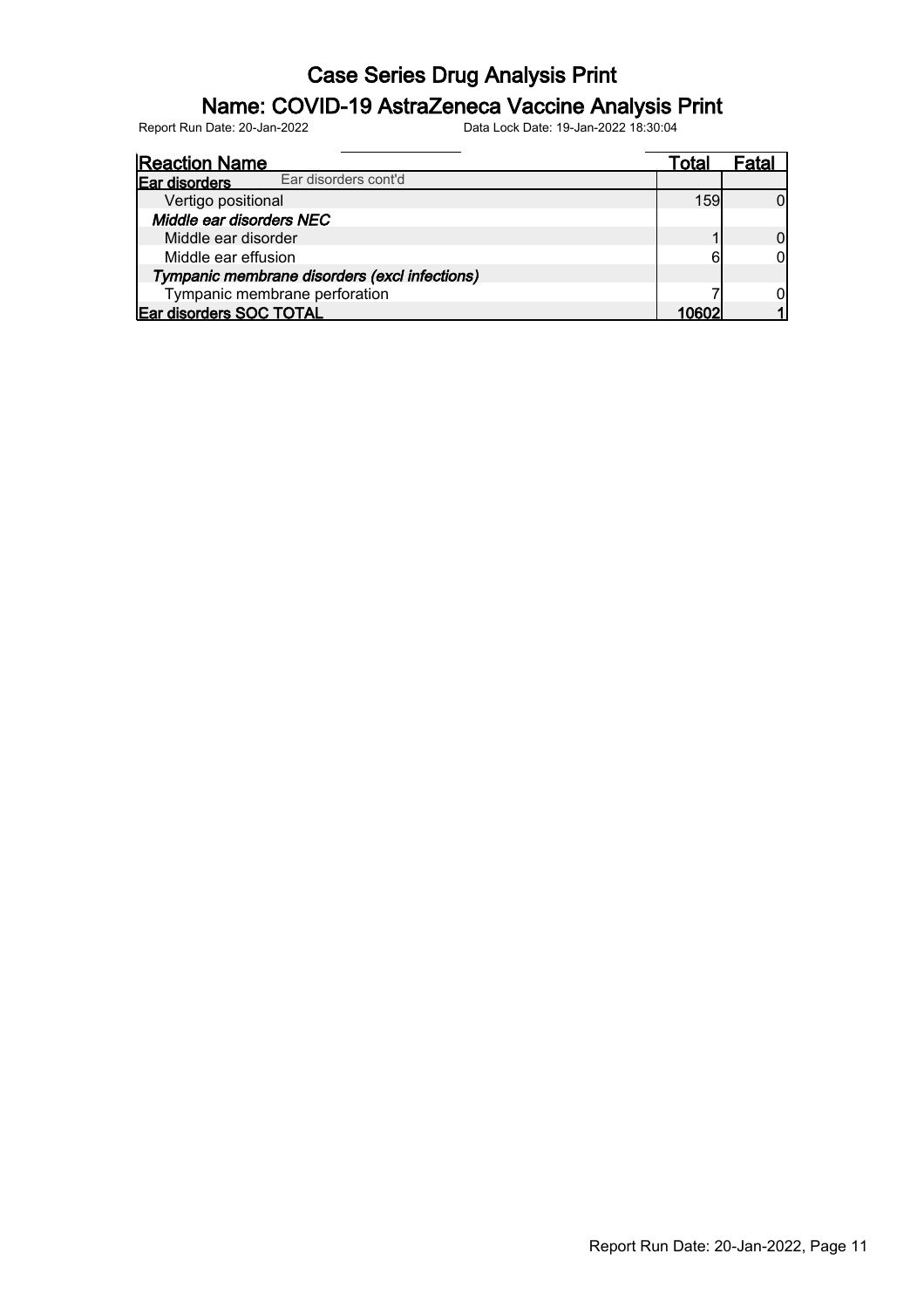# Case Series Drug Analysis Print

## Name: COVID-19 AstraZeneca Vaccine Analysis Print

Report Run Date: 20-Jan-2022 Data Lock Date: 19-Jan-2022 18:30:04

| Reaction Name | Total | Fatal |
|---|---|---|
| **Ear disorders** Ear disorders cont'd | | |
| Vertigo positional | 159 | 0 |
| ***Middle ear disorders NEC*** | | |
| Middle ear disorder | 1 | 0 |
| Middle ear effusion | 6 | 0 |
| ***Tympanic membrane disorders (excl infections)*** | | |
| Tympanic membrane perforation | 7 | 0 |
| **Ear disorders SOC TOTAL** | **10602** | **1** |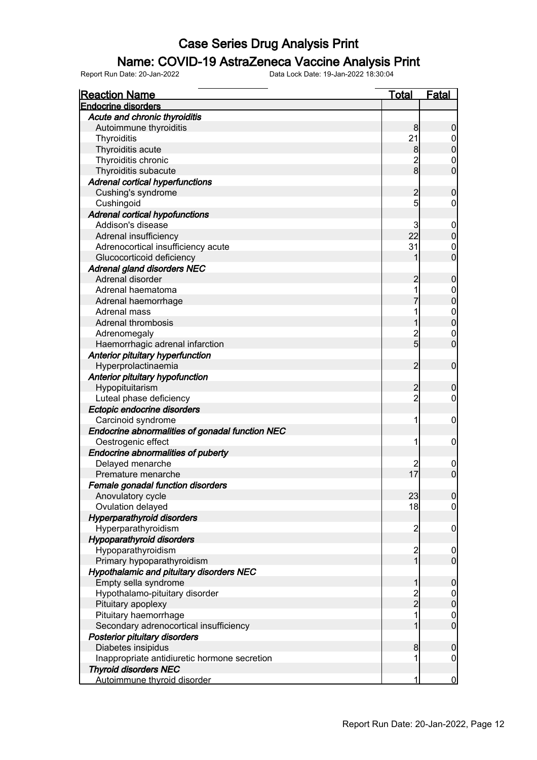# Case Series Drug Analysis Print

## Name: COVID-19 AstraZeneca Vaccine Analysis Print

Report Run Date: 20-Jan-2022 Data Lock Date: 19-Jan-2022 18:30:04

| Reaction Name | Total | Fatal |
|---|---|---|
| **Endocrine disorders** | | |
| ***Acute and chronic thyroiditis*** | | |
| Autoimmune thyroiditis | 8 | 0 |
| Thyroiditis | 21 | 0 |
| Thyroiditis acute | 8 | 0 |
| Thyroiditis chronic | 2 | 0 |
| Thyroiditis subacute | 8 | 0 |
| ***Adrenal cortical hyperfunctions*** | | |
| Cushing's syndrome | 2 | 0 |
| Cushingoid | 5 | 0 |
| ***Adrenal cortical hypofunctions*** | | |
| Addison's disease | 3 | 0 |
| Adrenal insufficiency | 22 | 0 |
| Adrenocortical insufficiency acute | 31 | 0 |
| Glucocorticoid deficiency | 1 | 0 |
| ***Adrenal gland disorders NEC*** | | |
| Adrenal disorder | 2 | 0 |
| Adrenal haematoma | 1 | 0 |
| Adrenal haemorrhage | 7 | 0 |
| Adrenal mass | 1 | 0 |
| Adrenal thrombosis | 1 | 0 |
| Adrenomegaly | 2 | 0 |
| Haemorrhagic adrenal infarction | 5 | 0 |
| ***Anterior pituitary hyperfunction*** | | |
| Hyperprolactinaemia | 2 | 0 |
| ***Anterior pituitary hypofunction*** | | |
| Hypopituitarism | 2 | 0 |
| Luteal phase deficiency | 2 | 0 |
| ***Ectopic endocrine disorders*** | | |
| Carcinoid syndrome | 1 | 0 |
| ***Endocrine abnormalities of gonadal function NEC*** | | |
| Oestrogenic effect | 1 | 0 |
| ***Endocrine abnormalities of puberty*** | | |
| Delayed menarche | 2 | 0 |
| Premature menarche | 17 | 0 |
| ***Female gonadal function disorders*** | | |
| Anovulatory cycle | 23 | 0 |
| Ovulation delayed | 18 | 0 |
| ***Hyperparathyroid disorders*** | | |
| Hyperparathyroidism | 2 | 0 |
| ***Hypoparathyroid disorders*** | | |
| Hypoparathyroidism | 2 | 0 |
| Primary hypoparathyroidism | 1 | 0 |
| ***Hypothalamic and pituitary disorders NEC*** | | |
| Empty sella syndrome | 1 | 0 |
| Hypothalamo-pituitary disorder | 2 | 0 |
| Pituitary apoplexy | 2 | 0 |
| Pituitary haemorrhage | 1 | 0 |
| Secondary adrenocortical insufficiency | 1 | 0 |
| ***Posterior pituitary disorders*** | | |
| Diabetes insipidus | 8 | 0 |
| Inappropriate antidiuretic hormone secretion | 1 | 0 |
| ***Thyroid disorders NEC*** | | |
| Autoimmune thyroid disorder | 1 | 0 |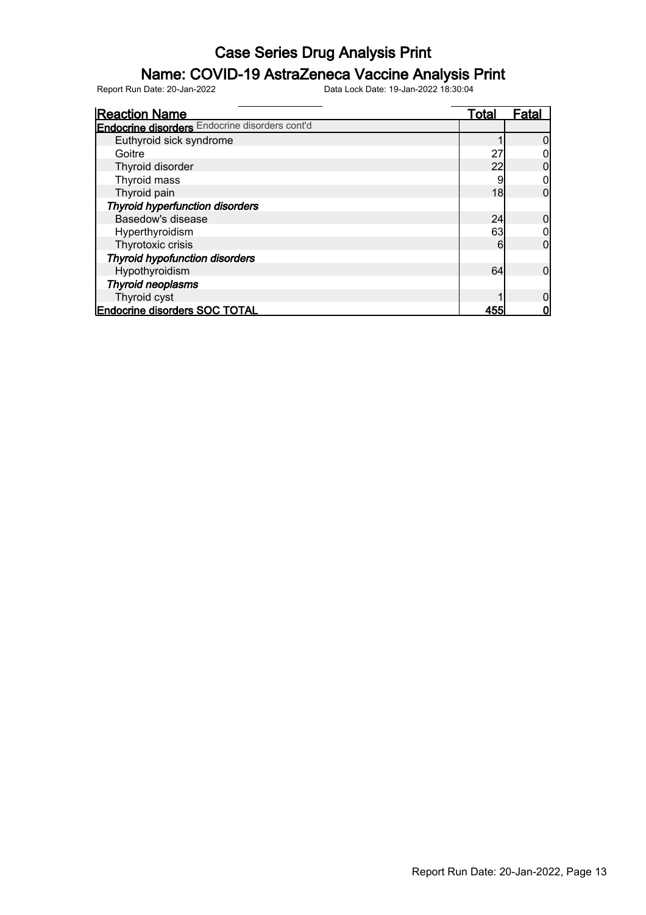# Case Series Drug Analysis Print

## Name: COVID-19 AstraZeneca Vaccine Analysis Print

Report Run Date: 20-Jan-2022 Data Lock Date: 19-Jan-2022 18:30:04

| Reaction Name | Total | Fatal |
|---|---|---|
| **Endocrine disorders** Endocrine disorders cont'd | | |
| Euthyroid sick syndrome | 1 | 0 |
| Goitre | 27 | 0 |
| Thyroid disorder | 22 | 0 |
| Thyroid mass | 9 | 0 |
| Thyroid pain | 18 | 0 |
| ***Thyroid hyperfunction disorders*** | | |
| Basedow's disease | 24 | 0 |
| Hyperthyroidism | 63 | 0 |
| Thyrotoxic crisis | 6 | 0 |
| ***Thyroid hypofunction disorders*** | | |
| Hypothyroidism | 64 | 0 |
| ***Thyroid neoplasms*** | | |
| Thyroid cyst | 1 | 0 |
| **Endocrine disorders SOC TOTAL** | **455** | **0** |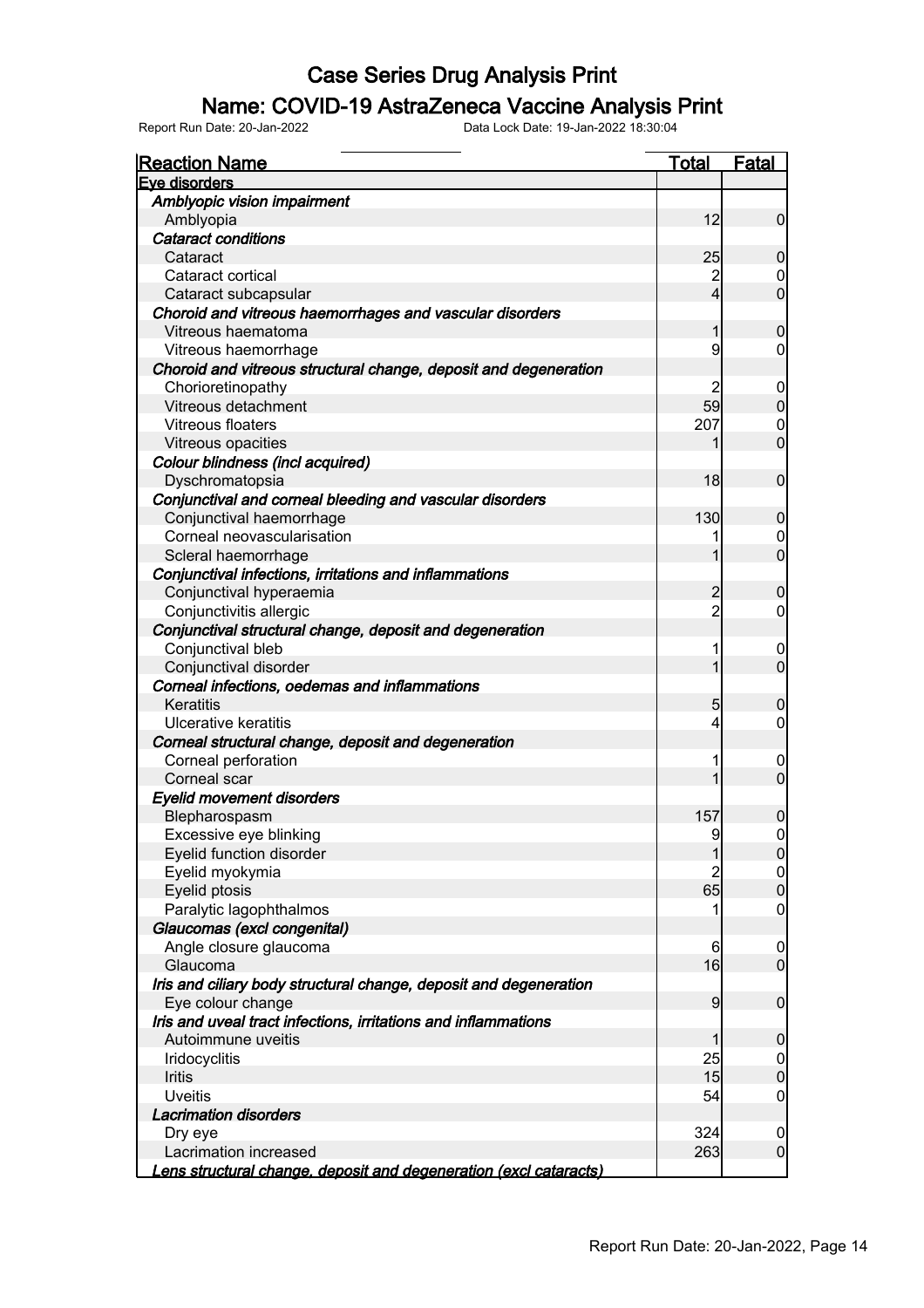# Case Series Drug Analysis Print

## Name: COVID-19 AstraZeneca Vaccine Analysis Print

Report Run Date: 20-Jan-2022 Data Lock Date: 19-Jan-2022 18:30:04

| Reaction Name | Total | Fatal |
|---|---|---|
| **Eye disorders** | | |
| ***Amblyopic vision impairment*** | | |
| Amblyopia | 12 | 0 |
| ***Cataract conditions*** | | |
| Cataract | 25 | 0 |
| Cataract cortical | 2 | 0 |
| Cataract subcapsular | 4 | 0 |
| ***Choroid and vitreous haemorrhages and vascular disorders*** | | |
| Vitreous haematoma | 1 | 0 |
| Vitreous haemorrhage | 9 | 0 |
| ***Choroid and vitreous structural change, deposit and degeneration*** | | |
| Chorioretinopathy | 2 | 0 |
| Vitreous detachment | 59 | 0 |
| Vitreous floaters | 207 | 0 |
| Vitreous opacities | 1 | 0 |
| ***Colour blindness (incl acquired)*** | | |
| Dyschromatopsia | 18 | 0 |
| ***Conjunctival and corneal bleeding and vascular disorders*** | | |
| Conjunctival haemorrhage | 130 | 0 |
| Corneal neovascularisation | 1 | 0 |
| Scleral haemorrhage | 1 | 0 |
| ***Conjunctival infections, irritations and inflammations*** | | |
| Conjunctival hyperaemia | 2 | 0 |
| Conjunctivitis allergic | 2 | 0 |
| ***Conjunctival structural change, deposit and degeneration*** | | |
| Conjunctival bleb | 1 | 0 |
| Conjunctival disorder | 1 | 0 |
| ***Corneal infections, oedemas and inflammations*** | | |
| Keratitis | 5 | 0 |
| Ulcerative keratitis | 4 | 0 |
| ***Corneal structural change, deposit and degeneration*** | | |
| Corneal perforation | 1 | 0 |
| Corneal scar | 1 | 0 |
| ***Eyelid movement disorders*** | | |
| Blepharospasm | 157 | 0 |
| Excessive eye blinking | 9 | 0 |
| Eyelid function disorder | 1 | 0 |
| Eyelid myokymia | 2 | 0 |
| Eyelid ptosis | 65 | 0 |
| Paralytic lagophthalmos | 1 | 0 |
| ***Glaucomas (excl congenital)*** | | |
| Angle closure glaucoma | 6 | 0 |
| Glaucoma | 16 | 0 |
| ***Iris and ciliary body structural change, deposit and degeneration*** | | |
| Eye colour change | 9 | 0 |
| ***Iris and uveal tract infections, irritations and inflammations*** | | |
| Autoimmune uveitis | 1 | 0 |
| Iridocyclitis | 25 | 0 |
| Iritis | 15 | 0 |
| Uveitis | 54 | 0 |
| ***Lacrimation disorders*** | | |
| Dry eye | 324 | 0 |
| Lacrimation increased | 263 | 0 |
| ***Lens structural change, deposit and degeneration (excl cataracts)*** | | |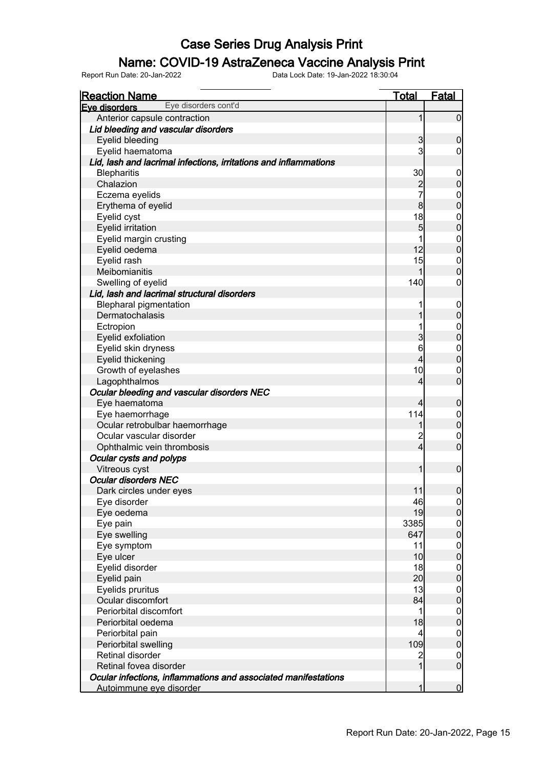# Case Series Drug Analysis Print

## Name: COVID-19 AstraZeneca Vaccine Analysis Print

Report Run Date: 20-Jan-2022 Data Lock Date: 19-Jan-2022 18:30:04

| Reaction Name | Total | Fatal |
|---|---|---|
| **Eye disorders** Eye disorders cont'd | | |
| Anterior capsule contraction | 1 | 0 |
| ***Lid bleeding and vascular disorders*** | | |
| Eyelid bleeding | 3 | 0 |
| Eyelid haematoma | 3 | 0 |
| ***Lid, lash and lacrimal infections, irritations and inflammations*** | | |
| Blepharitis | 30 | 0 |
| Chalazion | 2 | 0 |
| Eczema eyelids | 7 | 0 |
| Erythema of eyelid | 8 | 0 |
| Eyelid cyst | 18 | 0 |
| Eyelid irritation | 5 | 0 |
| Eyelid margin crusting | 1 | 0 |
| Eyelid oedema | 12 | 0 |
| Eyelid rash | 15 | 0 |
| Meibomianitis | 1 | 0 |
| Swelling of eyelid | 140 | 0 |
| ***Lid, lash and lacrimal structural disorders*** | | |
| Blepharal pigmentation | 1 | 0 |
| Dermatochalasis | 1 | 0 |
| Ectropion | 1 | 0 |
| Eyelid exfoliation | 3 | 0 |
| Eyelid skin dryness | 6 | 0 |
| Eyelid thickening | 4 | 0 |
| Growth of eyelashes | 10 | 0 |
| Lagophthalmos | 4 | 0 |
| ***Ocular bleeding and vascular disorders NEC*** | | |
| Eye haematoma | 4 | 0 |
| Eye haemorrhage | 114 | 0 |
| Ocular retrobulbar haemorrhage | 1 | 0 |
| Ocular vascular disorder | 2 | 0 |
| Ophthalmic vein thrombosis | 4 | 0 |
| ***Ocular cysts and polyps*** | | |
| Vitreous cyst | 1 | 0 |
| ***Ocular disorders NEC*** | | |
| Dark circles under eyes | 11 | 0 |
| Eye disorder | 46 | 0 |
| Eye oedema | 19 | 0 |
| Eye pain | 3385 | 0 |
| Eye swelling | 647 | 0 |
| Eye symptom | 11 | 0 |
| Eye ulcer | 10 | 0 |
| Eyelid disorder | 18 | 0 |
| Eyelid pain | 20 | 0 |
| Eyelids pruritus | 13 | 0 |
| Ocular discomfort | 84 | 0 |
| Periorbital discomfort | 1 | 0 |
| Periorbital oedema | 18 | 0 |
| Periorbital pain | 4 | 0 |
| Periorbital swelling | 109 | 0 |
| Retinal disorder | 2 | 0 |
| Retinal fovea disorder | 1 | 0 |
| ***Ocular infections, inflammations and associated manifestations*** | | |
| Autoimmune eye disorder | 1 | 0 |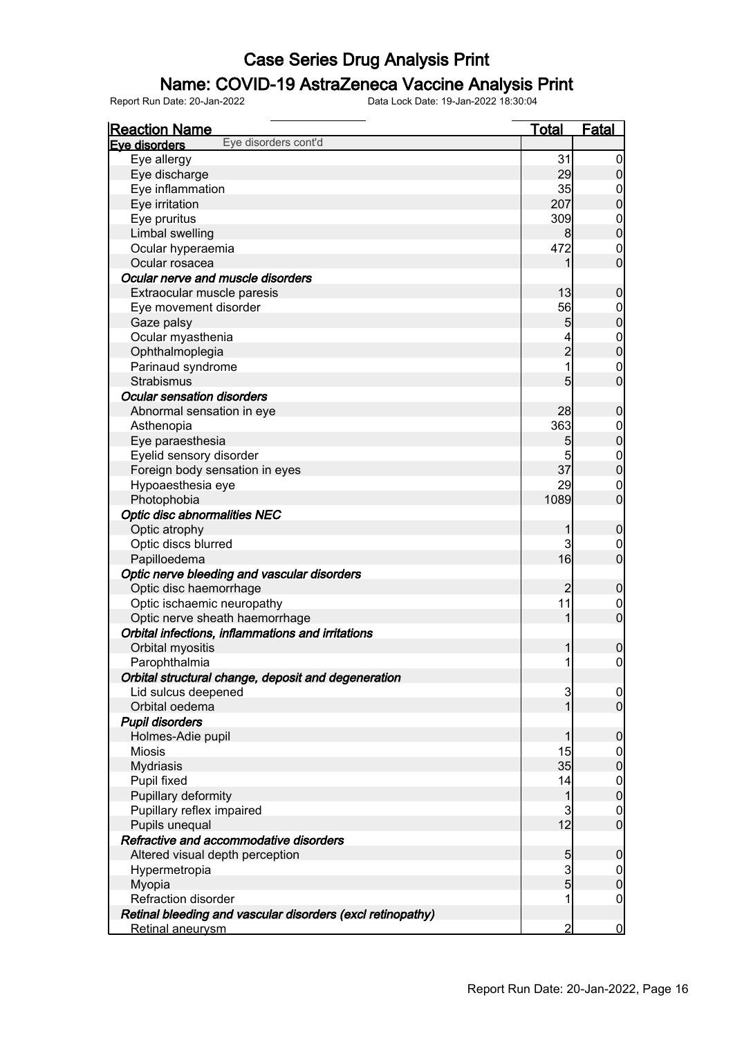# Case Series Drug Analysis Print

## Name: COVID-19 AstraZeneca Vaccine Analysis Print

Report Run Date: 20-Jan-2022    Data Lock Date: 19-Jan-2022 18:30:04

| Reaction Name | Total | Fatal |
|---|---|---|
| **Eye disorders** Eye disorders cont'd | | |
| Eye allergy | 31 | 0 |
| Eye discharge | 29 | 0 |
| Eye inflammation | 35 | 0 |
| Eye irritation | 207 | 0 |
| Eye pruritus | 309 | 0 |
| Limbal swelling | 8 | 0 |
| Ocular hyperaemia | 472 | 0 |
| Ocular rosacea | 1 | 0 |
| ***Ocular nerve and muscle disorders*** | | |
| Extraocular muscle paresis | 13 | 0 |
| Eye movement disorder | 56 | 0 |
| Gaze palsy | 5 | 0 |
| Ocular myasthenia | 4 | 0 |
| Ophthalmoplegia | 2 | 0 |
| Parinaud syndrome | 1 | 0 |
| Strabismus | 5 | 0 |
| ***Ocular sensation disorders*** | | |
| Abnormal sensation in eye | 28 | 0 |
| Asthenopia | 363 | 0 |
| Eye paraesthesia | 5 | 0 |
| Eyelid sensory disorder | 5 | 0 |
| Foreign body sensation in eyes | 37 | 0 |
| Hypoaesthesia eye | 29 | 0 |
| Photophobia | 1089 | 0 |
| ***Optic disc abnormalities NEC*** | | |
| Optic atrophy | 1 | 0 |
| Optic discs blurred | 3 | 0 |
| Papilloedema | 16 | 0 |
| ***Optic nerve bleeding and vascular disorders*** | | |
| Optic disc haemorrhage | 2 | 0 |
| Optic ischaemic neuropathy | 11 | 0 |
| Optic nerve sheath haemorrhage | 1 | 0 |
| ***Orbital infections, inflammations and irritations*** | | |
| Orbital myositis | 1 | 0 |
| Parophthalmia | 1 | 0 |
| ***Orbital structural change, deposit and degeneration*** | | |
| Lid sulcus deepened | 3 | 0 |
| Orbital oedema | 1 | 0 |
| ***Pupil disorders*** | | |
| Holmes-Adie pupil | 1 | 0 |
| Miosis | 15 | 0 |
| Mydriasis | 35 | 0 |
| Pupil fixed | 14 | 0 |
| Pupillary deformity | 1 | 0 |
| Pupillary reflex impaired | 3 | 0 |
| Pupils unequal | 12 | 0 |
| ***Refractive and accommodative disorders*** | | |
| Altered visual depth perception | 5 | 0 |
| Hypermetropia | 3 | 0 |
| Myopia | 5 | 0 |
| Refraction disorder | 1 | 0 |
| ***Retinal bleeding and vascular disorders (excl retinopathy)*** | | |
| Retinal aneurysm | 2 | 0 |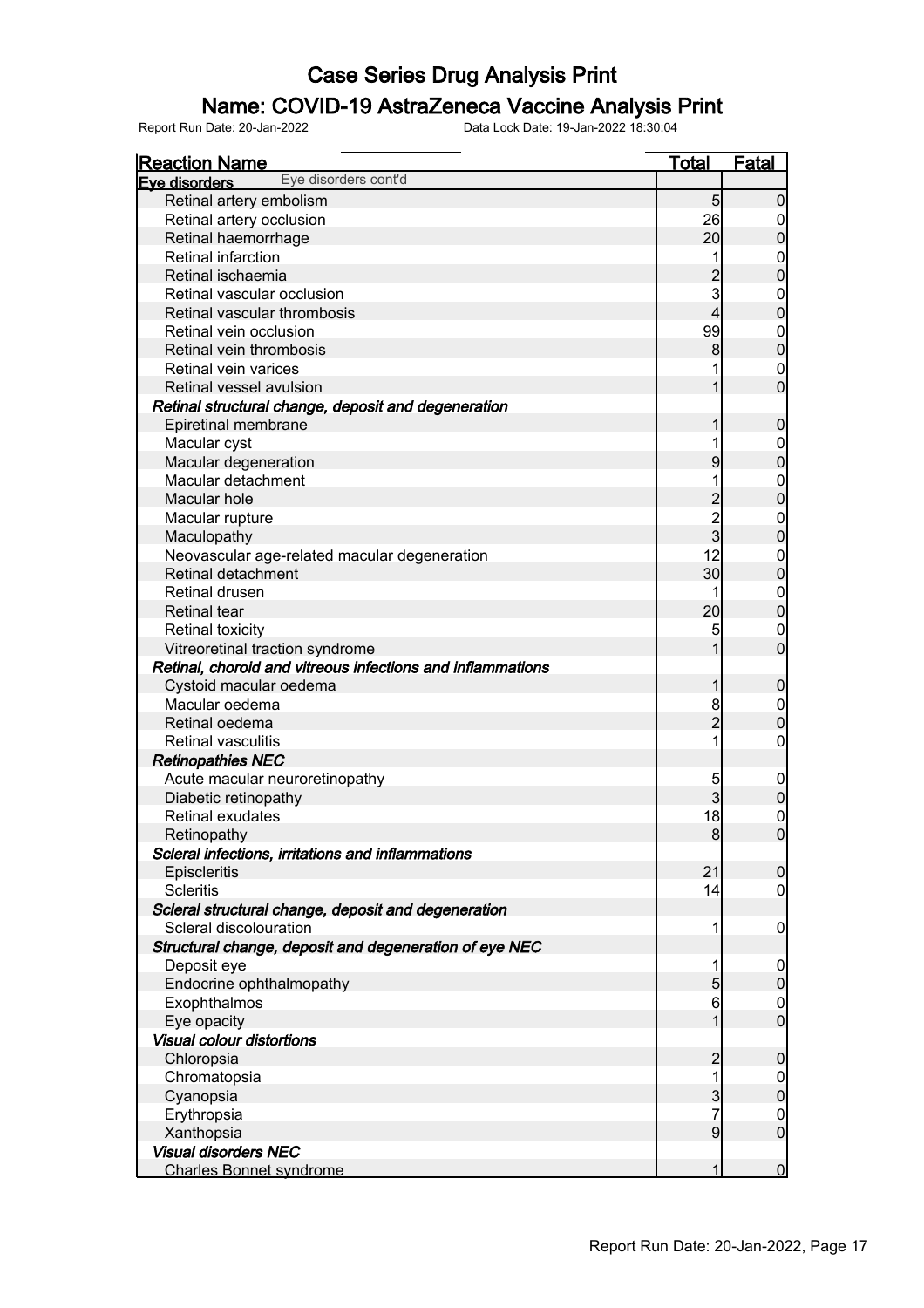# Case Series Drug Analysis Print

## Name: COVID-19 AstraZeneca Vaccine Analysis Print

Report Run Date: 20-Jan-2022 Data Lock Date: 19-Jan-2022 18:30:04

| Reaction Name | Total | Fatal |
|---|---|---|
| **Eye disorders** Eye disorders cont'd | | |
| Retinal artery embolism | 5 | 0 |
| Retinal artery occlusion | 26 | 0 |
| Retinal haemorrhage | 20 | 0 |
| Retinal infarction | 1 | 0 |
| Retinal ischaemia | 2 | 0 |
| Retinal vascular occlusion | 3 | 0 |
| Retinal vascular thrombosis | 4 | 0 |
| Retinal vein occlusion | 99 | 0 |
| Retinal vein thrombosis | 8 | 0 |
| Retinal vein varices | 1 | 0 |
| Retinal vessel avulsion | 1 | 0 |
| ***Retinal structural change, deposit and degeneration*** | | |
| Epiretinal membrane | 1 | 0 |
| Macular cyst | 1 | 0 |
| Macular degeneration | 9 | 0 |
| Macular detachment | 1 | 0 |
| Macular hole | 2 | 0 |
| Macular rupture | 2 | 0 |
| Maculopathy | 3 | 0 |
| Neovascular age-related macular degeneration | 12 | 0 |
| Retinal detachment | 30 | 0 |
| Retinal drusen | 1 | 0 |
| Retinal tear | 20 | 0 |
| Retinal toxicity | 5 | 0 |
| Vitreoretinal traction syndrome | 1 | 0 |
| ***Retinal, choroid and vitreous infections and inflammations*** | | |
| Cystoid macular oedema | 1 | 0 |
| Macular oedema | 8 | 0 |
| Retinal oedema | 2 | 0 |
| Retinal vasculitis | 1 | 0 |
| ***Retinopathies NEC*** | | |
| Acute macular neuroretinopathy | 5 | 0 |
| Diabetic retinopathy | 3 | 0 |
| Retinal exudates | 18 | 0 |
| Retinopathy | 8 | 0 |
| ***Scleral infections, irritations and inflammations*** | | |
| Episcleritis | 21 | 0 |
| Scleritis | 14 | 0 |
| ***Scleral structural change, deposit and degeneration*** | | |
| Scleral discolouration | 1 | 0 |
| ***Structural change, deposit and degeneration of eye NEC*** | | |
| Deposit eye | 1 | 0 |
| Endocrine ophthalmopathy | 5 | 0 |
| Exophthalmos | 6 | 0 |
| Eye opacity | 1 | 0 |
| ***Visual colour distortions*** | | |
| Chloropsia | 2 | 0 |
| Chromatopsia | 1 | 0 |
| Cyanopsia | 3 | 0 |
| Erythropsia | 7 | 0 |
| Xanthopsia | 9 | 0 |
| ***Visual disorders NEC*** | | |
| Charles Bonnet syndrome | 1 | 0 |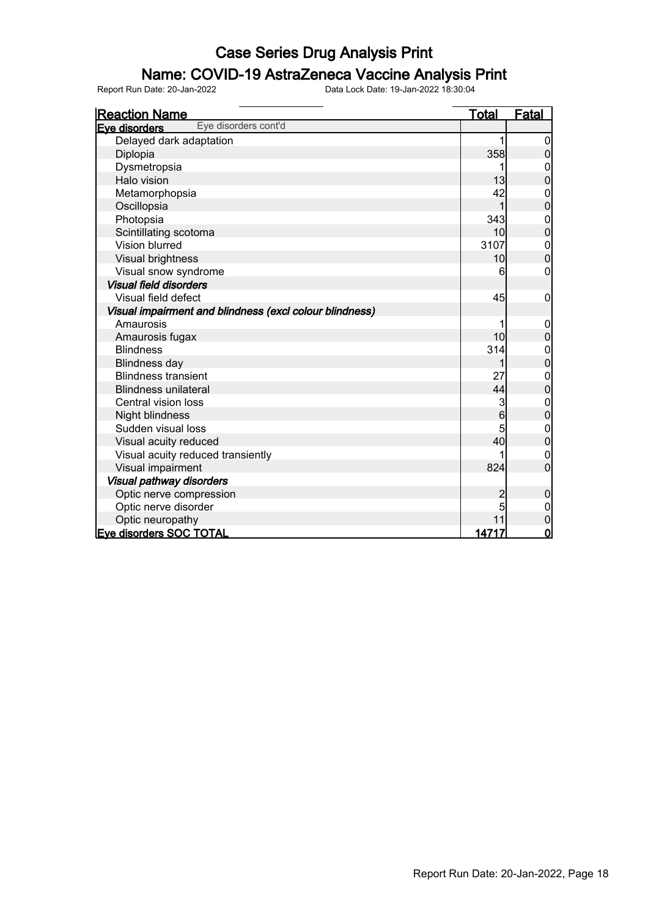# Case Series Drug Analysis Print

## Name: COVID-19 AstraZeneca Vaccine Analysis Print

Report Run Date: 20-Jan-2022 Data Lock Date: 19-Jan-2022 18:30:04

| Reaction Name | Total | Fatal |
|---|---|---|
| **Eye disorders** Eye disorders cont'd | | |
| Delayed dark adaptation | 1 | 0 |
| Diplopia | 358 | 0 |
| Dysmetropsia | 1 | 0 |
| Halo vision | 13 | 0 |
| Metamorphopsia | 42 | 0 |
| Oscillopsia | 1 | 0 |
| Photopsia | 343 | 0 |
| Scintillating scotoma | 10 | 0 |
| Vision blurred | 3107 | 0 |
| Visual brightness | 10 | 0 |
| Visual snow syndrome | 6 | 0 |
| *Visual field disorders* | | |
| Visual field defect | 45 | 0 |
| *Visual impairment and blindness (excl colour blindness)* | | |
| Amaurosis | 1 | 0 |
| Amaurosis fugax | 10 | 0 |
| Blindness | 314 | 0 |
| Blindness day | 1 | 0 |
| Blindness transient | 27 | 0 |
| Blindness unilateral | 44 | 0 |
| Central vision loss | 3 | 0 |
| Night blindness | 6 | 0 |
| Sudden visual loss | 5 | 0 |
| Visual acuity reduced | 40 | 0 |
| Visual acuity reduced transiently | 1 | 0 |
| Visual impairment | 824 | 0 |
| *Visual pathway disorders* | | |
| Optic nerve compression | 2 | 0 |
| Optic nerve disorder | 5 | 0 |
| Optic neuropathy | 11 | 0 |
| **Eye disorders SOC TOTAL** | **14717** | **0** |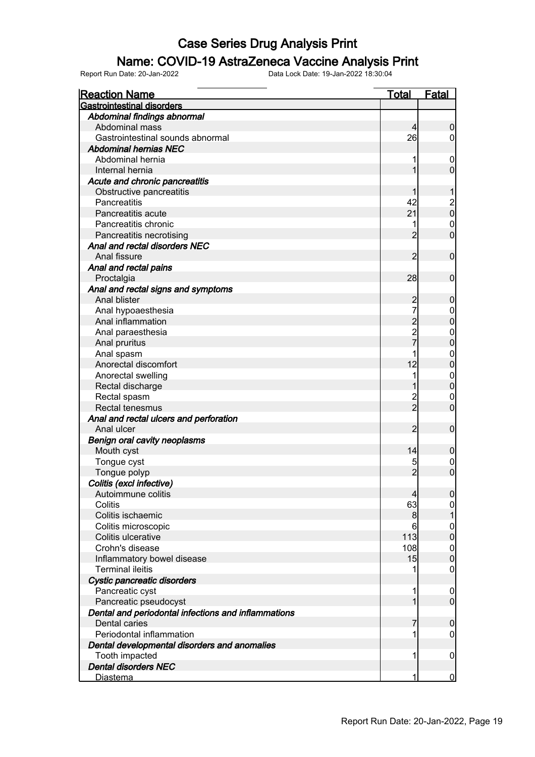# Case Series Drug Analysis Print

## Name: COVID-19 AstraZeneca Vaccine Analysis Print

Report Run Date: 20-Jan-2022 Data Lock Date: 19-Jan-2022 18:30:04

| Reaction Name | Total | Fatal |
|---|---|---|
| **Gastrointestinal disorders** | | |
| *Abdominal findings abnormal* | | |
| Abdominal mass | 4 | 0 |
| Gastrointestinal sounds abnormal | 26 | 0 |
| *Abdominal hernias NEC* | | |
| Abdominal hernia | 1 | 0 |
| Internal hernia | 1 | 0 |
| *Acute and chronic pancreatitis* | | |
| Obstructive pancreatitis | 1 | 1 |
| Pancreatitis | 42 | 2 |
| Pancreatitis acute | 21 | 0 |
| Pancreatitis chronic | 1 | 0 |
| Pancreatitis necrotising | 2 | 0 |
| *Anal and rectal disorders NEC* | | |
| Anal fissure | 2 | 0 |
| *Anal and rectal pains* | | |
| Proctalgia | 28 | 0 |
| *Anal and rectal signs and symptoms* | | |
| Anal blister | 2 | 0 |
| Anal hypoaesthesia | 7 | 0 |
| Anal inflammation | 2 | 0 |
| Anal paraesthesia | 2 | 0 |
| Anal pruritus | 7 | 0 |
| Anal spasm | 1 | 0 |
| Anorectal discomfort | 12 | 0 |
| Anorectal swelling | 1 | 0 |
| Rectal discharge | 1 | 0 |
| Rectal spasm | 2 | 0 |
| Rectal tenesmus | 2 | 0 |
| *Anal and rectal ulcers and perforation* | | |
| Anal ulcer | 2 | 0 |
| *Benign oral cavity neoplasms* | | |
| Mouth cyst | 14 | 0 |
| Tongue cyst | 5 | 0 |
| Tongue polyp | 2 | 0 |
| *Colitis (excl infective)* | | |
| Autoimmune colitis | 4 | 0 |
| Colitis | 63 | 0 |
| Colitis ischaemic | 8 | 1 |
| Colitis microscopic | 6 | 0 |
| Colitis ulcerative | 113 | 0 |
| Crohn's disease | 108 | 0 |
| Inflammatory bowel disease | 15 | 0 |
| Terminal ileitis | 1 | 0 |
| *Cystic pancreatic disorders* | | |
| Pancreatic cyst | 1 | 0 |
| Pancreatic pseudocyst | 1 | 0 |
| *Dental and periodontal infections and inflammations* | | |
| Dental caries | 7 | 0 |
| Periodontal inflammation | 1 | 0 |
| *Dental developmental disorders and anomalies* | | |
| Tooth impacted | 1 | 0 |
| *Dental disorders NEC* | | |
| Diastema | 1 | 0 |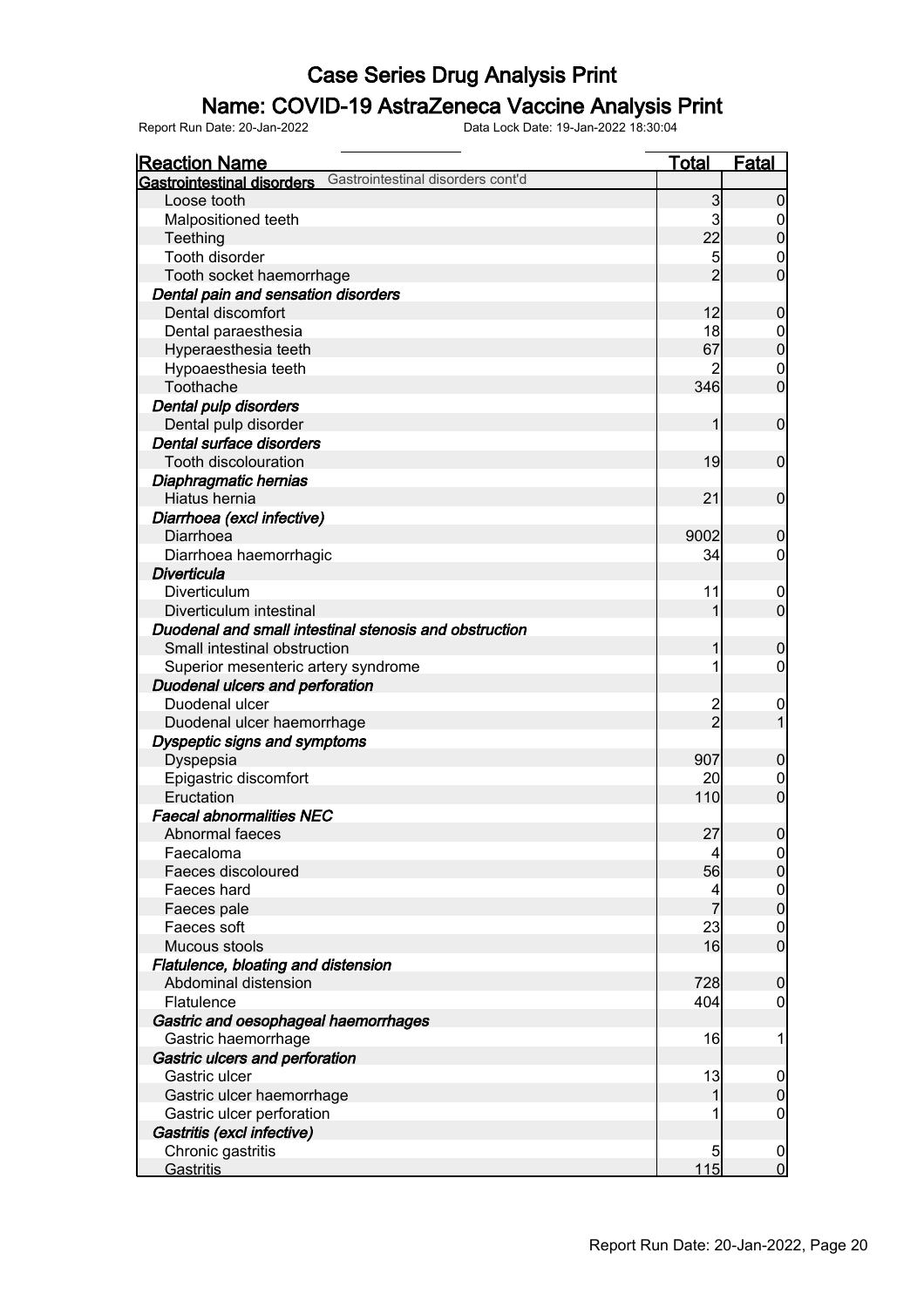# Case Series Drug Analysis Print

## Name: COVID-19 AstraZeneca Vaccine Analysis Print

Report Run Date: 20-Jan-2022 Data Lock Date: 19-Jan-2022 18:30:04

| Reaction Name | Total | Fatal |
|---|---|---|
| **Gastrointestinal disorders** Gastrointestinal disorders cont'd | | |
| Loose tooth | 3 | 0 |
| Malpositioned teeth | 3 | 0 |
| Teething | 22 | 0 |
| Tooth disorder | 5 | 0 |
| Tooth socket haemorrhage | 2 | 0 |
| ***Dental pain and sensation disorders*** | | |
| Dental discomfort | 12 | 0 |
| Dental paraesthesia | 18 | 0 |
| Hyperaesthesia teeth | 67 | 0 |
| Hypoaesthesia teeth | 2 | 0 |
| Toothache | 346 | 0 |
| ***Dental pulp disorders*** | | |
| Dental pulp disorder | 1 | 0 |
| ***Dental surface disorders*** | | |
| Tooth discolouration | 19 | 0 |
| ***Diaphragmatic hernias*** | | |
| Hiatus hernia | 21 | 0 |
| ***Diarrhoea (excl infective)*** | | |
| Diarrhoea | 9002 | 0 |
| Diarrhoea haemorrhagic | 34 | 0 |
| ***Diverticula*** | | |
| Diverticulum | 11 | 0 |
| Diverticulum intestinal | 1 | 0 |
| ***Duodenal and small intestinal stenosis and obstruction*** | | |
| Small intestinal obstruction | 1 | 0 |
| Superior mesenteric artery syndrome | 1 | 0 |
| ***Duodenal ulcers and perforation*** | | |
| Duodenal ulcer | 2 | 0 |
| Duodenal ulcer haemorrhage | 2 | 1 |
| ***Dyspeptic signs and symptoms*** | | |
| Dyspepsia | 907 | 0 |
| Epigastric discomfort | 20 | 0 |
| Eructation | 110 | 0 |
| ***Faecal abnormalities NEC*** | | |
| Abnormal faeces | 27 | 0 |
| Faecaloma | 4 | 0 |
| Faeces discoloured | 56 | 0 |
| Faeces hard | 4 | 0 |
| Faeces pale | 7 | 0 |
| Faeces soft | 23 | 0 |
| Mucous stools | 16 | 0 |
| ***Flatulence, bloating and distension*** | | |
| Abdominal distension | 728 | 0 |
| Flatulence | 404 | 0 |
| ***Gastric and oesophageal haemorrhages*** | | |
| Gastric haemorrhage | 16 | 1 |
| ***Gastric ulcers and perforation*** | | |
| Gastric ulcer | 13 | 0 |
| Gastric ulcer haemorrhage | 1 | 0 |
| Gastric ulcer perforation | 1 | 0 |
| ***Gastritis (excl infective)*** | | |
| Chronic gastritis | 5 | 0 |
| Gastritis | 115 | 0 |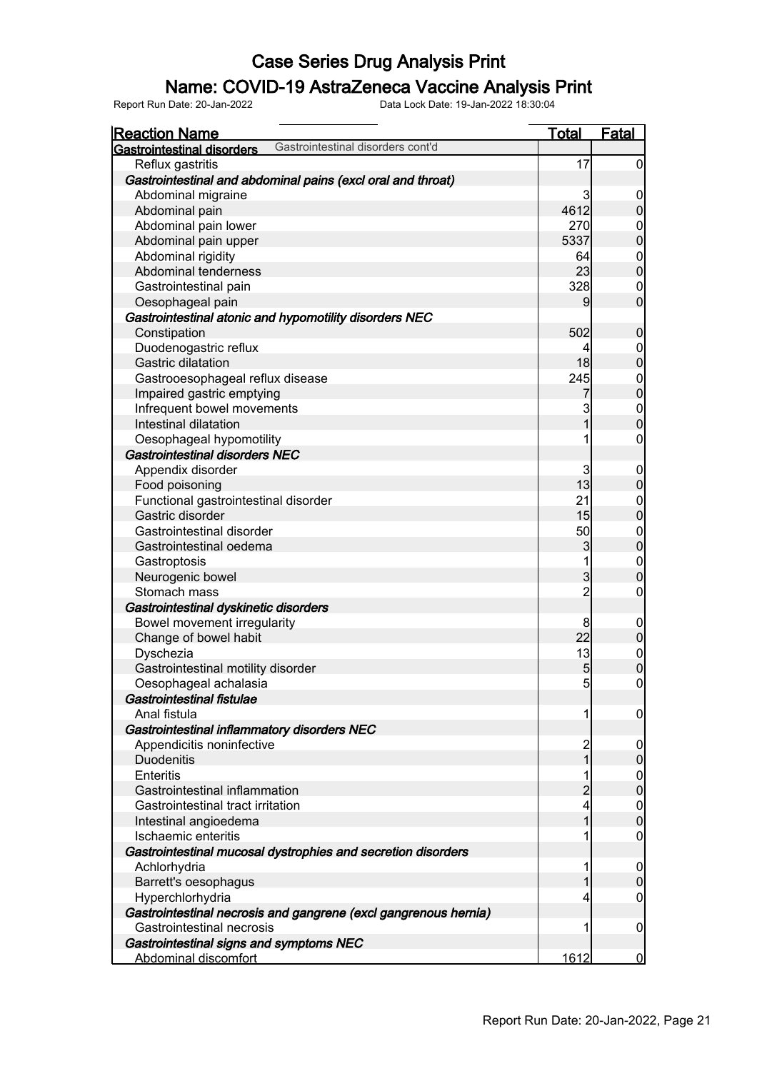# Case Series Drug Analysis Print

## Name: COVID-19 AstraZeneca Vaccine Analysis Print

Report Run Date: 20-Jan-2022    Data Lock Date: 19-Jan-2022 18:30:04

| Reaction Name | Total | Fatal |
|---|---|---|
| **Gastrointestinal disorders** Gastrointestinal disorders cont'd | | |
| Reflux gastritis | 17 | 0 |
| ***Gastrointestinal and abdominal pains (excl oral and throat)*** | | |
| Abdominal migraine | 3 | 0 |
| Abdominal pain | 4612 | 0 |
| Abdominal pain lower | 270 | 0 |
| Abdominal pain upper | 5337 | 0 |
| Abdominal rigidity | 64 | 0 |
| Abdominal tenderness | 23 | 0 |
| Gastrointestinal pain | 328 | 0 |
| Oesophageal pain | 9 | 0 |
| ***Gastrointestinal atonic and hypomotility disorders NEC*** | | |
| Constipation | 502 | 0 |
| Duodenogastric reflux | 4 | 0 |
| Gastric dilatation | 18 | 0 |
| Gastrooesophageal reflux disease | 245 | 0 |
| Impaired gastric emptying | 7 | 0 |
| Infrequent bowel movements | 3 | 0 |
| Intestinal dilatation | 1 | 0 |
| Oesophageal hypomotility | 1 | 0 |
| ***Gastrointestinal disorders NEC*** | | |
| Appendix disorder | 3 | 0 |
| Food poisoning | 13 | 0 |
| Functional gastrointestinal disorder | 21 | 0 |
| Gastric disorder | 15 | 0 |
| Gastrointestinal disorder | 50 | 0 |
| Gastrointestinal oedema | 3 | 0 |
| Gastroptosis | 1 | 0 |
| Neurogenic bowel | 3 | 0 |
| Stomach mass | 2 | 0 |
| ***Gastrointestinal dyskinetic disorders*** | | |
| Bowel movement irregularity | 8 | 0 |
| Change of bowel habit | 22 | 0 |
| Dyschezia | 13 | 0 |
| Gastrointestinal motility disorder | 5 | 0 |
| Oesophageal achalasia | 5 | 0 |
| ***Gastrointestinal fistulae*** | | |
| Anal fistula | 1 | 0 |
| ***Gastrointestinal inflammatory disorders NEC*** | | |
| Appendicitis noninfective | 2 | 0 |
| Duodenitis | 1 | 0 |
| Enteritis | 1 | 0 |
| Gastrointestinal inflammation | 2 | 0 |
| Gastrointestinal tract irritation | 4 | 0 |
| Intestinal angioedema | 1 | 0 |
| Ischaemic enteritis | 1 | 0 |
| ***Gastrointestinal mucosal dystrophies and secretion disorders*** | | |
| Achlorhydria | 1 | 0 |
| Barrett's oesophagus | 1 | 0 |
| Hyperchlorhydria | 4 | 0 |
| ***Gastrointestinal necrosis and gangrene (excl gangrenous hernia)*** | | |
| Gastrointestinal necrosis | 1 | 0 |
| ***Gastrointestinal signs and symptoms NEC*** | | |
| Abdominal discomfort | 1612 | 0 |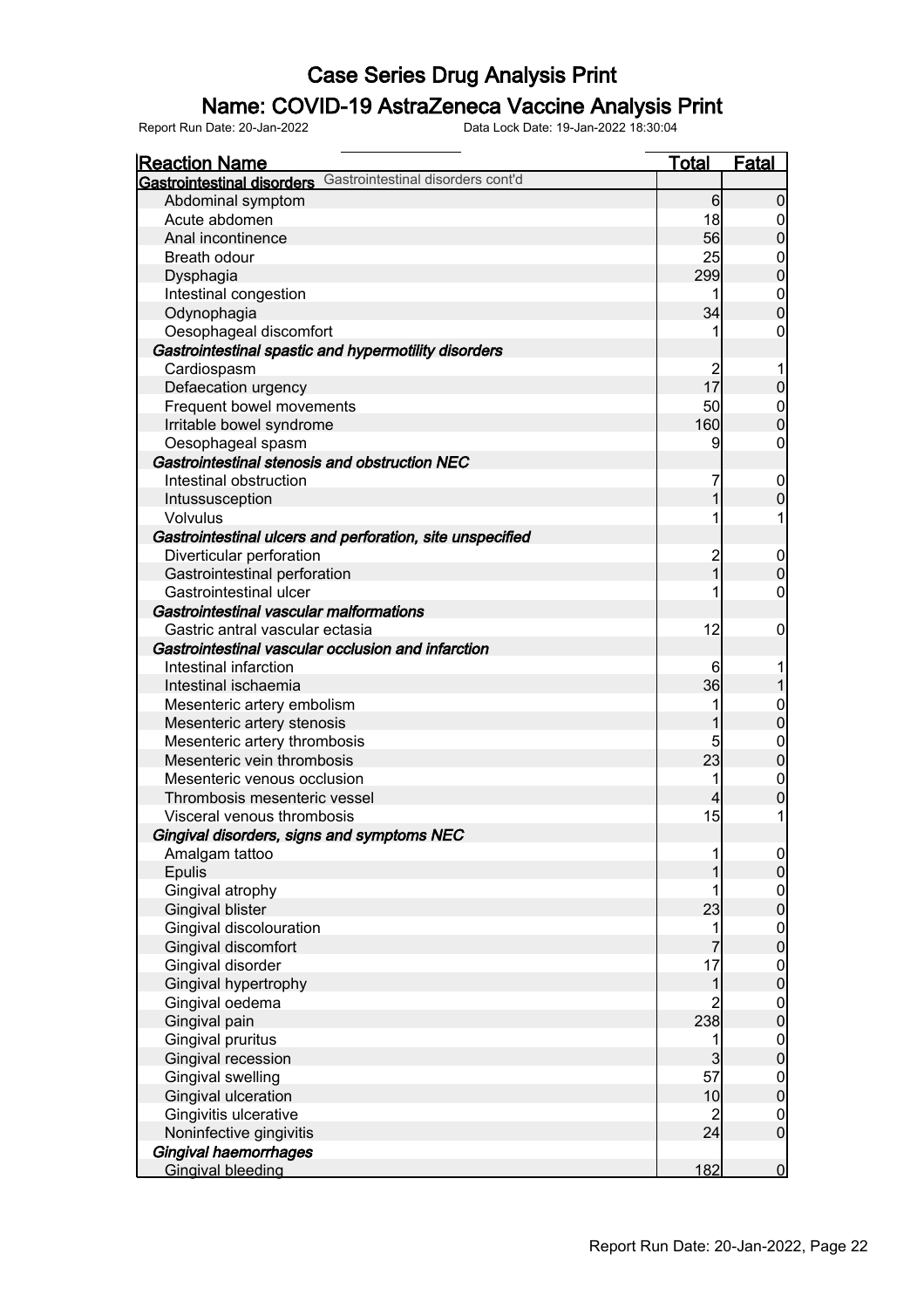# Case Series Drug Analysis Print

## Name: COVID-19 AstraZeneca Vaccine Analysis Print

Report Run Date: 20-Jan-2022    Data Lock Date: 19-Jan-2022 18:30:04

| Reaction Name | Total | Fatal |
|---|---|---|
| **Gastrointestinal disorders** Gastrointestinal disorders cont'd | | |
| Abdominal symptom | 6 | 0 |
| Acute abdomen | 18 | 0 |
| Anal incontinence | 56 | 0 |
| Breath odour | 25 | 0 |
| Dysphagia | 299 | 0 |
| Intestinal congestion | 1 | 0 |
| Odynophagia | 34 | 0 |
| Oesophageal discomfort | 1 | 0 |
| ***Gastrointestinal spastic and hypermotility disorders*** | | |
| Cardiospasm | 2 | 1 |
| Defaecation urgency | 17 | 0 |
| Frequent bowel movements | 50 | 0 |
| Irritable bowel syndrome | 160 | 0 |
| Oesophageal spasm | 9 | 0 |
| ***Gastrointestinal stenosis and obstruction NEC*** | | |
| Intestinal obstruction | 7 | 0 |
| Intussusception | 1 | 0 |
| Volvulus | 1 | 1 |
| ***Gastrointestinal ulcers and perforation, site unspecified*** | | |
| Diverticular perforation | 2 | 0 |
| Gastrointestinal perforation | 1 | 0 |
| Gastrointestinal ulcer | 1 | 0 |
| ***Gastrointestinal vascular malformations*** | | |
| Gastric antral vascular ectasia | 12 | 0 |
| ***Gastrointestinal vascular occlusion and infarction*** | | |
| Intestinal infarction | 6 | 1 |
| Intestinal ischaemia | 36 | 1 |
| Mesenteric artery embolism | 1 | 0 |
| Mesenteric artery stenosis | 1 | 0 |
| Mesenteric artery thrombosis | 5 | 0 |
| Mesenteric vein thrombosis | 23 | 0 |
| Mesenteric venous occlusion | 1 | 0 |
| Thrombosis mesenteric vessel | 4 | 0 |
| Visceral venous thrombosis | 15 | 1 |
| ***Gingival disorders, signs and symptoms NEC*** | | |
| Amalgam tattoo | 1 | 0 |
| Epulis | 1 | 0 |
| Gingival atrophy | 1 | 0 |
| Gingival blister | 23 | 0 |
| Gingival discolouration | 1 | 0 |
| Gingival discomfort | 7 | 0 |
| Gingival disorder | 17 | 0 |
| Gingival hypertrophy | 1 | 0 |
| Gingival oedema | 2 | 0 |
| Gingival pain | 238 | 0 |
| Gingival pruritus | 1 | 0 |
| Gingival recession | 3 | 0 |
| Gingival swelling | 57 | 0 |
| Gingival ulceration | 10 | 0 |
| Gingivitis ulcerative | 2 | 0 |
| Noninfective gingivitis | 24 | 0 |
| ***Gingival haemorrhages*** | | |
| Gingival bleeding | 182 | 0 |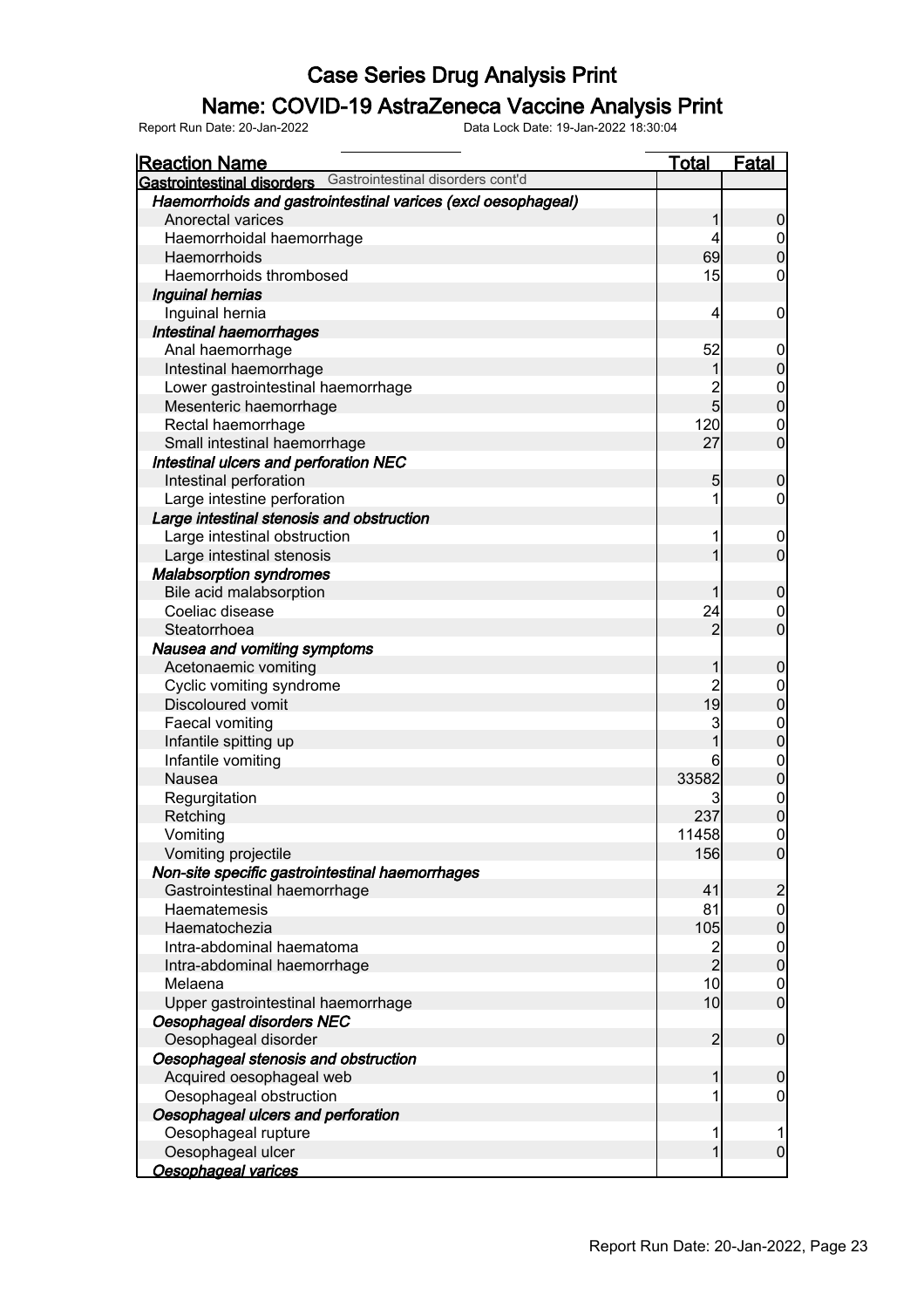# Case Series Drug Analysis Print

## Name: COVID-19 AstraZeneca Vaccine Analysis Print

Report Run Date: 20-Jan-2022    Data Lock Date: 19-Jan-2022 18:30:04

| Reaction Name | Total | Fatal |
|---|---|---|
| **Gastrointestinal disorders** Gastrointestinal disorders cont'd | | |
| ***Haemorrhoids and gastrointestinal varices (excl oesophageal)*** | | |
| Anorectal varices | 1 | 0 |
| Haemorrhoidal haemorrhage | 4 | 0 |
| Haemorrhoids | 69 | 0 |
| Haemorrhoids thrombosed | 15 | 0 |
| ***Inguinal hernias*** | | |
| Inguinal hernia | 4 | 0 |
| ***Intestinal haemorrhages*** | | |
| Anal haemorrhage | 52 | 0 |
| Intestinal haemorrhage | 1 | 0 |
| Lower gastrointestinal haemorrhage | 2 | 0 |
| Mesenteric haemorrhage | 5 | 0 |
| Rectal haemorrhage | 120 | 0 |
| Small intestinal haemorrhage | 27 | 0 |
| ***Intestinal ulcers and perforation NEC*** | | |
| Intestinal perforation | 5 | 0 |
| Large intestine perforation | 1 | 0 |
| ***Large intestinal stenosis and obstruction*** | | |
| Large intestinal obstruction | 1 | 0 |
| Large intestinal stenosis | 1 | 0 |
| ***Malabsorption syndromes*** | | |
| Bile acid malabsorption | 1 | 0 |
| Coeliac disease | 24 | 0 |
| Steatorrhoea | 2 | 0 |
| ***Nausea and vomiting symptoms*** | | |
| Acetonaemic vomiting | 1 | 0 |
| Cyclic vomiting syndrome | 2 | 0 |
| Discoloured vomit | 19 | 0 |
| Faecal vomiting | 3 | 0 |
| Infantile spitting up | 1 | 0 |
| Infantile vomiting | 6 | 0 |
| Nausea | 33582 | 0 |
| Regurgitation | 3 | 0 |
| Retching | 237 | 0 |
| Vomiting | 11458 | 0 |
| Vomiting projectile | 156 | 0 |
| ***Non-site specific gastrointestinal haemorrhages*** | | |
| Gastrointestinal haemorrhage | 41 | 2 |
| Haematemesis | 81 | 0 |
| Haematochezia | 105 | 0 |
| Intra-abdominal haematoma | 2 | 0 |
| Intra-abdominal haemorrhage | 2 | 0 |
| Melaena | 10 | 0 |
| Upper gastrointestinal haemorrhage | 10 | 0 |
| ***Oesophageal disorders NEC*** | | |
| Oesophageal disorder | 2 | 0 |
| ***Oesophageal stenosis and obstruction*** | | |
| Acquired oesophageal web | 1 | 0 |
| Oesophageal obstruction | 1 | 0 |
| ***Oesophageal ulcers and perforation*** | | |
| Oesophageal rupture | 1 | 1 |
| Oesophageal ulcer | 1 | 0 |
| ***Oesophageal varices*** | | |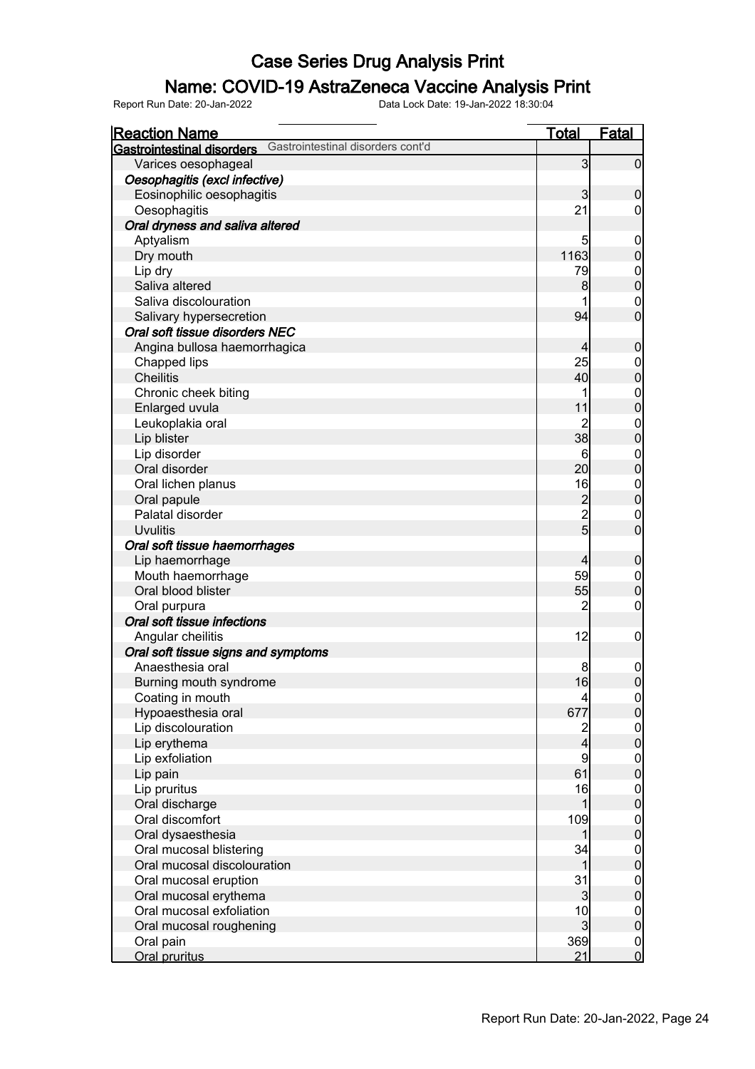# Case Series Drug Analysis Print

## Name: COVID-19 AstraZeneca Vaccine Analysis Print

Report Run Date: 20-Jan-2022    Data Lock Date: 19-Jan-2022 18:30:04

| Reaction Name | Total | Fatal |
|---|---|---|
| **Gastrointestinal disorders** Gastrointestinal disorders cont'd | | |
| Varices oesophageal | 3 | 0 |
| ***Oesophagitis (excl infective)*** | | |
| Eosinophilic oesophagitis | 3 | 0 |
| Oesophagitis | 21 | 0 |
| ***Oral dryness and saliva altered*** | | |
| Aptyalism | 5 | 0 |
| Dry mouth | 1163 | 0 |
| Lip dry | 79 | 0 |
| Saliva altered | 8 | 0 |
| Saliva discolouration | 1 | 0 |
| Salivary hypersecretion | 94 | 0 |
| ***Oral soft tissue disorders NEC*** | | |
| Angina bullosa haemorrhagica | 4 | 0 |
| Chapped lips | 25 | 0 |
| Cheilitis | 40 | 0 |
| Chronic cheek biting | 1 | 0 |
| Enlarged uvula | 11 | 0 |
| Leukoplakia oral | 2 | 0 |
| Lip blister | 38 | 0 |
| Lip disorder | 6 | 0 |
| Oral disorder | 20 | 0 |
| Oral lichen planus | 16 | 0 |
| Oral papule | 2 | 0 |
| Palatal disorder | 2 | 0 |
| Uvulitis | 5 | 0 |
| ***Oral soft tissue haemorrhages*** | | |
| Lip haemorrhage | 4 | 0 |
| Mouth haemorrhage | 59 | 0 |
| Oral blood blister | 55 | 0 |
| Oral purpura | 2 | 0 |
| ***Oral soft tissue infections*** | | |
| Angular cheilitis | 12 | 0 |
| ***Oral soft tissue signs and symptoms*** | | |
| Anaesthesia oral | 8 | 0 |
| Burning mouth syndrome | 16 | 0 |
| Coating in mouth | 4 | 0 |
| Hypoaesthesia oral | 677 | 0 |
| Lip discolouration | 2 | 0 |
| Lip erythema | 4 | 0 |
| Lip exfoliation | 9 | 0 |
| Lip pain | 61 | 0 |
| Lip pruritus | 16 | 0 |
| Oral discharge | 1 | 0 |
| Oral discomfort | 109 | 0 |
| Oral dysaesthesia | 1 | 0 |
| Oral mucosal blistering | 34 | 0 |
| Oral mucosal discolouration | 1 | 0 |
| Oral mucosal eruption | 31 | 0 |
| Oral mucosal erythema | 3 | 0 |
| Oral mucosal exfoliation | 10 | 0 |
| Oral mucosal roughening | 3 | 0 |
| Oral pain | 369 | 0 |
| Oral pruritus | 21 | 0 |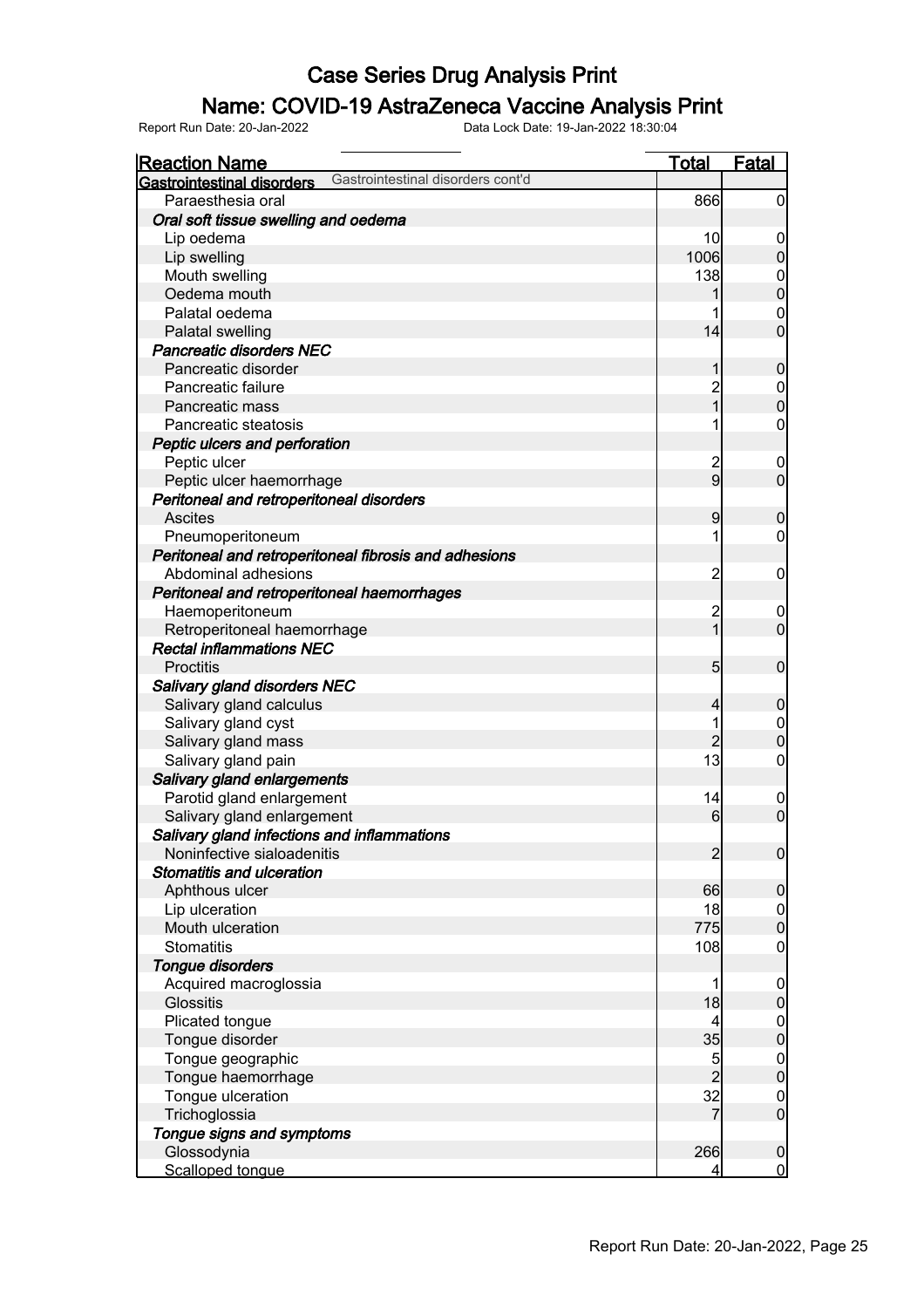# Case Series Drug Analysis Print

## Name: COVID-19 AstraZeneca Vaccine Analysis Print

Report Run Date: 20-Jan-2022 Data Lock Date: 19-Jan-2022 18:30:04

| Reaction Name | Total | Fatal |
|---|---|---|
| **Gastrointestinal disorders** Gastrointestinal disorders cont'd | | |
| Paraesthesia oral | 866 | 0 |
| ***Oral soft tissue swelling and oedema*** | | |
| Lip oedema | 10 | 0 |
| Lip swelling | 1006 | 0 |
| Mouth swelling | 138 | 0 |
| Oedema mouth | 1 | 0 |
| Palatal oedema | 1 | 0 |
| Palatal swelling | 14 | 0 |
| ***Pancreatic disorders NEC*** | | |
| Pancreatic disorder | 1 | 0 |
| Pancreatic failure | 2 | 0 |
| Pancreatic mass | 1 | 0 |
| Pancreatic steatosis | 1 | 0 |
| ***Peptic ulcers and perforation*** | | |
| Peptic ulcer | 2 | 0 |
| Peptic ulcer haemorrhage | 9 | 0 |
| ***Peritoneal and retroperitoneal disorders*** | | |
| Ascites | 9 | 0 |
| Pneumoperitoneum | 1 | 0 |
| ***Peritoneal and retroperitoneal fibrosis and adhesions*** | | |
| Abdominal adhesions | 2 | 0 |
| ***Peritoneal and retroperitoneal haemorrhages*** | | |
| Haemoperitoneum | 2 | 0 |
| Retroperitoneal haemorrhage | 1 | 0 |
| ***Rectal inflammations NEC*** | | |
| Proctitis | 5 | 0 |
| ***Salivary gland disorders NEC*** | | |
| Salivary gland calculus | 4 | 0 |
| Salivary gland cyst | 1 | 0 |
| Salivary gland mass | 2 | 0 |
| Salivary gland pain | 13 | 0 |
| ***Salivary gland enlargements*** | | |
| Parotid gland enlargement | 14 | 0 |
| Salivary gland enlargement | 6 | 0 |
| ***Salivary gland infections and inflammations*** | | |
| Noninfective sialoadenitis | 2 | 0 |
| ***Stomatitis and ulceration*** | | |
| Aphthous ulcer | 66 | 0 |
| Lip ulceration | 18 | 0 |
| Mouth ulceration | 775 | 0 |
| Stomatitis | 108 | 0 |
| ***Tongue disorders*** | | |
| Acquired macroglossia | 1 | 0 |
| Glossitis | 18 | 0 |
| Plicated tongue | 4 | 0 |
| Tongue disorder | 35 | 0 |
| Tongue geographic | 5 | 0 |
| Tongue haemorrhage | 2 | 0 |
| Tongue ulceration | 32 | 0 |
| Trichoglossia | 7 | 0 |
| ***Tongue signs and symptoms*** | | |
| Glossodynia | 266 | 0 |
| Scalloped tongue | 4 | 0 |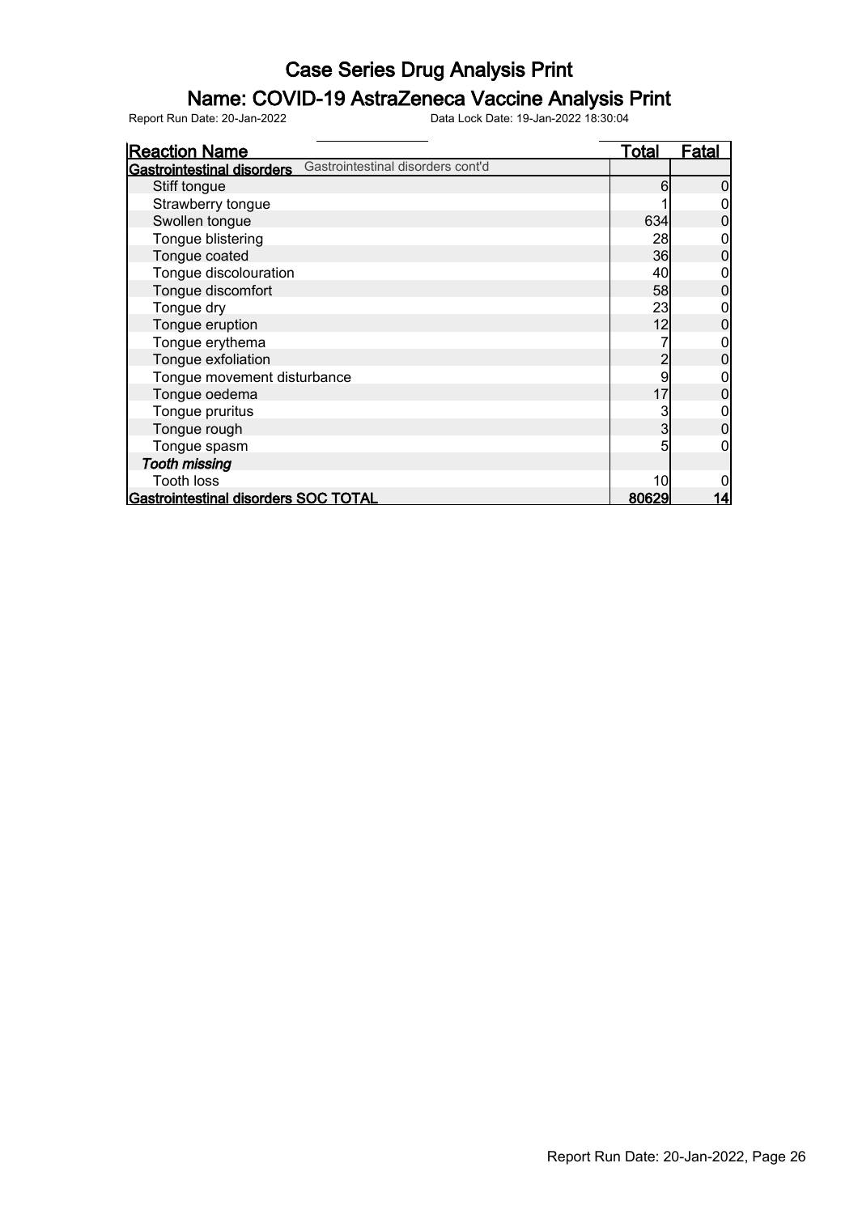# Case Series Drug Analysis Print

## Name: COVID-19 AstraZeneca Vaccine Analysis Print

Report Run Date: 20-Jan-2022 Data Lock Date: 19-Jan-2022 18:30:04

| Reaction Name | Total | Fatal |
|---|---|---|
| **Gastrointestinal disorders** Gastrointestinal disorders cont'd | | |
| Stiff tongue | 6 | 0 |
| Strawberry tongue | 1 | 0 |
| Swollen tongue | 634 | 0 |
| Tongue blistering | 28 | 0 |
| Tongue coated | 36 | 0 |
| Tongue discolouration | 40 | 0 |
| Tongue discomfort | 58 | 0 |
| Tongue dry | 23 | 0 |
| Tongue eruption | 12 | 0 |
| Tongue erythema | 7 | 0 |
| Tongue exfoliation | 2 | 0 |
| Tongue movement disturbance | 9 | 0 |
| Tongue oedema | 17 | 0 |
| Tongue pruritus | 3 | 0 |
| Tongue rough | 3 | 0 |
| Tongue spasm | 5 | 0 |
| *Tooth missing* | | |
| Tooth loss | 10 | 0 |
| **Gastrointestinal disorders SOC TOTAL** | **80629** | **14** |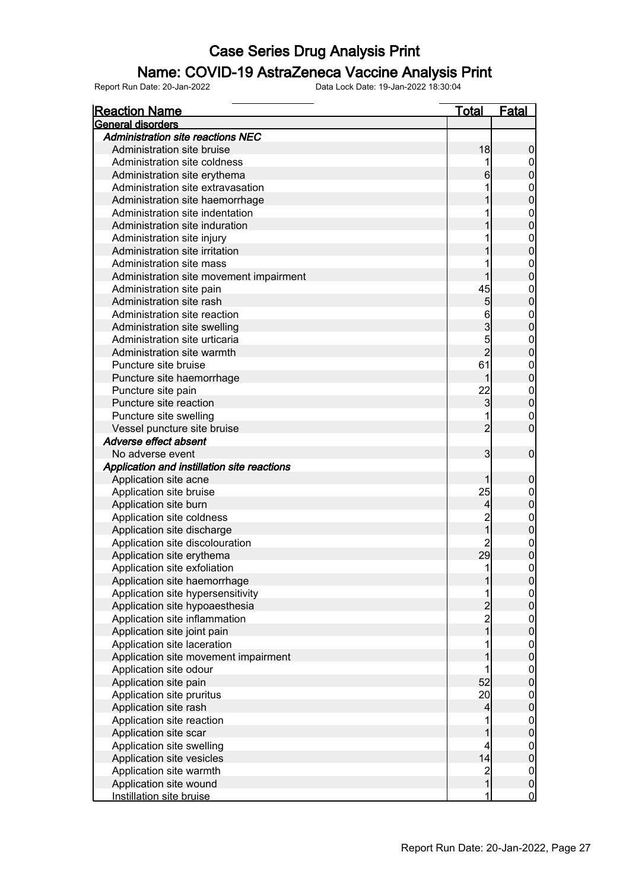# Case Series Drug Analysis Print

## Name: COVID-19 AstraZeneca Vaccine Analysis Print

Report Run Date: 20-Jan-2022 Data Lock Date: 19-Jan-2022 18:30:04

| Reaction Name | Total | Fatal |
|---|---|---|
| **General disorders** | | |
| *Administration site reactions NEC* | | |
| Administration site bruise | 18 | 0 |
| Administration site coldness | 1 | 0 |
| Administration site erythema | 6 | 0 |
| Administration site extravasation | 1 | 0 |
| Administration site haemorrhage | 1 | 0 |
| Administration site indentation | 1 | 0 |
| Administration site induration | 1 | 0 |
| Administration site injury | 1 | 0 |
| Administration site irritation | 1 | 0 |
| Administration site mass | 1 | 0 |
| Administration site movement impairment | 1 | 0 |
| Administration site pain | 45 | 0 |
| Administration site rash | 5 | 0 |
| Administration site reaction | 6 | 0 |
| Administration site swelling | 3 | 0 |
| Administration site urticaria | 5 | 0 |
| Administration site warmth | 2 | 0 |
| Puncture site bruise | 61 | 0 |
| Puncture site haemorrhage | 1 | 0 |
| Puncture site pain | 22 | 0 |
| Puncture site reaction | 3 | 0 |
| Puncture site swelling | 1 | 0 |
| Vessel puncture site bruise | 2 | 0 |
| *Adverse effect absent* | | |
| No adverse event | 3 | 0 |
| *Application and instillation site reactions* | | |
| Application site acne | 1 | 0 |
| Application site bruise | 25 | 0 |
| Application site burn | 4 | 0 |
| Application site coldness | 2 | 0 |
| Application site discharge | 1 | 0 |
| Application site discolouration | 2 | 0 |
| Application site erythema | 29 | 0 |
| Application site exfoliation | 1 | 0 |
| Application site haemorrhage | 1 | 0 |
| Application site hypersensitivity | 1 | 0 |
| Application site hypoaesthesia | 2 | 0 |
| Application site inflammation | 2 | 0 |
| Application site joint pain | 1 | 0 |
| Application site laceration | 1 | 0 |
| Application site movement impairment | 1 | 0 |
| Application site odour | 1 | 0 |
| Application site pain | 52 | 0 |
| Application site pruritus | 20 | 0 |
| Application site rash | 4 | 0 |
| Application site reaction | 1 | 0 |
| Application site scar | 1 | 0 |
| Application site swelling | 4 | 0 |
| Application site vesicles | 14 | 0 |
| Application site warmth | 2 | 0 |
| Application site wound | 1 | 0 |
| Instillation site bruise | 1 | 0 |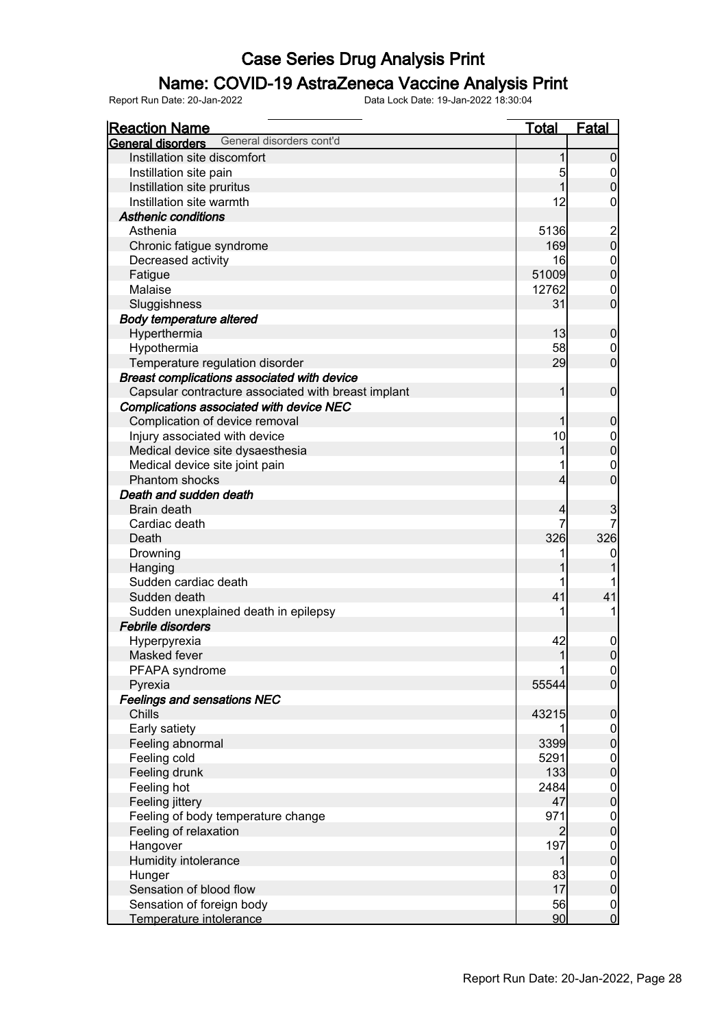# Case Series Drug Analysis Print

## Name: COVID-19 AstraZeneca Vaccine Analysis Print

Report Run Date: 20-Jan-2022    Data Lock Date: 19-Jan-2022 18:30:04

| Reaction Name | Total | Fatal |
|---|---|---|
| **General disorders** General disorders cont'd | | |
| Instillation site discomfort | 1 | 0 |
| Instillation site pain | 5 | 0 |
| Instillation site pruritus | 1 | 0 |
| Instillation site warmth | 12 | 0 |
| ***Asthenic conditions*** | | |
| Asthenia | 5136 | 2 |
| Chronic fatigue syndrome | 169 | 0 |
| Decreased activity | 16 | 0 |
| Fatigue | 51009 | 0 |
| Malaise | 12762 | 0 |
| Sluggishness | 31 | 0 |
| ***Body temperature altered*** | | |
| Hyperthermia | 13 | 0 |
| Hypothermia | 58 | 0 |
| Temperature regulation disorder | 29 | 0 |
| ***Breast complications associated with device*** | | |
| Capsular contracture associated with breast implant | 1 | 0 |
| ***Complications associated with device NEC*** | | |
| Complication of device removal | 1 | 0 |
| Injury associated with device | 10 | 0 |
| Medical device site dysaesthesia | 1 | 0 |
| Medical device site joint pain | 1 | 0 |
| Phantom shocks | 4 | 0 |
| ***Death and sudden death*** | | |
| Brain death | 4 | 3 |
| Cardiac death | 7 | 7 |
| Death | 326 | 326 |
| Drowning | 1 | 0 |
| Hanging | 1 | 1 |
| Sudden cardiac death | 1 | 1 |
| Sudden death | 41 | 41 |
| Sudden unexplained death in epilepsy | 1 | 1 |
| ***Febrile disorders*** | | |
| Hyperpyrexia | 42 | 0 |
| Masked fever | 1 | 0 |
| PFAPA syndrome | 1 | 0 |
| Pyrexia | 55544 | 0 |
| ***Feelings and sensations NEC*** | | |
| Chills | 43215 | 0 |
| Early satiety | 1 | 0 |
| Feeling abnormal | 3399 | 0 |
| Feeling cold | 5291 | 0 |
| Feeling drunk | 133 | 0 |
| Feeling hot | 2484 | 0 |
| Feeling jittery | 47 | 0 |
| Feeling of body temperature change | 971 | 0 |
| Feeling of relaxation | 2 | 0 |
| Hangover | 197 | 0 |
| Humidity intolerance | 1 | 0 |
| Hunger | 83 | 0 |
| Sensation of blood flow | 17 | 0 |
| Sensation of foreign body | 56 | 0 |
| Temperature intolerance | 90 | 0 |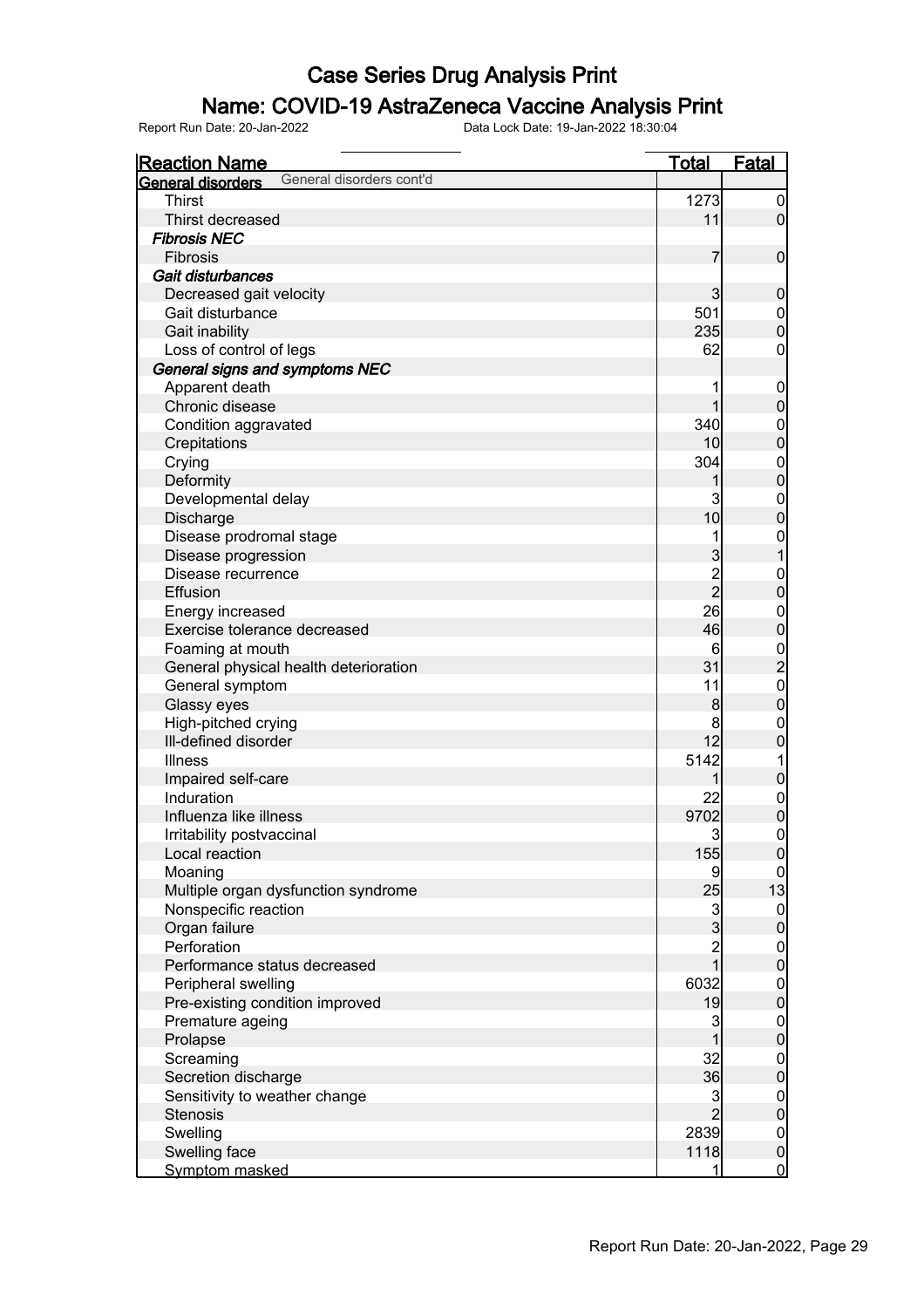# Case Series Drug Analysis Print

## Name: COVID-19 AstraZeneca Vaccine Analysis Print

Report Run Date: 20-Jan-2022 Data Lock Date: 19-Jan-2022 18:30:04

| Reaction Name | Total | Fatal |
|---|---|---|
| **General disorders** General disorders cont'd | | |
| Thirst | 1273 | 0 |
| Thirst decreased | 11 | 0 |
| ***Fibrosis NEC*** | | |
| Fibrosis | 7 | 0 |
| ***Gait disturbances*** | | |
| Decreased gait velocity | 3 | 0 |
| Gait disturbance | 501 | 0 |
| Gait inability | 235 | 0 |
| Loss of control of legs | 62 | 0 |
| ***General signs and symptoms NEC*** | | |
| Apparent death | 1 | 0 |
| Chronic disease | 1 | 0 |
| Condition aggravated | 340 | 0 |
| Crepitations | 10 | 0 |
| Crying | 304 | 0 |
| Deformity | 1 | 0 |
| Developmental delay | 3 | 0 |
| Discharge | 10 | 0 |
| Disease prodromal stage | 1 | 0 |
| Disease progression | 3 | 1 |
| Disease recurrence | 2 | 0 |
| Effusion | 2 | 0 |
| Energy increased | 26 | 0 |
| Exercise tolerance decreased | 46 | 0 |
| Foaming at mouth | 6 | 0 |
| General physical health deterioration | 31 | 2 |
| General symptom | 11 | 0 |
| Glassy eyes | 8 | 0 |
| High-pitched crying | 8 | 0 |
| Ill-defined disorder | 12 | 0 |
| Illness | 5142 | 1 |
| Impaired self-care | 1 | 0 |
| Induration | 22 | 0 |
| Influenza like illness | 9702 | 0 |
| Irritability postvaccinal | 3 | 0 |
| Local reaction | 155 | 0 |
| Moaning | 9 | 0 |
| Multiple organ dysfunction syndrome | 25 | 13 |
| Nonspecific reaction | 3 | 0 |
| Organ failure | 3 | 0 |
| Perforation | 2 | 0 |
| Performance status decreased | 1 | 0 |
| Peripheral swelling | 6032 | 0 |
| Pre-existing condition improved | 19 | 0 |
| Premature ageing | 3 | 0 |
| Prolapse | 1 | 0 |
| Screaming | 32 | 0 |
| Secretion discharge | 36 | 0 |
| Sensitivity to weather change | 3 | 0 |
| Stenosis | 2 | 0 |
| Swelling | 2839 | 0 |
| Swelling face | 1118 | 0 |
| Symptom masked | 1 | 0 |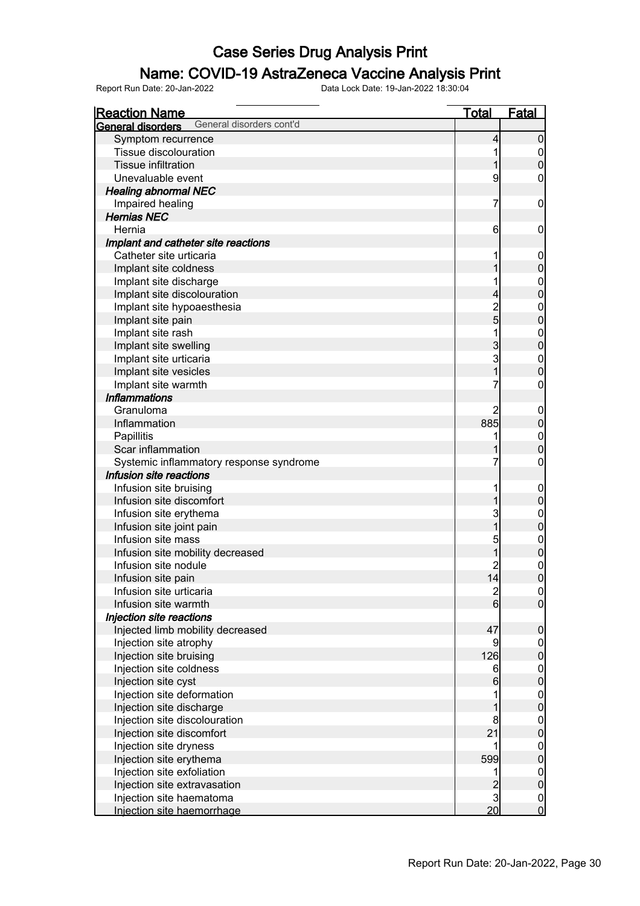# Case Series Drug Analysis Print

## Name: COVID-19 AstraZeneca Vaccine Analysis Print

Report Run Date: 20-Jan-2022 Data Lock Date: 19-Jan-2022 18:30:04

| Reaction Name | Total | Fatal |
|---|---|---|
| **General disorders** General disorders cont'd | | |
| Symptom recurrence | 4 | 0 |
| Tissue discolouration | 1 | 0 |
| Tissue infiltration | 1 | 0 |
| Unevaluable event | 9 | 0 |
| ***Healing abnormal NEC*** | | |
| Impaired healing | 7 | 0 |
| ***Hernias NEC*** | | |
| Hernia | 6 | 0 |
| ***Implant and catheter site reactions*** | | |
| Catheter site urticaria | 1 | 0 |
| Implant site coldness | 1 | 0 |
| Implant site discharge | 1 | 0 |
| Implant site discolouration | 4 | 0 |
| Implant site hypoaesthesia | 2 | 0 |
| Implant site pain | 5 | 0 |
| Implant site rash | 1 | 0 |
| Implant site swelling | 3 | 0 |
| Implant site urticaria | 3 | 0 |
| Implant site vesicles | 1 | 0 |
| Implant site warmth | 7 | 0 |
| ***Inflammations*** | | |
| Granuloma | 2 | 0 |
| Inflammation | 885 | 0 |
| Papillitis | 1 | 0 |
| Scar inflammation | 1 | 0 |
| Systemic inflammatory response syndrome | 7 | 0 |
| ***Infusion site reactions*** | | |
| Infusion site bruising | 1 | 0 |
| Infusion site discomfort | 1 | 0 |
| Infusion site erythema | 3 | 0 |
| Infusion site joint pain | 1 | 0 |
| Infusion site mass | 5 | 0 |
| Infusion site mobility decreased | 1 | 0 |
| Infusion site nodule | 2 | 0 |
| Infusion site pain | 14 | 0 |
| Infusion site urticaria | 2 | 0 |
| Infusion site warmth | 6 | 0 |
| ***Injection site reactions*** | | |
| Injected limb mobility decreased | 47 | 0 |
| Injection site atrophy | 9 | 0 |
| Injection site bruising | 126 | 0 |
| Injection site coldness | 6 | 0 |
| Injection site cyst | 6 | 0 |
| Injection site deformation | 1 | 0 |
| Injection site discharge | 1 | 0 |
| Injection site discolouration | 8 | 0 |
| Injection site discomfort | 21 | 0 |
| Injection site dryness | 1 | 0 |
| Injection site erythema | 599 | 0 |
| Injection site exfoliation | 1 | 0 |
| Injection site extravasation | 2 | 0 |
| Injection site haematoma | 3 | 0 |
| Injection site haemorrhage | 20 | 0 |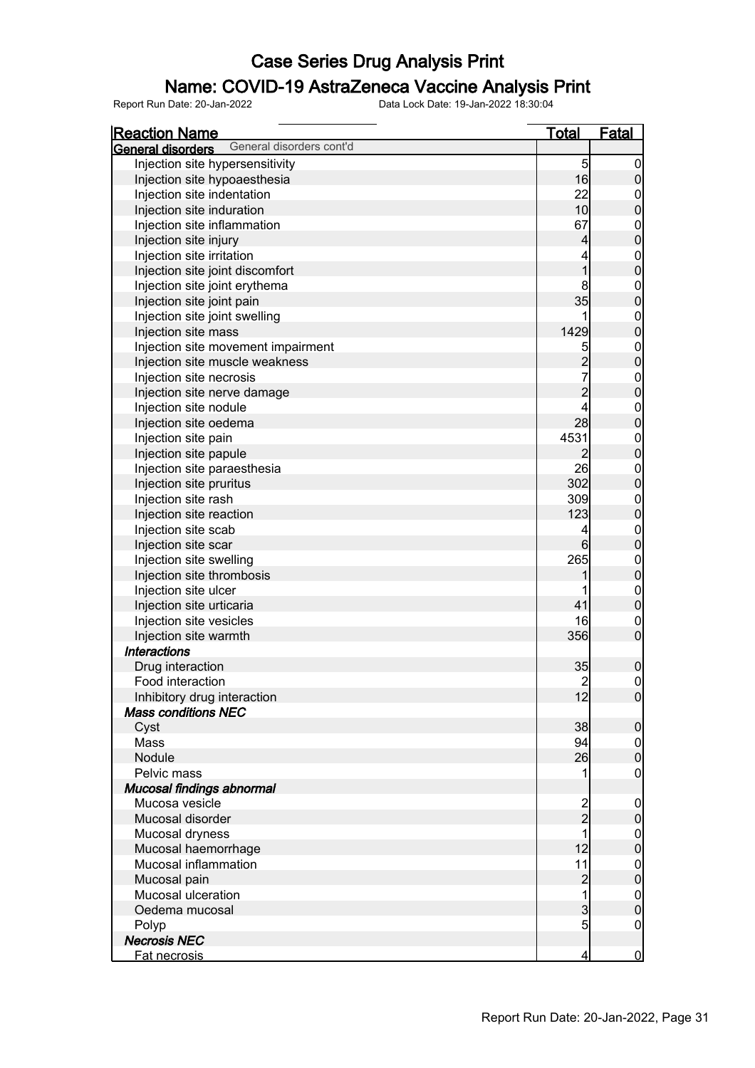# Case Series Drug Analysis Print

## Name: COVID-19 AstraZeneca Vaccine Analysis Print

Report Run Date: 20-Jan-2022    Data Lock Date: 19-Jan-2022 18:30:04

| Reaction Name | Total | Fatal |
|---|---|---|
| **General disorders** General disorders cont'd | | |
| Injection site hypersensitivity | 5 | 0 |
| Injection site hypoaesthesia | 16 | 0 |
| Injection site indentation | 22 | 0 |
| Injection site induration | 10 | 0 |
| Injection site inflammation | 67 | 0 |
| Injection site injury | 4 | 0 |
| Injection site irritation | 4 | 0 |
| Injection site joint discomfort | 1 | 0 |
| Injection site joint erythema | 8 | 0 |
| Injection site joint pain | 35 | 0 |
| Injection site joint swelling | 1 | 0 |
| Injection site mass | 1429 | 0 |
| Injection site movement impairment | 5 | 0 |
| Injection site muscle weakness | 2 | 0 |
| Injection site necrosis | 7 | 0 |
| Injection site nerve damage | 2 | 0 |
| Injection site nodule | 4 | 0 |
| Injection site oedema | 28 | 0 |
| Injection site pain | 4531 | 0 |
| Injection site papule | 2 | 0 |
| Injection site paraesthesia | 26 | 0 |
| Injection site pruritus | 302 | 0 |
| Injection site rash | 309 | 0 |
| Injection site reaction | 123 | 0 |
| Injection site scab | 4 | 0 |
| Injection site scar | 6 | 0 |
| Injection site swelling | 265 | 0 |
| Injection site thrombosis | 1 | 0 |
| Injection site ulcer | 1 | 0 |
| Injection site urticaria | 41 | 0 |
| Injection site vesicles | 16 | 0 |
| Injection site warmth | 356 | 0 |
| ***Interactions*** | | |
| Drug interaction | 35 | 0 |
| Food interaction | 2 | 0 |
| Inhibitory drug interaction | 12 | 0 |
| ***Mass conditions NEC*** | | |
| Cyst | 38 | 0 |
| Mass | 94 | 0 |
| Nodule | 26 | 0 |
| Pelvic mass | 1 | 0 |
| ***Mucosal findings abnormal*** | | |
| Mucosa vesicle | 2 | 0 |
| Mucosal disorder | 2 | 0 |
| Mucosal dryness | 1 | 0 |
| Mucosal haemorrhage | 12 | 0 |
| Mucosal inflammation | 11 | 0 |
| Mucosal pain | 2 | 0 |
| Mucosal ulceration | 1 | 0 |
| Oedema mucosal | 3 | 0 |
| Polyp | 5 | 0 |
| ***Necrosis NEC*** | | |
| Fat necrosis | 4 | 0 |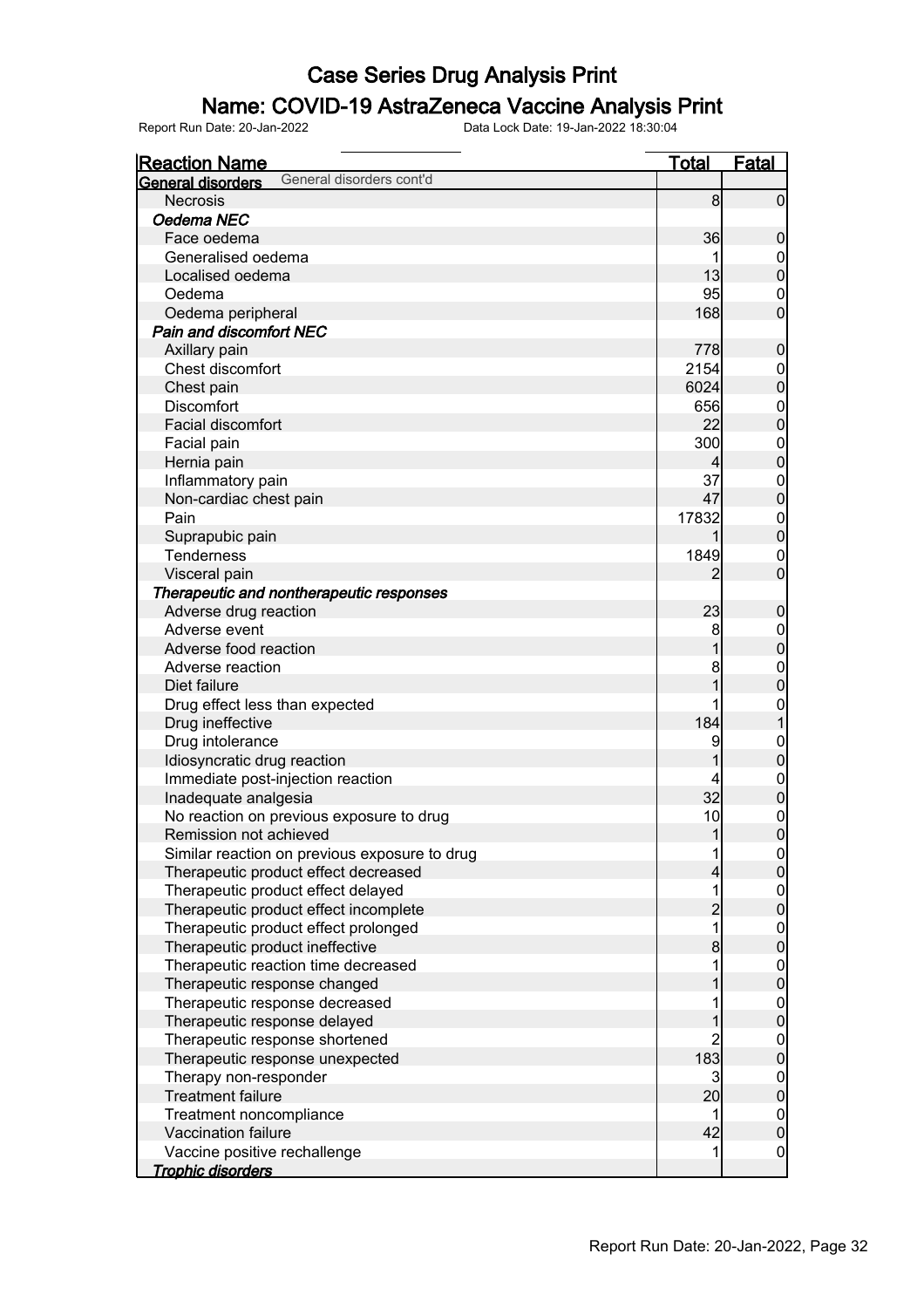# Case Series Drug Analysis Print

## Name: COVID-19 AstraZeneca Vaccine Analysis Print

Report Run Date: 20-Jan-2022    Data Lock Date: 19-Jan-2022 18:30:04

| Reaction Name | Total | Fatal |
|---|---|---|
| **General disorders** General disorders cont'd | | |
| Necrosis | 8 | 0 |
| ***Oedema NEC*** | | |
| Face oedema | 36 | 0 |
| Generalised oedema | 1 | 0 |
| Localised oedema | 13 | 0 |
| Oedema | 95 | 0 |
| Oedema peripheral | 168 | 0 |
| ***Pain and discomfort NEC*** | | |
| Axillary pain | 778 | 0 |
| Chest discomfort | 2154 | 0 |
| Chest pain | 6024 | 0 |
| Discomfort | 656 | 0 |
| Facial discomfort | 22 | 0 |
| Facial pain | 300 | 0 |
| Hernia pain | 4 | 0 |
| Inflammatory pain | 37 | 0 |
| Non-cardiac chest pain | 47 | 0 |
| Pain | 17832 | 0 |
| Suprapubic pain | 1 | 0 |
| Tenderness | 1849 | 0 |
| Visceral pain | 2 | 0 |
| ***Therapeutic and nontherapeutic responses*** | | |
| Adverse drug reaction | 23 | 0 |
| Adverse event | 8 | 0 |
| Adverse food reaction | 1 | 0 |
| Adverse reaction | 8 | 0 |
| Diet failure | 1 | 0 |
| Drug effect less than expected | 1 | 0 |
| Drug ineffective | 184 | 1 |
| Drug intolerance | 9 | 0 |
| Idiosyncratic drug reaction | 1 | 0 |
| Immediate post-injection reaction | 4 | 0 |
| Inadequate analgesia | 32 | 0 |
| No reaction on previous exposure to drug | 10 | 0 |
| Remission not achieved | 1 | 0 |
| Similar reaction on previous exposure to drug | 1 | 0 |
| Therapeutic product effect decreased | 4 | 0 |
| Therapeutic product effect delayed | 1 | 0 |
| Therapeutic product effect incomplete | 2 | 0 |
| Therapeutic product effect prolonged | 1 | 0 |
| Therapeutic product ineffective | 8 | 0 |
| Therapeutic reaction time decreased | 1 | 0 |
| Therapeutic response changed | 1 | 0 |
| Therapeutic response decreased | 1 | 0 |
| Therapeutic response delayed | 1 | 0 |
| Therapeutic response shortened | 2 | 0 |
| Therapeutic response unexpected | 183 | 0 |
| Therapy non-responder | 3 | 0 |
| Treatment failure | 20 | 0 |
| Treatment noncompliance | 1 | 0 |
| Vaccination failure | 42 | 0 |
| Vaccine positive rechallenge | 1 | 0 |
| ***Trophic disorders*** | | |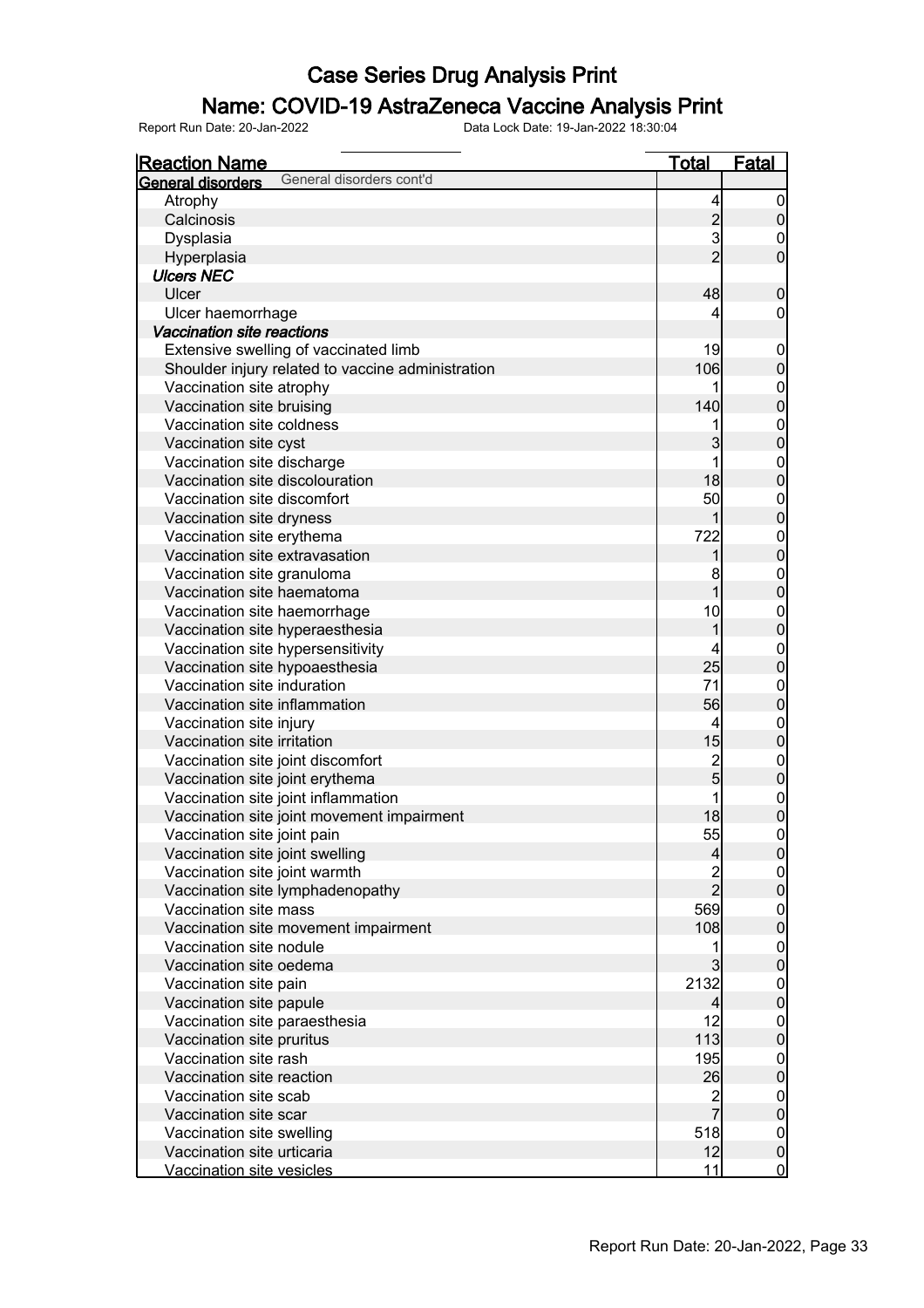# Case Series Drug Analysis Print

## Name: COVID-19 AstraZeneca Vaccine Analysis Print

Report Run Date: 20-Jan-2022 Data Lock Date: 19-Jan-2022 18:30:04

| Reaction Name | Total | Fatal |
|---|---|---|
| **General disorders** General disorders cont'd | | |
| Atrophy | 4 | 0 |
| Calcinosis | 2 | 0 |
| Dysplasia | 3 | 0 |
| Hyperplasia | 2 | 0 |
| ***Ulcers NEC*** | | |
| Ulcer | 48 | 0 |
| Ulcer haemorrhage | 4 | 0 |
| ***Vaccination site reactions*** | | |
| Extensive swelling of vaccinated limb | 19 | 0 |
| Shoulder injury related to vaccine administration | 106 | 0 |
| Vaccination site atrophy | 1 | 0 |
| Vaccination site bruising | 140 | 0 |
| Vaccination site coldness | 1 | 0 |
| Vaccination site cyst | 3 | 0 |
| Vaccination site discharge | 1 | 0 |
| Vaccination site discolouration | 18 | 0 |
| Vaccination site discomfort | 50 | 0 |
| Vaccination site dryness | 1 | 0 |
| Vaccination site erythema | 722 | 0 |
| Vaccination site extravasation | 1 | 0 |
| Vaccination site granuloma | 8 | 0 |
| Vaccination site haematoma | 1 | 0 |
| Vaccination site haemorrhage | 10 | 0 |
| Vaccination site hyperaesthesia | 1 | 0 |
| Vaccination site hypersensitivity | 4 | 0 |
| Vaccination site hypoaesthesia | 25 | 0 |
| Vaccination site induration | 71 | 0 |
| Vaccination site inflammation | 56 | 0 |
| Vaccination site injury | 4 | 0 |
| Vaccination site irritation | 15 | 0 |
| Vaccination site joint discomfort | 2 | 0 |
| Vaccination site joint erythema | 5 | 0 |
| Vaccination site joint inflammation | 1 | 0 |
| Vaccination site joint movement impairment | 18 | 0 |
| Vaccination site joint pain | 55 | 0 |
| Vaccination site joint swelling | 4 | 0 |
| Vaccination site joint warmth | 2 | 0 |
| Vaccination site lymphadenopathy | 2 | 0 |
| Vaccination site mass | 569 | 0 |
| Vaccination site movement impairment | 108 | 0 |
| Vaccination site nodule | 1 | 0 |
| Vaccination site oedema | 3 | 0 |
| Vaccination site pain | 2132 | 0 |
| Vaccination site papule | 4 | 0 |
| Vaccination site paraesthesia | 12 | 0 |
| Vaccination site pruritus | 113 | 0 |
| Vaccination site rash | 195 | 0 |
| Vaccination site reaction | 26 | 0 |
| Vaccination site scab | 2 | 0 |
| Vaccination site scar | 7 | 0 |
| Vaccination site swelling | 518 | 0 |
| Vaccination site urticaria | 12 | 0 |
| Vaccination site vesicles | 11 | 0 |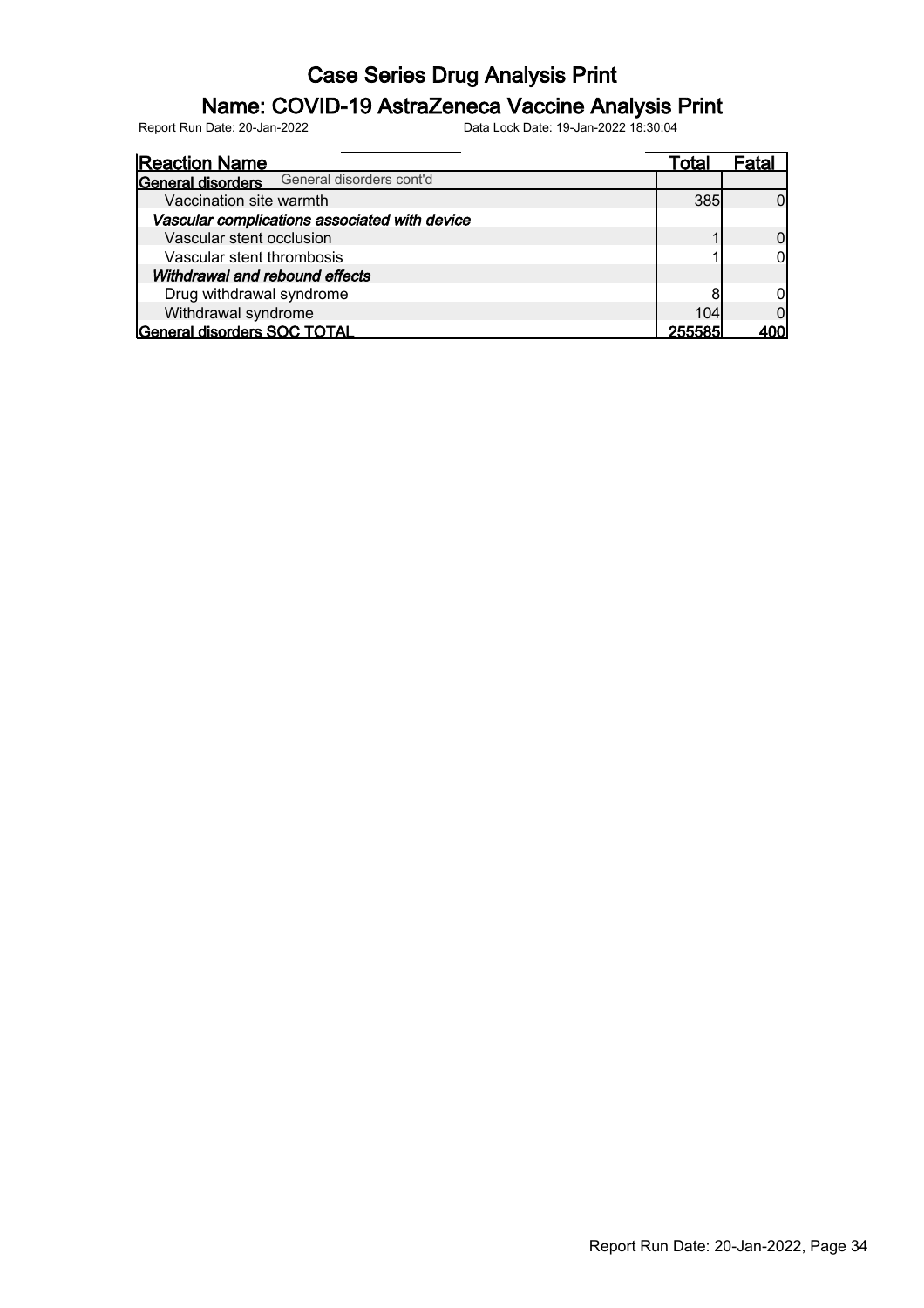# Case Series Drug Analysis Print

## Name: COVID-19 AstraZeneca Vaccine Analysis Print

Report Run Date: 20-Jan-2022    Data Lock Date: 19-Jan-2022 18:30:04

| Reaction Name | Total | Fatal |
|---|---|---|
| **General disorders** General disorders cont'd | | |
| Vaccination site warmth | 385 | 0 |
| ***Vascular complications associated with device*** | | |
| Vascular stent occlusion | 1 | 0 |
| Vascular stent thrombosis | 1 | 0 |
| ***Withdrawal and rebound effects*** | | |
| Drug withdrawal syndrome | 8 | 0 |
| Withdrawal syndrome | 104 | 0 |
| **General disorders SOC TOTAL** | **255585** | **400** |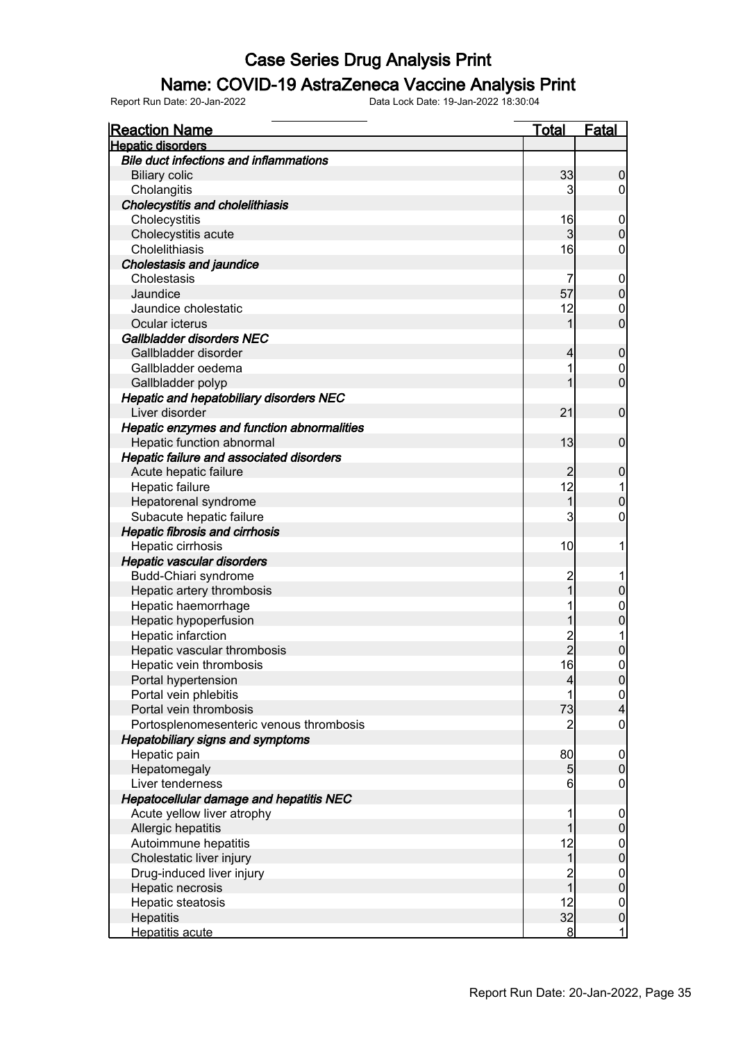# Case Series Drug Analysis Print

## Name: COVID-19 AstraZeneca Vaccine Analysis Print

Report Run Date: 20-Jan-2022　　Data Lock Date: 19-Jan-2022 18:30:04

| Reaction Name | Total | Fatal |
|---|---|---|
| **Hepatic disorders** | | |
| ***Bile duct infections and inflammations*** | | |
| Biliary colic | 33 | 0 |
| Cholangitis | 3 | 0 |
| ***Cholecystitis and cholelithiasis*** | | |
| Cholecystitis | 16 | 0 |
| Cholecystitis acute | 3 | 0 |
| Cholelithiasis | 16 | 0 |
| ***Cholestasis and jaundice*** | | |
| Cholestasis | 7 | 0 |
| Jaundice | 57 | 0 |
| Jaundice cholestatic | 12 | 0 |
| Ocular icterus | 1 | 0 |
| ***Gallbladder disorders NEC*** | | |
| Gallbladder disorder | 4 | 0 |
| Gallbladder oedema | 1 | 0 |
| Gallbladder polyp | 1 | 0 |
| ***Hepatic and hepatobiliary disorders NEC*** | | |
| Liver disorder | 21 | 0 |
| ***Hepatic enzymes and function abnormalities*** | | |
| Hepatic function abnormal | 13 | 0 |
| ***Hepatic failure and associated disorders*** | | |
| Acute hepatic failure | 2 | 0 |
| Hepatic failure | 12 | 1 |
| Hepatorenal syndrome | 1 | 0 |
| Subacute hepatic failure | 3 | 0 |
| ***Hepatic fibrosis and cirrhosis*** | | |
| Hepatic cirrhosis | 10 | 1 |
| ***Hepatic vascular disorders*** | | |
| Budd-Chiari syndrome | 2 | 1 |
| Hepatic artery thrombosis | 1 | 0 |
| Hepatic haemorrhage | 1 | 0 |
| Hepatic hypoperfusion | 1 | 0 |
| Hepatic infarction | 2 | 1 |
| Hepatic vascular thrombosis | 2 | 0 |
| Hepatic vein thrombosis | 16 | 0 |
| Portal hypertension | 4 | 0 |
| Portal vein phlebitis | 1 | 0 |
| Portal vein thrombosis | 73 | 4 |
| Portosplenomesenteric venous thrombosis | 2 | 0 |
| ***Hepatobiliary signs and symptoms*** | | |
| Hepatic pain | 80 | 0 |
| Hepatomegaly | 5 | 0 |
| Liver tenderness | 6 | 0 |
| ***Hepatocellular damage and hepatitis NEC*** | | |
| Acute yellow liver atrophy | 1 | 0 |
| Allergic hepatitis | 1 | 0 |
| Autoimmune hepatitis | 12 | 0 |
| Cholestatic liver injury | 1 | 0 |
| Drug-induced liver injury | 2 | 0 |
| Hepatic necrosis | 1 | 0 |
| Hepatic steatosis | 12 | 0 |
| Hepatitis | 32 | 0 |
| Hepatitis acute | 8 | 1 |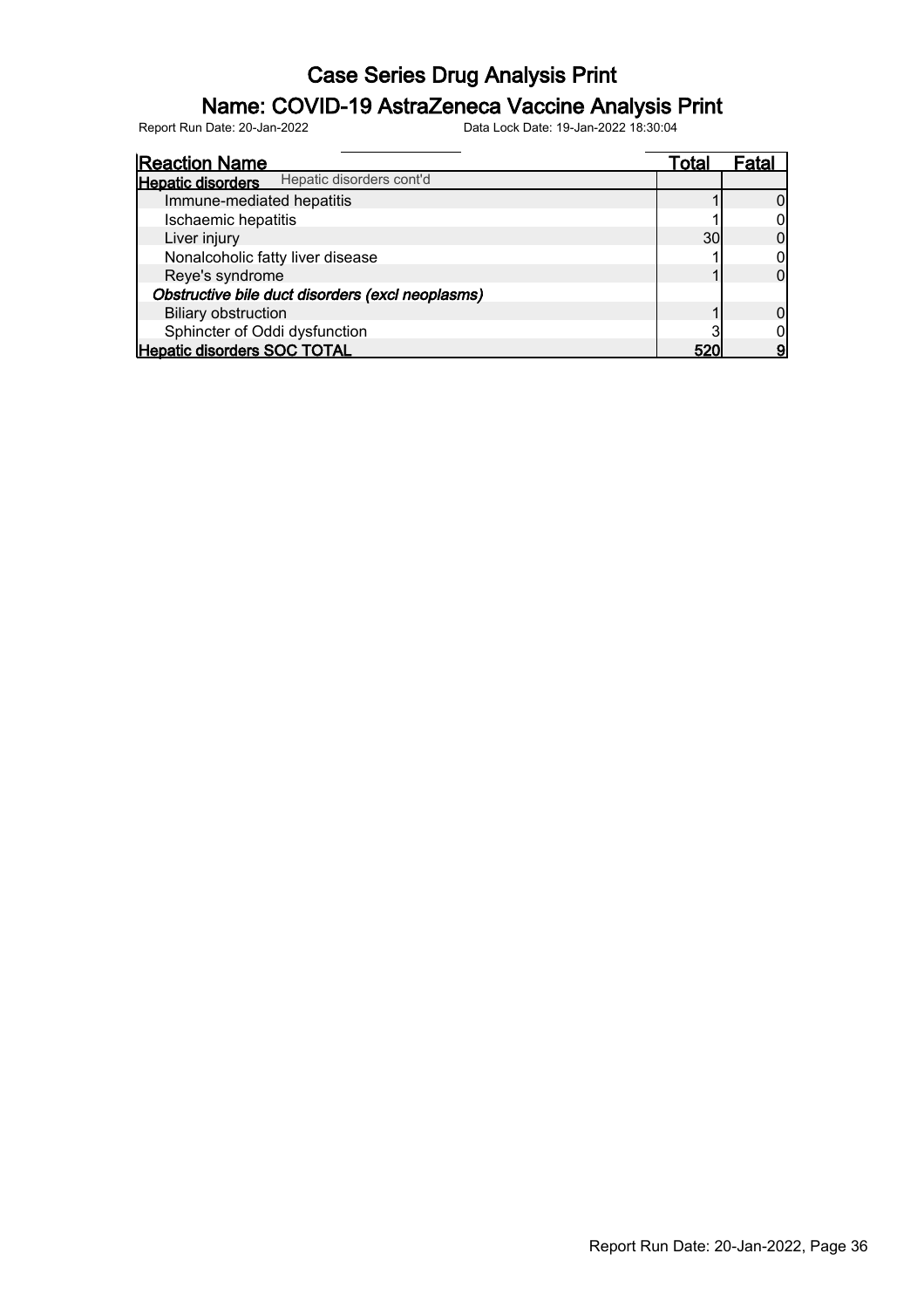# Case Series Drug Analysis Print

## Name: COVID-19 AstraZeneca Vaccine Analysis Print

Report Run Date: 20-Jan-2022    Data Lock Date: 19-Jan-2022 18:30:04

| Reaction Name | Total | Fatal |
|---|---|---|
| **Hepatic disorders** Hepatic disorders cont'd | | |
| Immune-mediated hepatitis | 1 | 0 |
| Ischaemic hepatitis | 1 | 0 |
| Liver injury | 30 | 0 |
| Nonalcoholic fatty liver disease | 1 | 0 |
| Reye's syndrome | 1 | 0 |
| *Obstructive bile duct disorders (excl neoplasms)* | | |
| Biliary obstruction | 1 | 0 |
| Sphincter of Oddi dysfunction | 3 | 0 |
| **Hepatic disorders SOC TOTAL** | **520** | **9** |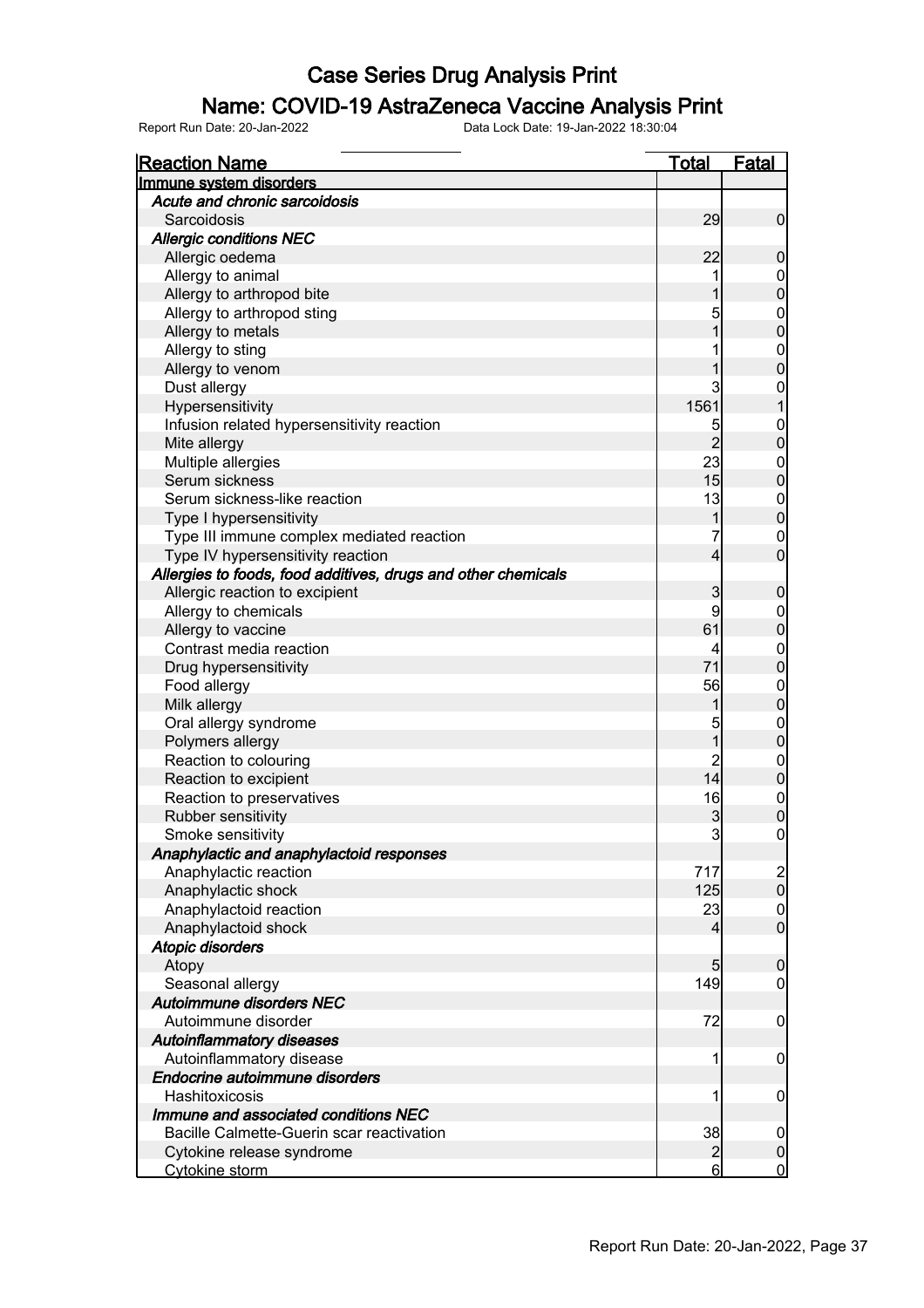# Case Series Drug Analysis Print

## Name: COVID-19 AstraZeneca Vaccine Analysis Print

Report Run Date: 20-Jan-2022 Data Lock Date: 19-Jan-2022 18:30:04

| Reaction Name | Total | Fatal |
|---|---|---|
| **Immune system disorders** | | |
| ***Acute and chronic sarcoidosis*** | | |
| Sarcoidosis | 29 | 0 |
| ***Allergic conditions NEC*** | | |
| Allergic oedema | 22 | 0 |
| Allergy to animal | 1 | 0 |
| Allergy to arthropod bite | 1 | 0 |
| Allergy to arthropod sting | 5 | 0 |
| Allergy to metals | 1 | 0 |
| Allergy to sting | 1 | 0 |
| Allergy to venom | 1 | 0 |
| Dust allergy | 3 | 0 |
| Hypersensitivity | 1561 | 1 |
| Infusion related hypersensitivity reaction | 5 | 0 |
| Mite allergy | 2 | 0 |
| Multiple allergies | 23 | 0 |
| Serum sickness | 15 | 0 |
| Serum sickness-like reaction | 13 | 0 |
| Type I hypersensitivity | 1 | 0 |
| Type III immune complex mediated reaction | 7 | 0 |
| Type IV hypersensitivity reaction | 4 | 0 |
| ***Allergies to foods, food additives, drugs and other chemicals*** | | |
| Allergic reaction to excipient | 3 | 0 |
| Allergy to chemicals | 9 | 0 |
| Allergy to vaccine | 61 | 0 |
| Contrast media reaction | 4 | 0 |
| Drug hypersensitivity | 71 | 0 |
| Food allergy | 56 | 0 |
| Milk allergy | 1 | 0 |
| Oral allergy syndrome | 5 | 0 |
| Polymers allergy | 1 | 0 |
| Reaction to colouring | 2 | 0 |
| Reaction to excipient | 14 | 0 |
| Reaction to preservatives | 16 | 0 |
| Rubber sensitivity | 3 | 0 |
| Smoke sensitivity | 3 | 0 |
| ***Anaphylactic and anaphylactoid responses*** | | |
| Anaphylactic reaction | 717 | 2 |
| Anaphylactic shock | 125 | 0 |
| Anaphylactoid reaction | 23 | 0 |
| Anaphylactoid shock | 4 | 0 |
| ***Atopic disorders*** | | |
| Atopy | 5 | 0 |
| Seasonal allergy | 149 | 0 |
| ***Autoimmune disorders NEC*** | | |
| Autoimmune disorder | 72 | 0 |
| ***Autoinflammatory diseases*** | | |
| Autoinflammatory disease | 1 | 0 |
| ***Endocrine autoimmune disorders*** | | |
| Hashitoxicosis | 1 | 0 |
| ***Immune and associated conditions NEC*** | | |
| Bacille Calmette-Guerin scar reactivation | 38 | 0 |
| Cytokine release syndrome | 2 | 0 |
| Cytokine storm | 6 | 0 |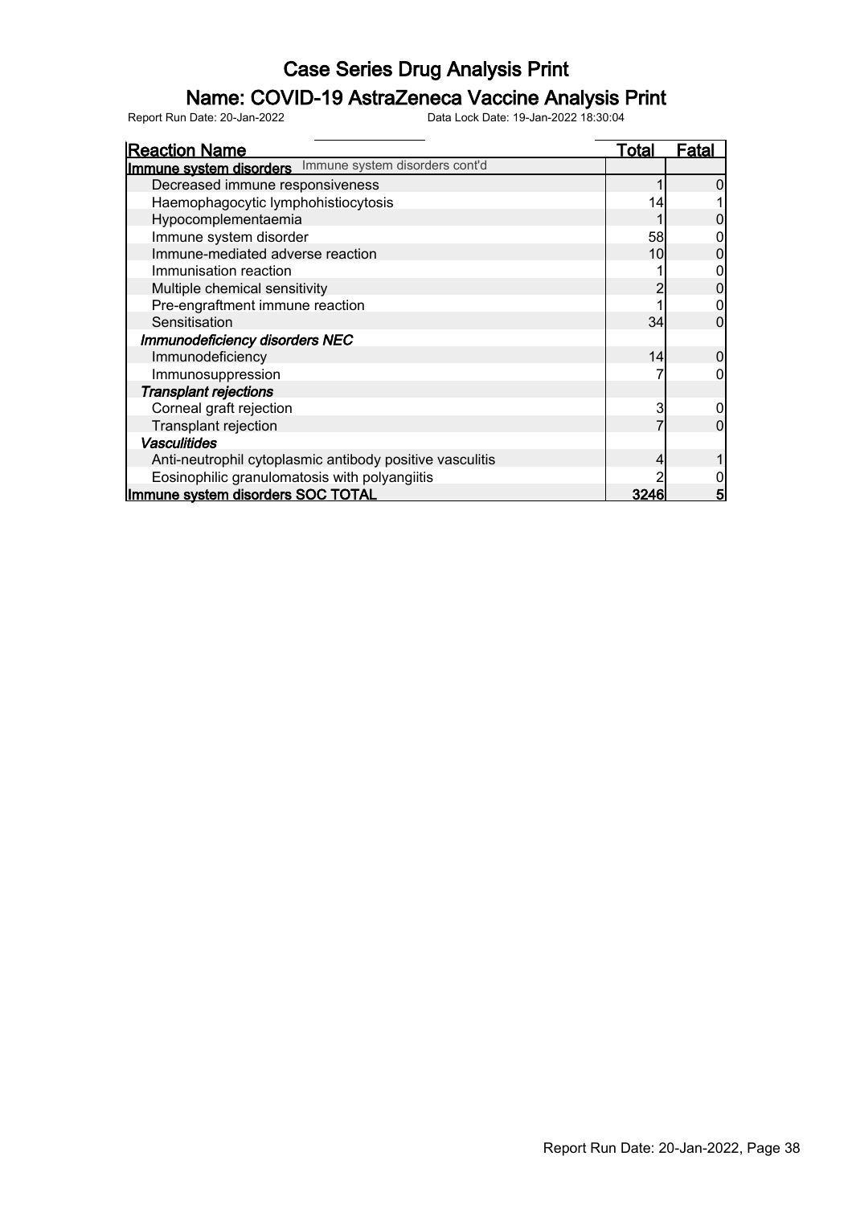# Case Series Drug Analysis Print

## Name: COVID-19 AstraZeneca Vaccine Analysis Print

Report Run Date: 20-Jan-2022        Data Lock Date: 19-Jan-2022 18:30:04

| Reaction Name | Total | Fatal |
|---|---|---|
| **Immune system disorders** Immune system disorders cont'd | | |
| Decreased immune responsiveness | 1 | 0 |
| Haemophagocytic lymphohistiocytosis | 14 | 1 |
| Hypocomplementaemia | 1 | 0 |
| Immune system disorder | 58 | 0 |
| Immune-mediated adverse reaction | 10 | 0 |
| Immunisation reaction | 1 | 0 |
| Multiple chemical sensitivity | 2 | 0 |
| Pre-engraftment immune reaction | 1 | 0 |
| Sensitisation | 34 | 0 |
| ***Immunodeficiency disorders NEC*** | | |
| Immunodeficiency | 14 | 0 |
| Immunosuppression | 7 | 0 |
| ***Transplant rejections*** | | |
| Corneal graft rejection | 3 | 0 |
| Transplant rejection | 7 | 0 |
| ***Vasculitides*** | | |
| Anti-neutrophil cytoplasmic antibody positive vasculitis | 4 | 1 |
| Eosinophilic granulomatosis with polyangiitis | 2 | 0 |
| **Immune system disorders SOC TOTAL** | **3246** | **5** |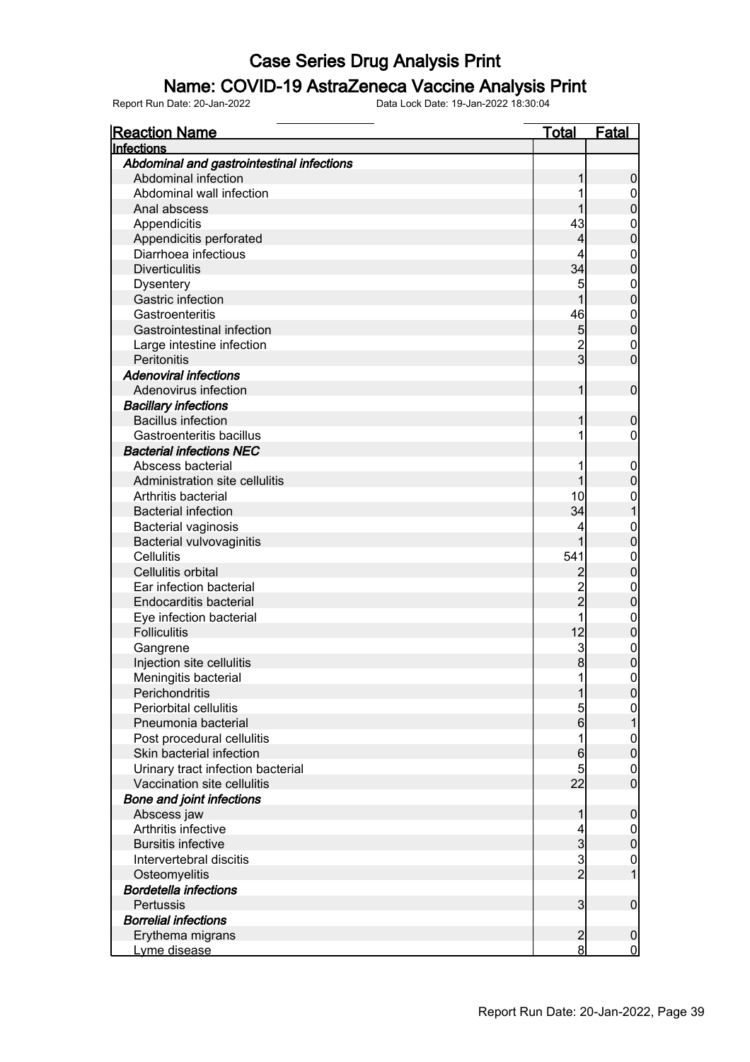# Case Series Drug Analysis Print

## Name: COVID-19 AstraZeneca Vaccine Analysis Print

Report Run Date: 20-Jan-2022 Data Lock Date: 19-Jan-2022 18:30:04

| Reaction Name | Total | Fatal |
|---|---|---|
| **Infections** | | |
| ***Abdominal and gastrointestinal infections*** | | |
| Abdominal infection | 1 | 0 |
| Abdominal wall infection | 1 | 0 |
| Anal abscess | 1 | 0 |
| Appendicitis | 43 | 0 |
| Appendicitis perforated | 4 | 0 |
| Diarrhoea infectious | 4 | 0 |
| Diverticulitis | 34 | 0 |
| Dysentery | 5 | 0 |
| Gastric infection | 1 | 0 |
| Gastroenteritis | 46 | 0 |
| Gastrointestinal infection | 5 | 0 |
| Large intestine infection | 2 | 0 |
| Peritonitis | 3 | 0 |
| ***Adenoviral infections*** | | |
| Adenovirus infection | 1 | 0 |
| ***Bacillary infections*** | | |
| Bacillus infection | 1 | 0 |
| Gastroenteritis bacillus | 1 | 0 |
| ***Bacterial infections NEC*** | | |
| Abscess bacterial | 1 | 0 |
| Administration site cellulitis | 1 | 0 |
| Arthritis bacterial | 10 | 0 |
| Bacterial infection | 34 | 1 |
| Bacterial vaginosis | 4 | 0 |
| Bacterial vulvovaginitis | 1 | 0 |
| Cellulitis | 541 | 0 |
| Cellulitis orbital | 2 | 0 |
| Ear infection bacterial | 2 | 0 |
| Endocarditis bacterial | 2 | 0 |
| Eye infection bacterial | 1 | 0 |
| Folliculitis | 12 | 0 |
| Gangrene | 3 | 0 |
| Injection site cellulitis | 8 | 0 |
| Meningitis bacterial | 1 | 0 |
| Perichondritis | 1 | 0 |
| Periorbital cellulitis | 5 | 0 |
| Pneumonia bacterial | 6 | 1 |
| Post procedural cellulitis | 1 | 0 |
| Skin bacterial infection | 6 | 0 |
| Urinary tract infection bacterial | 5 | 0 |
| Vaccination site cellulitis | 22 | 0 |
| ***Bone and joint infections*** | | |
| Abscess jaw | 1 | 0 |
| Arthritis infective | 4 | 0 |
| Bursitis infective | 3 | 0 |
| Intervertebral discitis | 3 | 0 |
| Osteomyelitis | 2 | 1 |
| ***Bordetella infections*** | | |
| Pertussis | 3 | 0 |
| ***Borrelial infections*** | | |
| Erythema migrans | 2 | 0 |
| Lyme disease | 8 | 0 |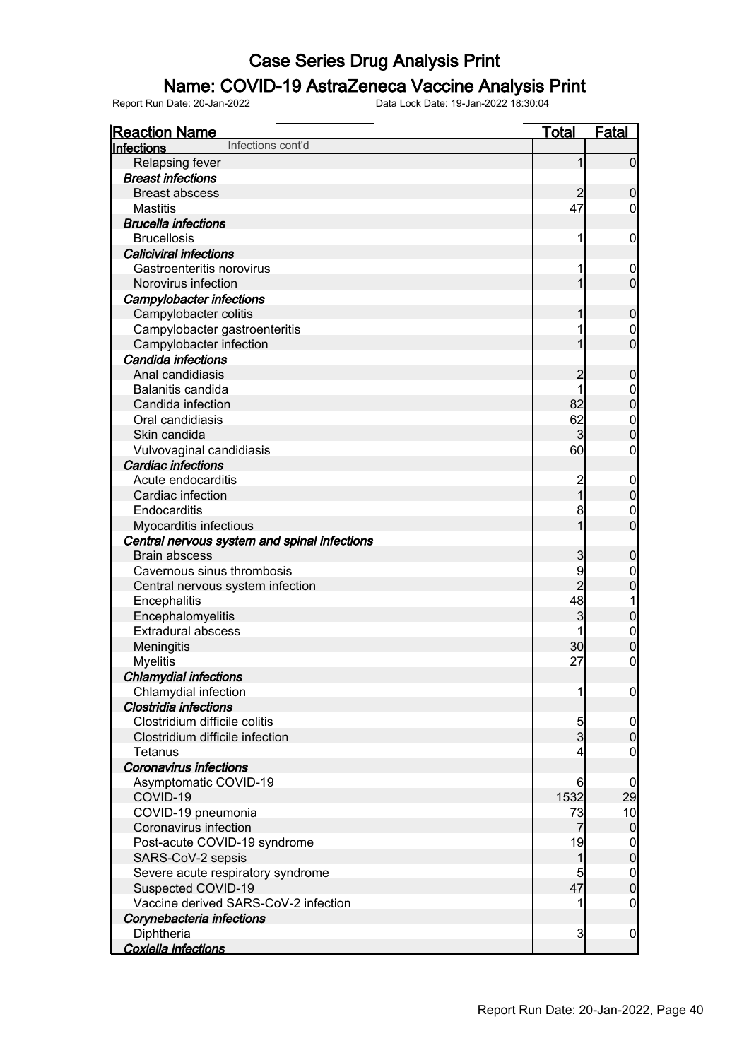# Case Series Drug Analysis Print

## Name: COVID-19 AstraZeneca Vaccine Analysis Print

Report Run Date: 20-Jan-2022    Data Lock Date: 19-Jan-2022 18:30:04

| Reaction Name | Total | Fatal |
|---|---|---|
| **Infections** Infections cont'd | | |
| Relapsing fever | 1 | 0 |
| ***Breast infections*** | | |
| Breast abscess | 2 | 0 |
| Mastitis | 47 | 0 |
| ***Brucella infections*** | | |
| Brucellosis | 1 | 0 |
| ***Caliciviral infections*** | | |
| Gastroenteritis norovirus | 1 | 0 |
| Norovirus infection | 1 | 0 |
| ***Campylobacter infections*** | | |
| Campylobacter colitis | 1 | 0 |
| Campylobacter gastroenteritis | 1 | 0 |
| Campylobacter infection | 1 | 0 |
| ***Candida infections*** | | |
| Anal candidiasis | 2 | 0 |
| Balanitis candida | 1 | 0 |
| Candida infection | 82 | 0 |
| Oral candidiasis | 62 | 0 |
| Skin candida | 3 | 0 |
| Vulvovaginal candidiasis | 60 | 0 |
| ***Cardiac infections*** | | |
| Acute endocarditis | 2 | 0 |
| Cardiac infection | 1 | 0 |
| Endocarditis | 8 | 0 |
| Myocarditis infectious | 1 | 0 |
| ***Central nervous system and spinal infections*** | | |
| Brain abscess | 3 | 0 |
| Cavernous sinus thrombosis | 9 | 0 |
| Central nervous system infection | 2 | 0 |
| Encephalitis | 48 | 1 |
| Encephalomyelitis | 3 | 0 |
| Extradural abscess | 1 | 0 |
| Meningitis | 30 | 0 |
| Myelitis | 27 | 0 |
| ***Chlamydial infections*** | | |
| Chlamydial infection | 1 | 0 |
| ***Clostridia infections*** | | |
| Clostridium difficile colitis | 5 | 0 |
| Clostridium difficile infection | 3 | 0 |
| Tetanus | 4 | 0 |
| ***Coronavirus infections*** | | |
| Asymptomatic COVID-19 | 6 | 0 |
| COVID-19 | 1532 | 29 |
| COVID-19 pneumonia | 73 | 10 |
| Coronavirus infection | 7 | 0 |
| Post-acute COVID-19 syndrome | 19 | 0 |
| SARS-CoV-2 sepsis | 1 | 0 |
| Severe acute respiratory syndrome | 5 | 0 |
| Suspected COVID-19 | 47 | 0 |
| Vaccine derived SARS-CoV-2 infection | 1 | 0 |
| ***Corynebacteria infections*** | | |
| Diphtheria | 3 | 0 |
| ***Coxiella infections*** | | |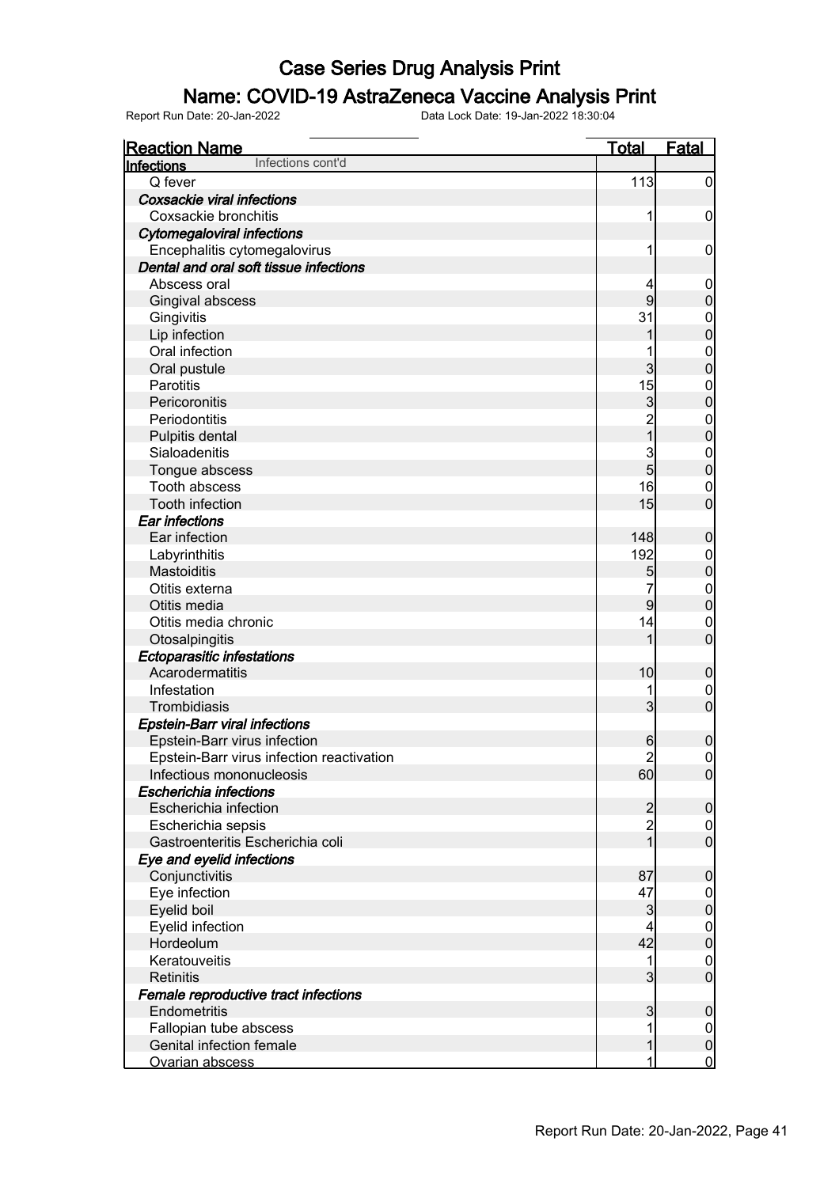# Case Series Drug Analysis Print

## Name: COVID-19 AstraZeneca Vaccine Analysis Print

Report Run Date: 20-Jan-2022 Data Lock Date: 19-Jan-2022 18:30:04

| Reaction Name | Total | Fatal |
|---|---|---|
| **Infections** Infections cont'd | | |
| Q fever | 113 | 0 |
| ***Coxsackie viral infections*** | | |
| Coxsackie bronchitis | 1 | 0 |
| ***Cytomegaloviral infections*** | | |
| Encephalitis cytomegalovirus | 1 | 0 |
| ***Dental and oral soft tissue infections*** | | |
| Abscess oral | 4 | 0 |
| Gingival abscess | 9 | 0 |
| Gingivitis | 31 | 0 |
| Lip infection | 1 | 0 |
| Oral infection | 1 | 0 |
| Oral pustule | 3 | 0 |
| Parotitis | 15 | 0 |
| Pericoronitis | 3 | 0 |
| Periodontitis | 2 | 0 |
| Pulpitis dental | 1 | 0 |
| Sialoadenitis | 3 | 0 |
| Tongue abscess | 5 | 0 |
| Tooth abscess | 16 | 0 |
| Tooth infection | 15 | 0 |
| ***Ear infections*** | | |
| Ear infection | 148 | 0 |
| Labyrinthitis | 192 | 0 |
| Mastoiditis | 5 | 0 |
| Otitis externa | 7 | 0 |
| Otitis media | 9 | 0 |
| Otitis media chronic | 14 | 0 |
| Otosalpingitis | 1 | 0 |
| ***Ectoparasitic infestations*** | | |
| Acarodermatitis | 10 | 0 |
| Infestation | 1 | 0 |
| Trombidiasis | 3 | 0 |
| ***Epstein-Barr viral infections*** | | |
| Epstein-Barr virus infection | 6 | 0 |
| Epstein-Barr virus infection reactivation | 2 | 0 |
| Infectious mononucleosis | 60 | 0 |
| ***Escherichia infections*** | | |
| Escherichia infection | 2 | 0 |
| Escherichia sepsis | 2 | 0 |
| Gastroenteritis Escherichia coli | 1 | 0 |
| ***Eye and eyelid infections*** | | |
| Conjunctivitis | 87 | 0 |
| Eye infection | 47 | 0 |
| Eyelid boil | 3 | 0 |
| Eyelid infection | 4 | 0 |
| Hordeolum | 42 | 0 |
| Keratouveitis | 1 | 0 |
| Retinitis | 3 | 0 |
| ***Female reproductive tract infections*** | | |
| Endometritis | 3 | 0 |
| Fallopian tube abscess | 1 | 0 |
| Genital infection female | 1 | 0 |
| Ovarian abscess | 1 | 0 |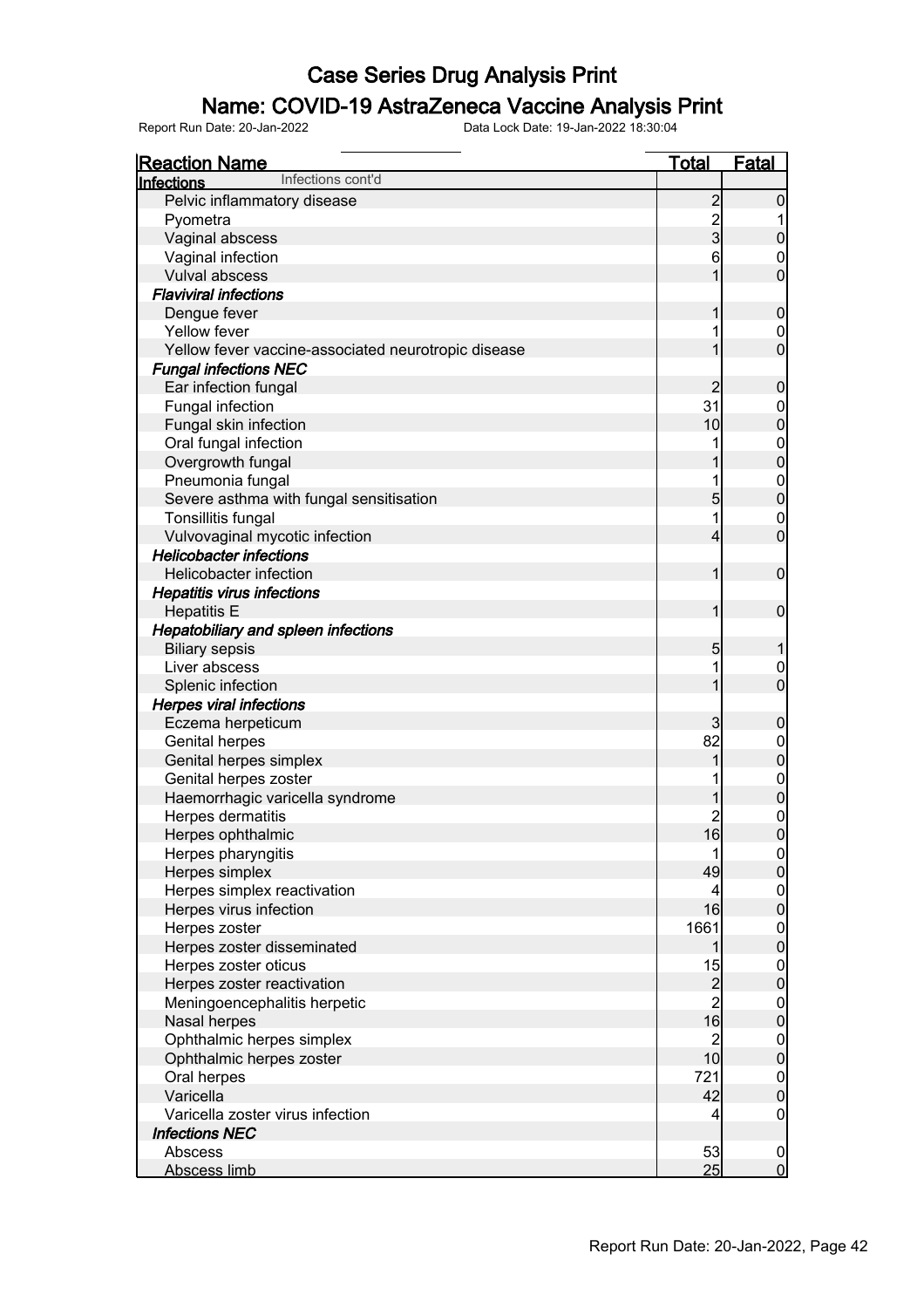# Case Series Drug Analysis Print

## Name: COVID-19 AstraZeneca Vaccine Analysis Print

Report Run Date: 20-Jan-2022    Data Lock Date: 19-Jan-2022 18:30:04

| Reaction Name | Total | Fatal |
|---|---|---|
| **Infections** Infections cont'd | | |
| Pelvic inflammatory disease | 2 | 0 |
| Pyometra | 2 | 1 |
| Vaginal abscess | 3 | 0 |
| Vaginal infection | 6 | 0 |
| Vulval abscess | 1 | 0 |
| ***Flaviviral infections*** | | |
| Dengue fever | 1 | 0 |
| Yellow fever | 1 | 0 |
| Yellow fever vaccine-associated neurotropic disease | 1 | 0 |
| ***Fungal infections NEC*** | | |
| Ear infection fungal | 2 | 0 |
| Fungal infection | 31 | 0 |
| Fungal skin infection | 10 | 0 |
| Oral fungal infection | 1 | 0 |
| Overgrowth fungal | 1 | 0 |
| Pneumonia fungal | 1 | 0 |
| Severe asthma with fungal sensitisation | 5 | 0 |
| Tonsillitis fungal | 1 | 0 |
| Vulvovaginal mycotic infection | 4 | 0 |
| ***Helicobacter infections*** | | |
| Helicobacter infection | 1 | 0 |
| ***Hepatitis virus infections*** | | |
| Hepatitis E | 1 | 0 |
| ***Hepatobiliary and spleen infections*** | | |
| Biliary sepsis | 5 | 1 |
| Liver abscess | 1 | 0 |
| Splenic infection | 1 | 0 |
| ***Herpes viral infections*** | | |
| Eczema herpeticum | 3 | 0 |
| Genital herpes | 82 | 0 |
| Genital herpes simplex | 1 | 0 |
| Genital herpes zoster | 1 | 0 |
| Haemorrhagic varicella syndrome | 1 | 0 |
| Herpes dermatitis | 2 | 0 |
| Herpes ophthalmic | 16 | 0 |
| Herpes pharyngitis | 1 | 0 |
| Herpes simplex | 49 | 0 |
| Herpes simplex reactivation | 4 | 0 |
| Herpes virus infection | 16 | 0 |
| Herpes zoster | 1661 | 0 |
| Herpes zoster disseminated | 1 | 0 |
| Herpes zoster oticus | 15 | 0 |
| Herpes zoster reactivation | 2 | 0 |
| Meningoencephalitis herpetic | 2 | 0 |
| Nasal herpes | 16 | 0 |
| Ophthalmic herpes simplex | 2 | 0 |
| Ophthalmic herpes zoster | 10 | 0 |
| Oral herpes | 721 | 0 |
| Varicella | 42 | 0 |
| Varicella zoster virus infection | 4 | 0 |
| ***Infections NEC*** | | |
| Abscess | 53 | 0 |
| Abscess limb | 25 | 0 |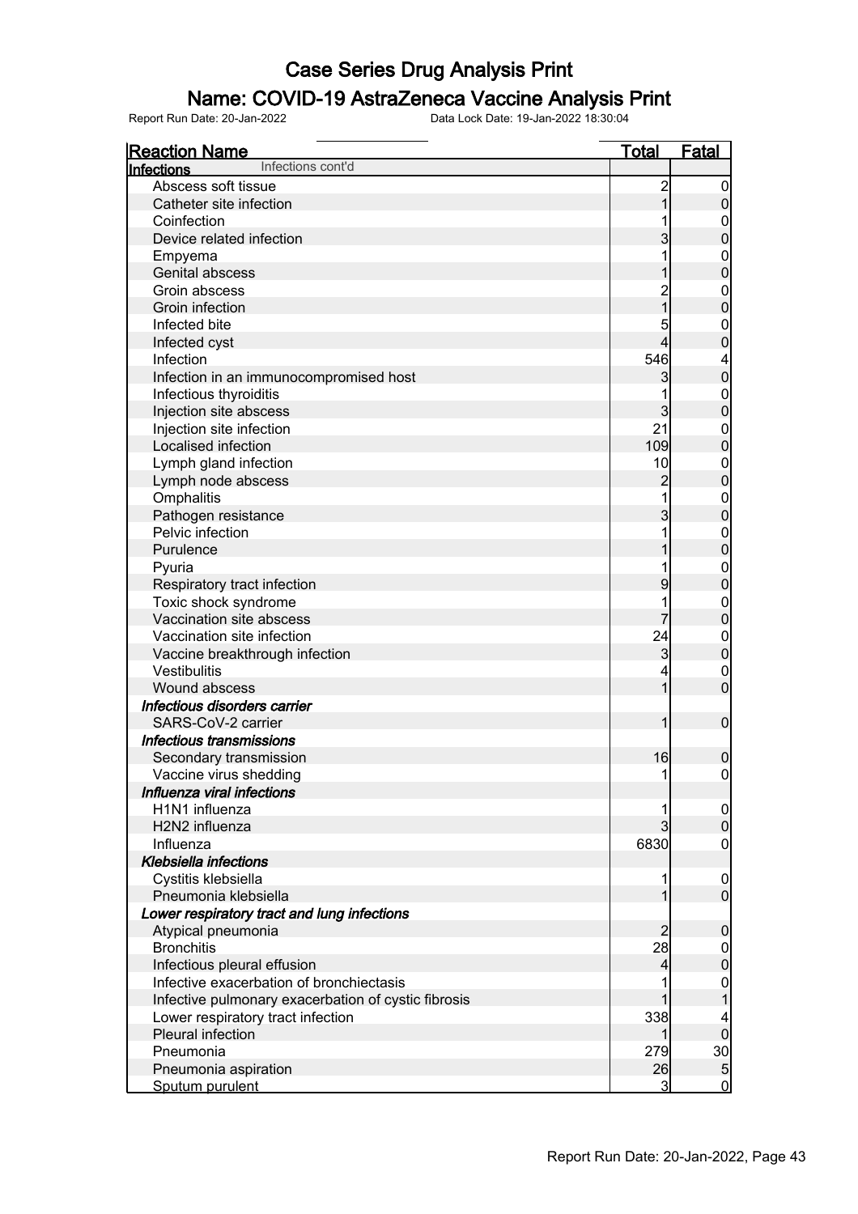# Case Series Drug Analysis Print

## Name: COVID-19 AstraZeneca Vaccine Analysis Print

Report Run Date: 20-Jan-2022    Data Lock Date: 19-Jan-2022 18:30:04

| Reaction Name | Total | Fatal |
|---|---|---|
| **Infections** Infections cont'd | | |
| Abscess soft tissue | 2 | 0 |
| Catheter site infection | 1 | 0 |
| Coinfection | 1 | 0 |
| Device related infection | 3 | 0 |
| Empyema | 1 | 0 |
| Genital abscess | 1 | 0 |
| Groin abscess | 2 | 0 |
| Groin infection | 1 | 0 |
| Infected bite | 5 | 0 |
| Infected cyst | 4 | 0 |
| Infection | 546 | 4 |
| Infection in an immunocompromised host | 3 | 0 |
| Infectious thyroiditis | 1 | 0 |
| Injection site abscess | 3 | 0 |
| Injection site infection | 21 | 0 |
| Localised infection | 109 | 0 |
| Lymph gland infection | 10 | 0 |
| Lymph node abscess | 2 | 0 |
| Omphalitis | 1 | 0 |
| Pathogen resistance | 3 | 0 |
| Pelvic infection | 1 | 0 |
| Purulence | 1 | 0 |
| Pyuria | 1 | 0 |
| Respiratory tract infection | 9 | 0 |
| Toxic shock syndrome | 1 | 0 |
| Vaccination site abscess | 7 | 0 |
| Vaccination site infection | 24 | 0 |
| Vaccine breakthrough infection | 3 | 0 |
| Vestibulitis | 4 | 0 |
| Wound abscess | 1 | 0 |
| ***Infectious disorders carrier*** | | |
| SARS-CoV-2 carrier | 1 | 0 |
| ***Infectious transmissions*** | | |
| Secondary transmission | 16 | 0 |
| Vaccine virus shedding | 1 | 0 |
| ***Influenza viral infections*** | | |
| H1N1 influenza | 1 | 0 |
| H2N2 influenza | 3 | 0 |
| Influenza | 6830 | 0 |
| ***Klebsiella infections*** | | |
| Cystitis klebsiella | 1 | 0 |
| Pneumonia klebsiella | 1 | 0 |
| ***Lower respiratory tract and lung infections*** | | |
| Atypical pneumonia | 2 | 0 |
| Bronchitis | 28 | 0 |
| Infectious pleural effusion | 4 | 0 |
| Infective exacerbation of bronchiectasis | 1 | 0 |
| Infective pulmonary exacerbation of cystic fibrosis | 1 | 1 |
| Lower respiratory tract infection | 338 | 4 |
| Pleural infection | 1 | 0 |
| Pneumonia | 279 | 30 |
| Pneumonia aspiration | 26 | 5 |
| Sputum purulent | 3 | 0 |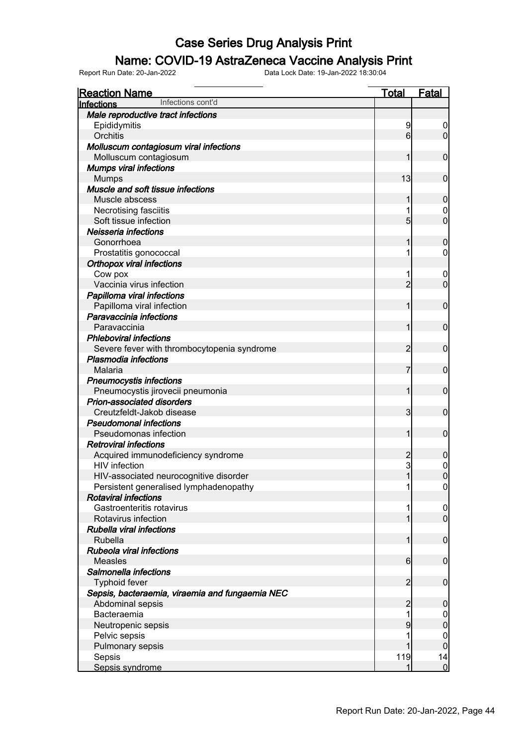# Case Series Drug Analysis Print

## Name: COVID-19 AstraZeneca Vaccine Analysis Print

Report Run Date: 20-Jan-2022    Data Lock Date: 19-Jan-2022 18:30:04

| Reaction Name | Total | Fatal |
|---|---|---|
| **Infections** Infections cont'd | | |
| ***Male reproductive tract infections*** | | |
| Epididymitis | 9 | 0 |
| Orchitis | 6 | 0 |
| ***Molluscum contagiosum viral infections*** | | |
| Molluscum contagiosum | 1 | 0 |
| ***Mumps viral infections*** | | |
| Mumps | 13 | 0 |
| ***Muscle and soft tissue infections*** | | |
| Muscle abscess | 1 | 0 |
| Necrotising fasciitis | 1 | 0 |
| Soft tissue infection | 5 | 0 |
| ***Neisseria infections*** | | |
| Gonorrhoea | 1 | 0 |
| Prostatitis gonococcal | 1 | 0 |
| ***Orthopox viral infections*** | | |
| Cow pox | 1 | 0 |
| Vaccinia virus infection | 2 | 0 |
| ***Papilloma viral infections*** | | |
| Papilloma viral infection | 1 | 0 |
| ***Paravaccinia infections*** | | |
| Paravaccinia | 1 | 0 |
| ***Phleboviral infections*** | | |
| Severe fever with thrombocytopenia syndrome | 2 | 0 |
| ***Plasmodia infections*** | | |
| Malaria | 7 | 0 |
| ***Pneumocystis infections*** | | |
| Pneumocystis jirovecii pneumonia | 1 | 0 |
| ***Prion-associated disorders*** | | |
| Creutzfeldt-Jakob disease | 3 | 0 |
| ***Pseudomonal infections*** | | |
| Pseudomonas infection | 1 | 0 |
| ***Retroviral infections*** | | |
| Acquired immunodeficiency syndrome | 2 | 0 |
| HIV infection | 3 | 0 |
| HIV-associated neurocognitive disorder | 1 | 0 |
| Persistent generalised lymphadenopathy | 1 | 0 |
| ***Rotaviral infections*** | | |
| Gastroenteritis rotavirus | 1 | 0 |
| Rotavirus infection | 1 | 0 |
| ***Rubella viral infections*** | | |
| Rubella | 1 | 0 |
| ***Rubeola viral infections*** | | |
| Measles | 6 | 0 |
| ***Salmonella infections*** | | |
| Typhoid fever | 2 | 0 |
| ***Sepsis, bacteraemia, viraemia and fungaemia NEC*** | | |
| Abdominal sepsis | 2 | 0 |
| Bacteraemia | 1 | 0 |
| Neutropenic sepsis | 9 | 0 |
| Pelvic sepsis | 1 | 0 |
| Pulmonary sepsis | 1 | 0 |
| Sepsis | 119 | 14 |
| Sepsis syndrome | 1 | 0 |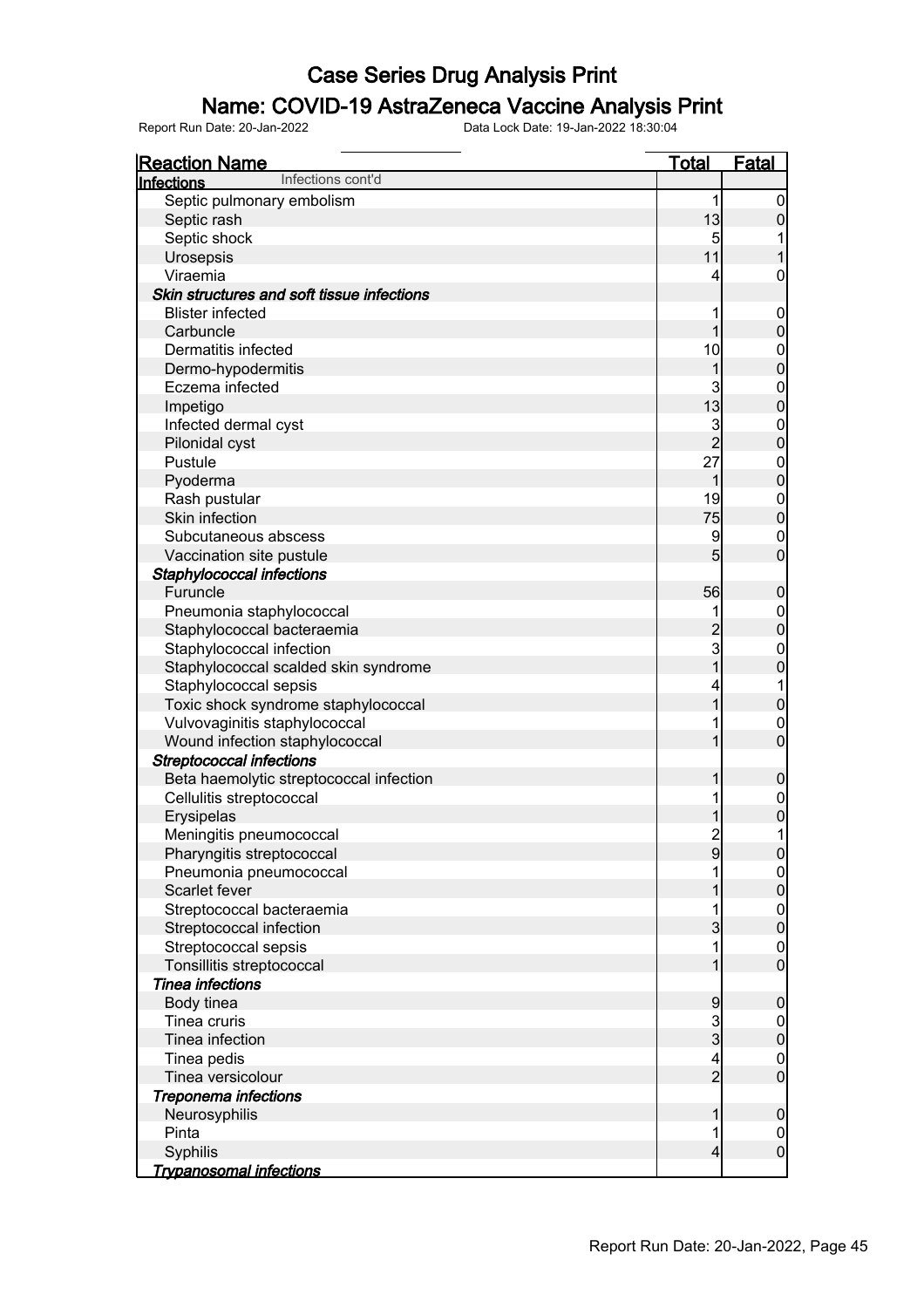# Case Series Drug Analysis Print

## Name: COVID-19 AstraZeneca Vaccine Analysis Print

Report Run Date: 20-Jan-2022    Data Lock Date: 19-Jan-2022 18:30:04

| Reaction Name | Total | Fatal |
|---|---|---|
| **Infections** Infections cont'd | | |
| Septic pulmonary embolism | 1 | 0 |
| Septic rash | 13 | 0 |
| Septic shock | 5 | 1 |
| Urosepsis | 11 | 1 |
| Viraemia | 4 | 0 |
| ***Skin structures and soft tissue infections*** | | |
| Blister infected | 1 | 0 |
| Carbuncle | 1 | 0 |
| Dermatitis infected | 10 | 0 |
| Dermo-hypodermitis | 1 | 0 |
| Eczema infected | 3 | 0 |
| Impetigo | 13 | 0 |
| Infected dermal cyst | 3 | 0 |
| Pilonidal cyst | 2 | 0 |
| Pustule | 27 | 0 |
| Pyoderma | 1 | 0 |
| Rash pustular | 19 | 0 |
| Skin infection | 75 | 0 |
| Subcutaneous abscess | 9 | 0 |
| Vaccination site pustule | 5 | 0 |
| ***Staphylococcal infections*** | | |
| Furuncle | 56 | 0 |
| Pneumonia staphylococcal | 1 | 0 |
| Staphylococcal bacteraemia | 2 | 0 |
| Staphylococcal infection | 3 | 0 |
| Staphylococcal scalded skin syndrome | 1 | 0 |
| Staphylococcal sepsis | 4 | 1 |
| Toxic shock syndrome staphylococcal | 1 | 0 |
| Vulvovaginitis staphylococcal | 1 | 0 |
| Wound infection staphylococcal | 1 | 0 |
| ***Streptococcal infections*** | | |
| Beta haemolytic streptococcal infection | 1 | 0 |
| Cellulitis streptococcal | 1 | 0 |
| Erysipelas | 1 | 0 |
| Meningitis pneumococcal | 2 | 1 |
| Pharyngitis streptococcal | 9 | 0 |
| Pneumonia pneumococcal | 1 | 0 |
| Scarlet fever | 1 | 0 |
| Streptococcal bacteraemia | 1 | 0 |
| Streptococcal infection | 3 | 0 |
| Streptococcal sepsis | 1 | 0 |
| Tonsillitis streptococcal | 1 | 0 |
| ***Tinea infections*** | | |
| Body tinea | 9 | 0 |
| Tinea cruris | 3 | 0 |
| Tinea infection | 3 | 0 |
| Tinea pedis | 4 | 0 |
| Tinea versicolour | 2 | 0 |
| ***Treponema infections*** | | |
| Neurosyphilis | 1 | 0 |
| Pinta | 1 | 0 |
| Syphilis | 4 | 0 |
| ***Trypanosomal infections*** | | |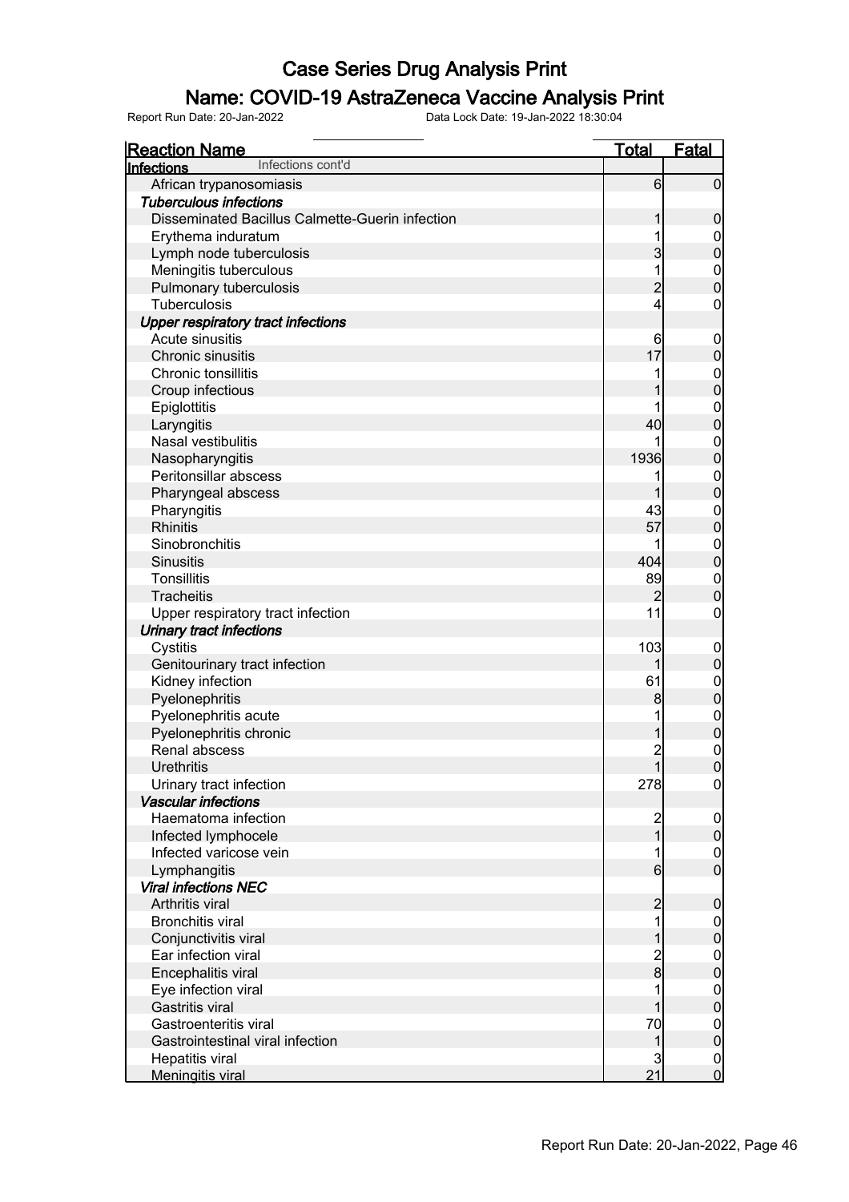# Case Series Drug Analysis Print

## Name: COVID-19 AstraZeneca Vaccine Analysis Print

Report Run Date: 20-Jan-2022 Data Lock Date: 19-Jan-2022 18:30:04

| Reaction Name | Total | Fatal |
|---|---|---|
| **Infections** Infections cont'd | | |
| African trypanosomiasis | 6 | 0 |
| ***Tuberculous infections*** | | |
| Disseminated Bacillus Calmette-Guerin infection | 1 | 0 |
| Erythema induratum | 1 | 0 |
| Lymph node tuberculosis | 3 | 0 |
| Meningitis tuberculous | 1 | 0 |
| Pulmonary tuberculosis | 2 | 0 |
| Tuberculosis | 4 | 0 |
| ***Upper respiratory tract infections*** | | |
| Acute sinusitis | 6 | 0 |
| Chronic sinusitis | 17 | 0 |
| Chronic tonsillitis | 1 | 0 |
| Croup infectious | 1 | 0 |
| Epiglottitis | 1 | 0 |
| Laryngitis | 40 | 0 |
| Nasal vestibulitis | 1 | 0 |
| Nasopharyngitis | 1936 | 0 |
| Peritonsillar abscess | 1 | 0 |
| Pharyngeal abscess | 1 | 0 |
| Pharyngitis | 43 | 0 |
| Rhinitis | 57 | 0 |
| Sinobronchitis | 1 | 0 |
| Sinusitis | 404 | 0 |
| Tonsillitis | 89 | 0 |
| Tracheitis | 2 | 0 |
| Upper respiratory tract infection | 11 | 0 |
| ***Urinary tract infections*** | | |
| Cystitis | 103 | 0 |
| Genitourinary tract infection | 1 | 0 |
| Kidney infection | 61 | 0 |
| Pyelonephritis | 8 | 0 |
| Pyelonephritis acute | 1 | 0 |
| Pyelonephritis chronic | 1 | 0 |
| Renal abscess | 2 | 0 |
| Urethritis | 1 | 0 |
| Urinary tract infection | 278 | 0 |
| ***Vascular infections*** | | |
| Haematoma infection | 2 | 0 |
| Infected lymphocele | 1 | 0 |
| Infected varicose vein | 1 | 0 |
| Lymphangitis | 6 | 0 |
| ***Viral infections NEC*** | | |
| Arthritis viral | 2 | 0 |
| Bronchitis viral | 1 | 0 |
| Conjunctivitis viral | 1 | 0 |
| Ear infection viral | 2 | 0 |
| Encephalitis viral | 8 | 0 |
| Eye infection viral | 1 | 0 |
| Gastritis viral | 1 | 0 |
| Gastroenteritis viral | 70 | 0 |
| Gastrointestinal viral infection | 1 | 0 |
| Hepatitis viral | 3 | 0 |
| Meningitis viral | 21 | 0 |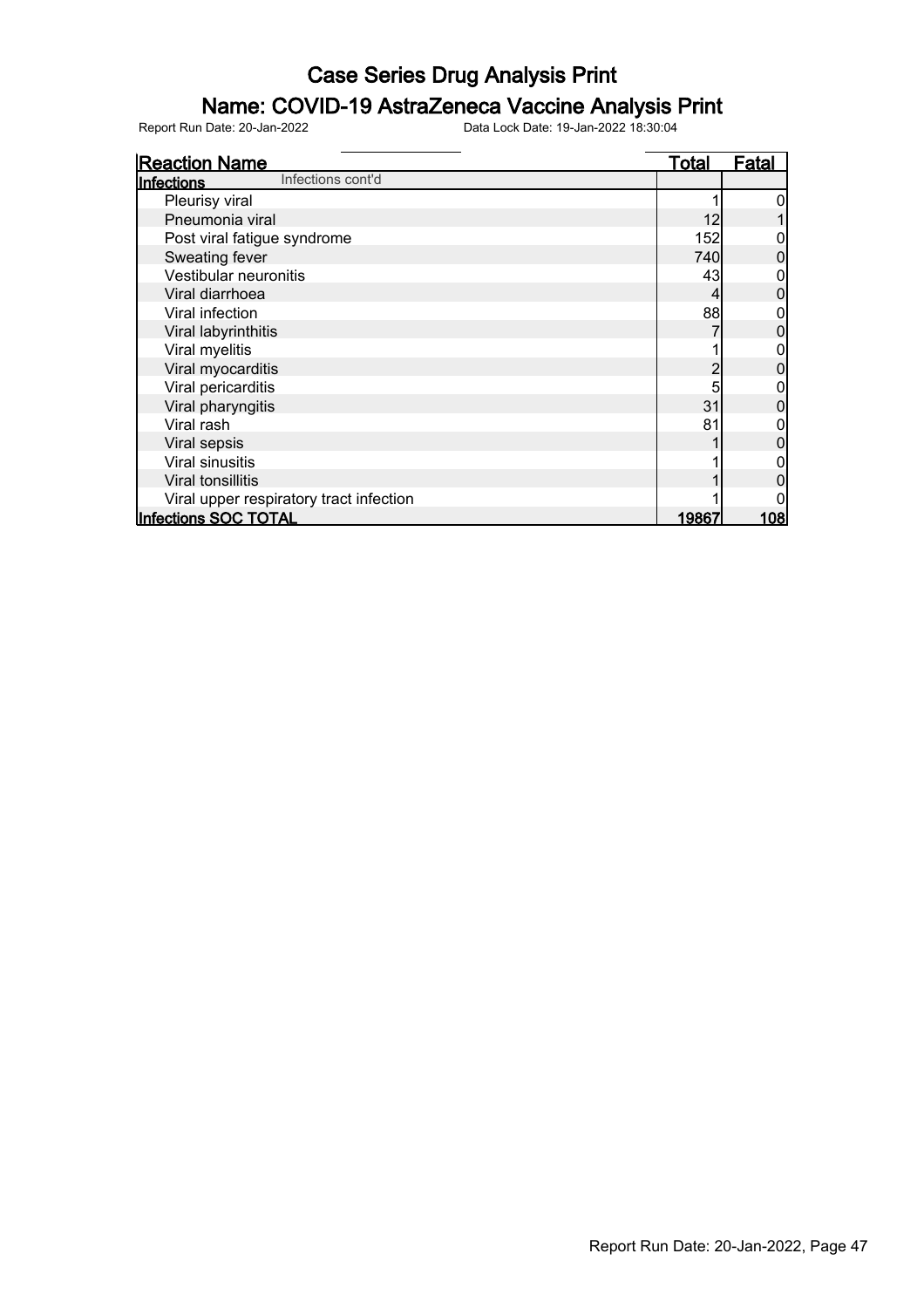# Case Series Drug Analysis Print

## Name: COVID-19 AstraZeneca Vaccine Analysis Print

Report Run Date: 20-Jan-2022 Data Lock Date: 19-Jan-2022 18:30:04

| Reaction Name | Total | Fatal |
|---|---|---|
| **Infections** Infections cont'd | | |
| Pleurisy viral | 1 | 0 |
| Pneumonia viral | 12 | 1 |
| Post viral fatigue syndrome | 152 | 0 |
| Sweating fever | 740 | 0 |
| Vestibular neuronitis | 43 | 0 |
| Viral diarrhoea | 4 | 0 |
| Viral infection | 88 | 0 |
| Viral labyrinthitis | 7 | 0 |
| Viral myelitis | 1 | 0 |
| Viral myocarditis | 2 | 0 |
| Viral pericarditis | 5 | 0 |
| Viral pharyngitis | 31 | 0 |
| Viral rash | 81 | 0 |
| Viral sepsis | 1 | 0 |
| Viral sinusitis | 1 | 0 |
| Viral tonsillitis | 1 | 0 |
| Viral upper respiratory tract infection | 1 | 0 |
| **Infections SOC TOTAL** | **19867** | **108** |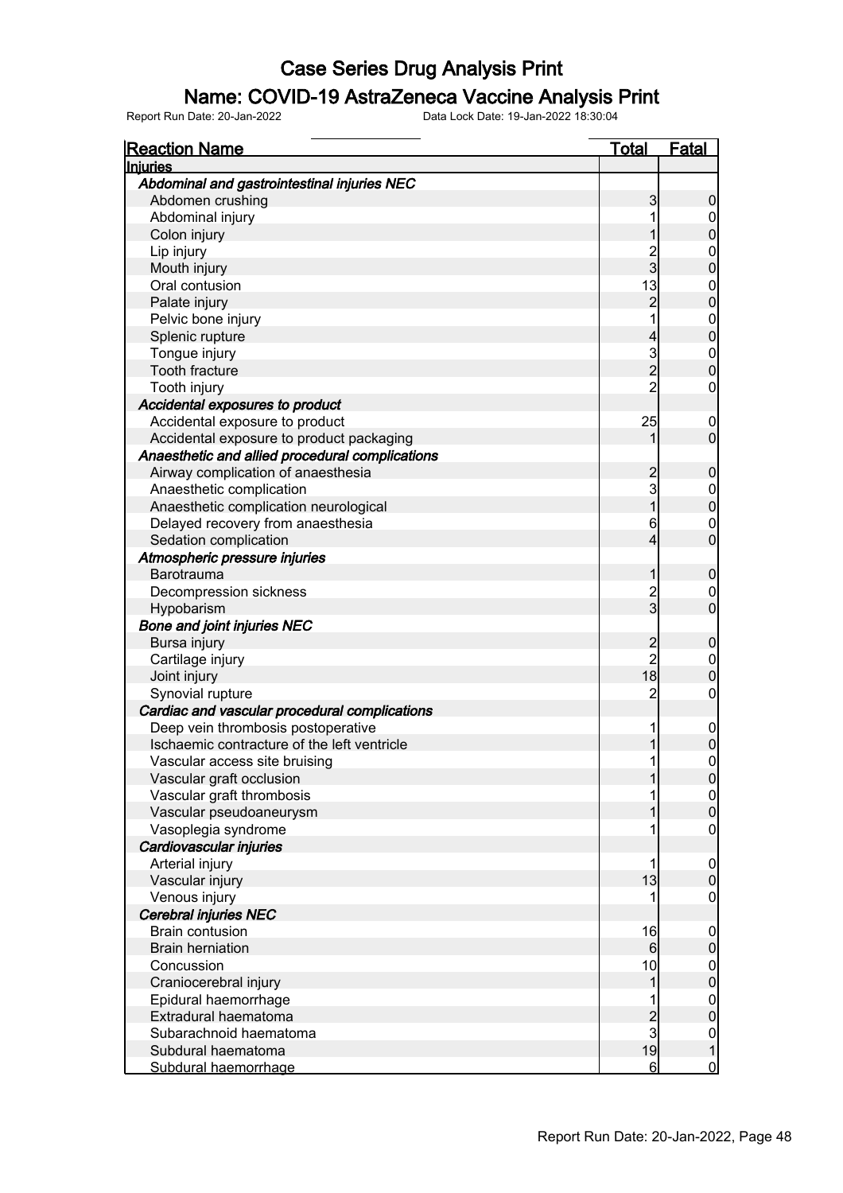# Case Series Drug Analysis Print

## Name: COVID-19 AstraZeneca Vaccine Analysis Print

Report Run Date: 20-Jan-2022    Data Lock Date: 19-Jan-2022 18:30:04

| Reaction Name | Total | Fatal |
|---|---|---|
| **Injuries** | | |
| *Abdominal and gastrointestinal injuries NEC* | | |
| Abdomen crushing | 3 | 0 |
| Abdominal injury | 1 | 0 |
| Colon injury | 1 | 0 |
| Lip injury | 2 | 0 |
| Mouth injury | 3 | 0 |
| Oral contusion | 13 | 0 |
| Palate injury | 2 | 0 |
| Pelvic bone injury | 1 | 0 |
| Splenic rupture | 4 | 0 |
| Tongue injury | 3 | 0 |
| Tooth fracture | 2 | 0 |
| Tooth injury | 2 | 0 |
| *Accidental exposures to product* | | |
| Accidental exposure to product | 25 | 0 |
| Accidental exposure to product packaging | 1 | 0 |
| *Anaesthetic and allied procedural complications* | | |
| Airway complication of anaesthesia | 2 | 0 |
| Anaesthetic complication | 3 | 0 |
| Anaesthetic complication neurological | 1 | 0 |
| Delayed recovery from anaesthesia | 6 | 0 |
| Sedation complication | 4 | 0 |
| *Atmospheric pressure injuries* | | |
| Barotrauma | 1 | 0 |
| Decompression sickness | 2 | 0 |
| Hypobarism | 3 | 0 |
| *Bone and joint injuries NEC* | | |
| Bursa injury | 2 | 0 |
| Cartilage injury | 2 | 0 |
| Joint injury | 18 | 0 |
| Synovial rupture | 2 | 0 |
| *Cardiac and vascular procedural complications* | | |
| Deep vein thrombosis postoperative | 1 | 0 |
| Ischaemic contracture of the left ventricle | 1 | 0 |
| Vascular access site bruising | 1 | 0 |
| Vascular graft occlusion | 1 | 0 |
| Vascular graft thrombosis | 1 | 0 |
| Vascular pseudoaneurysm | 1 | 0 |
| Vasoplegia syndrome | 1 | 0 |
| *Cardiovascular injuries* | | |
| Arterial injury | 1 | 0 |
| Vascular injury | 13 | 0 |
| Venous injury | 1 | 0 |
| *Cerebral injuries NEC* | | |
| Brain contusion | 16 | 0 |
| Brain herniation | 6 | 0 |
| Concussion | 10 | 0 |
| Craniocerebral injury | 1 | 0 |
| Epidural haemorrhage | 1 | 0 |
| Extradural haematoma | 2 | 0 |
| Subarachnoid haematoma | 3 | 0 |
| Subdural haematoma | 19 | 1 |
| Subdural haemorrhage | 6 | 0 |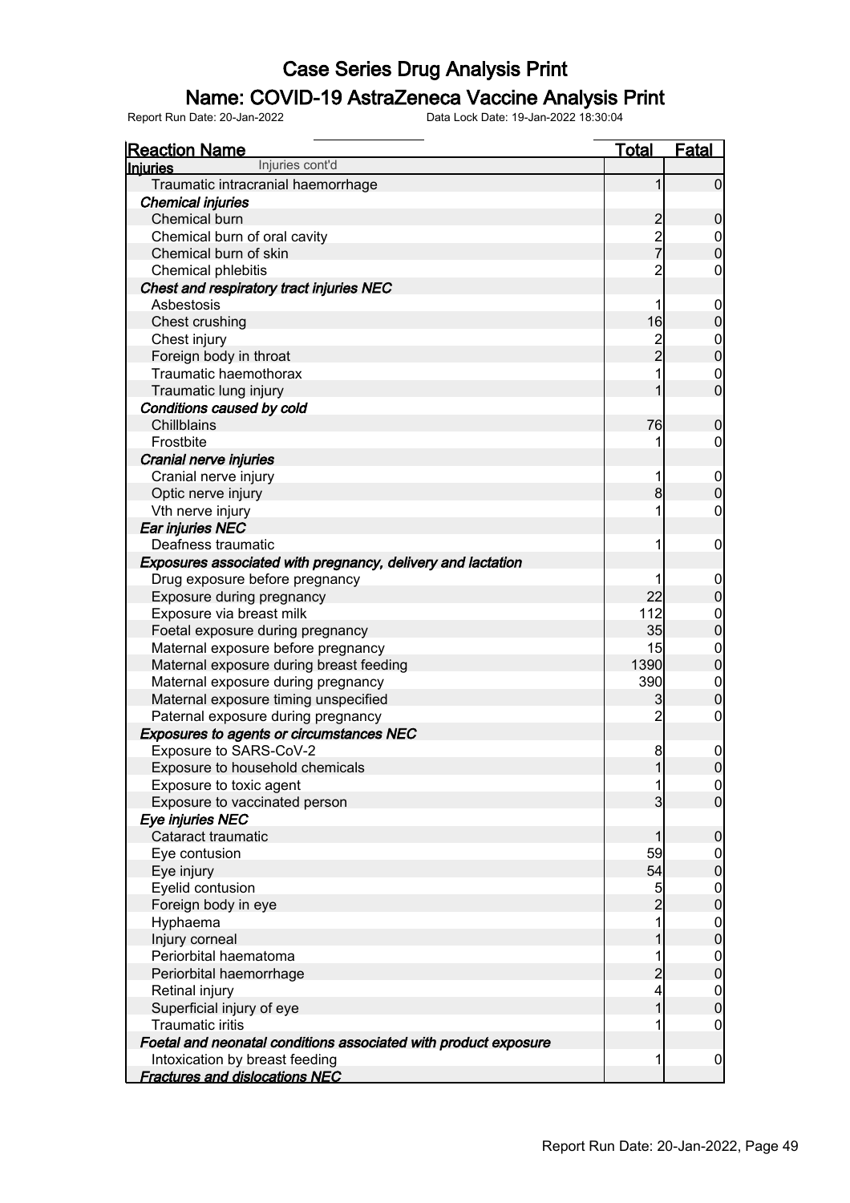# Case Series Drug Analysis Print

## Name: COVID-19 AstraZeneca Vaccine Analysis Print

Report Run Date: 20-Jan-2022 Data Lock Date: 19-Jan-2022 18:30:04

| Reaction Name | Total | Fatal |
|---|---|---|
| **Injuries** Injuries cont'd | | |
| Traumatic intracranial haemorrhage | 1 | 0 |
| ***Chemical injuries*** | | |
| Chemical burn | 2 | 0 |
| Chemical burn of oral cavity | 2 | 0 |
| Chemical burn of skin | 7 | 0 |
| Chemical phlebitis | 2 | 0 |
| ***Chest and respiratory tract injuries NEC*** | | |
| Asbestosis | 1 | 0 |
| Chest crushing | 16 | 0 |
| Chest injury | 2 | 0 |
| Foreign body in throat | 2 | 0 |
| Traumatic haemothorax | 1 | 0 |
| Traumatic lung injury | 1 | 0 |
| ***Conditions caused by cold*** | | |
| Chillblains | 76 | 0 |
| Frostbite | 1 | 0 |
| ***Cranial nerve injuries*** | | |
| Cranial nerve injury | 1 | 0 |
| Optic nerve injury | 8 | 0 |
| Vth nerve injury | 1 | 0 |
| ***Ear injuries NEC*** | | |
| Deafness traumatic | 1 | 0 |
| ***Exposures associated with pregnancy, delivery and lactation*** | | |
| Drug exposure before pregnancy | 1 | 0 |
| Exposure during pregnancy | 22 | 0 |
| Exposure via breast milk | 112 | 0 |
| Foetal exposure during pregnancy | 35 | 0 |
| Maternal exposure before pregnancy | 15 | 0 |
| Maternal exposure during breast feeding | 1390 | 0 |
| Maternal exposure during pregnancy | 390 | 0 |
| Maternal exposure timing unspecified | 3 | 0 |
| Paternal exposure during pregnancy | 2 | 0 |
| ***Exposures to agents or circumstances NEC*** | | |
| Exposure to SARS-CoV-2 | 8 | 0 |
| Exposure to household chemicals | 1 | 0 |
| Exposure to toxic agent | 1 | 0 |
| Exposure to vaccinated person | 3 | 0 |
| ***Eye injuries NEC*** | | |
| Cataract traumatic | 1 | 0 |
| Eye contusion | 59 | 0 |
| Eye injury | 54 | 0 |
| Eyelid contusion | 5 | 0 |
| Foreign body in eye | 2 | 0 |
| Hyphaema | 1 | 0 |
| Injury corneal | 1 | 0 |
| Periorbital haematoma | 1 | 0 |
| Periorbital haemorrhage | 2 | 0 |
| Retinal injury | 4 | 0 |
| Superficial injury of eye | 1 | 0 |
| Traumatic iritis | 1 | 0 |
| ***Foetal and neonatal conditions associated with product exposure*** | | |
| Intoxication by breast feeding | 1 | 0 |
| ***Fractures and dislocations NEC*** | | |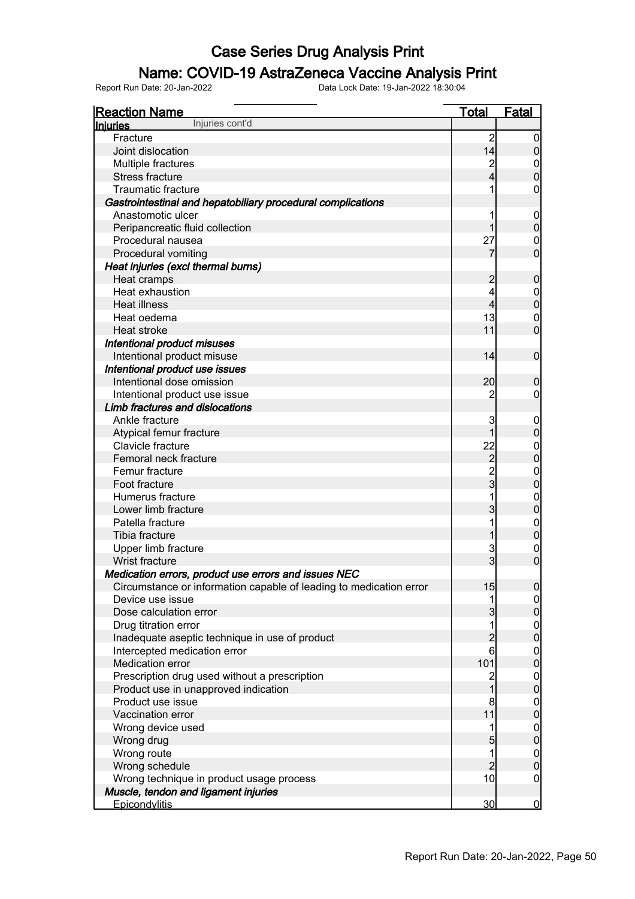# Case Series Drug Analysis Print

## Name: COVID-19 AstraZeneca Vaccine Analysis Print

Report Run Date: 20-Jan-2022 Data Lock Date: 19-Jan-2022 18:30:04

| Reaction Name | Total | Fatal |
|---|---|---|
| **Injuries** Injuries cont'd | | |
| Fracture | 2 | 0 |
| Joint dislocation | 14 | 0 |
| Multiple fractures | 2 | 0 |
| Stress fracture | 4 | 0 |
| Traumatic fracture | 1 | 0 |
| ***Gastrointestinal and hepatobiliary procedural complications*** | | |
| Anastomotic ulcer | 1 | 0 |
| Peripancreatic fluid collection | 1 | 0 |
| Procedural nausea | 27 | 0 |
| Procedural vomiting | 7 | 0 |
| ***Heat injuries (excl thermal burns)*** | | |
| Heat cramps | 2 | 0 |
| Heat exhaustion | 4 | 0 |
| Heat illness | 4 | 0 |
| Heat oedema | 13 | 0 |
| Heat stroke | 11 | 0 |
| ***Intentional product misuses*** | | |
| Intentional product misuse | 14 | 0 |
| ***Intentional product use issues*** | | |
| Intentional dose omission | 20 | 0 |
| Intentional product use issue | 2 | 0 |
| ***Limb fractures and dislocations*** | | |
| Ankle fracture | 3 | 0 |
| Atypical femur fracture | 1 | 0 |
| Clavicle fracture | 22 | 0 |
| Femoral neck fracture | 2 | 0 |
| Femur fracture | 2 | 0 |
| Foot fracture | 3 | 0 |
| Humerus fracture | 1 | 0 |
| Lower limb fracture | 3 | 0 |
| Patella fracture | 1 | 0 |
| Tibia fracture | 1 | 0 |
| Upper limb fracture | 3 | 0 |
| Wrist fracture | 3 | 0 |
| ***Medication errors, product use errors and issues NEC*** | | |
| Circumstance or information capable of leading to medication error | 15 | 0 |
| Device use issue | 1 | 0 |
| Dose calculation error | 3 | 0 |
| Drug titration error | 1 | 0 |
| Inadequate aseptic technique in use of product | 2 | 0 |
| Intercepted medication error | 6 | 0 |
| Medication error | 101 | 0 |
| Prescription drug used without a prescription | 2 | 0 |
| Product use in unapproved indication | 1 | 0 |
| Product use issue | 8 | 0 |
| Vaccination error | 11 | 0 |
| Wrong device used | 1 | 0 |
| Wrong drug | 5 | 0 |
| Wrong route | 1 | 0 |
| Wrong schedule | 2 | 0 |
| Wrong technique in product usage process | 10 | 0 |
| ***Muscle, tendon and ligament injuries*** | | |
| Epicondylitis | 30 | 0 |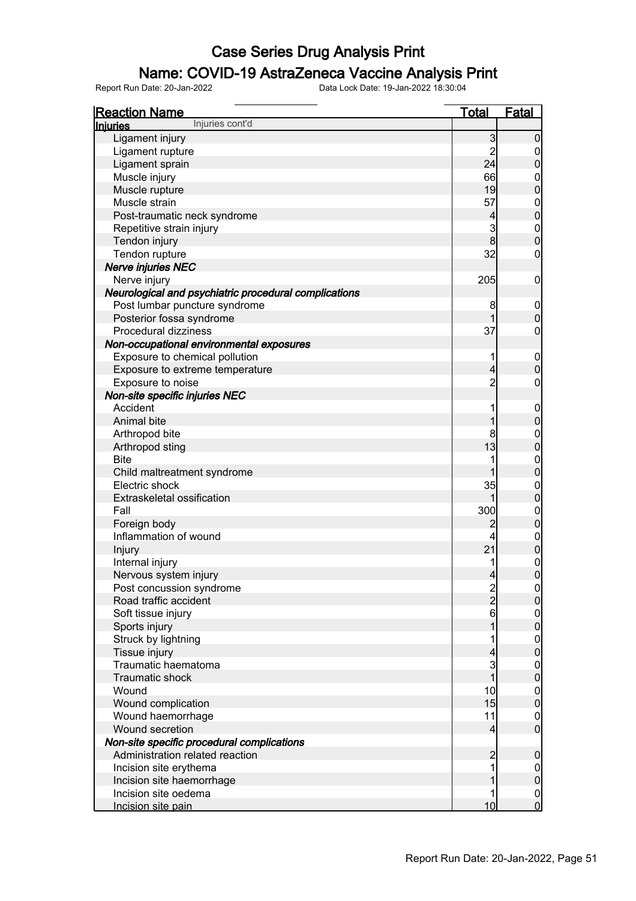# Case Series Drug Analysis Print

## Name: COVID-19 AstraZeneca Vaccine Analysis Print

Report Run Date: 20-Jan-2022    Data Lock Date: 19-Jan-2022 18:30:04

| Reaction Name | Total | Fatal |
|---|---|---|
| **Injuries** Injuries cont'd | | |
| Ligament injury | 3 | 0 |
| Ligament rupture | 2 | 0 |
| Ligament sprain | 24 | 0 |
| Muscle injury | 66 | 0 |
| Muscle rupture | 19 | 0 |
| Muscle strain | 57 | 0 |
| Post-traumatic neck syndrome | 4 | 0 |
| Repetitive strain injury | 3 | 0 |
| Tendon injury | 8 | 0 |
| Tendon rupture | 32 | 0 |
| ***Nerve injuries NEC*** | | |
| Nerve injury | 205 | 0 |
| ***Neurological and psychiatric procedural complications*** | | |
| Post lumbar puncture syndrome | 8 | 0 |
| Posterior fossa syndrome | 1 | 0 |
| Procedural dizziness | 37 | 0 |
| ***Non-occupational environmental exposures*** | | |
| Exposure to chemical pollution | 1 | 0 |
| Exposure to extreme temperature | 4 | 0 |
| Exposure to noise | 2 | 0 |
| ***Non-site specific injuries NEC*** | | |
| Accident | 1 | 0 |
| Animal bite | 1 | 0 |
| Arthropod bite | 8 | 0 |
| Arthropod sting | 13 | 0 |
| Bite | 1 | 0 |
| Child maltreatment syndrome | 1 | 0 |
| Electric shock | 35 | 0 |
| Extraskeletal ossification | 1 | 0 |
| Fall | 300 | 0 |
| Foreign body | 2 | 0 |
| Inflammation of wound | 4 | 0 |
| Injury | 21 | 0 |
| Internal injury | 1 | 0 |
| Nervous system injury | 4 | 0 |
| Post concussion syndrome | 2 | 0 |
| Road traffic accident | 2 | 0 |
| Soft tissue injury | 6 | 0 |
| Sports injury | 1 | 0 |
| Struck by lightning | 1 | 0 |
| Tissue injury | 4 | 0 |
| Traumatic haematoma | 3 | 0 |
| Traumatic shock | 1 | 0 |
| Wound | 10 | 0 |
| Wound complication | 15 | 0 |
| Wound haemorrhage | 11 | 0 |
| Wound secretion | 4 | 0 |
| ***Non-site specific procedural complications*** | | |
| Administration related reaction | 2 | 0 |
| Incision site erythema | 1 | 0 |
| Incision site haemorrhage | 1 | 0 |
| Incision site oedema | 1 | 0 |
| Incision site pain | 10 | 0 |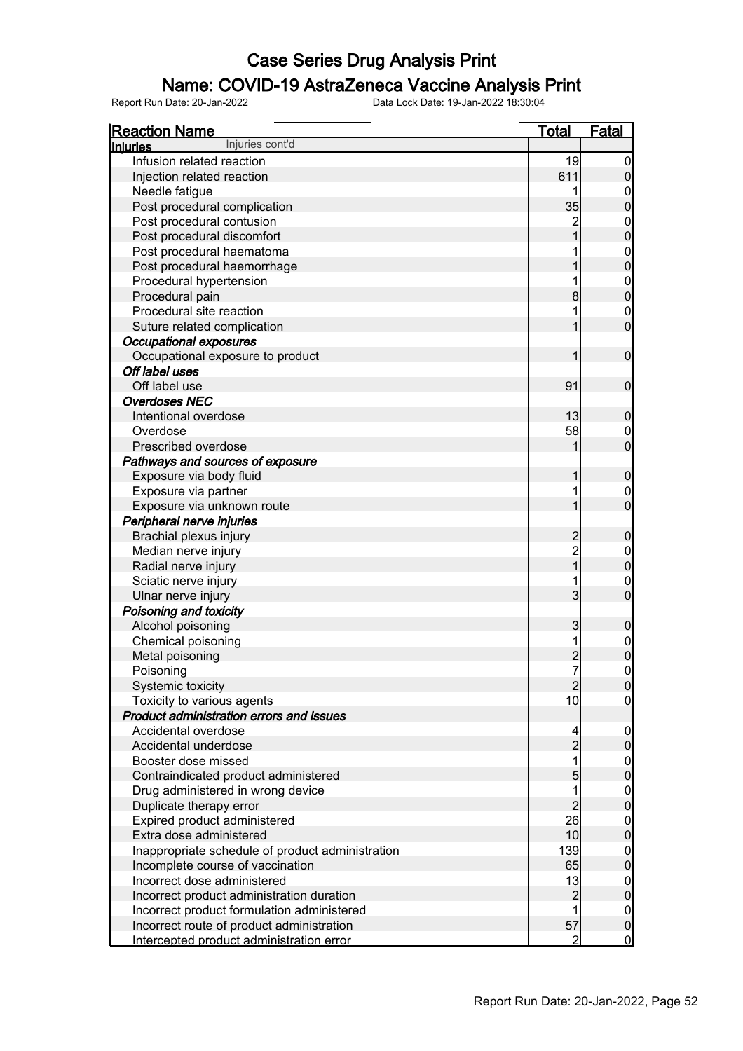# Case Series Drug Analysis Print

## Name: COVID-19 AstraZeneca Vaccine Analysis Print

Report Run Date: 20-Jan-2022    Data Lock Date: 19-Jan-2022 18:30:04

| Reaction Name | Total | Fatal |
|---|---|---|
| **Injuries** Injuries cont'd | | |
| Infusion related reaction | 19 | 0 |
| Injection related reaction | 611 | 0 |
| Needle fatigue | 1 | 0 |
| Post procedural complication | 35 | 0 |
| Post procedural contusion | 2 | 0 |
| Post procedural discomfort | 1 | 0 |
| Post procedural haematoma | 1 | 0 |
| Post procedural haemorrhage | 1 | 0 |
| Procedural hypertension | 1 | 0 |
| Procedural pain | 8 | 0 |
| Procedural site reaction | 1 | 0 |
| Suture related complication | 1 | 0 |
| ***Occupational exposures*** | | |
| Occupational exposure to product | 1 | 0 |
| ***Off label uses*** | | |
| Off label use | 91 | 0 |
| ***Overdoses NEC*** | | |
| Intentional overdose | 13 | 0 |
| Overdose | 58 | 0 |
| Prescribed overdose | 1 | 0 |
| ***Pathways and sources of exposure*** | | |
| Exposure via body fluid | 1 | 0 |
| Exposure via partner | 1 | 0 |
| Exposure via unknown route | 1 | 0 |
| ***Peripheral nerve injuries*** | | |
| Brachial plexus injury | 2 | 0 |
| Median nerve injury | 2 | 0 |
| Radial nerve injury | 1 | 0 |
| Sciatic nerve injury | 1 | 0 |
| Ulnar nerve injury | 3 | 0 |
| ***Poisoning and toxicity*** | | |
| Alcohol poisoning | 3 | 0 |
| Chemical poisoning | 1 | 0 |
| Metal poisoning | 2 | 0 |
| Poisoning | 7 | 0 |
| Systemic toxicity | 2 | 0 |
| Toxicity to various agents | 10 | 0 |
| ***Product administration errors and issues*** | | |
| Accidental overdose | 4 | 0 |
| Accidental underdose | 2 | 0 |
| Booster dose missed | 1 | 0 |
| Contraindicated product administered | 5 | 0 |
| Drug administered in wrong device | 1 | 0 |
| Duplicate therapy error | 2 | 0 |
| Expired product administered | 26 | 0 |
| Extra dose administered | 10 | 0 |
| Inappropriate schedule of product administration | 139 | 0 |
| Incomplete course of vaccination | 65 | 0 |
| Incorrect dose administered | 13 | 0 |
| Incorrect product administration duration | 2 | 0 |
| Incorrect product formulation administered | 1 | 0 |
| Incorrect route of product administration | 57 | 0 |
| Intercepted product administration error | 2 | 0 |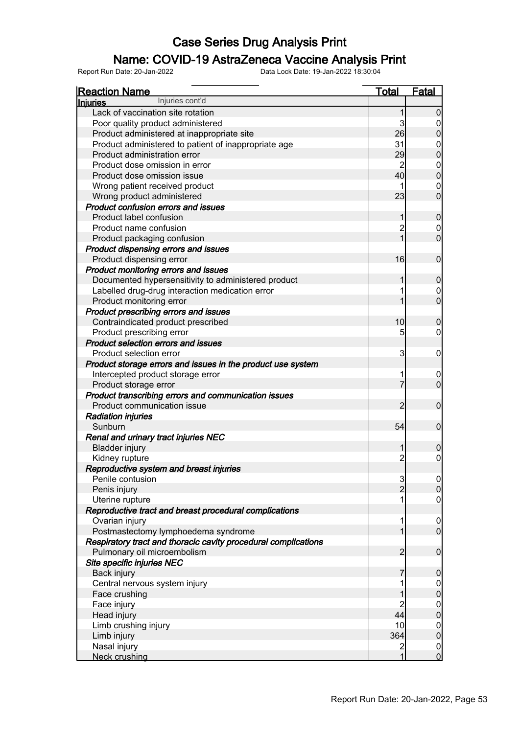# Case Series Drug Analysis Print

## Name: COVID-19 AstraZeneca Vaccine Analysis Print

Report Run Date: 20-Jan-2022 Data Lock Date: 19-Jan-2022 18:30:04

| Reaction Name | Total | Fatal |
|---|---|---|
| **Injuries** Injuries cont'd | | |
| Lack of vaccination site rotation | 1 | 0 |
| Poor quality product administered | 3 | 0 |
| Product administered at inappropriate site | 26 | 0 |
| Product administered to patient of inappropriate age | 31 | 0 |
| Product administration error | 29 | 0 |
| Product dose omission in error | 2 | 0 |
| Product dose omission issue | 40 | 0 |
| Wrong patient received product | 1 | 0 |
| Wrong product administered | 23 | 0 |
| ***Product confusion errors and issues*** | | |
| Product label confusion | 1 | 0 |
| Product name confusion | 2 | 0 |
| Product packaging confusion | 1 | 0 |
| ***Product dispensing errors and issues*** | | |
| Product dispensing error | 16 | 0 |
| ***Product monitoring errors and issues*** | | |
| Documented hypersensitivity to administered product | 1 | 0 |
| Labelled drug-drug interaction medication error | 1 | 0 |
| Product monitoring error | 1 | 0 |
| ***Product prescribing errors and issues*** | | |
| Contraindicated product prescribed | 10 | 0 |
| Product prescribing error | 5 | 0 |
| ***Product selection errors and issues*** | | |
| Product selection error | 3 | 0 |
| ***Product storage errors and issues in the product use system*** | | |
| Intercepted product storage error | 1 | 0 |
| Product storage error | 7 | 0 |
| ***Product transcribing errors and communication issues*** | | |
| Product communication issue | 2 | 0 |
| ***Radiation injuries*** | | |
| Sunburn | 54 | 0 |
| ***Renal and urinary tract injuries NEC*** | | |
| Bladder injury | 1 | 0 |
| Kidney rupture | 2 | 0 |
| ***Reproductive system and breast injuries*** | | |
| Penile contusion | 3 | 0 |
| Penis injury | 2 | 0 |
| Uterine rupture | 1 | 0 |
| ***Reproductive tract and breast procedural complications*** | | |
| Ovarian injury | 1 | 0 |
| Postmastectomy lymphoedema syndrome | 1 | 0 |
| ***Respiratory tract and thoracic cavity procedural complications*** | | |
| Pulmonary oil microembolism | 2 | 0 |
| ***Site specific injuries NEC*** | | |
| Back injury | 7 | 0 |
| Central nervous system injury | 1 | 0 |
| Face crushing | 1 | 0 |
| Face injury | 2 | 0 |
| Head injury | 44 | 0 |
| Limb crushing injury | 10 | 0 |
| Limb injury | 364 | 0 |
| Nasal injury | 2 | 0 |
| Neck crushing | 1 | 0 |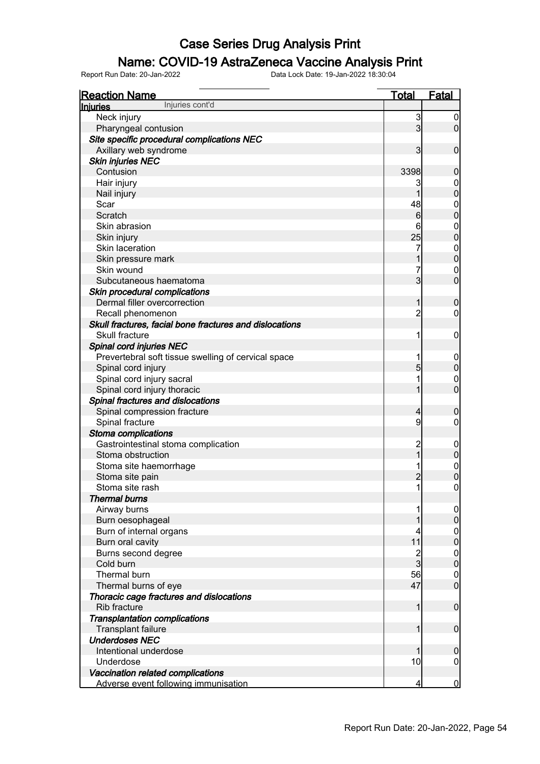# Case Series Drug Analysis Print

## Name: COVID-19 AstraZeneca Vaccine Analysis Print

Report Run Date: 20-Jan-2022 Data Lock Date: 19-Jan-2022 18:30:04

| Reaction Name | Total | Fatal |
|---|---|---|
| **Injuries** Injuries cont'd | | |
| Neck injury | 3 | 0 |
| Pharyngeal contusion | 3 | 0 |
| ***Site specific procedural complications NEC*** | | |
| Axillary web syndrome | 3 | 0 |
| ***Skin injuries NEC*** | | |
| Contusion | 3398 | 0 |
| Hair injury | 3 | 0 |
| Nail injury | 1 | 0 |
| Scar | 48 | 0 |
| Scratch | 6 | 0 |
| Skin abrasion | 6 | 0 |
| Skin injury | 25 | 0 |
| Skin laceration | 7 | 0 |
| Skin pressure mark | 1 | 0 |
| Skin wound | 7 | 0 |
| Subcutaneous haematoma | 3 | 0 |
| ***Skin procedural complications*** | | |
| Dermal filler overcorrection | 1 | 0 |
| Recall phenomenon | 2 | 0 |
| ***Skull fractures, facial bone fractures and dislocations*** | | |
| Skull fracture | 1 | 0 |
| ***Spinal cord injuries NEC*** | | |
| Prevertebral soft tissue swelling of cervical space | 1 | 0 |
| Spinal cord injury | 5 | 0 |
| Spinal cord injury sacral | 1 | 0 |
| Spinal cord injury thoracic | 1 | 0 |
| ***Spinal fractures and dislocations*** | | |
| Spinal compression fracture | 4 | 0 |
| Spinal fracture | 9 | 0 |
| ***Stoma complications*** | | |
| Gastrointestinal stoma complication | 2 | 0 |
| Stoma obstruction | 1 | 0 |
| Stoma site haemorrhage | 1 | 0 |
| Stoma site pain | 2 | 0 |
| Stoma site rash | 1 | 0 |
| ***Thermal burns*** | | |
| Airway burns | 1 | 0 |
| Burn oesophageal | 1 | 0 |
| Burn of internal organs | 4 | 0 |
| Burn oral cavity | 11 | 0 |
| Burns second degree | 2 | 0 |
| Cold burn | 3 | 0 |
| Thermal burn | 56 | 0 |
| Thermal burns of eye | 47 | 0 |
| ***Thoracic cage fractures and dislocations*** | | |
| Rib fracture | 1 | 0 |
| ***Transplantation complications*** | | |
| Transplant failure | 1 | 0 |
| ***Underdoses NEC*** | | |
| Intentional underdose | 1 | 0 |
| Underdose | 10 | 0 |
| ***Vaccination related complications*** | | |
| Adverse event following immunisation | 4 | 0 |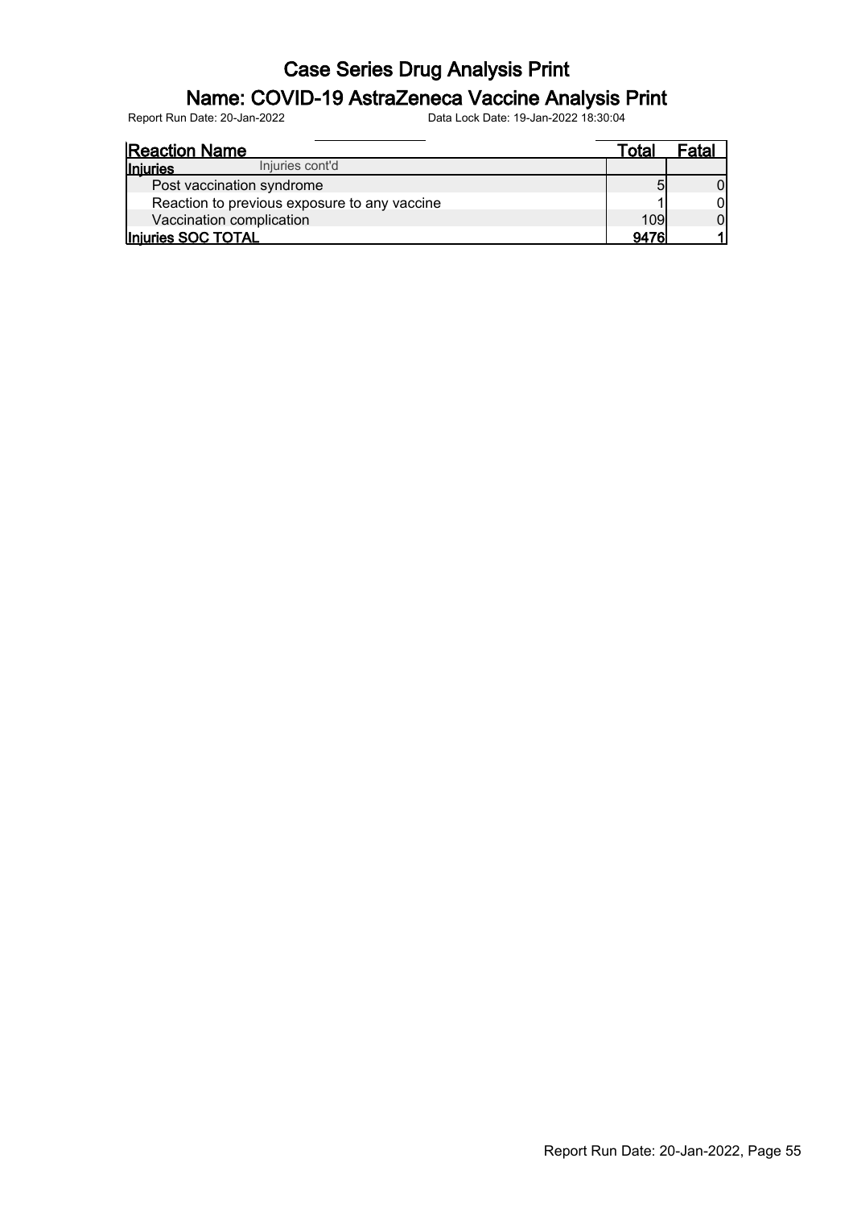# Case Series Drug Analysis Print

## Name: COVID-19 AstraZeneca Vaccine Analysis Print

Report Run Date: 20-Jan-2022    Data Lock Date: 19-Jan-2022 18:30:04

| Reaction Name | Total | Fatal |
|---|---|---|
| **Injuries** Injuries cont'd | | |
| Post vaccination syndrome | 5 | 0 |
| Reaction to previous exposure to any vaccine | 1 | 0 |
| Vaccination complication | 109 | 0 |
| **Injuries SOC TOTAL** | **9476** | **1** |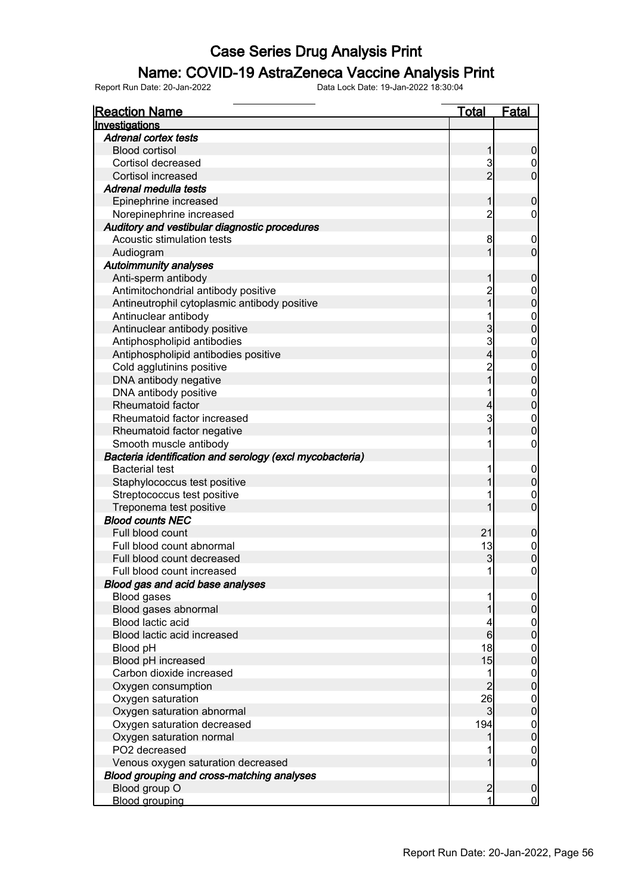# Case Series Drug Analysis Print

## Name: COVID-19 AstraZeneca Vaccine Analysis Print

Report Run Date: 20-Jan-2022    Data Lock Date: 19-Jan-2022 18:30:04

| Reaction Name | Total | Fatal |
|---|---|---|
| **Investigations** | | |
| ***Adrenal cortex tests*** | | |
| Blood cortisol | 1 | 0 |
| Cortisol decreased | 3 | 0 |
| Cortisol increased | 2 | 0 |
| ***Adrenal medulla tests*** | | |
| Epinephrine increased | 1 | 0 |
| Norepinephrine increased | 2 | 0 |
| ***Auditory and vestibular diagnostic procedures*** | | |
| Acoustic stimulation tests | 8 | 0 |
| Audiogram | 1 | 0 |
| ***Autoimmunity analyses*** | | |
| Anti-sperm antibody | 1 | 0 |
| Antimitochondrial antibody positive | 2 | 0 |
| Antineutrophil cytoplasmic antibody positive | 1 | 0 |
| Antinuclear antibody | 1 | 0 |
| Antinuclear antibody positive | 3 | 0 |
| Antiphospholipid antibodies | 3 | 0 |
| Antiphospholipid antibodies positive | 4 | 0 |
| Cold agglutinins positive | 2 | 0 |
| DNA antibody negative | 1 | 0 |
| DNA antibody positive | 1 | 0 |
| Rheumatoid factor | 4 | 0 |
| Rheumatoid factor increased | 3 | 0 |
| Rheumatoid factor negative | 1 | 0 |
| Smooth muscle antibody | 1 | 0 |
| ***Bacteria identification and serology (excl mycobacteria)*** | | |
| Bacterial test | 1 | 0 |
| Staphylococcus test positive | 1 | 0 |
| Streptococcus test positive | 1 | 0 |
| Treponema test positive | 1 | 0 |
| ***Blood counts NEC*** | | |
| Full blood count | 21 | 0 |
| Full blood count abnormal | 13 | 0 |
| Full blood count decreased | 3 | 0 |
| Full blood count increased | 1 | 0 |
| ***Blood gas and acid base analyses*** | | |
| Blood gases | 1 | 0 |
| Blood gases abnormal | 1 | 0 |
| Blood lactic acid | 4 | 0 |
| Blood lactic acid increased | 6 | 0 |
| Blood pH | 18 | 0 |
| Blood pH increased | 15 | 0 |
| Carbon dioxide increased | 1 | 0 |
| Oxygen consumption | 2 | 0 |
| Oxygen saturation | 26 | 0 |
| Oxygen saturation abnormal | 3 | 0 |
| Oxygen saturation decreased | 194 | 0 |
| Oxygen saturation normal | 1 | 0 |
| PO2 decreased | 1 | 0 |
| Venous oxygen saturation decreased | 1 | 0 |
| ***Blood grouping and cross-matching analyses*** | | |
| Blood group O | 2 | 0 |
| Blood grouping | 1 | 0 |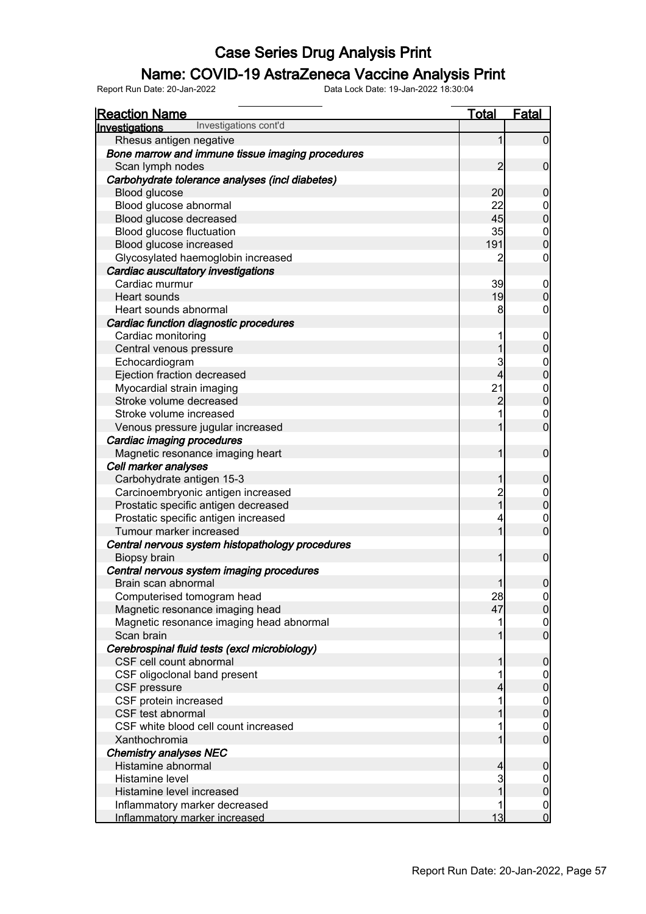# Case Series Drug Analysis Print

## Name: COVID-19 AstraZeneca Vaccine Analysis Print

Report Run Date: 20-Jan-2022    Data Lock Date: 19-Jan-2022 18:30:04

| Reaction Name | Total | Fatal |
|---|---|---|
| **Investigations** Investigations cont'd | | |
| Rhesus antigen negative | 1 | 0 |
| ***Bone marrow and immune tissue imaging procedures*** | | |
| Scan lymph nodes | 2 | 0 |
| ***Carbohydrate tolerance analyses (incl diabetes)*** | | |
| Blood glucose | 20 | 0 |
| Blood glucose abnormal | 22 | 0 |
| Blood glucose decreased | 45 | 0 |
| Blood glucose fluctuation | 35 | 0 |
| Blood glucose increased | 191 | 0 |
| Glycosylated haemoglobin increased | 2 | 0 |
| ***Cardiac auscultatory investigations*** | | |
| Cardiac murmur | 39 | 0 |
| Heart sounds | 19 | 0 |
| Heart sounds abnormal | 8 | 0 |
| ***Cardiac function diagnostic procedures*** | | |
| Cardiac monitoring | 1 | 0 |
| Central venous pressure | 1 | 0 |
| Echocardiogram | 3 | 0 |
| Ejection fraction decreased | 4 | 0 |
| Myocardial strain imaging | 21 | 0 |
| Stroke volume decreased | 2 | 0 |
| Stroke volume increased | 1 | 0 |
| Venous pressure jugular increased | 1 | 0 |
| ***Cardiac imaging procedures*** | | |
| Magnetic resonance imaging heart | 1 | 0 |
| ***Cell marker analyses*** | | |
| Carbohydrate antigen 15-3 | 1 | 0 |
| Carcinoembryonic antigen increased | 2 | 0 |
| Prostatic specific antigen decreased | 1 | 0 |
| Prostatic specific antigen increased | 4 | 0 |
| Tumour marker increased | 1 | 0 |
| ***Central nervous system histopathology procedures*** | | |
| Biopsy brain | 1 | 0 |
| ***Central nervous system imaging procedures*** | | |
| Brain scan abnormal | 1 | 0 |
| Computerised tomogram head | 28 | 0 |
| Magnetic resonance imaging head | 47 | 0 |
| Magnetic resonance imaging head abnormal | 1 | 0 |
| Scan brain | 1 | 0 |
| ***Cerebrospinal fluid tests (excl microbiology)*** | | |
| CSF cell count abnormal | 1 | 0 |
| CSF oligoclonal band present | 1 | 0 |
| CSF pressure | 4 | 0 |
| CSF protein increased | 1 | 0 |
| CSF test abnormal | 1 | 0 |
| CSF white blood cell count increased | 1 | 0 |
| Xanthochromia | 1 | 0 |
| ***Chemistry analyses NEC*** | | |
| Histamine abnormal | 4 | 0 |
| Histamine level | 3 | 0 |
| Histamine level increased | 1 | 0 |
| Inflammatory marker decreased | 1 | 0 |
| Inflammatory marker increased | 13 | 0 |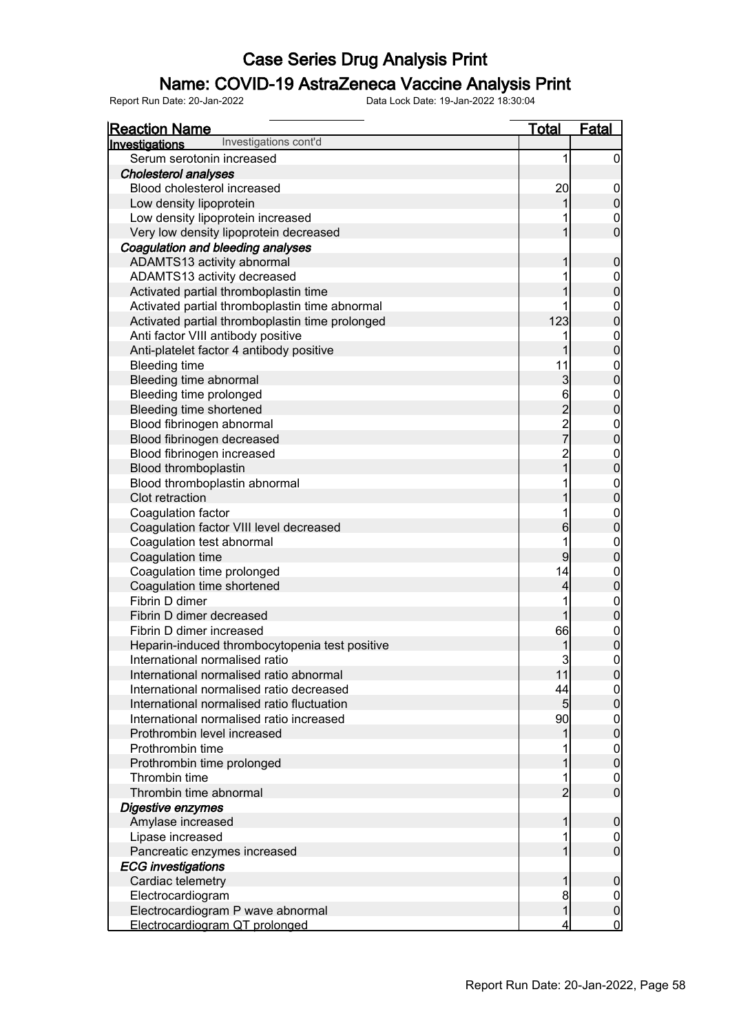# Case Series Drug Analysis Print

## Name: COVID-19 AstraZeneca Vaccine Analysis Print

Report Run Date: 20-Jan-2022 Data Lock Date: 19-Jan-2022 18:30:04

| Reaction Name | Total | Fatal |
|---|---|---|
| **Investigations** Investigations cont'd | | |
| Serum serotonin increased | 1 | 0 |
| ***Cholesterol analyses*** | | |
| Blood cholesterol increased | 20 | 0 |
| Low density lipoprotein | 1 | 0 |
| Low density lipoprotein increased | 1 | 0 |
| Very low density lipoprotein decreased | 1 | 0 |
| ***Coagulation and bleeding analyses*** | | |
| ADAMTS13 activity abnormal | 1 | 0 |
| ADAMTS13 activity decreased | 1 | 0 |
| Activated partial thromboplastin time | 1 | 0 |
| Activated partial thromboplastin time abnormal | 1 | 0 |
| Activated partial thromboplastin time prolonged | 123 | 0 |
| Anti factor VIII antibody positive | 1 | 0 |
| Anti-platelet factor 4 antibody positive | 1 | 0 |
| Bleeding time | 11 | 0 |
| Bleeding time abnormal | 3 | 0 |
| Bleeding time prolonged | 6 | 0 |
| Bleeding time shortened | 2 | 0 |
| Blood fibrinogen abnormal | 2 | 0 |
| Blood fibrinogen decreased | 7 | 0 |
| Blood fibrinogen increased | 2 | 0 |
| Blood thromboplastin | 1 | 0 |
| Blood thromboplastin abnormal | 1 | 0 |
| Clot retraction | 1 | 0 |
| Coagulation factor | 1 | 0 |
| Coagulation factor VIII level decreased | 6 | 0 |
| Coagulation test abnormal | 1 | 0 |
| Coagulation time | 9 | 0 |
| Coagulation time prolonged | 14 | 0 |
| Coagulation time shortened | 4 | 0 |
| Fibrin D dimer | 1 | 0 |
| Fibrin D dimer decreased | 1 | 0 |
| Fibrin D dimer increased | 66 | 0 |
| Heparin-induced thrombocytopenia test positive | 1 | 0 |
| International normalised ratio | 3 | 0 |
| International normalised ratio abnormal | 11 | 0 |
| International normalised ratio decreased | 44 | 0 |
| International normalised ratio fluctuation | 5 | 0 |
| International normalised ratio increased | 90 | 0 |
| Prothrombin level increased | 1 | 0 |
| Prothrombin time | 1 | 0 |
| Prothrombin time prolonged | 1 | 0 |
| Thrombin time | 1 | 0 |
| Thrombin time abnormal | 2 | 0 |
| ***Digestive enzymes*** | | |
| Amylase increased | 1 | 0 |
| Lipase increased | 1 | 0 |
| Pancreatic enzymes increased | 1 | 0 |
| ***ECG investigations*** | | |
| Cardiac telemetry | 1 | 0 |
| Electrocardiogram | 8 | 0 |
| Electrocardiogram P wave abnormal | 1 | 0 |
| Electrocardiogram QT prolonged | 4 | 0 |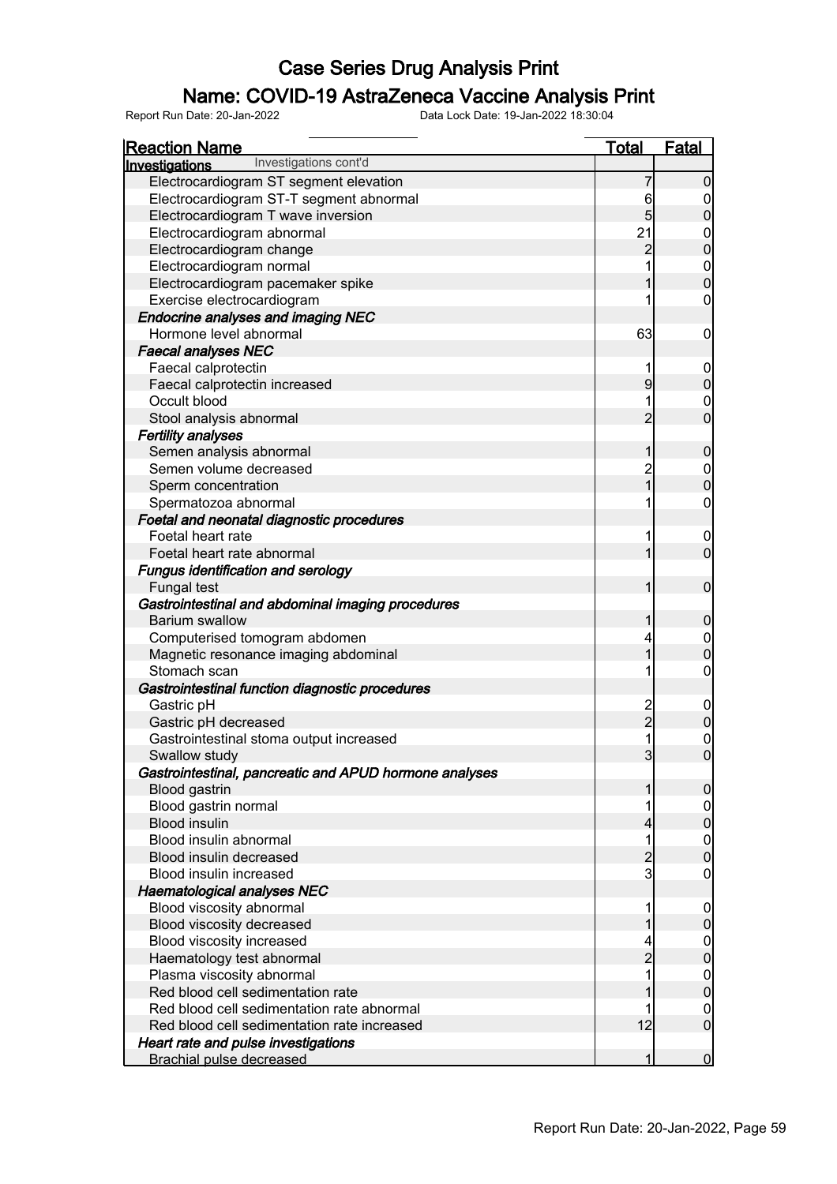# Case Series Drug Analysis Print

## Name: COVID-19 AstraZeneca Vaccine Analysis Print

Report Run Date: 20-Jan-2022 Data Lock Date: 19-Jan-2022 18:30:04

| Reaction Name | Total | Fatal |
|---|---|---|
| **Investigations** Investigations cont'd | | |
| Electrocardiogram ST segment elevation | 7 | 0 |
| Electrocardiogram ST-T segment abnormal | 6 | 0 |
| Electrocardiogram T wave inversion | 5 | 0 |
| Electrocardiogram abnormal | 21 | 0 |
| Electrocardiogram change | 2 | 0 |
| Electrocardiogram normal | 1 | 0 |
| Electrocardiogram pacemaker spike | 1 | 0 |
| Exercise electrocardiogram | 1 | 0 |
| ***Endocrine analyses and imaging NEC*** | | |
| Hormone level abnormal | 63 | 0 |
| ***Faecal analyses NEC*** | | |
| Faecal calprotectin | 1 | 0 |
| Faecal calprotectin increased | 9 | 0 |
| Occult blood | 1 | 0 |
| Stool analysis abnormal | 2 | 0 |
| ***Fertility analyses*** | | |
| Semen analysis abnormal | 1 | 0 |
| Semen volume decreased | 2 | 0 |
| Sperm concentration | 1 | 0 |
| Spermatozoa abnormal | 1 | 0 |
| ***Foetal and neonatal diagnostic procedures*** | | |
| Foetal heart rate | 1 | 0 |
| Foetal heart rate abnormal | 1 | 0 |
| ***Fungus identification and serology*** | | |
| Fungal test | 1 | 0 |
| ***Gastrointestinal and abdominal imaging procedures*** | | |
| Barium swallow | 1 | 0 |
| Computerised tomogram abdomen | 4 | 0 |
| Magnetic resonance imaging abdominal | 1 | 0 |
| Stomach scan | 1 | 0 |
| ***Gastrointestinal function diagnostic procedures*** | | |
| Gastric pH | 2 | 0 |
| Gastric pH decreased | 2 | 0 |
| Gastrointestinal stoma output increased | 1 | 0 |
| Swallow study | 3 | 0 |
| ***Gastrointestinal, pancreatic and APUD hormone analyses*** | | |
| Blood gastrin | 1 | 0 |
| Blood gastrin normal | 1 | 0 |
| Blood insulin | 4 | 0 |
| Blood insulin abnormal | 1 | 0 |
| Blood insulin decreased | 2 | 0 |
| Blood insulin increased | 3 | 0 |
| ***Haematological analyses NEC*** | | |
| Blood viscosity abnormal | 1 | 0 |
| Blood viscosity decreased | 1 | 0 |
| Blood viscosity increased | 4 | 0 |
| Haematology test abnormal | 2 | 0 |
| Plasma viscosity abnormal | 1 | 0 |
| Red blood cell sedimentation rate | 1 | 0 |
| Red blood cell sedimentation rate abnormal | 1 | 0 |
| Red blood cell sedimentation rate increased | 12 | 0 |
| ***Heart rate and pulse investigations*** | | |
| Brachial pulse decreased | 1 | 0 |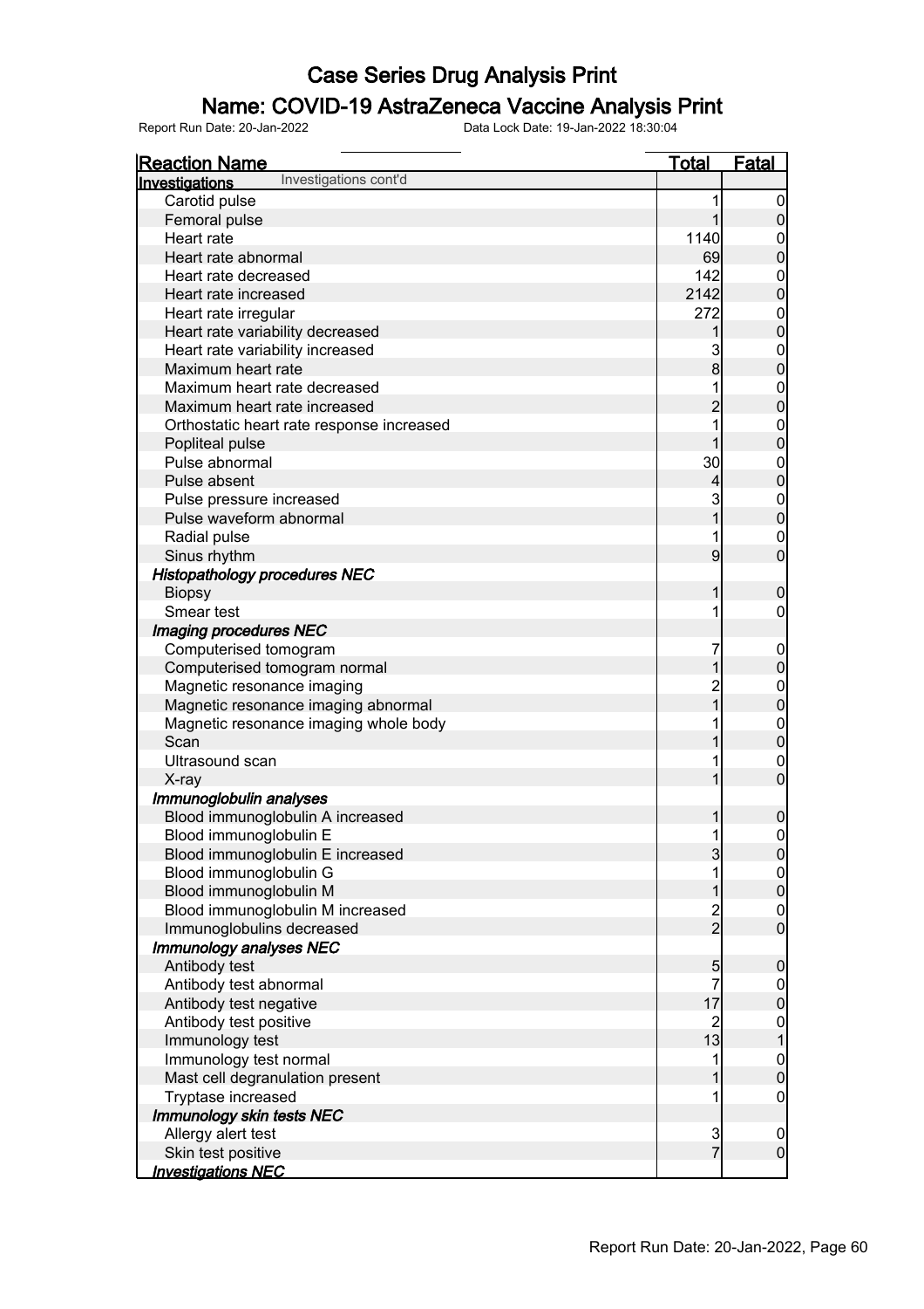# Case Series Drug Analysis Print

## Name: COVID-19 AstraZeneca Vaccine Analysis Print

Report Run Date: 20-Jan-2022 | Data Lock Date: 19-Jan-2022 18:30:04

| Reaction Name | Total | Fatal |
|---|---|---|
| **Investigations** Investigations cont'd | | |
| Carotid pulse | 1 | 0 |
| Femoral pulse | 1 | 0 |
| Heart rate | 1140 | 0 |
| Heart rate abnormal | 69 | 0 |
| Heart rate decreased | 142 | 0 |
| Heart rate increased | 2142 | 0 |
| Heart rate irregular | 272 | 0 |
| Heart rate variability decreased | 1 | 0 |
| Heart rate variability increased | 3 | 0 |
| Maximum heart rate | 8 | 0 |
| Maximum heart rate decreased | 1 | 0 |
| Maximum heart rate increased | 2 | 0 |
| Orthostatic heart rate response increased | 1 | 0 |
| Popliteal pulse | 1 | 0 |
| Pulse abnormal | 30 | 0 |
| Pulse absent | 4 | 0 |
| Pulse pressure increased | 3 | 0 |
| Pulse waveform abnormal | 1 | 0 |
| Radial pulse | 1 | 0 |
| Sinus rhythm | 9 | 0 |
| ***Histopathology procedures NEC*** | | |
| Biopsy | 1 | 0 |
| Smear test | 1 | 0 |
| ***Imaging procedures NEC*** | | |
| Computerised tomogram | 7 | 0 |
| Computerised tomogram normal | 1 | 0 |
| Magnetic resonance imaging | 2 | 0 |
| Magnetic resonance imaging abnormal | 1 | 0 |
| Magnetic resonance imaging whole body | 1 | 0 |
| Scan | 1 | 0 |
| Ultrasound scan | 1 | 0 |
| X-ray | 1 | 0 |
| ***Immunoglobulin analyses*** | | |
| Blood immunoglobulin A increased | 1 | 0 |
| Blood immunoglobulin E | 1 | 0 |
| Blood immunoglobulin E increased | 3 | 0 |
| Blood immunoglobulin G | 1 | 0 |
| Blood immunoglobulin M | 1 | 0 |
| Blood immunoglobulin M increased | 2 | 0 |
| Immunoglobulins decreased | 2 | 0 |
| ***Immunology analyses NEC*** | | |
| Antibody test | 5 | 0 |
| Antibody test abnormal | 7 | 0 |
| Antibody test negative | 17 | 0 |
| Antibody test positive | 2 | 0 |
| Immunology test | 13 | 1 |
| Immunology test normal | 1 | 0 |
| Mast cell degranulation present | 1 | 0 |
| Tryptase increased | 1 | 0 |
| ***Immunology skin tests NEC*** | | |
| Allergy alert test | 3 | 0 |
| Skin test positive | 7 | 0 |
| ***Investigations NEC*** | | |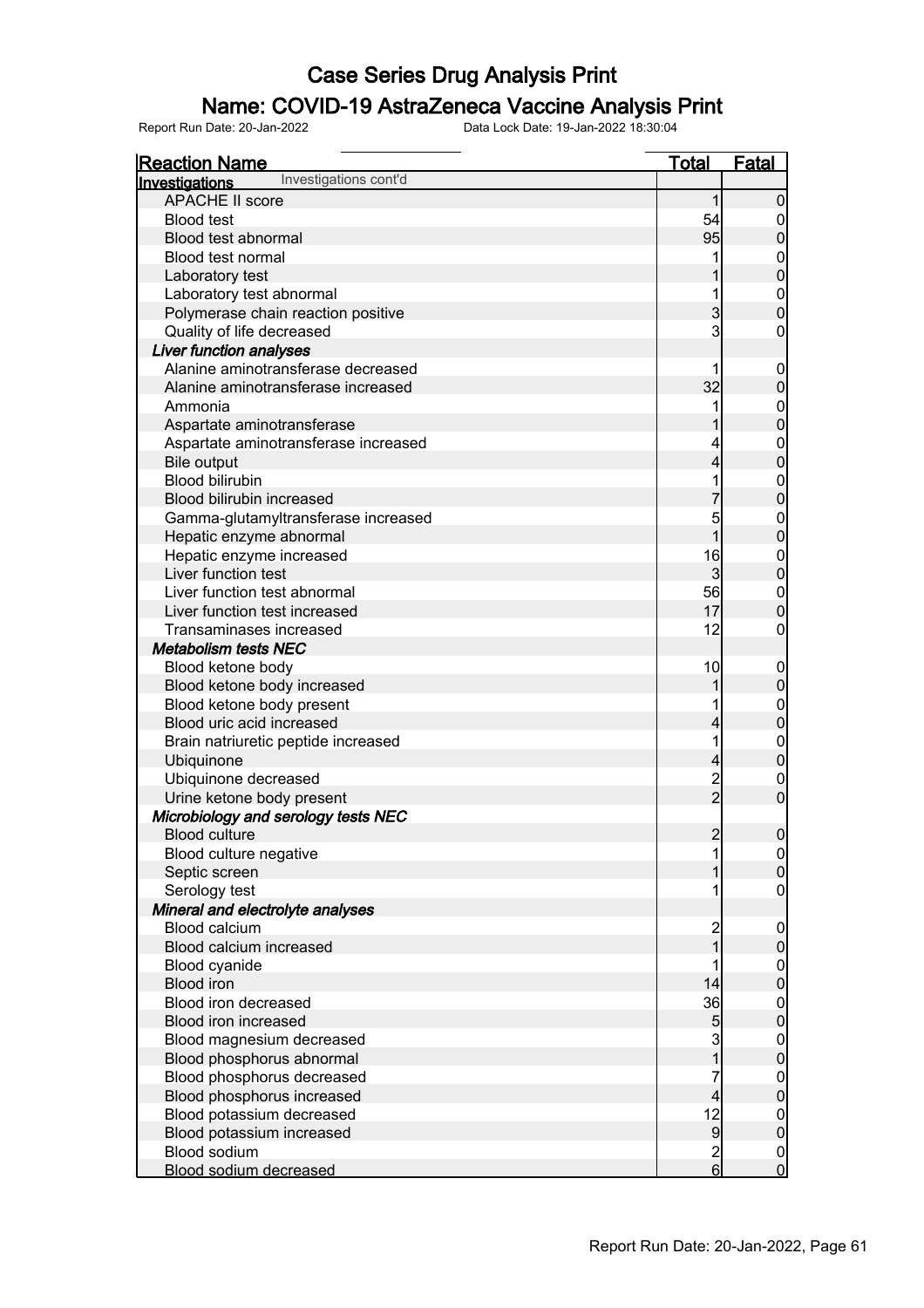# Case Series Drug Analysis Print

## Name: COVID-19 AstraZeneca Vaccine Analysis Print

Report Run Date: 20-Jan-2022 Data Lock Date: 19-Jan-2022 18:30:04

| Reaction Name | Total | Fatal |
|---|---|---|
| **Investigations** Investigations cont'd | | |
| APACHE II score | 1 | 0 |
| Blood test | 54 | 0 |
| Blood test abnormal | 95 | 0 |
| Blood test normal | 1 | 0 |
| Laboratory test | 1 | 0 |
| Laboratory test abnormal | 1 | 0 |
| Polymerase chain reaction positive | 3 | 0 |
| Quality of life decreased | 3 | 0 |
| ***Liver function analyses*** | | |
| Alanine aminotransferase decreased | 1 | 0 |
| Alanine aminotransferase increased | 32 | 0 |
| Ammonia | 1 | 0 |
| Aspartate aminotransferase | 1 | 0 |
| Aspartate aminotransferase increased | 4 | 0 |
| Bile output | 4 | 0 |
| Blood bilirubin | 1 | 0 |
| Blood bilirubin increased | 7 | 0 |
| Gamma-glutamyltransferase increased | 5 | 0 |
| Hepatic enzyme abnormal | 1 | 0 |
| Hepatic enzyme increased | 16 | 0 |
| Liver function test | 3 | 0 |
| Liver function test abnormal | 56 | 0 |
| Liver function test increased | 17 | 0 |
| Transaminases increased | 12 | 0 |
| ***Metabolism tests NEC*** | | |
| Blood ketone body | 10 | 0 |
| Blood ketone body increased | 1 | 0 |
| Blood ketone body present | 1 | 0 |
| Blood uric acid increased | 4 | 0 |
| Brain natriuretic peptide increased | 1 | 0 |
| Ubiquinone | 4 | 0 |
| Ubiquinone decreased | 2 | 0 |
| Urine ketone body present | 2 | 0 |
| ***Microbiology and serology tests NEC*** | | |
| Blood culture | 2 | 0 |
| Blood culture negative | 1 | 0 |
| Septic screen | 1 | 0 |
| Serology test | 1 | 0 |
| ***Mineral and electrolyte analyses*** | | |
| Blood calcium | 2 | 0 |
| Blood calcium increased | 1 | 0 |
| Blood cyanide | 1 | 0 |
| Blood iron | 14 | 0 |
| Blood iron decreased | 36 | 0 |
| Blood iron increased | 5 | 0 |
| Blood magnesium decreased | 3 | 0 |
| Blood phosphorus abnormal | 1 | 0 |
| Blood phosphorus decreased | 7 | 0 |
| Blood phosphorus increased | 4 | 0 |
| Blood potassium decreased | 12 | 0 |
| Blood potassium increased | 9 | 0 |
| Blood sodium | 2 | 0 |
| Blood sodium decreased | 6 | 0 |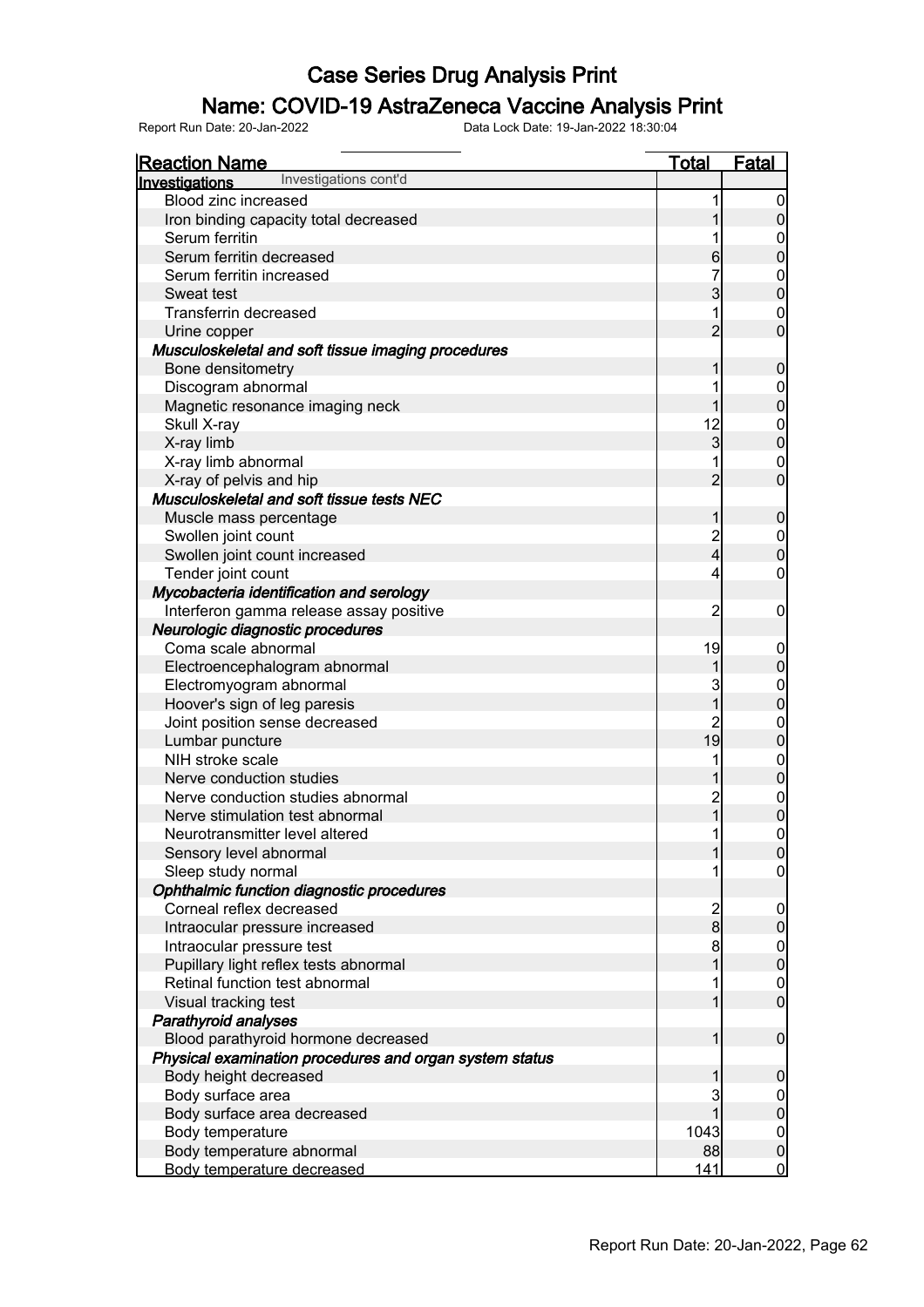# Case Series Drug Analysis Print

## Name: COVID-19 AstraZeneca Vaccine Analysis Print

Report Run Date: 20-Jan-2022    Data Lock Date: 19-Jan-2022 18:30:04

| Reaction Name | Total | Fatal |
|---|---|---|
| **Investigations** Investigations cont'd | | |
| Blood zinc increased | 1 | 0 |
| Iron binding capacity total decreased | 1 | 0 |
| Serum ferritin | 1 | 0 |
| Serum ferritin decreased | 6 | 0 |
| Serum ferritin increased | 7 | 0 |
| Sweat test | 3 | 0 |
| Transferrin decreased | 1 | 0 |
| Urine copper | 2 | 0 |
| ***Musculoskeletal and soft tissue imaging procedures*** | | |
| Bone densitometry | 1 | 0 |
| Discogram abnormal | 1 | 0 |
| Magnetic resonance imaging neck | 1 | 0 |
| Skull X-ray | 12 | 0 |
| X-ray limb | 3 | 0 |
| X-ray limb abnormal | 1 | 0 |
| X-ray of pelvis and hip | 2 | 0 |
| ***Musculoskeletal and soft tissue tests NEC*** | | |
| Muscle mass percentage | 1 | 0 |
| Swollen joint count | 2 | 0 |
| Swollen joint count increased | 4 | 0 |
| Tender joint count | 4 | 0 |
| ***Mycobacteria identification and serology*** | | |
| Interferon gamma release assay positive | 2 | 0 |
| ***Neurologic diagnostic procedures*** | | |
| Coma scale abnormal | 19 | 0 |
| Electroencephalogram abnormal | 1 | 0 |
| Electromyogram abnormal | 3 | 0 |
| Hoover's sign of leg paresis | 1 | 0 |
| Joint position sense decreased | 2 | 0 |
| Lumbar puncture | 19 | 0 |
| NIH stroke scale | 1 | 0 |
| Nerve conduction studies | 1 | 0 |
| Nerve conduction studies abnormal | 2 | 0 |
| Nerve stimulation test abnormal | 1 | 0 |
| Neurotransmitter level altered | 1 | 0 |
| Sensory level abnormal | 1 | 0 |
| Sleep study normal | 1 | 0 |
| ***Ophthalmic function diagnostic procedures*** | | |
| Corneal reflex decreased | 2 | 0 |
| Intraocular pressure increased | 8 | 0 |
| Intraocular pressure test | 8 | 0 |
| Pupillary light reflex tests abnormal | 1 | 0 |
| Retinal function test abnormal | 1 | 0 |
| Visual tracking test | 1 | 0 |
| ***Parathyroid analyses*** | | |
| Blood parathyroid hormone decreased | 1 | 0 |
| ***Physical examination procedures and organ system status*** | | |
| Body height decreased | 1 | 0 |
| Body surface area | 3 | 0 |
| Body surface area decreased | 1 | 0 |
| Body temperature | 1043 | 0 |
| Body temperature abnormal | 88 | 0 |
| Body temperature decreased | 141 | 0 |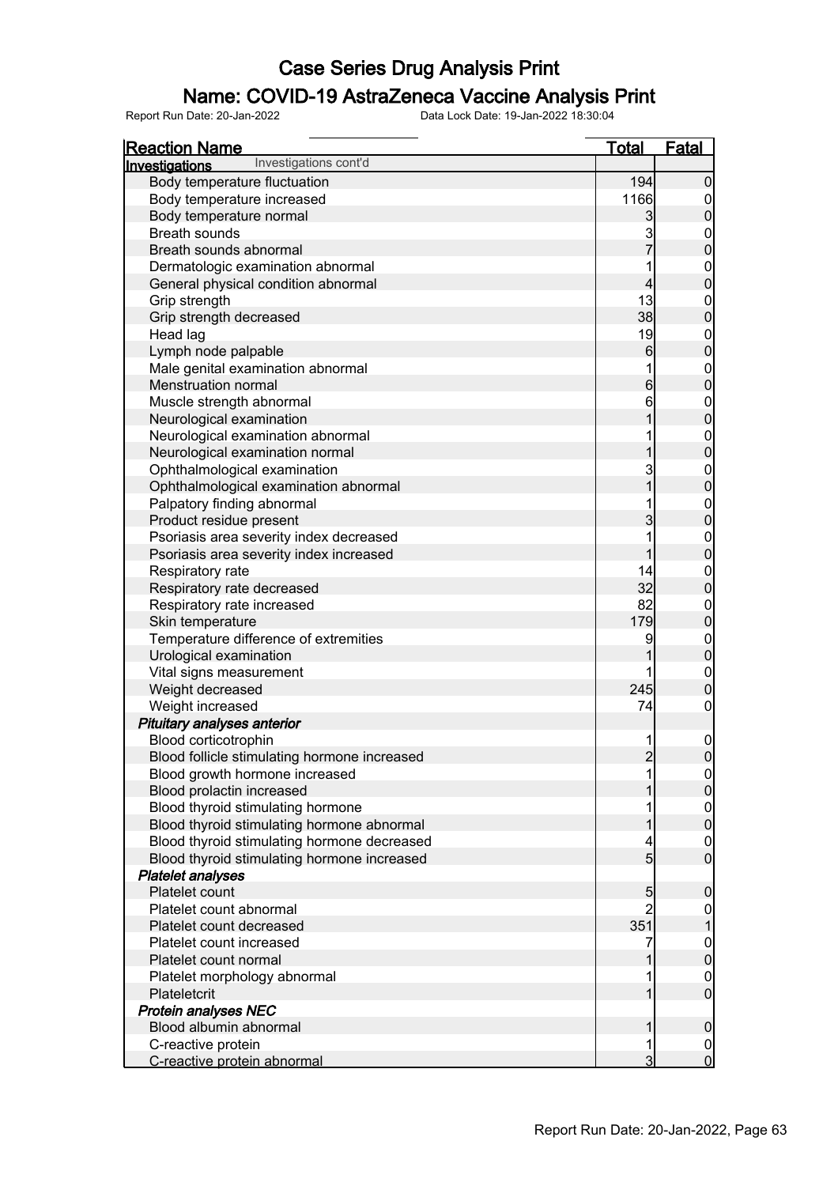# Case Series Drug Analysis Print

## Name: COVID-19 AstraZeneca Vaccine Analysis Print

Report Run Date: 20-Jan-2022 Data Lock Date: 19-Jan-2022 18:30:04

| Reaction Name | Total | Fatal |
|---|---|---|
| **Investigations** Investigations cont'd | | |
| Body temperature fluctuation | 194 | 0 |
| Body temperature increased | 1166 | 0 |
| Body temperature normal | 3 | 0 |
| Breath sounds | 3 | 0 |
| Breath sounds abnormal | 7 | 0 |
| Dermatologic examination abnormal | 1 | 0 |
| General physical condition abnormal | 4 | 0 |
| Grip strength | 13 | 0 |
| Grip strength decreased | 38 | 0 |
| Head lag | 19 | 0 |
| Lymph node palpable | 6 | 0 |
| Male genital examination abnormal | 1 | 0 |
| Menstruation normal | 6 | 0 |
| Muscle strength abnormal | 6 | 0 |
| Neurological examination | 1 | 0 |
| Neurological examination abnormal | 1 | 0 |
| Neurological examination normal | 1 | 0 |
| Ophthalmological examination | 3 | 0 |
| Ophthalmological examination abnormal | 1 | 0 |
| Palpatory finding abnormal | 1 | 0 |
| Product residue present | 3 | 0 |
| Psoriasis area severity index decreased | 1 | 0 |
| Psoriasis area severity index increased | 1 | 0 |
| Respiratory rate | 14 | 0 |
| Respiratory rate decreased | 32 | 0 |
| Respiratory rate increased | 82 | 0 |
| Skin temperature | 179 | 0 |
| Temperature difference of extremities | 9 | 0 |
| Urological examination | 1 | 0 |
| Vital signs measurement | 1 | 0 |
| Weight decreased | 245 | 0 |
| Weight increased | 74 | 0 |
| ***Pituitary analyses anterior*** | | |
| Blood corticotrophin | 1 | 0 |
| Blood follicle stimulating hormone increased | 2 | 0 |
| Blood growth hormone increased | 1 | 0 |
| Blood prolactin increased | 1 | 0 |
| Blood thyroid stimulating hormone | 1 | 0 |
| Blood thyroid stimulating hormone abnormal | 1 | 0 |
| Blood thyroid stimulating hormone decreased | 4 | 0 |
| Blood thyroid stimulating hormone increased | 5 | 0 |
| ***Platelet analyses*** | | |
| Platelet count | 5 | 0 |
| Platelet count abnormal | 2 | 0 |
| Platelet count decreased | 351 | 1 |
| Platelet count increased | 7 | 0 |
| Platelet count normal | 1 | 0 |
| Platelet morphology abnormal | 1 | 0 |
| Plateletcrit | 1 | 0 |
| ***Protein analyses NEC*** | | |
| Blood albumin abnormal | 1 | 0 |
| C-reactive protein | 1 | 0 |
| C-reactive protein abnormal | 3 | 0 |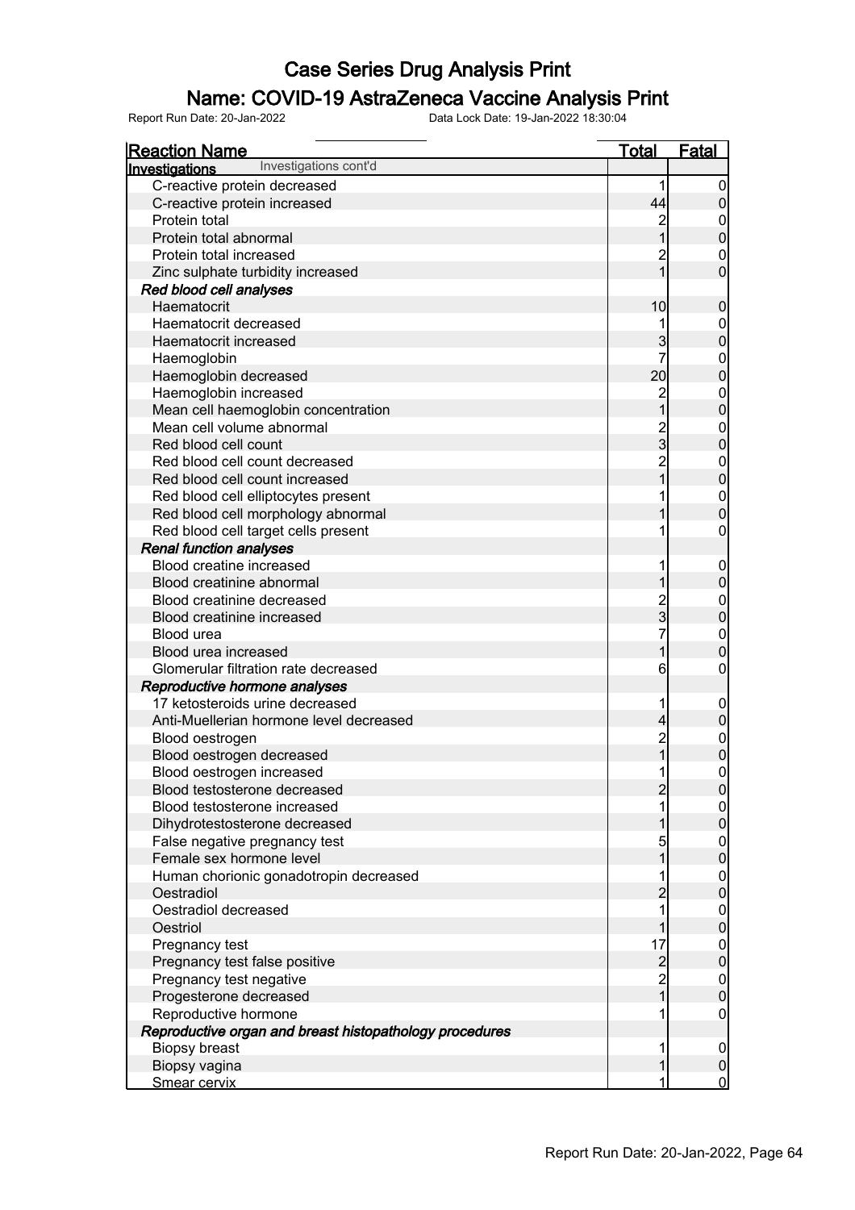# Case Series Drug Analysis Print

## Name: COVID-19 AstraZeneca Vaccine Analysis Print

Report Run Date: 20-Jan-2022    Data Lock Date: 19-Jan-2022 18:30:04

| Reaction Name | Total | Fatal |
|---|---|---|
| **Investigations** Investigations cont'd | | |
| C-reactive protein decreased | 1 | 0 |
| C-reactive protein increased | 44 | 0 |
| Protein total | 2 | 0 |
| Protein total abnormal | 1 | 0 |
| Protein total increased | 2 | 0 |
| Zinc sulphate turbidity increased | 1 | 0 |
| ***Red blood cell analyses*** | | |
| Haematocrit | 10 | 0 |
| Haematocrit decreased | 1 | 0 |
| Haematocrit increased | 3 | 0 |
| Haemoglobin | 7 | 0 |
| Haemoglobin decreased | 20 | 0 |
| Haemoglobin increased | 2 | 0 |
| Mean cell haemoglobin concentration | 1 | 0 |
| Mean cell volume abnormal | 2 | 0 |
| Red blood cell count | 3 | 0 |
| Red blood cell count decreased | 2 | 0 |
| Red blood cell count increased | 1 | 0 |
| Red blood cell elliptocytes present | 1 | 0 |
| Red blood cell morphology abnormal | 1 | 0 |
| Red blood cell target cells present | 1 | 0 |
| ***Renal function analyses*** | | |
| Blood creatine increased | 1 | 0 |
| Blood creatinine abnormal | 1 | 0 |
| Blood creatinine decreased | 2 | 0 |
| Blood creatinine increased | 3 | 0 |
| Blood urea | 7 | 0 |
| Blood urea increased | 1 | 0 |
| Glomerular filtration rate decreased | 6 | 0 |
| ***Reproductive hormone analyses*** | | |
| 17 ketosteroids urine decreased | 1 | 0 |
| Anti-Muellerian hormone level decreased | 4 | 0 |
| Blood oestrogen | 2 | 0 |
| Blood oestrogen decreased | 1 | 0 |
| Blood oestrogen increased | 1 | 0 |
| Blood testosterone decreased | 2 | 0 |
| Blood testosterone increased | 1 | 0 |
| Dihydrotestosterone decreased | 1 | 0 |
| False negative pregnancy test | 5 | 0 |
| Female sex hormone level | 1 | 0 |
| Human chorionic gonadotropin decreased | 1 | 0 |
| Oestradiol | 2 | 0 |
| Oestradiol decreased | 1 | 0 |
| Oestriol | 1 | 0 |
| Pregnancy test | 17 | 0 |
| Pregnancy test false positive | 2 | 0 |
| Pregnancy test negative | 2 | 0 |
| Progesterone decreased | 1 | 0 |
| Reproductive hormone | 1 | 0 |
| ***Reproductive organ and breast histopathology procedures*** | | |
| Biopsy breast | 1 | 0 |
| Biopsy vagina | 1 | 0 |
| Smear cervix | 1 | 0 |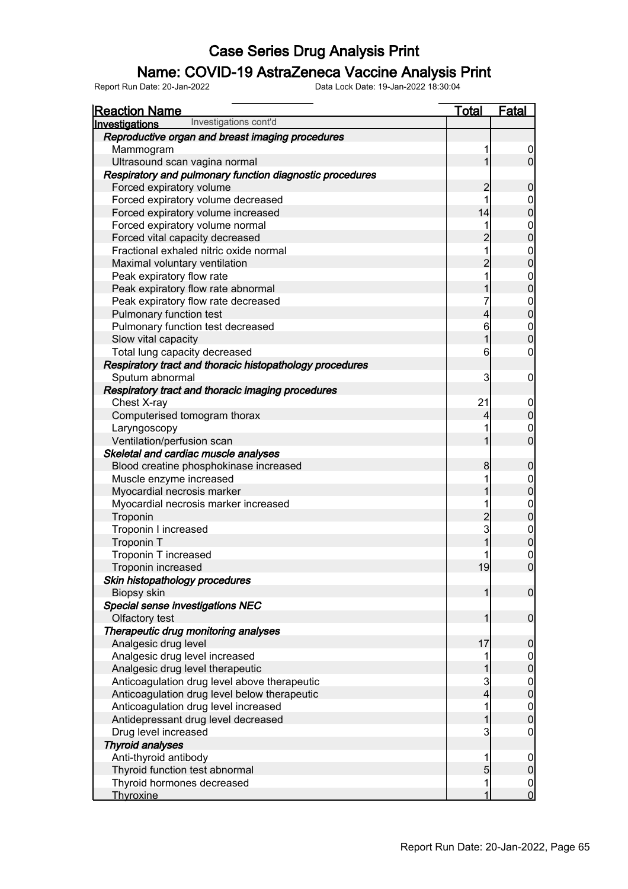# Case Series Drug Analysis Print

## Name: COVID-19 AstraZeneca Vaccine Analysis Print

Report Run Date: 20-Jan-2022 Data Lock Date: 19-Jan-2022 18:30:04

| Reaction Name | Total | Fatal |
|---|---|---|
| **Investigations** Investigations cont'd | | |
| ***Reproductive organ and breast imaging procedures*** | | |
| Mammogram | 1 | 0 |
| Ultrasound scan vagina normal | 1 | 0 |
| ***Respiratory and pulmonary function diagnostic procedures*** | | |
| Forced expiratory volume | 2 | 0 |
| Forced expiratory volume decreased | 1 | 0 |
| Forced expiratory volume increased | 14 | 0 |
| Forced expiratory volume normal | 1 | 0 |
| Forced vital capacity decreased | 2 | 0 |
| Fractional exhaled nitric oxide normal | 1 | 0 |
| Maximal voluntary ventilation | 2 | 0 |
| Peak expiratory flow rate | 1 | 0 |
| Peak expiratory flow rate abnormal | 1 | 0 |
| Peak expiratory flow rate decreased | 7 | 0 |
| Pulmonary function test | 4 | 0 |
| Pulmonary function test decreased | 6 | 0 |
| Slow vital capacity | 1 | 0 |
| Total lung capacity decreased | 6 | 0 |
| ***Respiratory tract and thoracic histopathology procedures*** | | |
| Sputum abnormal | 3 | 0 |
| ***Respiratory tract and thoracic imaging procedures*** | | |
| Chest X-ray | 21 | 0 |
| Computerised tomogram thorax | 4 | 0 |
| Laryngoscopy | 1 | 0 |
| Ventilation/perfusion scan | 1 | 0 |
| ***Skeletal and cardiac muscle analyses*** | | |
| Blood creatine phosphokinase increased | 8 | 0 |
| Muscle enzyme increased | 1 | 0 |
| Myocardial necrosis marker | 1 | 0 |
| Myocardial necrosis marker increased | 1 | 0 |
| Troponin | 2 | 0 |
| Troponin I increased | 3 | 0 |
| Troponin T | 1 | 0 |
| Troponin T increased | 1 | 0 |
| Troponin increased | 19 | 0 |
| ***Skin histopathology procedures*** | | |
| Biopsy skin | 1 | 0 |
| ***Special sense investigations NEC*** | | |
| Olfactory test | 1 | 0 |
| ***Therapeutic drug monitoring analyses*** | | |
| Analgesic drug level | 17 | 0 |
| Analgesic drug level increased | 1 | 0 |
| Analgesic drug level therapeutic | 1 | 0 |
| Anticoagulation drug level above therapeutic | 3 | 0 |
| Anticoagulation drug level below therapeutic | 4 | 0 |
| Anticoagulation drug level increased | 1 | 0 |
| Antidepressant drug level decreased | 1 | 0 |
| Drug level increased | 3 | 0 |
| ***Thyroid analyses*** | | |
| Anti-thyroid antibody | 1 | 0 |
| Thyroid function test abnormal | 5 | 0 |
| Thyroid hormones decreased | 1 | 0 |
| Thyroxine | 1 | 0 |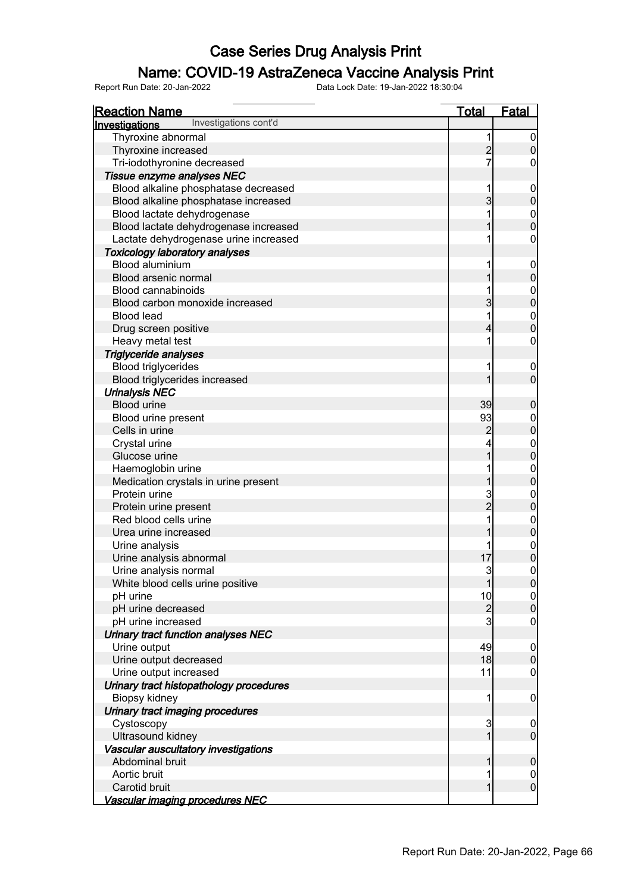# Case Series Drug Analysis Print

## Name: COVID-19 AstraZeneca Vaccine Analysis Print

Report Run Date: 20-Jan-2022 Data Lock Date: 19-Jan-2022 18:30:04

| Reaction Name | Total | Fatal |
|---|---|---|
| **Investigations** Investigations cont'd | | |
| Thyroxine abnormal | 1 | 0 |
| Thyroxine increased | 2 | 0 |
| Tri-iodothyronine decreased | 7 | 0 |
| ***Tissue enzyme analyses NEC*** | | |
| Blood alkaline phosphatase decreased | 1 | 0 |
| Blood alkaline phosphatase increased | 3 | 0 |
| Blood lactate dehydrogenase | 1 | 0 |
| Blood lactate dehydrogenase increased | 1 | 0 |
| Lactate dehydrogenase urine increased | 1 | 0 |
| ***Toxicology laboratory analyses*** | | |
| Blood aluminium | 1 | 0 |
| Blood arsenic normal | 1 | 0 |
| Blood cannabinoids | 1 | 0 |
| Blood carbon monoxide increased | 3 | 0 |
| Blood lead | 1 | 0 |
| Drug screen positive | 4 | 0 |
| Heavy metal test | 1 | 0 |
| ***Triglyceride analyses*** | | |
| Blood triglycerides | 1 | 0 |
| Blood triglycerides increased | 1 | 0 |
| ***Urinalysis NEC*** | | |
| Blood urine | 39 | 0 |
| Blood urine present | 93 | 0 |
| Cells in urine | 2 | 0 |
| Crystal urine | 4 | 0 |
| Glucose urine | 1 | 0 |
| Haemoglobin urine | 1 | 0 |
| Medication crystals in urine present | 1 | 0 |
| Protein urine | 3 | 0 |
| Protein urine present | 2 | 0 |
| Red blood cells urine | 1 | 0 |
| Urea urine increased | 1 | 0 |
| Urine analysis | 1 | 0 |
| Urine analysis abnormal | 17 | 0 |
| Urine analysis normal | 3 | 0 |
| White blood cells urine positive | 1 | 0 |
| pH urine | 10 | 0 |
| pH urine decreased | 2 | 0 |
| pH urine increased | 3 | 0 |
| ***Urinary tract function analyses NEC*** | | |
| Urine output | 49 | 0 |
| Urine output decreased | 18 | 0 |
| Urine output increased | 11 | 0 |
| ***Urinary tract histopathology procedures*** | | |
| Biopsy kidney | 1 | 0 |
| ***Urinary tract imaging procedures*** | | |
| Cystoscopy | 3 | 0 |
| Ultrasound kidney | 1 | 0 |
| ***Vascular auscultatory investigations*** | | |
| Abdominal bruit | 1 | 0 |
| Aortic bruit | 1 | 0 |
| Carotid bruit | 1 | 0 |
| ***Vascular imaging procedures NEC*** | | |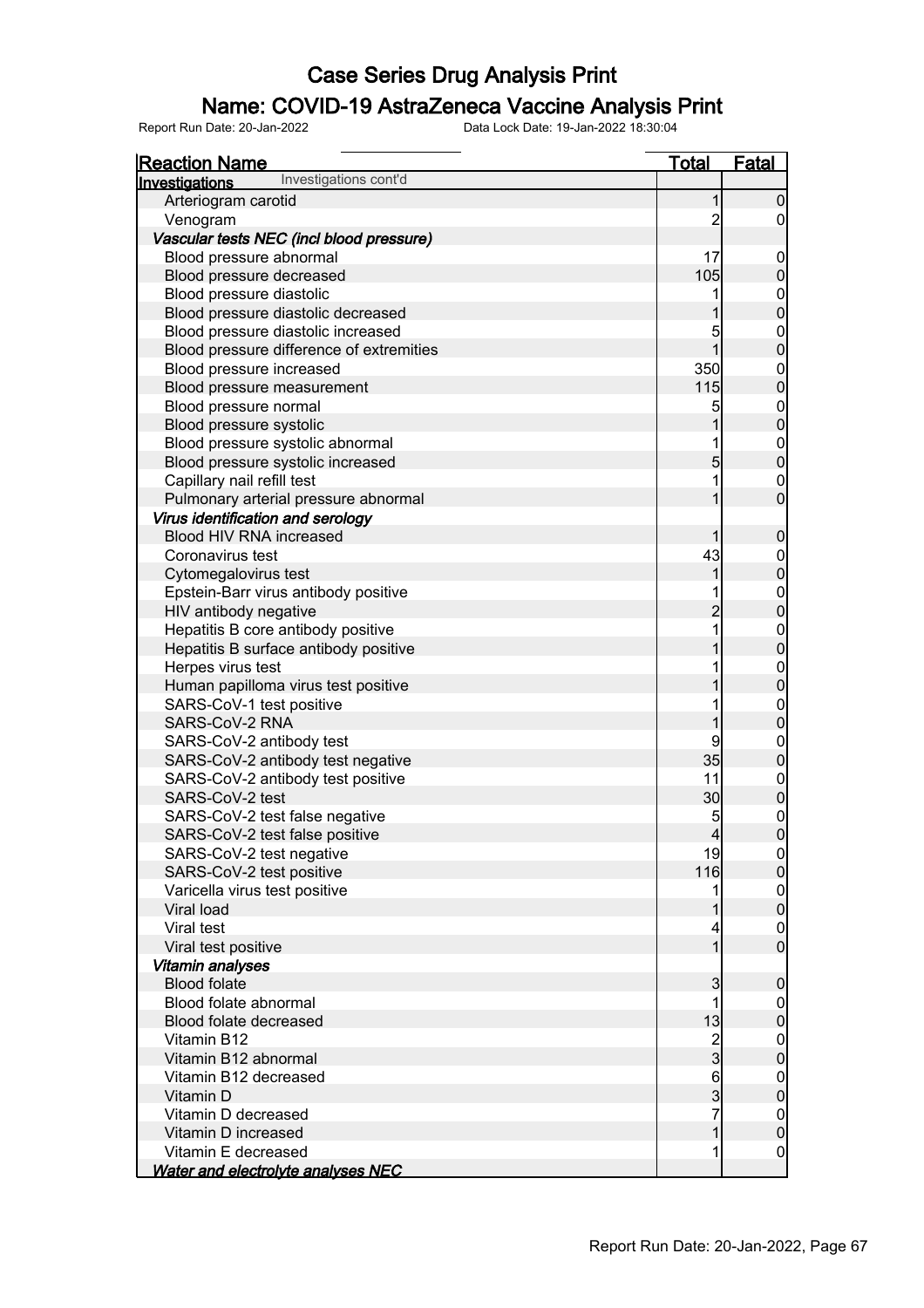# Case Series Drug Analysis Print

## Name: COVID-19 AstraZeneca Vaccine Analysis Print

Report Run Date: 20-Jan-2022 Data Lock Date: 19-Jan-2022 18:30:04

| Reaction Name | Total | Fatal |
|---|---|---|
| **Investigations** Investigations cont'd | | |
| Arteriogram carotid | 1 | 0 |
| Venogram | 2 | 0 |
| ***Vascular tests NEC (incl blood pressure)*** | | |
| Blood pressure abnormal | 17 | 0 |
| Blood pressure decreased | 105 | 0 |
| Blood pressure diastolic | 1 | 0 |
| Blood pressure diastolic decreased | 1 | 0 |
| Blood pressure diastolic increased | 5 | 0 |
| Blood pressure difference of extremities | 1 | 0 |
| Blood pressure increased | 350 | 0 |
| Blood pressure measurement | 115 | 0 |
| Blood pressure normal | 5 | 0 |
| Blood pressure systolic | 1 | 0 |
| Blood pressure systolic abnormal | 1 | 0 |
| Blood pressure systolic increased | 5 | 0 |
| Capillary nail refill test | 1 | 0 |
| Pulmonary arterial pressure abnormal | 1 | 0 |
| ***Virus identification and serology*** | | |
| Blood HIV RNA increased | 1 | 0 |
| Coronavirus test | 43 | 0 |
| Cytomegalovirus test | 1 | 0 |
| Epstein-Barr virus antibody positive | 1 | 0 |
| HIV antibody negative | 2 | 0 |
| Hepatitis B core antibody positive | 1 | 0 |
| Hepatitis B surface antibody positive | 1 | 0 |
| Herpes virus test | 1 | 0 |
| Human papilloma virus test positive | 1 | 0 |
| SARS-CoV-1 test positive | 1 | 0 |
| SARS-CoV-2 RNA | 1 | 0 |
| SARS-CoV-2 antibody test | 9 | 0 |
| SARS-CoV-2 antibody test negative | 35 | 0 |
| SARS-CoV-2 antibody test positive | 11 | 0 |
| SARS-CoV-2 test | 30 | 0 |
| SARS-CoV-2 test false negative | 5 | 0 |
| SARS-CoV-2 test false positive | 4 | 0 |
| SARS-CoV-2 test negative | 19 | 0 |
| SARS-CoV-2 test positive | 116 | 0 |
| Varicella virus test positive | 1 | 0 |
| Viral load | 1 | 0 |
| Viral test | 4 | 0 |
| Viral test positive | 1 | 0 |
| ***Vitamin analyses*** | | |
| Blood folate | 3 | 0 |
| Blood folate abnormal | 1 | 0 |
| Blood folate decreased | 13 | 0 |
| Vitamin B12 | 2 | 0 |
| Vitamin B12 abnormal | 3 | 0 |
| Vitamin B12 decreased | 6 | 0 |
| Vitamin D | 3 | 0 |
| Vitamin D decreased | 7 | 0 |
| Vitamin D increased | 1 | 0 |
| Vitamin E decreased | 1 | 0 |
| ***Water and electrolyte analyses NEC*** | | |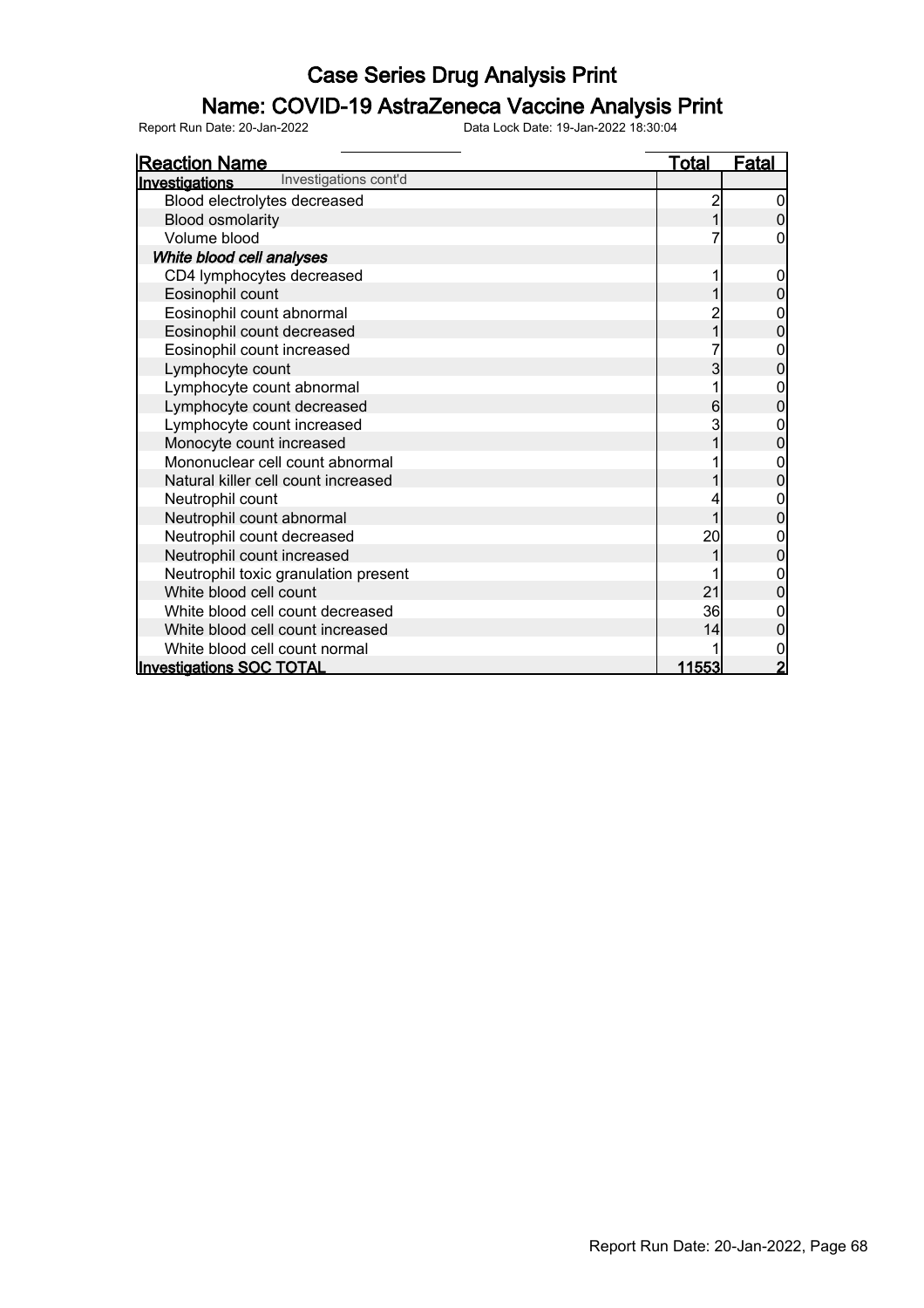# Case Series Drug Analysis Print

## Name: COVID-19 AstraZeneca Vaccine Analysis Print

Report Run Date: 20-Jan-2022 Data Lock Date: 19-Jan-2022 18:30:04

| Reaction Name | Total | Fatal |
|---|---|---|
| **Investigations** Investigations cont'd | | |
| Blood electrolytes decreased | 2 | 0 |
| Blood osmolarity | 1 | 0 |
| Volume blood | 7 | 0 |
| ***White blood cell analyses*** | | |
| CD4 lymphocytes decreased | 1 | 0 |
| Eosinophil count | 1 | 0 |
| Eosinophil count abnormal | 2 | 0 |
| Eosinophil count decreased | 1 | 0 |
| Eosinophil count increased | 7 | 0 |
| Lymphocyte count | 3 | 0 |
| Lymphocyte count abnormal | 1 | 0 |
| Lymphocyte count decreased | 6 | 0 |
| Lymphocyte count increased | 3 | 0 |
| Monocyte count increased | 1 | 0 |
| Mononuclear cell count abnormal | 1 | 0 |
| Natural killer cell count increased | 1 | 0 |
| Neutrophil count | 4 | 0 |
| Neutrophil count abnormal | 1 | 0 |
| Neutrophil count decreased | 20 | 0 |
| Neutrophil count increased | 1 | 0 |
| Neutrophil toxic granulation present | 1 | 0 |
| White blood cell count | 21 | 0 |
| White blood cell count decreased | 36 | 0 |
| White blood cell count increased | 14 | 0 |
| White blood cell count normal | 1 | 0 |
| **Investigations SOC TOTAL** | **11553** | **2** |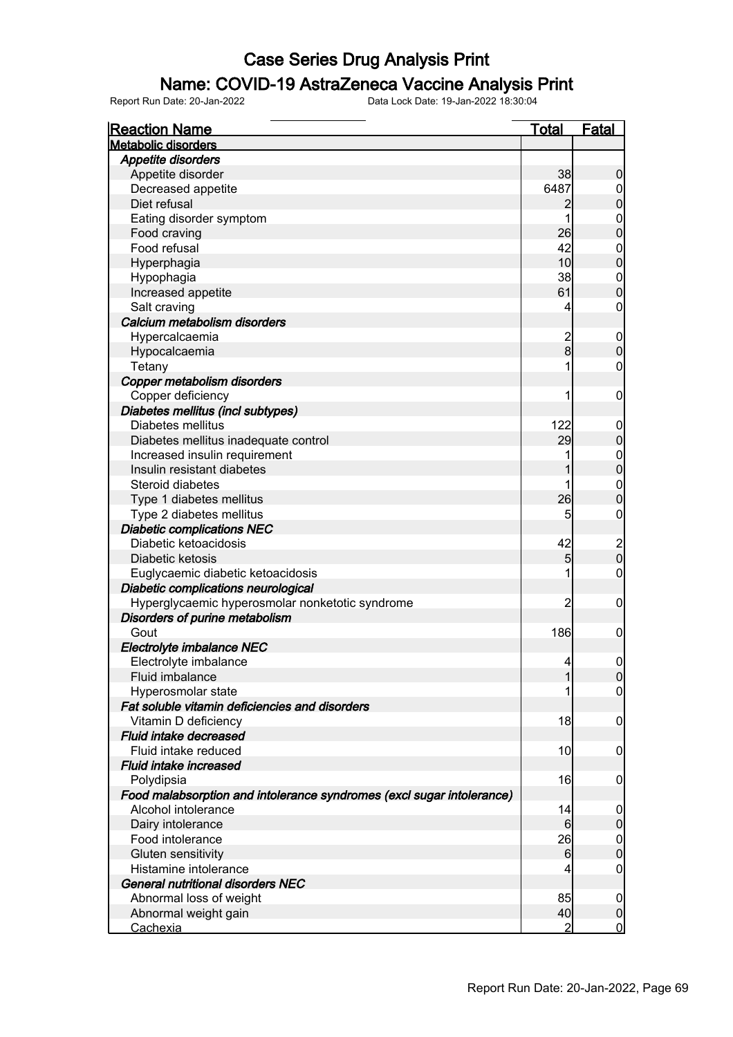# Case Series Drug Analysis Print

## Name: COVID-19 AstraZeneca Vaccine Analysis Print

Report Run Date: 20-Jan-2022    Data Lock Date: 19-Jan-2022 18:30:04

| Reaction Name | Total | Fatal |
|---|---|---|
| **Metabolic disorders** | | |
| ***Appetite disorders*** | | |
| Appetite disorder | 38 | 0 |
| Decreased appetite | 6487 | 0 |
| Diet refusal | 2 | 0 |
| Eating disorder symptom | 1 | 0 |
| Food craving | 26 | 0 |
| Food refusal | 42 | 0 |
| Hyperphagia | 10 | 0 |
| Hypophagia | 38 | 0 |
| Increased appetite | 61 | 0 |
| Salt craving | 4 | 0 |
| ***Calcium metabolism disorders*** | | |
| Hypercalcaemia | 2 | 0 |
| Hypocalcaemia | 8 | 0 |
| Tetany | 1 | 0 |
| ***Copper metabolism disorders*** | | |
| Copper deficiency | 1 | 0 |
| ***Diabetes mellitus (incl subtypes)*** | | |
| Diabetes mellitus | 122 | 0 |
| Diabetes mellitus inadequate control | 29 | 0 |
| Increased insulin requirement | 1 | 0 |
| Insulin resistant diabetes | 1 | 0 |
| Steroid diabetes | 1 | 0 |
| Type 1 diabetes mellitus | 26 | 0 |
| Type 2 diabetes mellitus | 5 | 0 |
| ***Diabetic complications NEC*** | | |
| Diabetic ketoacidosis | 42 | 2 |
| Diabetic ketosis | 5 | 0 |
| Euglycaemic diabetic ketoacidosis | 1 | 0 |
| ***Diabetic complications neurological*** | | |
| Hyperglycaemic hyperosmolar nonketotic syndrome | 2 | 0 |
| ***Disorders of purine metabolism*** | | |
| Gout | 186 | 0 |
| ***Electrolyte imbalance NEC*** | | |
| Electrolyte imbalance | 4 | 0 |
| Fluid imbalance | 1 | 0 |
| Hyperosmolar state | 1 | 0 |
| ***Fat soluble vitamin deficiencies and disorders*** | | |
| Vitamin D deficiency | 18 | 0 |
| ***Fluid intake decreased*** | | |
| Fluid intake reduced | 10 | 0 |
| ***Fluid intake increased*** | | |
| Polydipsia | 16 | 0 |
| ***Food malabsorption and intolerance syndromes (excl sugar intolerance)*** | | |
| Alcohol intolerance | 14 | 0 |
| Dairy intolerance | 6 | 0 |
| Food intolerance | 26 | 0 |
| Gluten sensitivity | 6 | 0 |
| Histamine intolerance | 4 | 0 |
| ***General nutritional disorders NEC*** | | |
| Abnormal loss of weight | 85 | 0 |
| Abnormal weight gain | 40 | 0 |
| Cachexia | 2 | 0 |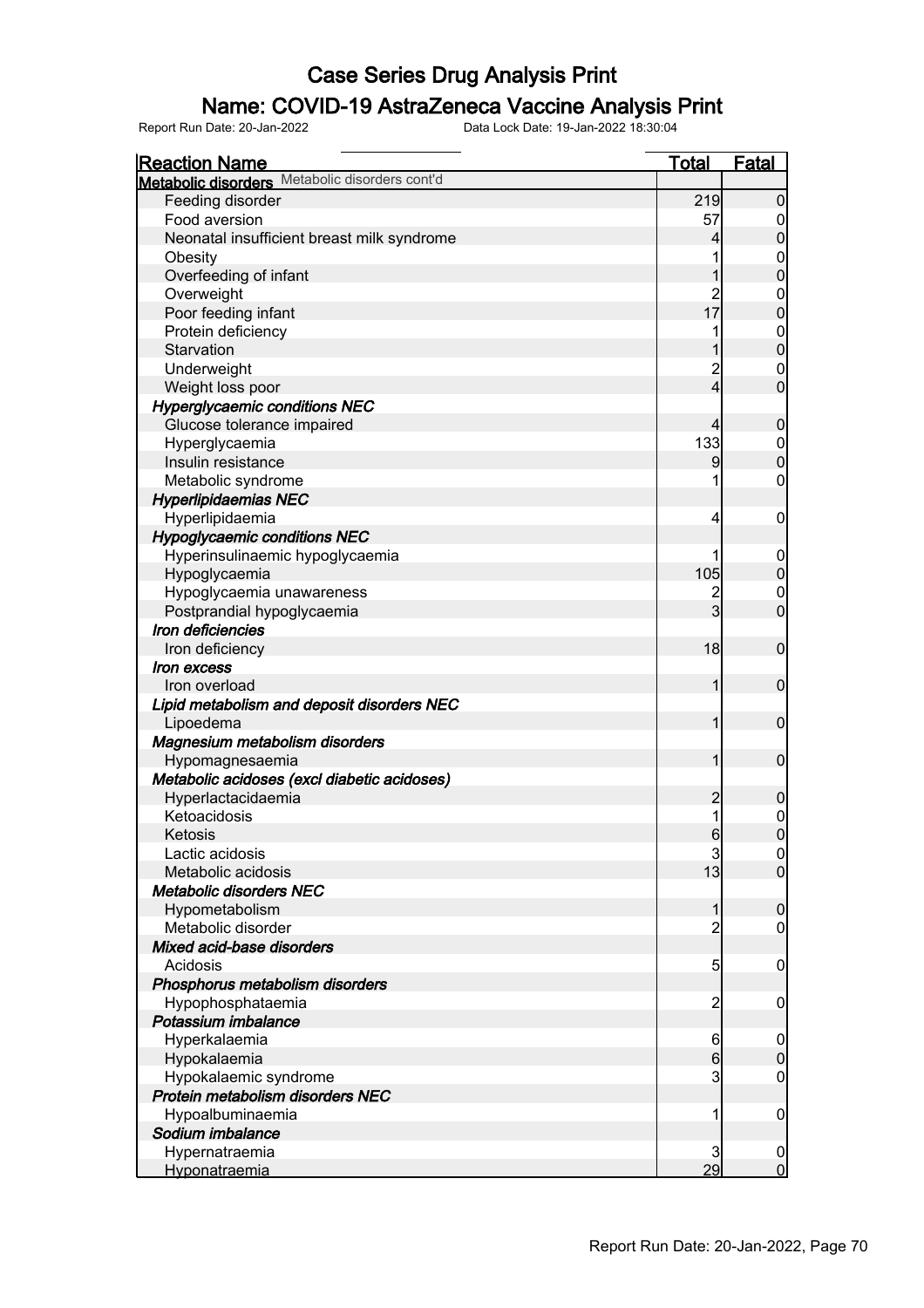# Case Series Drug Analysis Print

## Name: COVID-19 AstraZeneca Vaccine Analysis Print

Report Run Date: 20-Jan-2022 Data Lock Date: 19-Jan-2022 18:30:04

| Reaction Name | Total | Fatal |
|---|---|---|
| **Metabolic disorders** Metabolic disorders cont'd | | |
| Feeding disorder | 219 | 0 |
| Food aversion | 57 | 0 |
| Neonatal insufficient breast milk syndrome | 4 | 0 |
| Obesity | 1 | 0 |
| Overfeeding of infant | 1 | 0 |
| Overweight | 2 | 0 |
| Poor feeding infant | 17 | 0 |
| Protein deficiency | 1 | 0 |
| Starvation | 1 | 0 |
| Underweight | 2 | 0 |
| Weight loss poor | 4 | 0 |
| ***Hyperglycaemic conditions NEC*** | | |
| Glucose tolerance impaired | 4 | 0 |
| Hyperglycaemia | 133 | 0 |
| Insulin resistance | 9 | 0 |
| Metabolic syndrome | 1 | 0 |
| ***Hyperlipidaemias NEC*** | | |
| Hyperlipidaemia | 4 | 0 |
| ***Hypoglycaemic conditions NEC*** | | |
| Hyperinsulinaemic hypoglycaemia | 1 | 0 |
| Hypoglycaemia | 105 | 0 |
| Hypoglycaemia unawareness | 2 | 0 |
| Postprandial hypoglycaemia | 3 | 0 |
| ***Iron deficiencies*** | | |
| Iron deficiency | 18 | 0 |
| ***Iron excess*** | | |
| Iron overload | 1 | 0 |
| ***Lipid metabolism and deposit disorders NEC*** | | |
| Lipoedema | 1 | 0 |
| ***Magnesium metabolism disorders*** | | |
| Hypomagnesaemia | 1 | 0 |
| ***Metabolic acidoses (excl diabetic acidoses)*** | | |
| Hyperlactacidaemia | 2 | 0 |
| Ketoacidosis | 1 | 0 |
| Ketosis | 6 | 0 |
| Lactic acidosis | 3 | 0 |
| Metabolic acidosis | 13 | 0 |
| ***Metabolic disorders NEC*** | | |
| Hypometabolism | 1 | 0 |
| Metabolic disorder | 2 | 0 |
| ***Mixed acid-base disorders*** | | |
| Acidosis | 5 | 0 |
| ***Phosphorus metabolism disorders*** | | |
| Hypophosphataemia | 2 | 0 |
| ***Potassium imbalance*** | | |
| Hyperkalaemia | 6 | 0 |
| Hypokalaemia | 6 | 0 |
| Hypokalaemic syndrome | 3 | 0 |
| ***Protein metabolism disorders NEC*** | | |
| Hypoalbuminaemia | 1 | 0 |
| ***Sodium imbalance*** | | |
| Hypernatraemia | 3 | 0 |
| Hyponatraemia | 29 | 0 |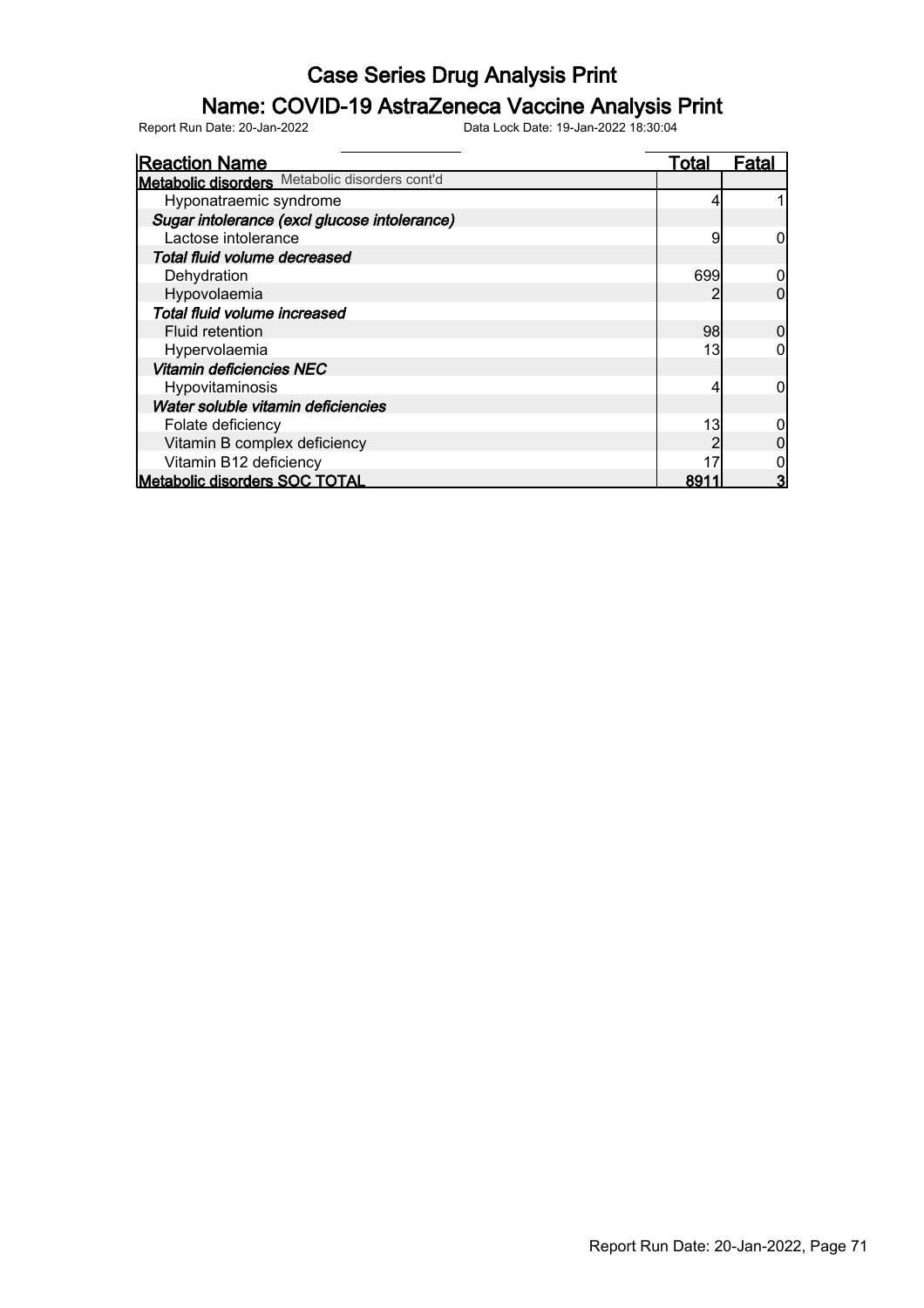# Case Series Drug Analysis Print

## Name: COVID-19 AstraZeneca Vaccine Analysis Print

Report Run Date: 20-Jan-2022    Data Lock Date: 19-Jan-2022 18:30:04

| Reaction Name | Total | Fatal |
|---|---|---|
| **Metabolic disorders** Metabolic disorders cont'd | | |
| Hyponatraemic syndrome | 4 | 1 |
| *Sugar intolerance (excl glucose intolerance)* | | |
| Lactose intolerance | 9 | 0 |
| *Total fluid volume decreased* | | |
| Dehydration | 699 | 0 |
| Hypovolaemia | 2 | 0 |
| *Total fluid volume increased* | | |
| Fluid retention | 98 | 0 |
| Hypervolaemia | 13 | 0 |
| *Vitamin deficiencies NEC* | | |
| Hypovitaminosis | 4 | 0 |
| *Water soluble vitamin deficiencies* | | |
| Folate deficiency | 13 | 0 |
| Vitamin B complex deficiency | 2 | 0 |
| Vitamin B12 deficiency | 17 | 0 |
| **Metabolic disorders SOC TOTAL** | **8911** | **3** |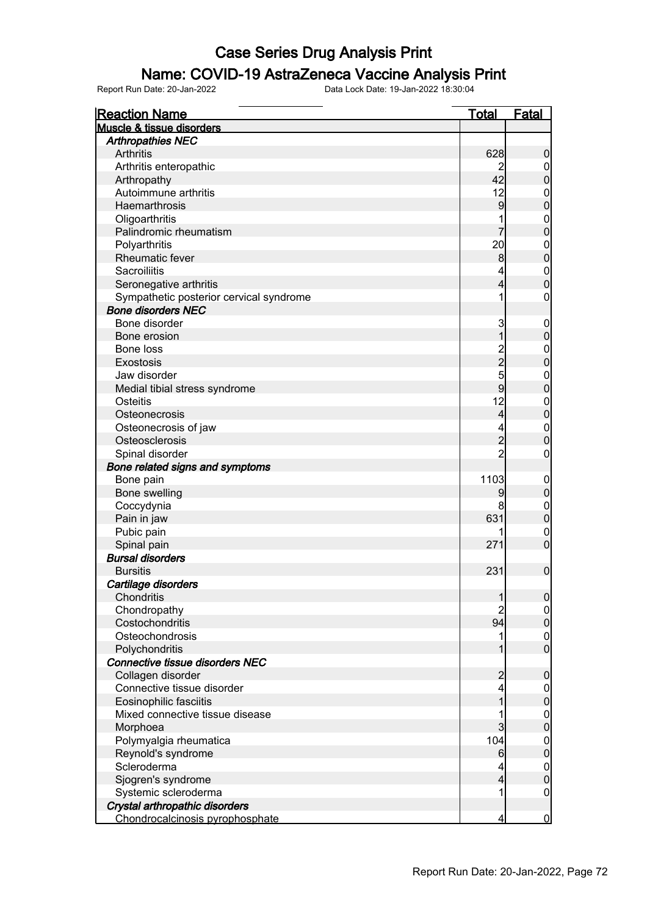# Case Series Drug Analysis Print

## Name: COVID-19 AstraZeneca Vaccine Analysis Print

Report Run Date: 20-Jan-2022 Data Lock Date: 19-Jan-2022 18:30:04

| Reaction Name | Total | Fatal |
|---|---|---|
| **Muscle & tissue disorders** | | |
| ***Arthropathies NEC*** | | |
| Arthritis | 628 | 0 |
| Arthritis enteropathic | 2 | 0 |
| Arthropathy | 42 | 0 |
| Autoimmune arthritis | 12 | 0 |
| Haemarthrosis | 9 | 0 |
| Oligoarthritis | 1 | 0 |
| Palindromic rheumatism | 7 | 0 |
| Polyarthritis | 20 | 0 |
| Rheumatic fever | 8 | 0 |
| Sacroiliitis | 4 | 0 |
| Seronegative arthritis | 4 | 0 |
| Sympathetic posterior cervical syndrome | 1 | 0 |
| ***Bone disorders NEC*** | | |
| Bone disorder | 3 | 0 |
| Bone erosion | 1 | 0 |
| Bone loss | 2 | 0 |
| Exostosis | 2 | 0 |
| Jaw disorder | 5 | 0 |
| Medial tibial stress syndrome | 9 | 0 |
| Osteitis | 12 | 0 |
| Osteonecrosis | 4 | 0 |
| Osteonecrosis of jaw | 4 | 0 |
| Osteosclerosis | 2 | 0 |
| Spinal disorder | 2 | 0 |
| ***Bone related signs and symptoms*** | | |
| Bone pain | 1103 | 0 |
| Bone swelling | 9 | 0 |
| Coccydynia | 8 | 0 |
| Pain in jaw | 631 | 0 |
| Pubic pain | 1 | 0 |
| Spinal pain | 271 | 0 |
| ***Bursal disorders*** | | |
| Bursitis | 231 | 0 |
| ***Cartilage disorders*** | | |
| Chondritis | 1 | 0 |
| Chondropathy | 2 | 0 |
| Costochondritis | 94 | 0 |
| Osteochondrosis | 1 | 0 |
| Polychondritis | 1 | 0 |
| ***Connective tissue disorders NEC*** | | |
| Collagen disorder | 2 | 0 |
| Connective tissue disorder | 4 | 0 |
| Eosinophilic fasciitis | 1 | 0 |
| Mixed connective tissue disease | 1 | 0 |
| Morphoea | 3 | 0 |
| Polymyalgia rheumatica | 104 | 0 |
| Reynold's syndrome | 6 | 0 |
| Scleroderma | 4 | 0 |
| Sjogren's syndrome | 4 | 0 |
| Systemic scleroderma | 1 | 0 |
| ***Crystal arthropathic disorders*** | | |
| Chondrocalcinosis pyrophosphate | 4 | 0 |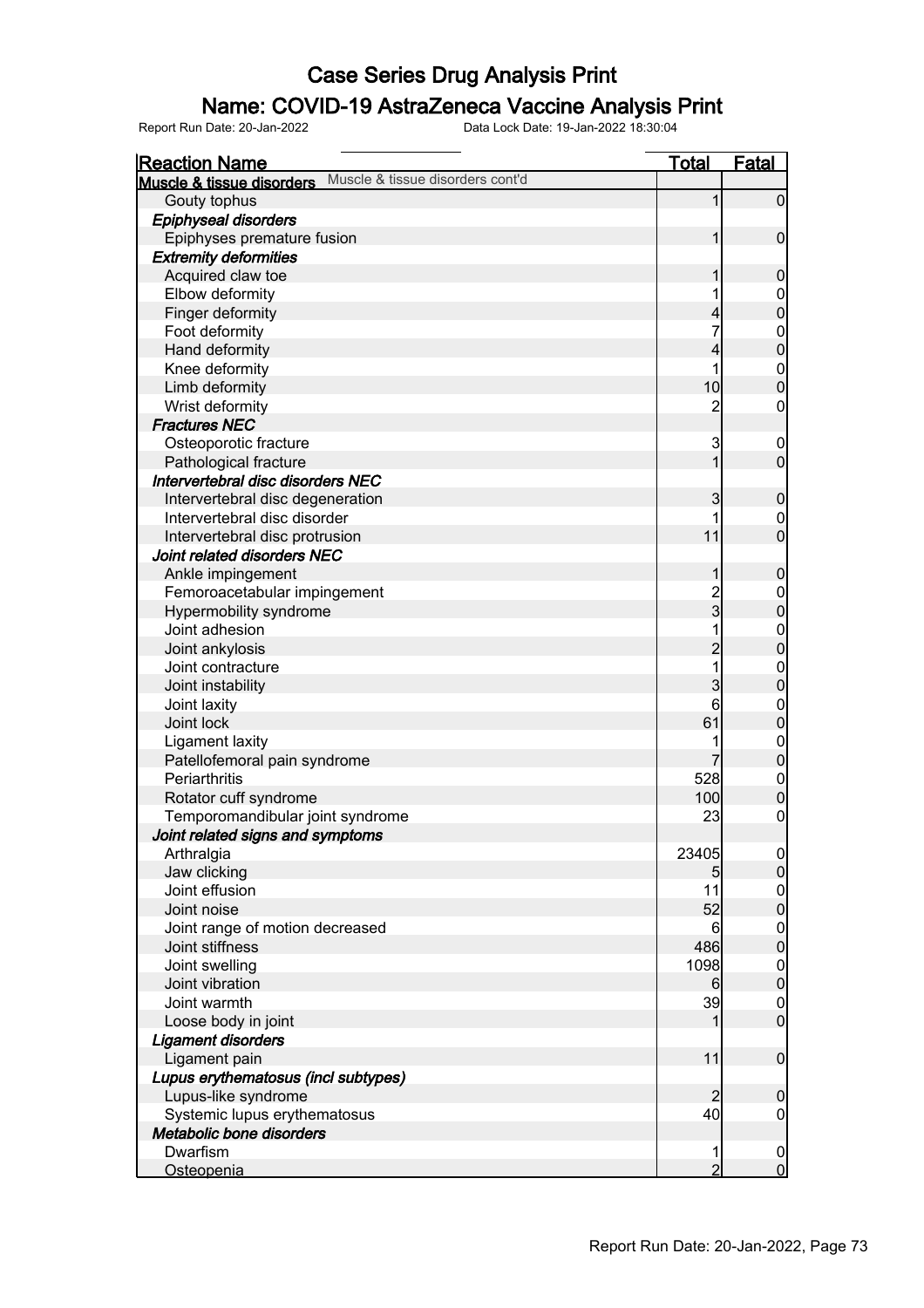# Case Series Drug Analysis Print

## Name: COVID-19 AstraZeneca Vaccine Analysis Print

Report Run Date: 20-Jan-2022    Data Lock Date: 19-Jan-2022 18:30:04

| Reaction Name | Total | Fatal |
|---|---|---|
| **Muscle & tissue disorders** Muscle & tissue disorders cont'd | | |
| Gouty tophus | 1 | 0 |
| ***Epiphyseal disorders*** | | |
| Epiphyses premature fusion | 1 | 0 |
| ***Extremity deformities*** | | |
| Acquired claw toe | 1 | 0 |
| Elbow deformity | 1 | 0 |
| Finger deformity | 4 | 0 |
| Foot deformity | 7 | 0 |
| Hand deformity | 4 | 0 |
| Knee deformity | 1 | 0 |
| Limb deformity | 10 | 0 |
| Wrist deformity | 2 | 0 |
| ***Fractures NEC*** | | |
| Osteoporotic fracture | 3 | 0 |
| Pathological fracture | 1 | 0 |
| ***Intervertebral disc disorders NEC*** | | |
| Intervertebral disc degeneration | 3 | 0 |
| Intervertebral disc disorder | 1 | 0 |
| Intervertebral disc protrusion | 11 | 0 |
| ***Joint related disorders NEC*** | | |
| Ankle impingement | 1 | 0 |
| Femoroacetabular impingement | 2 | 0 |
| Hypermobility syndrome | 3 | 0 |
| Joint adhesion | 1 | 0 |
| Joint ankylosis | 2 | 0 |
| Joint contracture | 1 | 0 |
| Joint instability | 3 | 0 |
| Joint laxity | 6 | 0 |
| Joint lock | 61 | 0 |
| Ligament laxity | 1 | 0 |
| Patellofemoral pain syndrome | 7 | 0 |
| Periarthritis | 528 | 0 |
| Rotator cuff syndrome | 100 | 0 |
| Temporomandibular joint syndrome | 23 | 0 |
| ***Joint related signs and symptoms*** | | |
| Arthralgia | 23405 | 0 |
| Jaw clicking | 5 | 0 |
| Joint effusion | 11 | 0 |
| Joint noise | 52 | 0 |
| Joint range of motion decreased | 6 | 0 |
| Joint stiffness | 486 | 0 |
| Joint swelling | 1098 | 0 |
| Joint vibration | 6 | 0 |
| Joint warmth | 39 | 0 |
| Loose body in joint | 1 | 0 |
| ***Ligament disorders*** | | |
| Ligament pain | 11 | 0 |
| ***Lupus erythematosus (incl subtypes)*** | | |
| Lupus-like syndrome | 2 | 0 |
| Systemic lupus erythematosus | 40 | 0 |
| ***Metabolic bone disorders*** | | |
| Dwarfism | 1 | 0 |
| Osteopenia | 2 | 0 |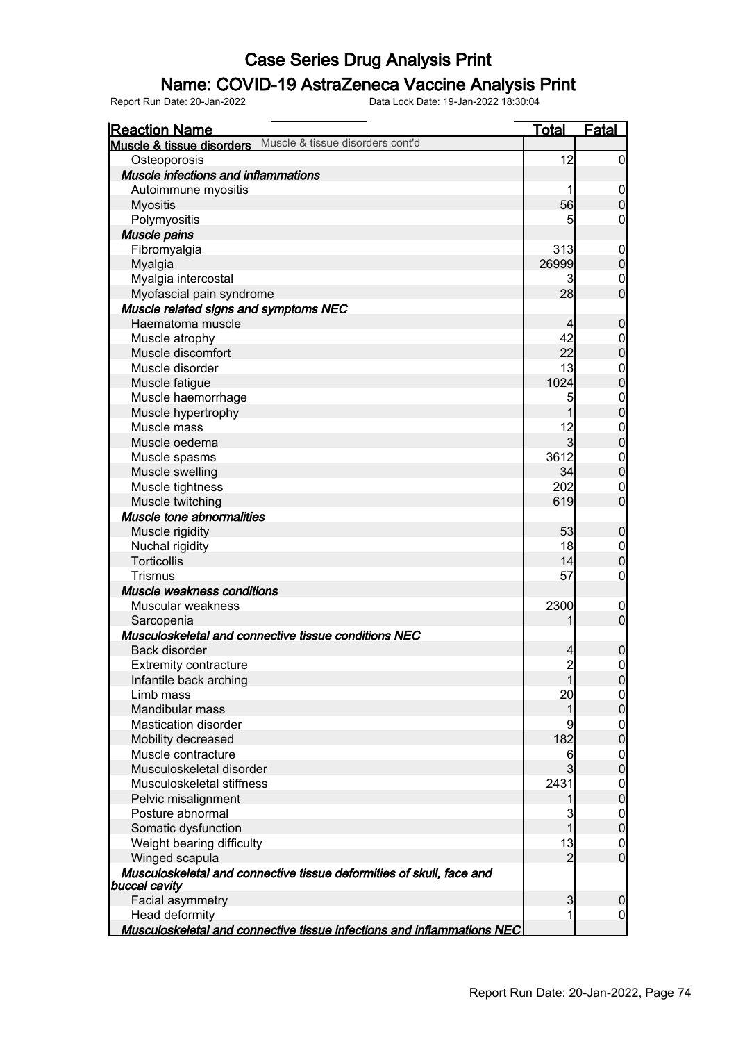# Case Series Drug Analysis Print

## Name: COVID-19 AstraZeneca Vaccine Analysis Print

Report Run Date: 20-Jan-2022 Data Lock Date: 19-Jan-2022 18:30:04

| Reaction Name | Total | Fatal |
|---|---|---|
| **Muscle & tissue disorders** Muscle & tissue disorders cont'd | | |
| Osteoporosis | 12 | 0 |
| ***Muscle infections and inflammations*** | | |
| Autoimmune myositis | 1 | 0 |
| Myositis | 56 | 0 |
| Polymyositis | 5 | 0 |
| ***Muscle pains*** | | |
| Fibromyalgia | 313 | 0 |
| Myalgia | 26999 | 0 |
| Myalgia intercostal | 3 | 0 |
| Myofascial pain syndrome | 28 | 0 |
| ***Muscle related signs and symptoms NEC*** | | |
| Haematoma muscle | 4 | 0 |
| Muscle atrophy | 42 | 0 |
| Muscle discomfort | 22 | 0 |
| Muscle disorder | 13 | 0 |
| Muscle fatigue | 1024 | 0 |
| Muscle haemorrhage | 5 | 0 |
| Muscle hypertrophy | 1 | 0 |
| Muscle mass | 12 | 0 |
| Muscle oedema | 3 | 0 |
| Muscle spasms | 3612 | 0 |
| Muscle swelling | 34 | 0 |
| Muscle tightness | 202 | 0 |
| Muscle twitching | 619 | 0 |
| ***Muscle tone abnormalities*** | | |
| Muscle rigidity | 53 | 0 |
| Nuchal rigidity | 18 | 0 |
| Torticollis | 14 | 0 |
| Trismus | 57 | 0 |
| ***Muscle weakness conditions*** | | |
| Muscular weakness | 2300 | 0 |
| Sarcopenia | 1 | 0 |
| ***Musculoskeletal and connective tissue conditions NEC*** | | |
| Back disorder | 4 | 0 |
| Extremity contracture | 2 | 0 |
| Infantile back arching | 1 | 0 |
| Limb mass | 20 | 0 |
| Mandibular mass | 1 | 0 |
| Mastication disorder | 9 | 0 |
| Mobility decreased | 182 | 0 |
| Muscle contracture | 6 | 0 |
| Musculoskeletal disorder | 3 | 0 |
| Musculoskeletal stiffness | 2431 | 0 |
| Pelvic misalignment | 1 | 0 |
| Posture abnormal | 3 | 0 |
| Somatic dysfunction | 1 | 0 |
| Weight bearing difficulty | 13 | 0 |
| Winged scapula | 2 | 0 |
| ***Musculoskeletal and connective tissue deformities of skull, face and buccal cavity*** | | |
| Facial asymmetry | 3 | 0 |
| Head deformity | 1 | 0 |
| ***Musculoskeletal and connective tissue infections and inflammations NEC*** | | |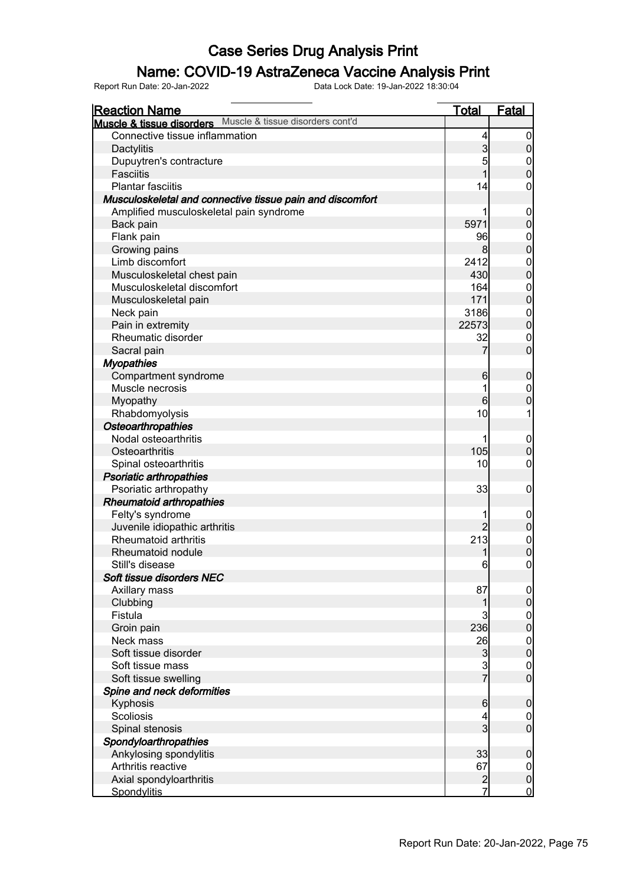# Case Series Drug Analysis Print

## Name: COVID-19 AstraZeneca Vaccine Analysis Print

Report Run Date: 20-Jan-2022 Data Lock Date: 19-Jan-2022 18:30:04

| Reaction Name | Total | Fatal |
|---|---|---|
| **Muscle & tissue disorders** Muscle & tissue disorders cont'd | | |
| Connective tissue inflammation | 4 | 0 |
| Dactylitis | 3 | 0 |
| Dupuytren's contracture | 5 | 0 |
| Fasciitis | 1 | 0 |
| Plantar fasciitis | 14 | 0 |
| ***Musculoskeletal and connective tissue pain and discomfort*** | | |
| Amplified musculoskeletal pain syndrome | 1 | 0 |
| Back pain | 5971 | 0 |
| Flank pain | 96 | 0 |
| Growing pains | 8 | 0 |
| Limb discomfort | 2412 | 0 |
| Musculoskeletal chest pain | 430 | 0 |
| Musculoskeletal discomfort | 164 | 0 |
| Musculoskeletal pain | 171 | 0 |
| Neck pain | 3186 | 0 |
| Pain in extremity | 22573 | 0 |
| Rheumatic disorder | 32 | 0 |
| Sacral pain | 7 | 0 |
| ***Myopathies*** | | |
| Compartment syndrome | 6 | 0 |
| Muscle necrosis | 1 | 0 |
| Myopathy | 6 | 0 |
| Rhabdomyolysis | 10 | 1 |
| ***Osteoarthropathies*** | | |
| Nodal osteoarthritis | 1 | 0 |
| Osteoarthritis | 105 | 0 |
| Spinal osteoarthritis | 10 | 0 |
| ***Psoriatic arthropathies*** | | |
| Psoriatic arthropathy | 33 | 0 |
| ***Rheumatoid arthropathies*** | | |
| Felty's syndrome | 1 | 0 |
| Juvenile idiopathic arthritis | 2 | 0 |
| Rheumatoid arthritis | 213 | 0 |
| Rheumatoid nodule | 1 | 0 |
| Still's disease | 6 | 0 |
| ***Soft tissue disorders NEC*** | | |
| Axillary mass | 87 | 0 |
| Clubbing | 1 | 0 |
| Fistula | 3 | 0 |
| Groin pain | 236 | 0 |
| Neck mass | 26 | 0 |
| Soft tissue disorder | 3 | 0 |
| Soft tissue mass | 3 | 0 |
| Soft tissue swelling | 7 | 0 |
| ***Spine and neck deformities*** | | |
| Kyphosis | 6 | 0 |
| Scoliosis | 4 | 0 |
| Spinal stenosis | 3 | 0 |
| ***Spondyloarthropathies*** | | |
| Ankylosing spondylitis | 33 | 0 |
| Arthritis reactive | 67 | 0 |
| Axial spondyloarthritis | 2 | 0 |
| Spondylitis | 7 | 0 |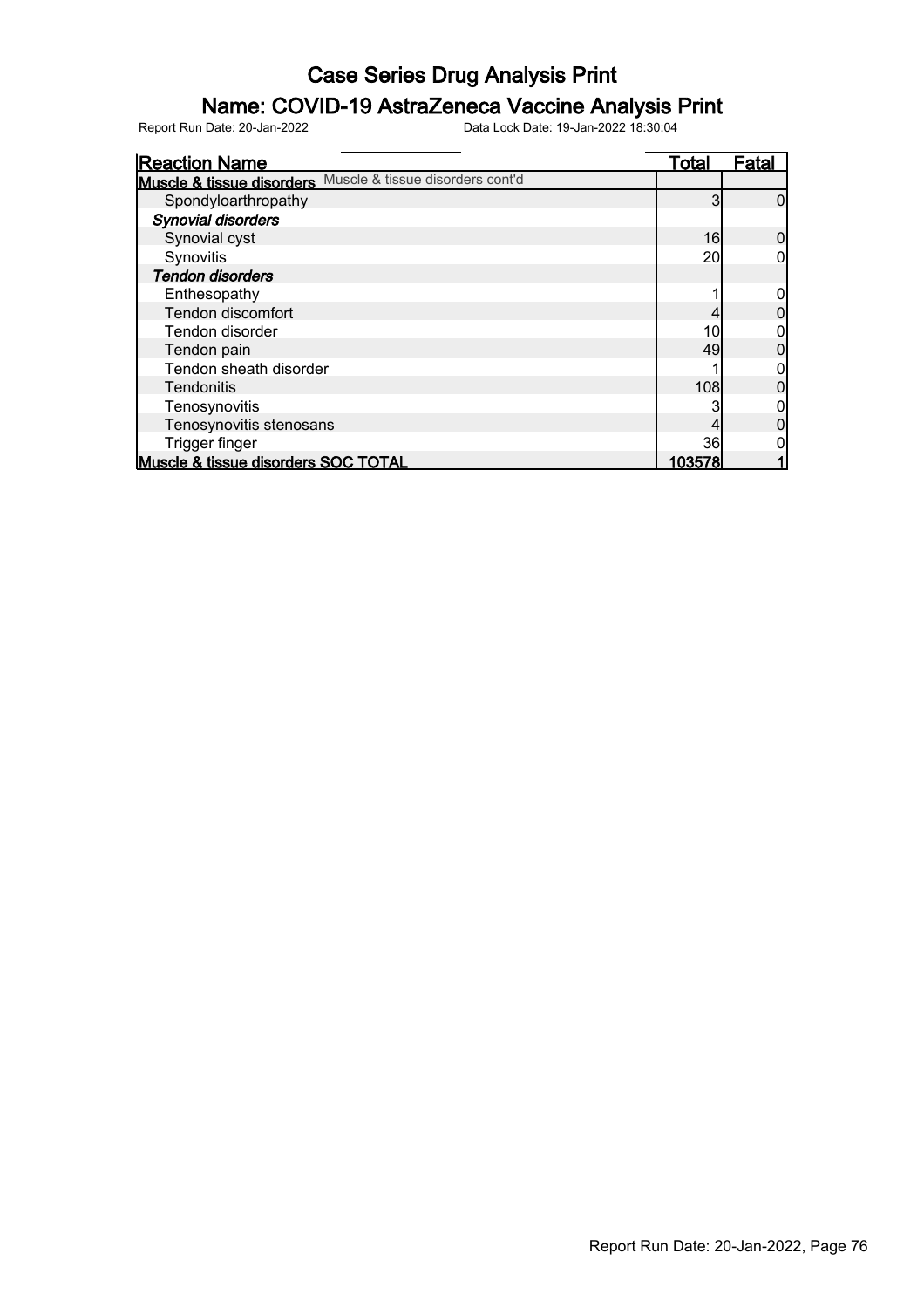# Case Series Drug Analysis Print

## Name: COVID-19 AstraZeneca Vaccine Analysis Print

Report Run Date: 20-Jan-2022 Data Lock Date: 19-Jan-2022 18:30:04

| Reaction Name | Total | Fatal |
|---|---|---|
| **Muscle & tissue disorders** Muscle & tissue disorders cont'd | | |
| Spondyloarthropathy | 3 | 0 |
| ***Synovial disorders*** | | |
| Synovial cyst | 16 | 0 |
| Synovitis | 20 | 0 |
| ***Tendon disorders*** | | |
| Enthesopathy | 1 | 0 |
| Tendon discomfort | 4 | 0 |
| Tendon disorder | 10 | 0 |
| Tendon pain | 49 | 0 |
| Tendon sheath disorder | 1 | 0 |
| Tendonitis | 108 | 0 |
| Tenosynovitis | 3 | 0 |
| Tenosynovitis stenosans | 4 | 0 |
| Trigger finger | 36 | 0 |
| **Muscle & tissue disorders SOC TOTAL** | **103578** | **1** |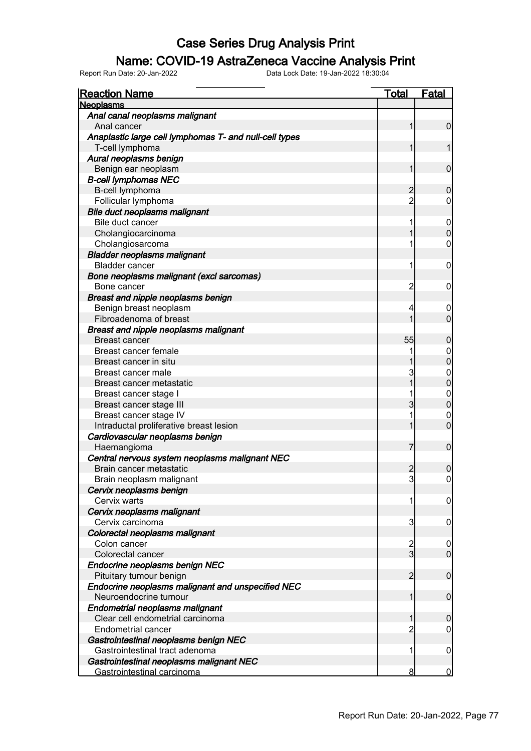# Case Series Drug Analysis Print

## Name: COVID-19 AstraZeneca Vaccine Analysis Print

Report Run Date: 20-Jan-2022 Data Lock Date: 19-Jan-2022 18:30:04

| Reaction Name | Total | Fatal |
|---|---|---|
| **Neoplasms** | | |
| *Anal canal neoplasms malignant* | | |
| Anal cancer | 1 | 0 |
| *Anaplastic large cell lymphomas T- and null-cell types* | | |
| T-cell lymphoma | 1 | 1 |
| *Aural neoplasms benign* | | |
| Benign ear neoplasm | 1 | 0 |
| *B-cell lymphomas NEC* | | |
| B-cell lymphoma | 2 | 0 |
| Follicular lymphoma | 2 | 0 |
| *Bile duct neoplasms malignant* | | |
| Bile duct cancer | 1 | 0 |
| Cholangiocarcinoma | 1 | 0 |
| Cholangiosarcoma | 1 | 0 |
| *Bladder neoplasms malignant* | | |
| Bladder cancer | 1 | 0 |
| *Bone neoplasms malignant (excl sarcomas)* | | |
| Bone cancer | 2 | 0 |
| *Breast and nipple neoplasms benign* | | |
| Benign breast neoplasm | 4 | 0 |
| Fibroadenoma of breast | 1 | 0 |
| *Breast and nipple neoplasms malignant* | | |
| Breast cancer | 55 | 0 |
| Breast cancer female | 1 | 0 |
| Breast cancer in situ | 1 | 0 |
| Breast cancer male | 3 | 0 |
| Breast cancer metastatic | 1 | 0 |
| Breast cancer stage I | 1 | 0 |
| Breast cancer stage III | 3 | 0 |
| Breast cancer stage IV | 1 | 0 |
| Intraductal proliferative breast lesion | 1 | 0 |
| *Cardiovascular neoplasms benign* | | |
| Haemangioma | 7 | 0 |
| *Central nervous system neoplasms malignant NEC* | | |
| Brain cancer metastatic | 2 | 0 |
| Brain neoplasm malignant | 3 | 0 |
| *Cervix neoplasms benign* | | |
| Cervix warts | 1 | 0 |
| *Cervix neoplasms malignant* | | |
| Cervix carcinoma | 3 | 0 |
| *Colorectal neoplasms malignant* | | |
| Colon cancer | 2 | 0 |
| Colorectal cancer | 3 | 0 |
| *Endocrine neoplasms benign NEC* | | |
| Pituitary tumour benign | 2 | 0 |
| *Endocrine neoplasms malignant and unspecified NEC* | | |
| Neuroendocrine tumour | 1 | 0 |
| *Endometrial neoplasms malignant* | | |
| Clear cell endometrial carcinoma | 1 | 0 |
| Endometrial cancer | 2 | 0 |
| *Gastrointestinal neoplasms benign NEC* | | |
| Gastrointestinal tract adenoma | 1 | 0 |
| *Gastrointestinal neoplasms malignant NEC* | | |
| Gastrointestinal carcinoma | 8 | 0 |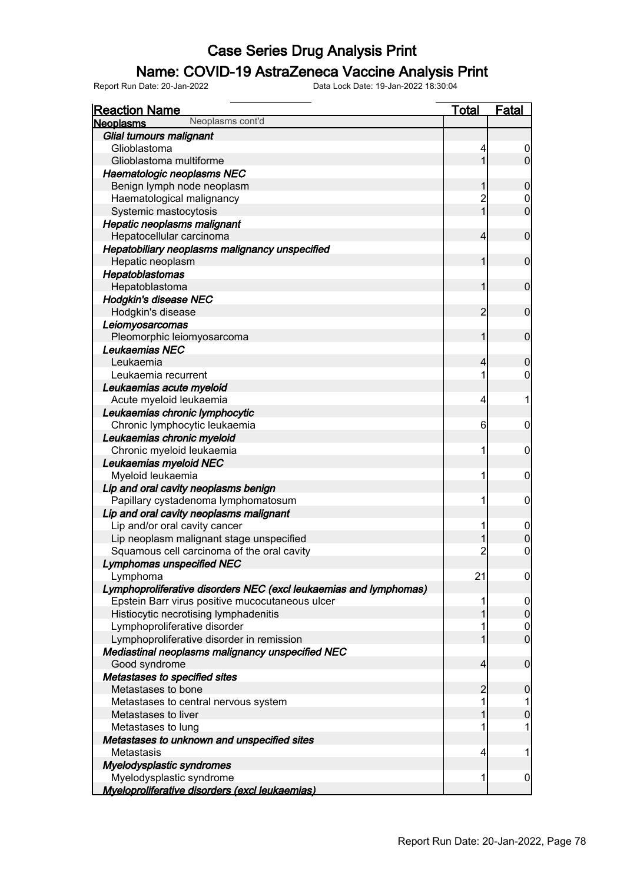# Case Series Drug Analysis Print

## Name: COVID-19 AstraZeneca Vaccine Analysis Print

Report Run Date: 20-Jan-2022 Data Lock Date: 19-Jan-2022 18:30:04

| Reaction Name | Total | Fatal |
|---|---|---|
| **Neoplasms** Neoplasms cont'd | | |
| ***Glial tumours malignant*** | | |
| Glioblastoma | 4 | 0 |
| Glioblastoma multiforme | 1 | 0 |
| ***Haematologic neoplasms NEC*** | | |
| Benign lymph node neoplasm | 1 | 0 |
| Haematological malignancy | 2 | 0 |
| Systemic mastocytosis | 1 | 0 |
| ***Hepatic neoplasms malignant*** | | |
| Hepatocellular carcinoma | 4 | 0 |
| ***Hepatobiliary neoplasms malignancy unspecified*** | | |
| Hepatic neoplasm | 1 | 0 |
| ***Hepatoblastomas*** | | |
| Hepatoblastoma | 1 | 0 |
| ***Hodgkin's disease NEC*** | | |
| Hodgkin's disease | 2 | 0 |
| ***Leiomyosarcomas*** | | |
| Pleomorphic leiomyosarcoma | 1 | 0 |
| ***Leukaemias NEC*** | | |
| Leukaemia | 4 | 0 |
| Leukaemia recurrent | 1 | 0 |
| ***Leukaemias acute myeloid*** | | |
| Acute myeloid leukaemia | 4 | 1 |
| ***Leukaemias chronic lymphocytic*** | | |
| Chronic lymphocytic leukaemia | 6 | 0 |
| ***Leukaemias chronic myeloid*** | | |
| Chronic myeloid leukaemia | 1 | 0 |
| ***Leukaemias myeloid NEC*** | | |
| Myeloid leukaemia | 1 | 0 |
| ***Lip and oral cavity neoplasms benign*** | | |
| Papillary cystadenoma lymphomatosum | 1 | 0 |
| ***Lip and oral cavity neoplasms malignant*** | | |
| Lip and/or oral cavity cancer | 1 | 0 |
| Lip neoplasm malignant stage unspecified | 1 | 0 |
| Squamous cell carcinoma of the oral cavity | 2 | 0 |
| ***Lymphomas unspecified NEC*** | | |
| Lymphoma | 21 | 0 |
| ***Lymphoproliferative disorders NEC (excl leukaemias and lymphomas)*** | | |
| Epstein Barr virus positive mucocutaneous ulcer | 1 | 0 |
| Histiocytic necrotising lymphadenitis | 1 | 0 |
| Lymphoproliferative disorder | 1 | 0 |
| Lymphoproliferative disorder in remission | 1 | 0 |
| ***Mediastinal neoplasms malignancy unspecified NEC*** | | |
| Good syndrome | 4 | 0 |
| ***Metastases to specified sites*** | | |
| Metastases to bone | 2 | 0 |
| Metastases to central nervous system | 1 | 1 |
| Metastases to liver | 1 | 0 |
| Metastases to lung | 1 | 1 |
| ***Metastases to unknown and unspecified sites*** | | |
| Metastasis | 4 | 1 |
| ***Myelodysplastic syndromes*** | | |
| Myelodysplastic syndrome | 1 | 0 |
| ***Myeloproliferative disorders (excl leukaemias)*** | | |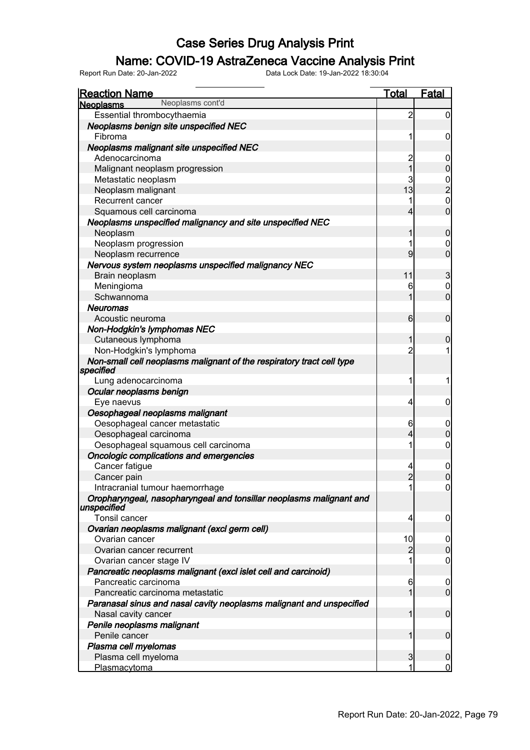# Case Series Drug Analysis Print

## Name: COVID-19 AstraZeneca Vaccine Analysis Print

Report Run Date: 20-Jan-2022    Data Lock Date: 19-Jan-2022 18:30:04

| Reaction Name | Total | Fatal |
|---|---|---|
| **Neoplasms** Neoplasms cont'd | | |
| Essential thrombocythaemia | 2 | 0 |
| ***Neoplasms benign site unspecified NEC*** | | |
| Fibroma | 1 | 0 |
| ***Neoplasms malignant site unspecified NEC*** | | |
| Adenocarcinoma | 2 | 0 |
| Malignant neoplasm progression | 1 | 0 |
| Metastatic neoplasm | 3 | 0 |
| Neoplasm malignant | 13 | 2 |
| Recurrent cancer | 1 | 0 |
| Squamous cell carcinoma | 4 | 0 |
| ***Neoplasms unspecified malignancy and site unspecified NEC*** | | |
| Neoplasm | 1 | 0 |
| Neoplasm progression | 1 | 0 |
| Neoplasm recurrence | 9 | 0 |
| ***Nervous system neoplasms unspecified malignancy NEC*** | | |
| Brain neoplasm | 11 | 3 |
| Meningioma | 6 | 0 |
| Schwannoma | 1 | 0 |
| ***Neuromas*** | | |
| Acoustic neuroma | 6 | 0 |
| ***Non-Hodgkin's lymphomas NEC*** | | |
| Cutaneous lymphoma | 1 | 0 |
| Non-Hodgkin's lymphoma | 2 | 1 |
| ***Non-small cell neoplasms malignant of the respiratory tract cell type specified*** | | |
| Lung adenocarcinoma | 1 | 1 |
| ***Ocular neoplasms benign*** | | |
| Eye naevus | 4 | 0 |
| ***Oesophageal neoplasms malignant*** | | |
| Oesophageal cancer metastatic | 6 | 0 |
| Oesophageal carcinoma | 4 | 0 |
| Oesophageal squamous cell carcinoma | 1 | 0 |
| ***Oncologic complications and emergencies*** | | |
| Cancer fatigue | 4 | 0 |
| Cancer pain | 2 | 0 |
| Intracranial tumour haemorrhage | 1 | 0 |
| ***Oropharyngeal, nasopharyngeal and tonsillar neoplasms malignant and unspecified*** | | |
| Tonsil cancer | 4 | 0 |
| ***Ovarian neoplasms malignant (excl germ cell)*** | | |
| Ovarian cancer | 10 | 0 |
| Ovarian cancer recurrent | 2 | 0 |
| Ovarian cancer stage IV | 1 | 0 |
| ***Pancreatic neoplasms malignant (excl islet cell and carcinoid)*** | | |
| Pancreatic carcinoma | 6 | 0 |
| Pancreatic carcinoma metastatic | 1 | 0 |
| ***Paranasal sinus and nasal cavity neoplasms malignant and unspecified*** | | |
| Nasal cavity cancer | 1 | 0 |
| ***Penile neoplasms malignant*** | | |
| Penile cancer | 1 | 0 |
| ***Plasma cell myelomas*** | | |
| Plasma cell myeloma | 3 | 0 |
| Plasmacytoma | 1 | 0 |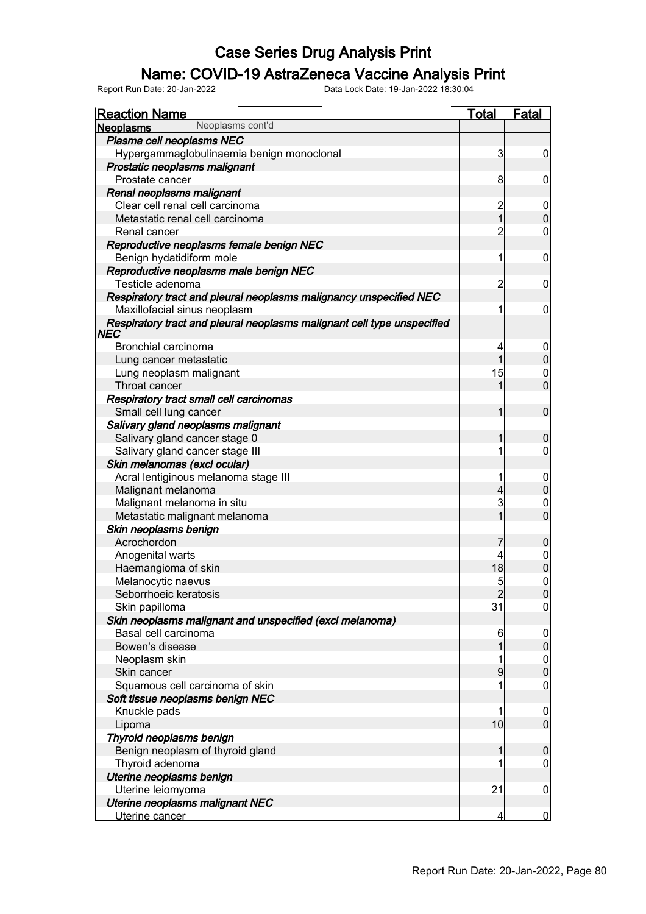# Case Series Drug Analysis Print

## Name: COVID-19 AstraZeneca Vaccine Analysis Print

Report Run Date: 20-Jan-2022 &nbsp;&nbsp;&nbsp;&nbsp; Data Lock Date: 19-Jan-2022 18:30:04

| Reaction Name | Total | Fatal |
|---|---|---|
| **Neoplasms** Neoplasms cont'd | | |
| ***Plasma cell neoplasms NEC*** | | |
| Hypergammaglobulinaemia benign monoclonal | 3 | 0 |
| ***Prostatic neoplasms malignant*** | | |
| Prostate cancer | 8 | 0 |
| ***Renal neoplasms malignant*** | | |
| Clear cell renal cell carcinoma | 2 | 0 |
| Metastatic renal cell carcinoma | 1 | 0 |
| Renal cancer | 2 | 0 |
| ***Reproductive neoplasms female benign NEC*** | | |
| Benign hydatidiform mole | 1 | 0 |
| ***Reproductive neoplasms male benign NEC*** | | |
| Testicle adenoma | 2 | 0 |
| ***Respiratory tract and pleural neoplasms malignancy unspecified NEC*** | | |
| Maxillofacial sinus neoplasm | 1 | 0 |
| ***Respiratory tract and pleural neoplasms malignant cell type unspecified NEC*** | | |
| Bronchial carcinoma | 4 | 0 |
| Lung cancer metastatic | 1 | 0 |
| Lung neoplasm malignant | 15 | 0 |
| Throat cancer | 1 | 0 |
| ***Respiratory tract small cell carcinomas*** | | |
| Small cell lung cancer | 1 | 0 |
| ***Salivary gland neoplasms malignant*** | | |
| Salivary gland cancer stage 0 | 1 | 0 |
| Salivary gland cancer stage III | 1 | 0 |
| ***Skin melanomas (excl ocular)*** | | |
| Acral lentiginous melanoma stage III | 1 | 0 |
| Malignant melanoma | 4 | 0 |
| Malignant melanoma in situ | 3 | 0 |
| Metastatic malignant melanoma | 1 | 0 |
| ***Skin neoplasms benign*** | | |
| Acrochordon | 7 | 0 |
| Anogenital warts | 4 | 0 |
| Haemangioma of skin | 18 | 0 |
| Melanocytic naevus | 5 | 0 |
| Seborrhoeic keratosis | 2 | 0 |
| Skin papilloma | 31 | 0 |
| ***Skin neoplasms malignant and unspecified (excl melanoma)*** | | |
| Basal cell carcinoma | 6 | 0 |
| Bowen's disease | 1 | 0 |
| Neoplasm skin | 1 | 0 |
| Skin cancer | 9 | 0 |
| Squamous cell carcinoma of skin | 1 | 0 |
| ***Soft tissue neoplasms benign NEC*** | | |
| Knuckle pads | 1 | 0 |
| Lipoma | 10 | 0 |
| ***Thyroid neoplasms benign*** | | |
| Benign neoplasm of thyroid gland | 1 | 0 |
| Thyroid adenoma | 1 | 0 |
| ***Uterine neoplasms benign*** | | |
| Uterine leiomyoma | 21 | 0 |
| ***Uterine neoplasms malignant NEC*** | | |
| Uterine cancer | 4 | 0 |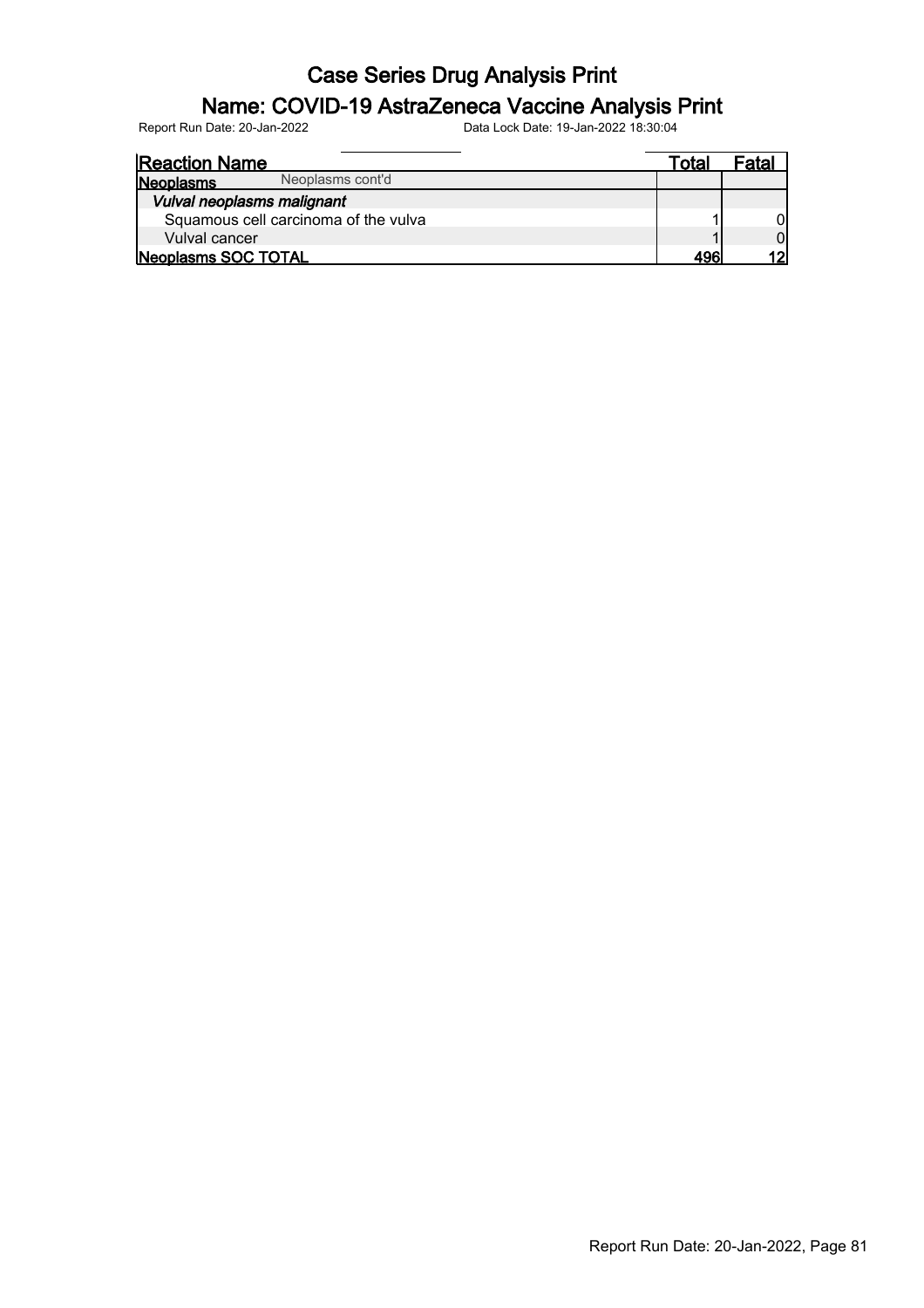# Case Series Drug Analysis Print

## Name: COVID-19 AstraZeneca Vaccine Analysis Print

Report Run Date: 20-Jan-2022 Data Lock Date: 19-Jan-2022 18:30:04

| Reaction Name | Total | Fatal |
|---|---|---|
| **Neoplasms** Neoplasms cont'd | | |
| ***Vulval neoplasms malignant*** | | |
| Squamous cell carcinoma of the vulva | 1 | 0 |
| Vulval cancer | 1 | 0 |
| **Neoplasms SOC TOTAL** | **496** | **12** |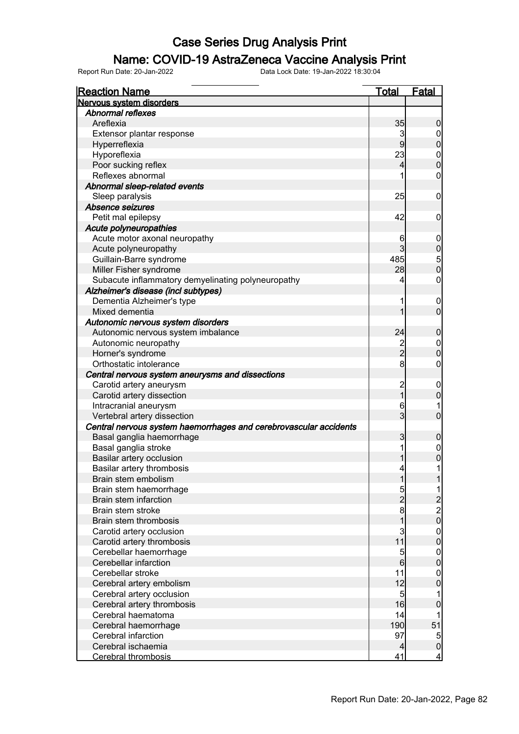# Case Series Drug Analysis Print

## Name: COVID-19 AstraZeneca Vaccine Analysis Print

Report Run Date: 20-Jan-2022    Data Lock Date: 19-Jan-2022 18:30:04

| Reaction Name | Total | Fatal |
|---|---|---|
| **Nervous system disorders** | | |
| *Abnormal reflexes* | | |
| Areflexia | 35 | 0 |
| Extensor plantar response | 3 | 0 |
| Hyperreflexia | 9 | 0 |
| Hyporeflexia | 23 | 0 |
| Poor sucking reflex | 4 | 0 |
| Reflexes abnormal | 1 | 0 |
| *Abnormal sleep-related events* | | |
| Sleep paralysis | 25 | 0 |
| *Absence seizures* | | |
| Petit mal epilepsy | 42 | 0 |
| *Acute polyneuropathies* | | |
| Acute motor axonal neuropathy | 6 | 0 |
| Acute polyneuropathy | 3 | 0 |
| Guillain-Barre syndrome | 485 | 5 |
| Miller Fisher syndrome | 28 | 0 |
| Subacute inflammatory demyelinating polyneuropathy | 4 | 0 |
| *Alzheimer's disease (incl subtypes)* | | |
| Dementia Alzheimer's type | 1 | 0 |
| Mixed dementia | 1 | 0 |
| *Autonomic nervous system disorders* | | |
| Autonomic nervous system imbalance | 24 | 0 |
| Autonomic neuropathy | 2 | 0 |
| Horner's syndrome | 2 | 0 |
| Orthostatic intolerance | 8 | 0 |
| *Central nervous system aneurysms and dissections* | | |
| Carotid artery aneurysm | 2 | 0 |
| Carotid artery dissection | 1 | 0 |
| Intracranial aneurysm | 6 | 1 |
| Vertebral artery dissection | 3 | 0 |
| *Central nervous system haemorrhages and cerebrovascular accidents* | | |
| Basal ganglia haemorrhage | 3 | 0 |
| Basal ganglia stroke | 1 | 0 |
| Basilar artery occlusion | 1 | 0 |
| Basilar artery thrombosis | 4 | 1 |
| Brain stem embolism | 1 | 1 |
| Brain stem haemorrhage | 5 | 1 |
| Brain stem infarction | 2 | 2 |
| Brain stem stroke | 8 | 2 |
| Brain stem thrombosis | 1 | 0 |
| Carotid artery occlusion | 3 | 0 |
| Carotid artery thrombosis | 11 | 0 |
| Cerebellar haemorrhage | 5 | 0 |
| Cerebellar infarction | 6 | 0 |
| Cerebellar stroke | 11 | 0 |
| Cerebral artery embolism | 12 | 0 |
| Cerebral artery occlusion | 5 | 1 |
| Cerebral artery thrombosis | 16 | 0 |
| Cerebral haematoma | 14 | 1 |
| Cerebral haemorrhage | 190 | 51 |
| Cerebral infarction | 97 | 5 |
| Cerebral ischaemia | 4 | 0 |
| Cerebral thrombosis | 41 | 4 |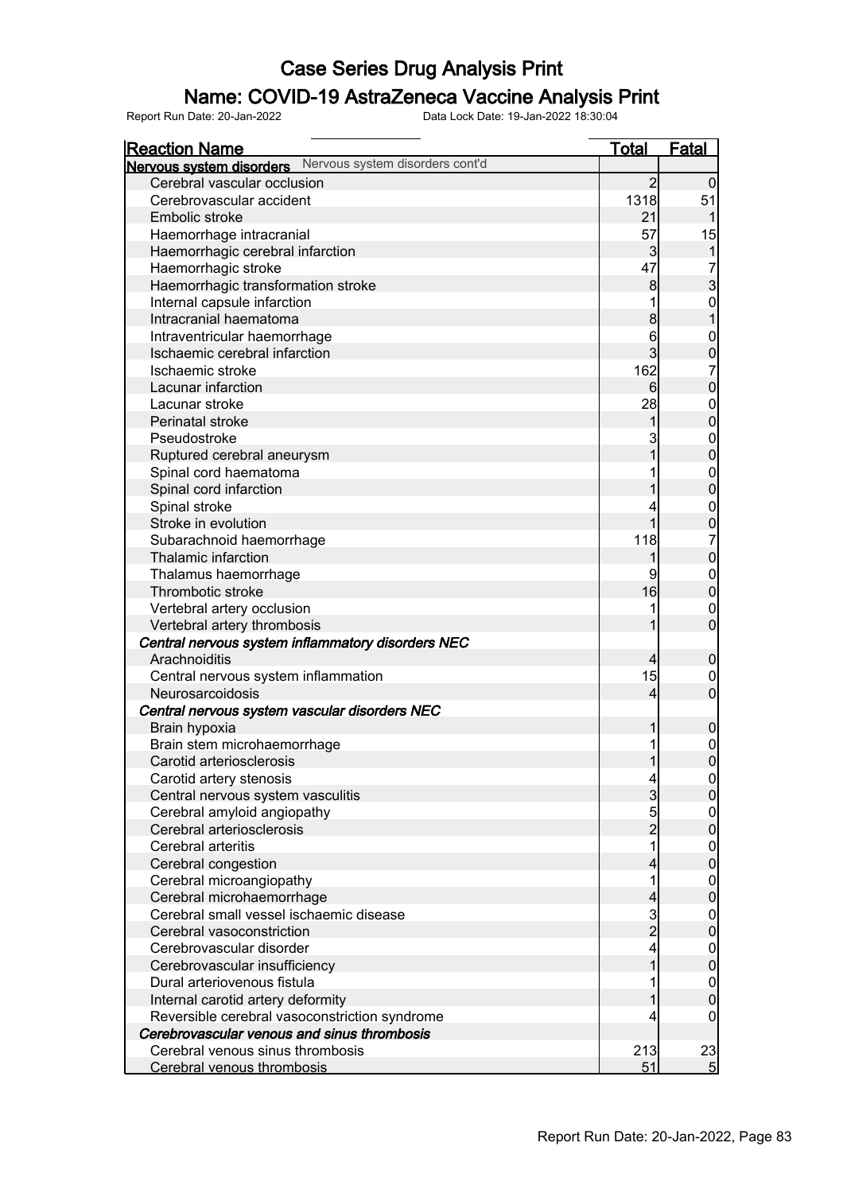# Case Series Drug Analysis Print

## Name: COVID-19 AstraZeneca Vaccine Analysis Print

Report Run Date: 20-Jan-2022    Data Lock Date: 19-Jan-2022 18:30:04

| Reaction Name | Total | Fatal |
|---|---|---|
| **Nervous system disorders** Nervous system disorders cont'd | | |
| Cerebral vascular occlusion | 2 | 0 |
| Cerebrovascular accident | 1318 | 51 |
| Embolic stroke | 21 | 1 |
| Haemorrhage intracranial | 57 | 15 |
| Haemorrhagic cerebral infarction | 3 | 1 |
| Haemorrhagic stroke | 47 | 7 |
| Haemorrhagic transformation stroke | 8 | 3 |
| Internal capsule infarction | 1 | 0 |
| Intracranial haematoma | 8 | 1 |
| Intraventricular haemorrhage | 6 | 0 |
| Ischaemic cerebral infarction | 3 | 0 |
| Ischaemic stroke | 162 | 7 |
| Lacunar infarction | 6 | 0 |
| Lacunar stroke | 28 | 0 |
| Perinatal stroke | 1 | 0 |
| Pseudostroke | 3 | 0 |
| Ruptured cerebral aneurysm | 1 | 0 |
| Spinal cord haematoma | 1 | 0 |
| Spinal cord infarction | 1 | 0 |
| Spinal stroke | 4 | 0 |
| Stroke in evolution | 1 | 0 |
| Subarachnoid haemorrhage | 118 | 7 |
| Thalamic infarction | 1 | 0 |
| Thalamus haemorrhage | 9 | 0 |
| Thrombotic stroke | 16 | 0 |
| Vertebral artery occlusion | 1 | 0 |
| Vertebral artery thrombosis | 1 | 0 |
| ***Central nervous system inflammatory disorders NEC*** | | |
| Arachnoiditis | 4 | 0 |
| Central nervous system inflammation | 15 | 0 |
| Neurosarcoidosis | 4 | 0 |
| ***Central nervous system vascular disorders NEC*** | | |
| Brain hypoxia | 1 | 0 |
| Brain stem microhaemorrhage | 1 | 0 |
| Carotid arteriosclerosis | 1 | 0 |
| Carotid artery stenosis | 4 | 0 |
| Central nervous system vasculitis | 3 | 0 |
| Cerebral amyloid angiopathy | 5 | 0 |
| Cerebral arteriosclerosis | 2 | 0 |
| Cerebral arteritis | 1 | 0 |
| Cerebral congestion | 4 | 0 |
| Cerebral microangiopathy | 1 | 0 |
| Cerebral microhaemorrhage | 4 | 0 |
| Cerebral small vessel ischaemic disease | 3 | 0 |
| Cerebral vasoconstriction | 2 | 0 |
| Cerebrovascular disorder | 4 | 0 |
| Cerebrovascular insufficiency | 1 | 0 |
| Dural arteriovenous fistula | 1 | 0 |
| Internal carotid artery deformity | 1 | 0 |
| Reversible cerebral vasoconstriction syndrome | 4 | 0 |
| ***Cerebrovascular venous and sinus thrombosis*** | | |
| Cerebral venous sinus thrombosis | 213 | 23 |
| Cerebral venous thrombosis | 51 | 5 |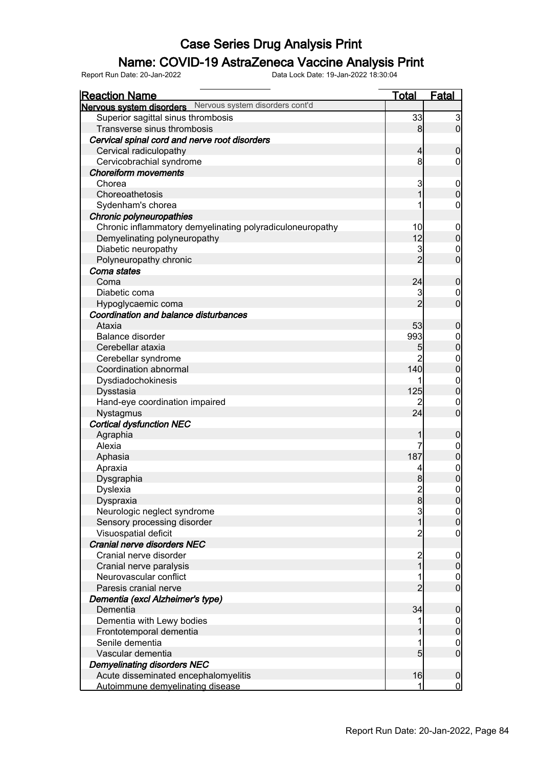# Case Series Drug Analysis Print

## Name: COVID-19 AstraZeneca Vaccine Analysis Print

Report Run Date: 20-Jan-2022    Data Lock Date: 19-Jan-2022 18:30:04

| Reaction Name | Total | Fatal |
|---|---|---|
| **Nervous system disorders** Nervous system disorders cont'd | | |
| Superior sagittal sinus thrombosis | 33 | 3 |
| Transverse sinus thrombosis | 8 | 0 |
| ***Cervical spinal cord and nerve root disorders*** | | |
| Cervical radiculopathy | 4 | 0 |
| Cervicobrachial syndrome | 8 | 0 |
| ***Choreiform movements*** | | |
| Chorea | 3 | 0 |
| Choreoathetosis | 1 | 0 |
| Sydenham's chorea | 1 | 0 |
| ***Chronic polyneuropathies*** | | |
| Chronic inflammatory demyelinating polyradiculoneuropathy | 10 | 0 |
| Demyelinating polyneuropathy | 12 | 0 |
| Diabetic neuropathy | 3 | 0 |
| Polyneuropathy chronic | 2 | 0 |
| ***Coma states*** | | |
| Coma | 24 | 0 |
| Diabetic coma | 3 | 0 |
| Hypoglycaemic coma | 2 | 0 |
| ***Coordination and balance disturbances*** | | |
| Ataxia | 53 | 0 |
| Balance disorder | 993 | 0 |
| Cerebellar ataxia | 5 | 0 |
| Cerebellar syndrome | 2 | 0 |
| Coordination abnormal | 140 | 0 |
| Dysdiadochokinesis | 1 | 0 |
| Dysstasia | 125 | 0 |
| Hand-eye coordination impaired | 2 | 0 |
| Nystagmus | 24 | 0 |
| ***Cortical dysfunction NEC*** | | |
| Agraphia | 1 | 0 |
| Alexia | 7 | 0 |
| Aphasia | 187 | 0 |
| Apraxia | 4 | 0 |
| Dysgraphia | 8 | 0 |
| Dyslexia | 2 | 0 |
| Dyspraxia | 8 | 0 |
| Neurologic neglect syndrome | 3 | 0 |
| Sensory processing disorder | 1 | 0 |
| Visuospatial deficit | 2 | 0 |
| ***Cranial nerve disorders NEC*** | | |
| Cranial nerve disorder | 2 | 0 |
| Cranial nerve paralysis | 1 | 0 |
| Neurovascular conflict | 1 | 0 |
| Paresis cranial nerve | 2 | 0 |
| ***Dementia (excl Alzheimer's type)*** | | |
| Dementia | 34 | 0 |
| Dementia with Lewy bodies | 1 | 0 |
| Frontotemporal dementia | 1 | 0 |
| Senile dementia | 1 | 0 |
| Vascular dementia | 5 | 0 |
| ***Demyelinating disorders NEC*** | | |
| Acute disseminated encephalomyelitis | 16 | 0 |
| Autoimmune demyelinating disease | 1 | 0 |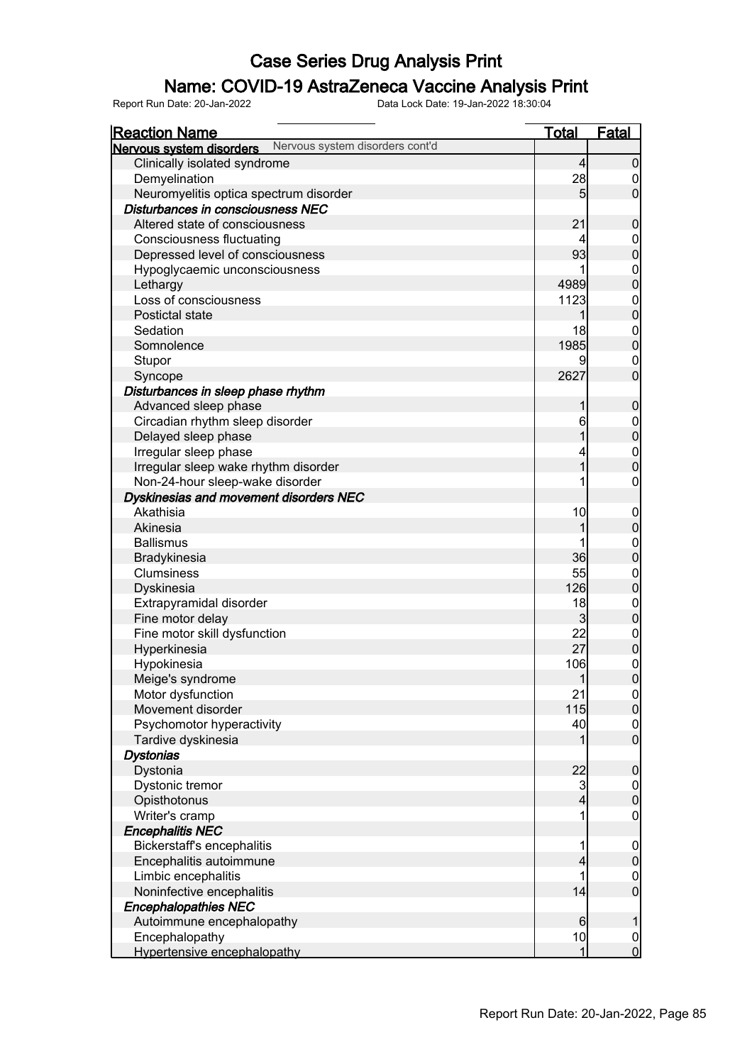# Case Series Drug Analysis Print

## Name: COVID-19 AstraZeneca Vaccine Analysis Print

Report Run Date: 20-Jan-2022    Data Lock Date: 19-Jan-2022 18:30:04

| Reaction Name | Total | Fatal |
|---|---|---|
| **Nervous system disorders** Nervous system disorders cont'd | | |
| Clinically isolated syndrome | 4 | 0 |
| Demyelination | 28 | 0 |
| Neuromyelitis optica spectrum disorder | 5 | 0 |
| ***Disturbances in consciousness NEC*** | | |
| Altered state of consciousness | 21 | 0 |
| Consciousness fluctuating | 4 | 0 |
| Depressed level of consciousness | 93 | 0 |
| Hypoglycaemic unconsciousness | 1 | 0 |
| Lethargy | 4989 | 0 |
| Loss of consciousness | 1123 | 0 |
| Postictal state | 1 | 0 |
| Sedation | 18 | 0 |
| Somnolence | 1985 | 0 |
| Stupor | 9 | 0 |
| Syncope | 2627 | 0 |
| ***Disturbances in sleep phase rhythm*** | | |
| Advanced sleep phase | 1 | 0 |
| Circadian rhythm sleep disorder | 6 | 0 |
| Delayed sleep phase | 1 | 0 |
| Irregular sleep phase | 4 | 0 |
| Irregular sleep wake rhythm disorder | 1 | 0 |
| Non-24-hour sleep-wake disorder | 1 | 0 |
| ***Dyskinesias and movement disorders NEC*** | | |
| Akathisia | 10 | 0 |
| Akinesia | 1 | 0 |
| Ballismus | 1 | 0 |
| Bradykinesia | 36 | 0 |
| Clumsiness | 55 | 0 |
| Dyskinesia | 126 | 0 |
| Extrapyramidal disorder | 18 | 0 |
| Fine motor delay | 3 | 0 |
| Fine motor skill dysfunction | 22 | 0 |
| Hyperkinesia | 27 | 0 |
| Hypokinesia | 106 | 0 |
| Meige's syndrome | 1 | 0 |
| Motor dysfunction | 21 | 0 |
| Movement disorder | 115 | 0 |
| Psychomotor hyperactivity | 40 | 0 |
| Tardive dyskinesia | 1 | 0 |
| ***Dystonias*** | | |
| Dystonia | 22 | 0 |
| Dystonic tremor | 3 | 0 |
| Opisthotonus | 4 | 0 |
| Writer's cramp | 1 | 0 |
| ***Encephalitis NEC*** | | |
| Bickerstaff's encephalitis | 1 | 0 |
| Encephalitis autoimmune | 4 | 0 |
| Limbic encephalitis | 1 | 0 |
| Noninfective encephalitis | 14 | 0 |
| ***Encephalopathies NEC*** | | |
| Autoimmune encephalopathy | 6 | 1 |
| Encephalopathy | 10 | 0 |
| Hypertensive encephalopathy | 1 | 0 |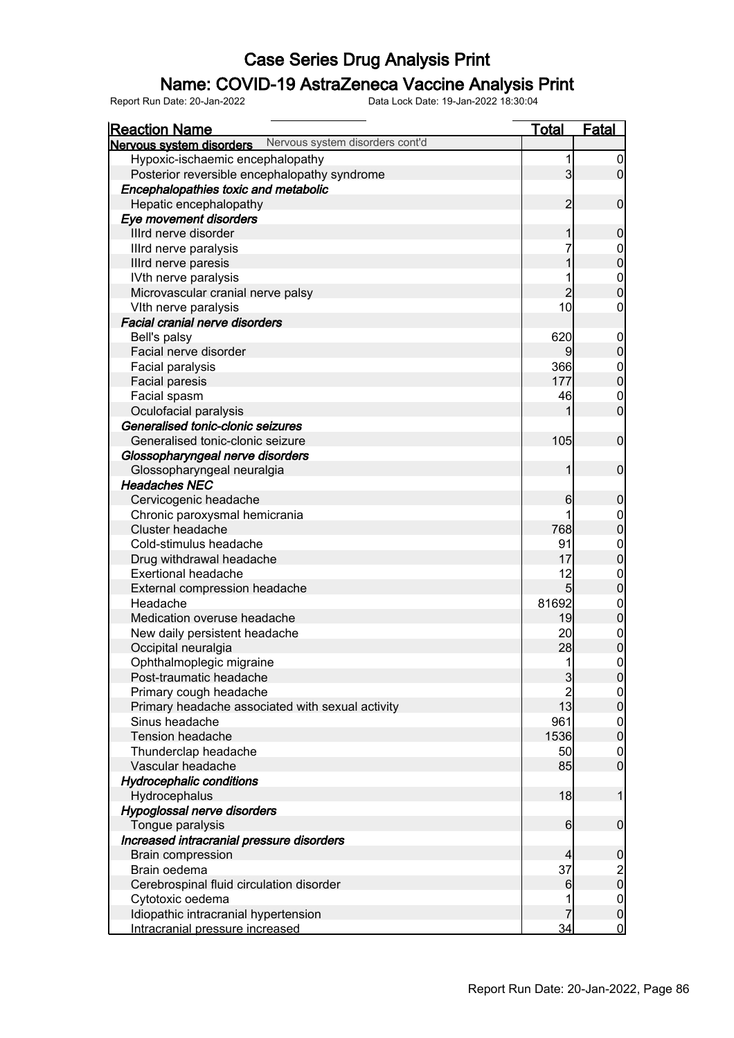# Case Series Drug Analysis Print

## Name: COVID-19 AstraZeneca Vaccine Analysis Print

Report Run Date: 20-Jan-2022    Data Lock Date: 19-Jan-2022 18:30:04

| Reaction Name | Total | Fatal |
|---|---|---|
| **Nervous system disorders** Nervous system disorders cont'd | | |
| Hypoxic-ischaemic encephalopathy | 1 | 0 |
| Posterior reversible encephalopathy syndrome | 3 | 0 |
| ***Encephalopathies toxic and metabolic*** | | |
| Hepatic encephalopathy | 2 | 0 |
| ***Eye movement disorders*** | | |
| IIIrd nerve disorder | 1 | 0 |
| IIIrd nerve paralysis | 7 | 0 |
| IIIrd nerve paresis | 1 | 0 |
| IVth nerve paralysis | 1 | 0 |
| Microvascular cranial nerve palsy | 2 | 0 |
| VIth nerve paralysis | 10 | 0 |
| ***Facial cranial nerve disorders*** | | |
| Bell's palsy | 620 | 0 |
| Facial nerve disorder | 9 | 0 |
| Facial paralysis | 366 | 0 |
| Facial paresis | 177 | 0 |
| Facial spasm | 46 | 0 |
| Oculofacial paralysis | 1 | 0 |
| ***Generalised tonic-clonic seizures*** | | |
| Generalised tonic-clonic seizure | 105 | 0 |
| ***Glossopharyngeal nerve disorders*** | | |
| Glossopharyngeal neuralgia | 1 | 0 |
| ***Headaches NEC*** | | |
| Cervicogenic headache | 6 | 0 |
| Chronic paroxysmal hemicrania | 1 | 0 |
| Cluster headache | 768 | 0 |
| Cold-stimulus headache | 91 | 0 |
| Drug withdrawal headache | 17 | 0 |
| Exertional headache | 12 | 0 |
| External compression headache | 5 | 0 |
| Headache | 81692 | 0 |
| Medication overuse headache | 19 | 0 |
| New daily persistent headache | 20 | 0 |
| Occipital neuralgia | 28 | 0 |
| Ophthalmoplegic migraine | 1 | 0 |
| Post-traumatic headache | 3 | 0 |
| Primary cough headache | 2 | 0 |
| Primary headache associated with sexual activity | 13 | 0 |
| Sinus headache | 961 | 0 |
| Tension headache | 1536 | 0 |
| Thunderclap headache | 50 | 0 |
| Vascular headache | 85 | 0 |
| ***Hydrocephalic conditions*** | | |
| Hydrocephalus | 18 | 1 |
| ***Hypoglossal nerve disorders*** | | |
| Tongue paralysis | 6 | 0 |
| ***Increased intracranial pressure disorders*** | | |
| Brain compression | 4 | 0 |
| Brain oedema | 37 | 2 |
| Cerebrospinal fluid circulation disorder | 6 | 0 |
| Cytotoxic oedema | 1 | 0 |
| Idiopathic intracranial hypertension | 7 | 0 |
| Intracranial pressure increased | 34 | 0 |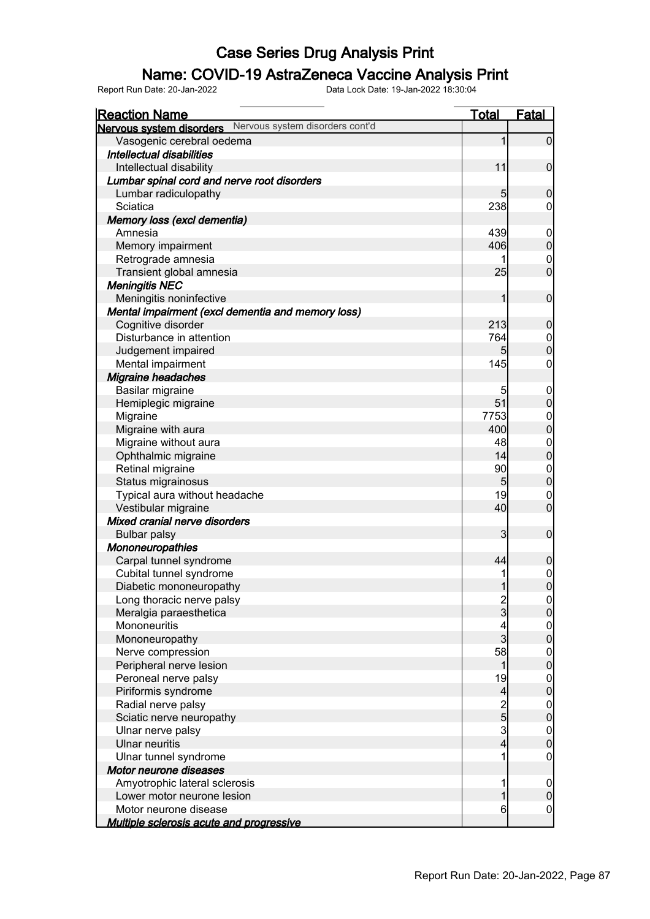# Case Series Drug Analysis Print

## Name: COVID-19 AstraZeneca Vaccine Analysis Print

Report Run Date: 20-Jan-2022    Data Lock Date: 19-Jan-2022 18:30:04

| Reaction Name | Total | Fatal |
|---|---|---|
| **Nervous system disorders** Nervous system disorders cont'd | | |
| Vasogenic cerebral oedema | 1 | 0 |
| ***Intellectual disabilities*** | | |
| Intellectual disability | 11 | 0 |
| ***Lumbar spinal cord and nerve root disorders*** | | |
| Lumbar radiculopathy | 5 | 0 |
| Sciatica | 238 | 0 |
| ***Memory loss (excl dementia)*** | | |
| Amnesia | 439 | 0 |
| Memory impairment | 406 | 0 |
| Retrograde amnesia | 1 | 0 |
| Transient global amnesia | 25 | 0 |
| ***Meningitis NEC*** | | |
| Meningitis noninfective | 1 | 0 |
| ***Mental impairment (excl dementia and memory loss)*** | | |
| Cognitive disorder | 213 | 0 |
| Disturbance in attention | 764 | 0 |
| Judgement impaired | 5 | 0 |
| Mental impairment | 145 | 0 |
| ***Migraine headaches*** | | |
| Basilar migraine | 5 | 0 |
| Hemiplegic migraine | 51 | 0 |
| Migraine | 7753 | 0 |
| Migraine with aura | 400 | 0 |
| Migraine without aura | 48 | 0 |
| Ophthalmic migraine | 14 | 0 |
| Retinal migraine | 90 | 0 |
| Status migrainosus | 5 | 0 |
| Typical aura without headache | 19 | 0 |
| Vestibular migraine | 40 | 0 |
| ***Mixed cranial nerve disorders*** | | |
| Bulbar palsy | 3 | 0 |
| ***Mononeuropathies*** | | |
| Carpal tunnel syndrome | 44 | 0 |
| Cubital tunnel syndrome | 1 | 0 |
| Diabetic mononeuropathy | 1 | 0 |
| Long thoracic nerve palsy | 2 | 0 |
| Meralgia paraesthetica | 3 | 0 |
| Mononeuritis | 4 | 0 |
| Mononeuropathy | 3 | 0 |
| Nerve compression | 58 | 0 |
| Peripheral nerve lesion | 1 | 0 |
| Peroneal nerve palsy | 19 | 0 |
| Piriformis syndrome | 4 | 0 |
| Radial nerve palsy | 2 | 0 |
| Sciatic nerve neuropathy | 5 | 0 |
| Ulnar nerve palsy | 3 | 0 |
| Ulnar neuritis | 4 | 0 |
| Ulnar tunnel syndrome | 1 | 0 |
| ***Motor neurone diseases*** | | |
| Amyotrophic lateral sclerosis | 1 | 0 |
| Lower motor neurone lesion | 1 | 0 |
| Motor neurone disease | 6 | 0 |
| ***Multiple sclerosis acute and progressive*** | | |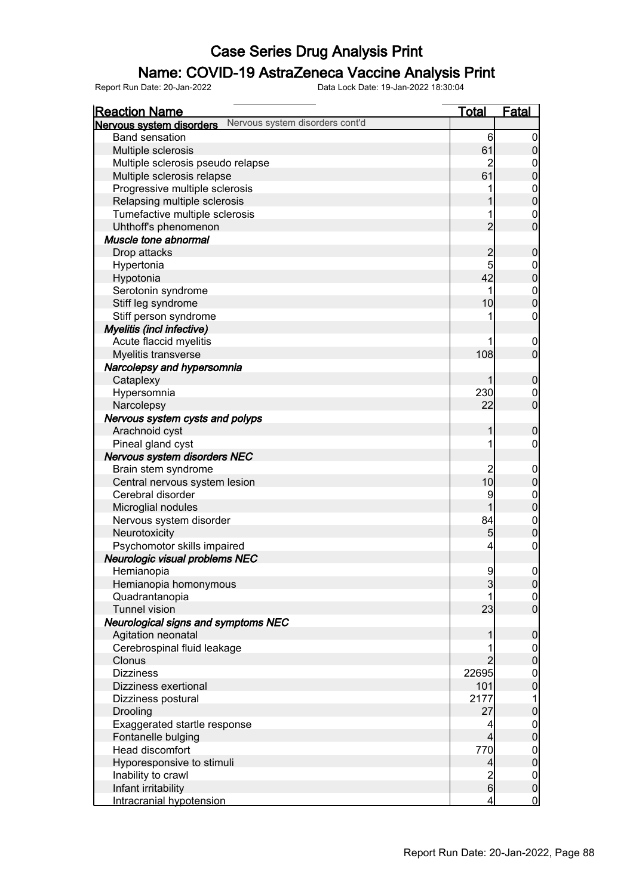# Case Series Drug Analysis Print

## Name: COVID-19 AstraZeneca Vaccine Analysis Print

Report Run Date: 20-Jan-2022    Data Lock Date: 19-Jan-2022 18:30:04

| Reaction Name | Total | Fatal |
|---|---|---|
| **Nervous system disorders** Nervous system disorders cont'd | | |
| Band sensation | 6 | 0 |
| Multiple sclerosis | 61 | 0 |
| Multiple sclerosis pseudo relapse | 2 | 0 |
| Multiple sclerosis relapse | 61 | 0 |
| Progressive multiple sclerosis | 1 | 0 |
| Relapsing multiple sclerosis | 1 | 0 |
| Tumefactive multiple sclerosis | 1 | 0 |
| Uhthoff's phenomenon | 2 | 0 |
| ***Muscle tone abnormal*** | | |
| Drop attacks | 2 | 0 |
| Hypertonia | 5 | 0 |
| Hypotonia | 42 | 0 |
| Serotonin syndrome | 1 | 0 |
| Stiff leg syndrome | 10 | 0 |
| Stiff person syndrome | 1 | 0 |
| ***Myelitis (incl infective)*** | | |
| Acute flaccid myelitis | 1 | 0 |
| Myelitis transverse | 108 | 0 |
| ***Narcolepsy and hypersomnia*** | | |
| Cataplexy | 1 | 0 |
| Hypersomnia | 230 | 0 |
| Narcolepsy | 22 | 0 |
| ***Nervous system cysts and polyps*** | | |
| Arachnoid cyst | 1 | 0 |
| Pineal gland cyst | 1 | 0 |
| ***Nervous system disorders NEC*** | | |
| Brain stem syndrome | 2 | 0 |
| Central nervous system lesion | 10 | 0 |
| Cerebral disorder | 9 | 0 |
| Microglial nodules | 1 | 0 |
| Nervous system disorder | 84 | 0 |
| Neurotoxicity | 5 | 0 |
| Psychomotor skills impaired | 4 | 0 |
| ***Neurologic visual problems NEC*** | | |
| Hemianopia | 9 | 0 |
| Hemianopia homonymous | 3 | 0 |
| Quadrantanopia | 1 | 0 |
| Tunnel vision | 23 | 0 |
| ***Neurological signs and symptoms NEC*** | | |
| Agitation neonatal | 1 | 0 |
| Cerebrospinal fluid leakage | 1 | 0 |
| Clonus | 2 | 0 |
| Dizziness | 22695 | 0 |
| Dizziness exertional | 101 | 0 |
| Dizziness postural | 2177 | 1 |
| Drooling | 27 | 0 |
| Exaggerated startle response | 4 | 0 |
| Fontanelle bulging | 4 | 0 |
| Head discomfort | 770 | 0 |
| Hyporesponsive to stimuli | 4 | 0 |
| Inability to crawl | 2 | 0 |
| Infant irritability | 6 | 0 |
| Intracranial hypotension | 4 | 0 |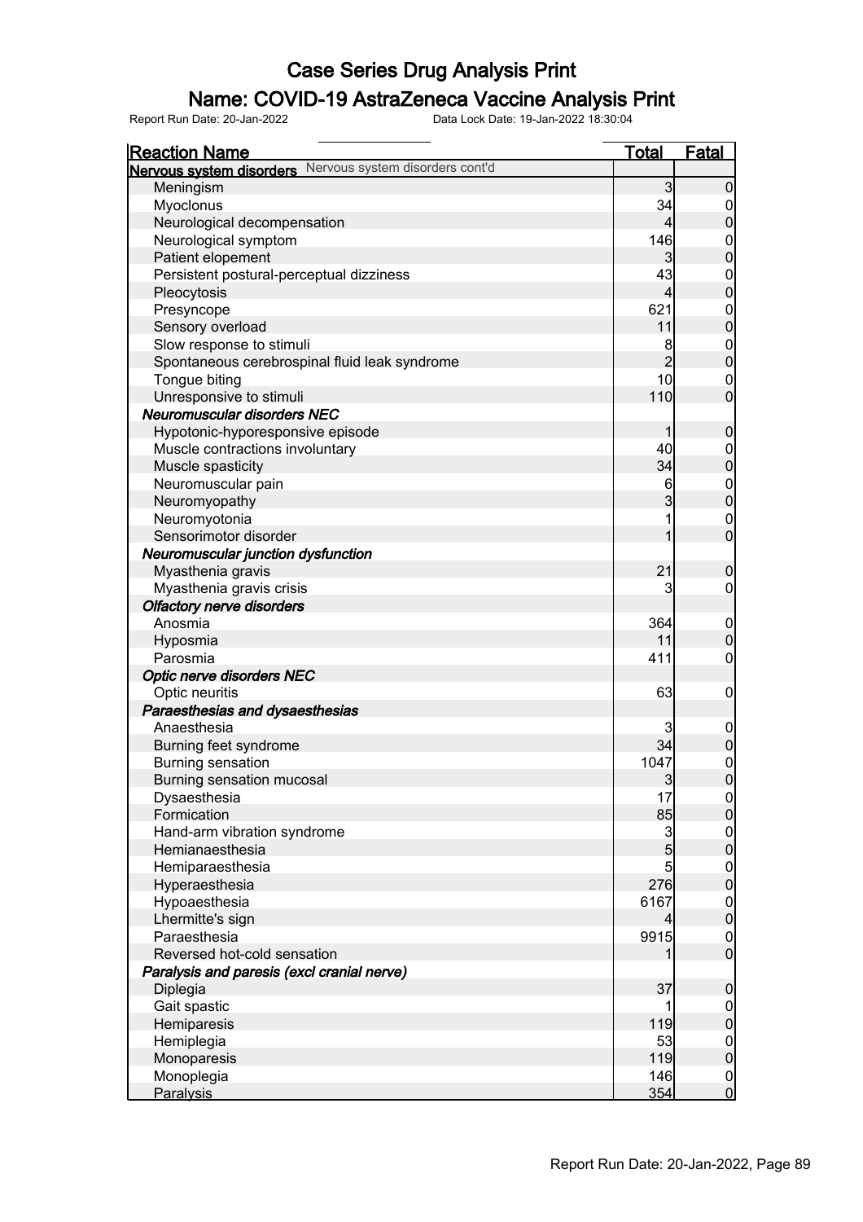# Case Series Drug Analysis Print

## Name: COVID-19 AstraZeneca Vaccine Analysis Print

Report Run Date: 20-Jan-2022 Data Lock Date: 19-Jan-2022 18:30:04

| Reaction Name | Total | Fatal |
|---|---|---|
| **Nervous system disorders** Nervous system disorders cont'd | | |
| Meningism | 3 | 0 |
| Myoclonus | 34 | 0 |
| Neurological decompensation | 4 | 0 |
| Neurological symptom | 146 | 0 |
| Patient elopement | 3 | 0 |
| Persistent postural-perceptual dizziness | 43 | 0 |
| Pleocytosis | 4 | 0 |
| Presyncope | 621 | 0 |
| Sensory overload | 11 | 0 |
| Slow response to stimuli | 8 | 0 |
| Spontaneous cerebrospinal fluid leak syndrome | 2 | 0 |
| Tongue biting | 10 | 0 |
| Unresponsive to stimuli | 110 | 0 |
| ***Neuromuscular disorders NEC*** | | |
| Hypotonic-hyporesponsive episode | 1 | 0 |
| Muscle contractions involuntary | 40 | 0 |
| Muscle spasticity | 34 | 0 |
| Neuromuscular pain | 6 | 0 |
| Neuromyopathy | 3 | 0 |
| Neuromyotonia | 1 | 0 |
| Sensorimotor disorder | 1 | 0 |
| ***Neuromuscular junction dysfunction*** | | |
| Myasthenia gravis | 21 | 0 |
| Myasthenia gravis crisis | 3 | 0 |
| ***Olfactory nerve disorders*** | | |
| Anosmia | 364 | 0 |
| Hyposmia | 11 | 0 |
| Parosmia | 411 | 0 |
| ***Optic nerve disorders NEC*** | | |
| Optic neuritis | 63 | 0 |
| ***Paraesthesias and dysaesthesias*** | | |
| Anaesthesia | 3 | 0 |
| Burning feet syndrome | 34 | 0 |
| Burning sensation | 1047 | 0 |
| Burning sensation mucosal | 3 | 0 |
| Dysaesthesia | 17 | 0 |
| Formication | 85 | 0 |
| Hand-arm vibration syndrome | 3 | 0 |
| Hemianaesthesia | 5 | 0 |
| Hemiparaesthesia | 5 | 0 |
| Hyperaesthesia | 276 | 0 |
| Hypoaesthesia | 6167 | 0 |
| Lhermitte's sign | 4 | 0 |
| Paraesthesia | 9915 | 0 |
| Reversed hot-cold sensation | 1 | 0 |
| ***Paralysis and paresis (excl cranial nerve)*** | | |
| Diplegia | 37 | 0 |
| Gait spastic | 1 | 0 |
| Hemiparesis | 119 | 0 |
| Hemiplegia | 53 | 0 |
| Monoparesis | 119 | 0 |
| Monoplegia | 146 | 0 |
| Paralysis | 354 | 0 |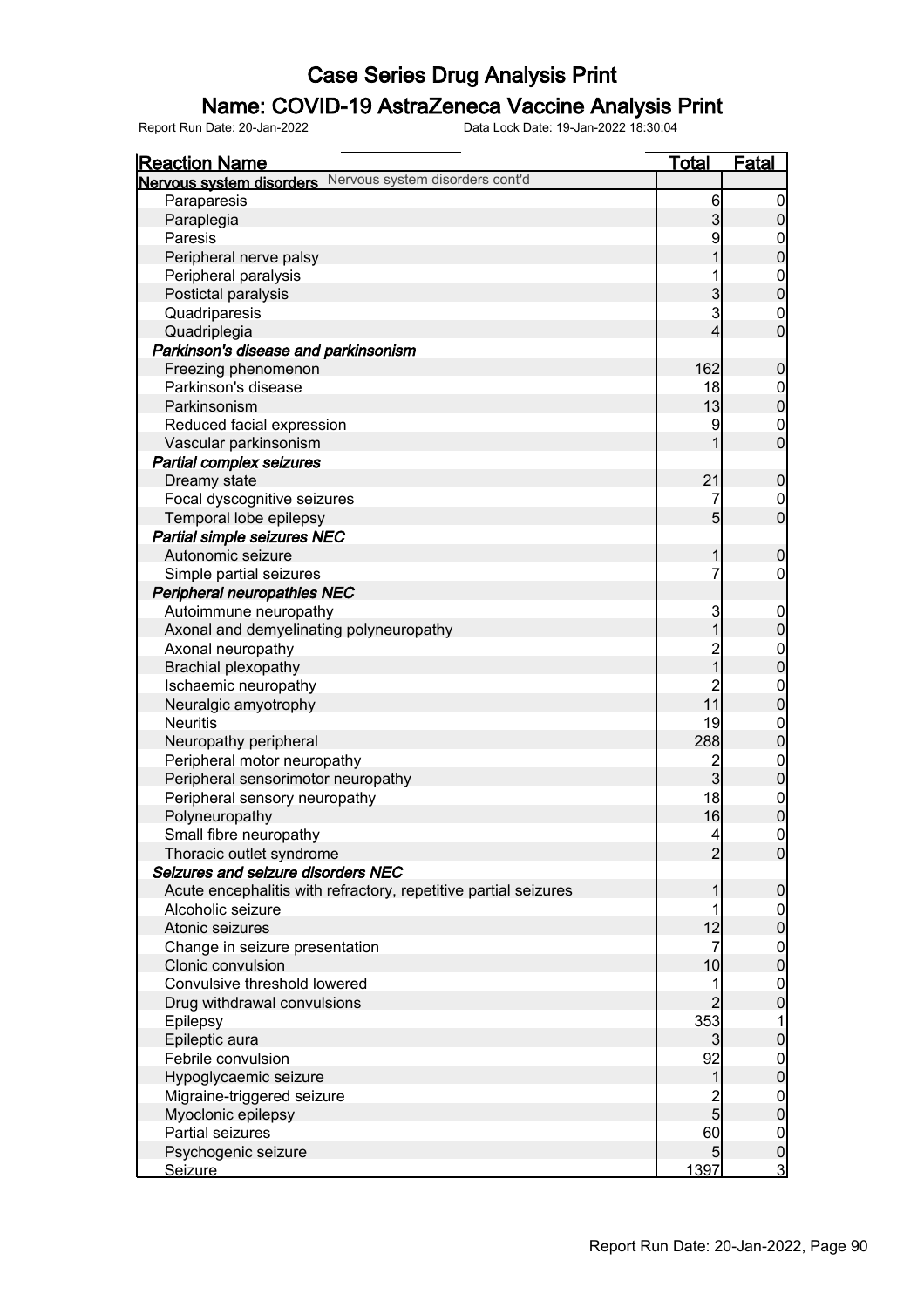# Case Series Drug Analysis Print

## Name: COVID-19 AstraZeneca Vaccine Analysis Print

Report Run Date: 20-Jan-2022    Data Lock Date: 19-Jan-2022 18:30:04

| Reaction Name | Total | Fatal |
|---|---|---|
| **Nervous system disorders** Nervous system disorders cont'd | | |
| Paraparesis | 6 | 0 |
| Paraplegia | 3 | 0 |
| Paresis | 9 | 0 |
| Peripheral nerve palsy | 1 | 0 |
| Peripheral paralysis | 1 | 0 |
| Postictal paralysis | 3 | 0 |
| Quadriparesis | 3 | 0 |
| Quadriplegia | 4 | 0 |
| ***Parkinson's disease and parkinsonism*** | | |
| Freezing phenomenon | 162 | 0 |
| Parkinson's disease | 18 | 0 |
| Parkinsonism | 13 | 0 |
| Reduced facial expression | 9 | 0 |
| Vascular parkinsonism | 1 | 0 |
| ***Partial complex seizures*** | | |
| Dreamy state | 21 | 0 |
| Focal dyscognitive seizures | 7 | 0 |
| Temporal lobe epilepsy | 5 | 0 |
| ***Partial simple seizures NEC*** | | |
| Autonomic seizure | 1 | 0 |
| Simple partial seizures | 7 | 0 |
| ***Peripheral neuropathies NEC*** | | |
| Autoimmune neuropathy | 3 | 0 |
| Axonal and demyelinating polyneuropathy | 1 | 0 |
| Axonal neuropathy | 2 | 0 |
| Brachial plexopathy | 1 | 0 |
| Ischaemic neuropathy | 2 | 0 |
| Neuralgic amyotrophy | 11 | 0 |
| Neuritis | 19 | 0 |
| Neuropathy peripheral | 288 | 0 |
| Peripheral motor neuropathy | 2 | 0 |
| Peripheral sensorimotor neuropathy | 3 | 0 |
| Peripheral sensory neuropathy | 18 | 0 |
| Polyneuropathy | 16 | 0 |
| Small fibre neuropathy | 4 | 0 |
| Thoracic outlet syndrome | 2 | 0 |
| ***Seizures and seizure disorders NEC*** | | |
| Acute encephalitis with refractory, repetitive partial seizures | 1 | 0 |
| Alcoholic seizure | 1 | 0 |
| Atonic seizures | 12 | 0 |
| Change in seizure presentation | 7 | 0 |
| Clonic convulsion | 10 | 0 |
| Convulsive threshold lowered | 1 | 0 |
| Drug withdrawal convulsions | 2 | 0 |
| Epilepsy | 353 | 1 |
| Epileptic aura | 3 | 0 |
| Febrile convulsion | 92 | 0 |
| Hypoglycaemic seizure | 1 | 0 |
| Migraine-triggered seizure | 2 | 0 |
| Myoclonic epilepsy | 5 | 0 |
| Partial seizures | 60 | 0 |
| Psychogenic seizure | 5 | 0 |
| Seizure | 1397 | 3 |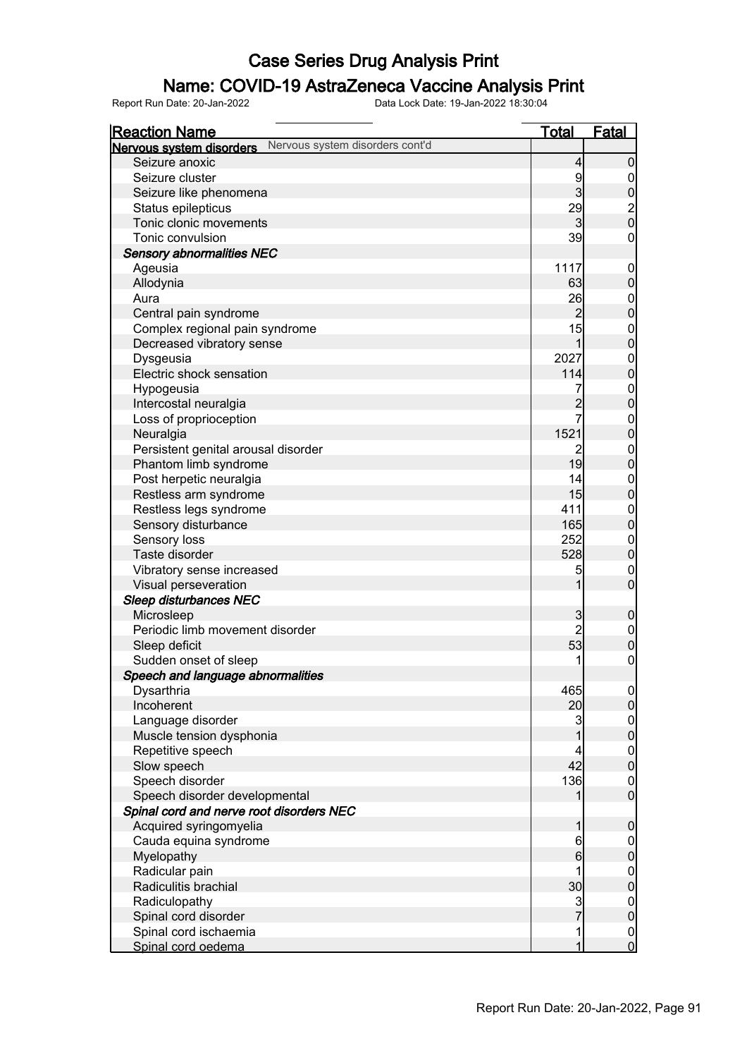# Case Series Drug Analysis Print

## Name: COVID-19 AstraZeneca Vaccine Analysis Print

Report Run Date: 20-Jan-2022 Data Lock Date: 19-Jan-2022 18:30:04

| Reaction Name | Total | Fatal |
|---|---|---|
| **Nervous system disorders** Nervous system disorders cont'd | | |
| Seizure anoxic | 4 | 0 |
| Seizure cluster | 9 | 0 |
| Seizure like phenomena | 3 | 0 |
| Status epilepticus | 29 | 2 |
| Tonic clonic movements | 3 | 0 |
| Tonic convulsion | 39 | 0 |
| ***Sensory abnormalities NEC*** | | |
| Ageusia | 1117 | 0 |
| Allodynia | 63 | 0 |
| Aura | 26 | 0 |
| Central pain syndrome | 2 | 0 |
| Complex regional pain syndrome | 15 | 0 |
| Decreased vibratory sense | 1 | 0 |
| Dysgeusia | 2027 | 0 |
| Electric shock sensation | 114 | 0 |
| Hypogeusia | 7 | 0 |
| Intercostal neuralgia | 2 | 0 |
| Loss of proprioception | 7 | 0 |
| Neuralgia | 1521 | 0 |
| Persistent genital arousal disorder | 2 | 0 |
| Phantom limb syndrome | 19 | 0 |
| Post herpetic neuralgia | 14 | 0 |
| Restless arm syndrome | 15 | 0 |
| Restless legs syndrome | 411 | 0 |
| Sensory disturbance | 165 | 0 |
| Sensory loss | 252 | 0 |
| Taste disorder | 528 | 0 |
| Vibratory sense increased | 5 | 0 |
| Visual perseveration | 1 | 0 |
| ***Sleep disturbances NEC*** | | |
| Microsleep | 3 | 0 |
| Periodic limb movement disorder | 2 | 0 |
| Sleep deficit | 53 | 0 |
| Sudden onset of sleep | 1 | 0 |
| ***Speech and language abnormalities*** | | |
| Dysarthria | 465 | 0 |
| Incoherent | 20 | 0 |
| Language disorder | 3 | 0 |
| Muscle tension dysphonia | 1 | 0 |
| Repetitive speech | 4 | 0 |
| Slow speech | 42 | 0 |
| Speech disorder | 136 | 0 |
| Speech disorder developmental | 1 | 0 |
| ***Spinal cord and nerve root disorders NEC*** | | |
| Acquired syringomyelia | 1 | 0 |
| Cauda equina syndrome | 6 | 0 |
| Myelopathy | 6 | 0 |
| Radicular pain | 1 | 0 |
| Radiculitis brachial | 30 | 0 |
| Radiculopathy | 3 | 0 |
| Spinal cord disorder | 7 | 0 |
| Spinal cord ischaemia | 1 | 0 |
| Spinal cord oedema | 1 | 0 |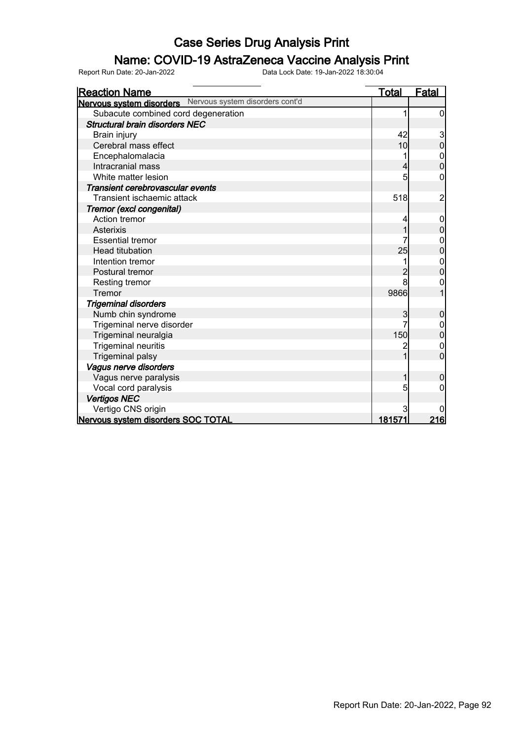# Case Series Drug Analysis Print

## Name: COVID-19 AstraZeneca Vaccine Analysis Print

Report Run Date: 20-Jan-2022    Data Lock Date: 19-Jan-2022 18:30:04

| Reaction Name | Total | Fatal |
|---|---|---|
| **Nervous system disorders** Nervous system disorders cont'd | | |
| Subacute combined cord degeneration | 1 | 0 |
| ***Structural brain disorders NEC*** | | |
| Brain injury | 42 | 3 |
| Cerebral mass effect | 10 | 0 |
| Encephalomalacia | 1 | 0 |
| Intracranial mass | 4 | 0 |
| White matter lesion | 5 | 0 |
| ***Transient cerebrovascular events*** | | |
| Transient ischaemic attack | 518 | 2 |
| ***Tremor (excl congenital)*** | | |
| Action tremor | 4 | 0 |
| Asterixis | 1 | 0 |
| Essential tremor | 7 | 0 |
| Head titubation | 25 | 0 |
| Intention tremor | 1 | 0 |
| Postural tremor | 2 | 0 |
| Resting tremor | 8 | 0 |
| Tremor | 9866 | 1 |
| ***Trigeminal disorders*** | | |
| Numb chin syndrome | 3 | 0 |
| Trigeminal nerve disorder | 7 | 0 |
| Trigeminal neuralgia | 150 | 0 |
| Trigeminal neuritis | 2 | 0 |
| Trigeminal palsy | 1 | 0 |
| ***Vagus nerve disorders*** | | |
| Vagus nerve paralysis | 1 | 0 |
| Vocal cord paralysis | 5 | 0 |
| ***Vertigos NEC*** | | |
| Vertigo CNS origin | 3 | 0 |
| **Nervous system disorders SOC TOTAL** | **181571** | **216** |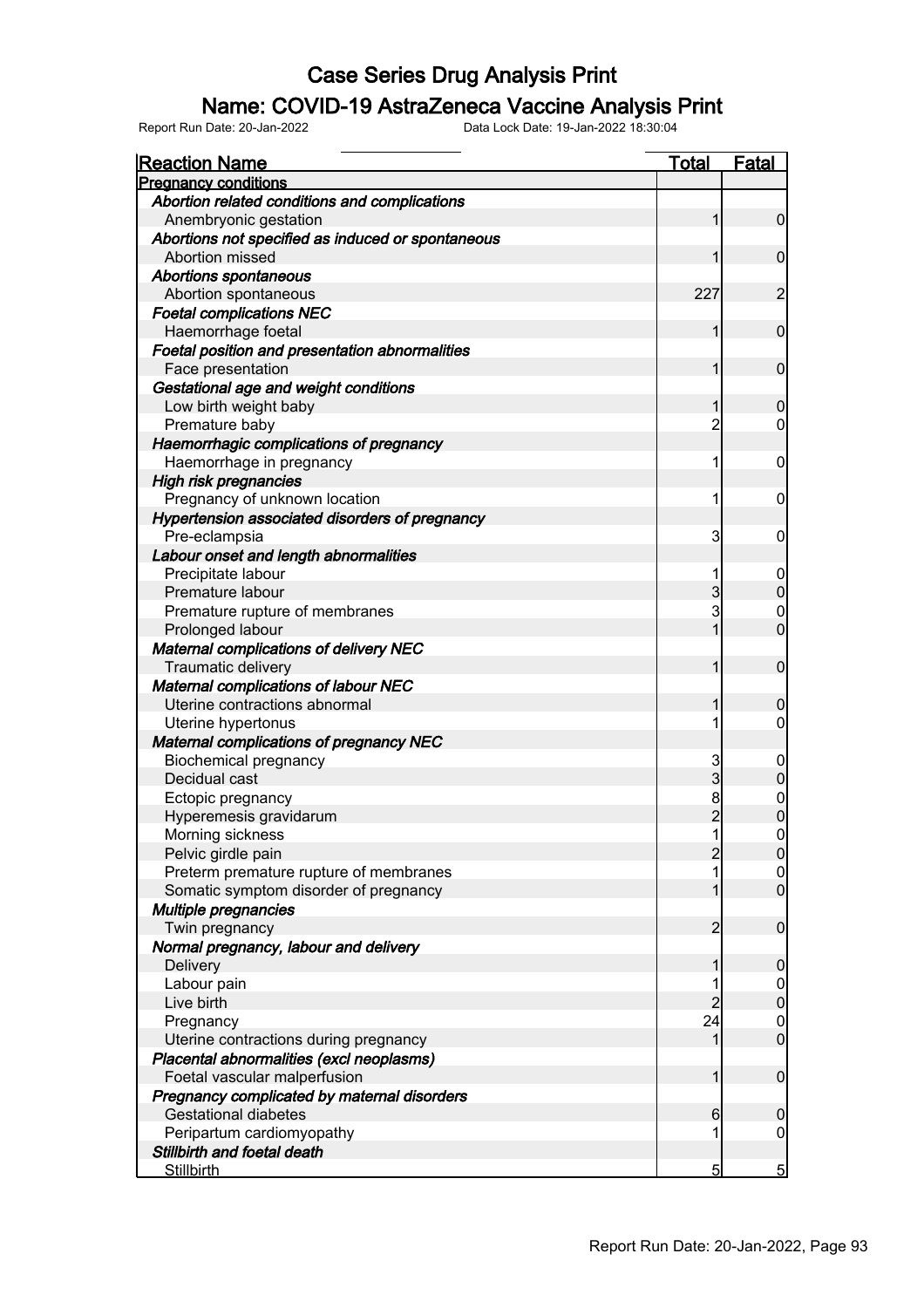# Case Series Drug Analysis Print

## Name: COVID-19 AstraZeneca Vaccine Analysis Print

Report Run Date: 20-Jan-2022 Data Lock Date: 19-Jan-2022 18:30:04

| Reaction Name | Total | Fatal |
|---|---|---|
| **Pregnancy conditions** | | |
| ***Abortion related conditions and complications*** | | |
| Anembryonic gestation | 1 | 0 |
| ***Abortions not specified as induced or spontaneous*** | | |
| Abortion missed | 1 | 0 |
| ***Abortions spontaneous*** | | |
| Abortion spontaneous | 227 | 2 |
| ***Foetal complications NEC*** | | |
| Haemorrhage foetal | 1 | 0 |
| ***Foetal position and presentation abnormalities*** | | |
| Face presentation | 1 | 0 |
| ***Gestational age and weight conditions*** | | |
| Low birth weight baby | 1 | 0 |
| Premature baby | 2 | 0 |
| ***Haemorrhagic complications of pregnancy*** | | |
| Haemorrhage in pregnancy | 1 | 0 |
| ***High risk pregnancies*** | | |
| Pregnancy of unknown location | 1 | 0 |
| ***Hypertension associated disorders of pregnancy*** | | |
| Pre-eclampsia | 3 | 0 |
| ***Labour onset and length abnormalities*** | | |
| Precipitate labour | 1 | 0 |
| Premature labour | 3 | 0 |
| Premature rupture of membranes | 3 | 0 |
| Prolonged labour | 1 | 0 |
| ***Maternal complications of delivery NEC*** | | |
| Traumatic delivery | 1 | 0 |
| ***Maternal complications of labour NEC*** | | |
| Uterine contractions abnormal | 1 | 0 |
| Uterine hypertonus | 1 | 0 |
| ***Maternal complications of pregnancy NEC*** | | |
| Biochemical pregnancy | 3 | 0 |
| Decidual cast | 3 | 0 |
| Ectopic pregnancy | 8 | 0 |
| Hyperemesis gravidarum | 2 | 0 |
| Morning sickness | 1 | 0 |
| Pelvic girdle pain | 2 | 0 |
| Preterm premature rupture of membranes | 1 | 0 |
| Somatic symptom disorder of pregnancy | 1 | 0 |
| ***Multiple pregnancies*** | | |
| Twin pregnancy | 2 | 0 |
| ***Normal pregnancy, labour and delivery*** | | |
| Delivery | 1 | 0 |
| Labour pain | 1 | 0 |
| Live birth | 2 | 0 |
| Pregnancy | 24 | 0 |
| Uterine contractions during pregnancy | 1 | 0 |
| ***Placental abnormalities (excl neoplasms)*** | | |
| Foetal vascular malperfusion | 1 | 0 |
| ***Pregnancy complicated by maternal disorders*** | | |
| Gestational diabetes | 6 | 0 |
| Peripartum cardiomyopathy | 1 | 0 |
| ***Stillbirth and foetal death*** | | |
| Stillbirth | 5 | 5 |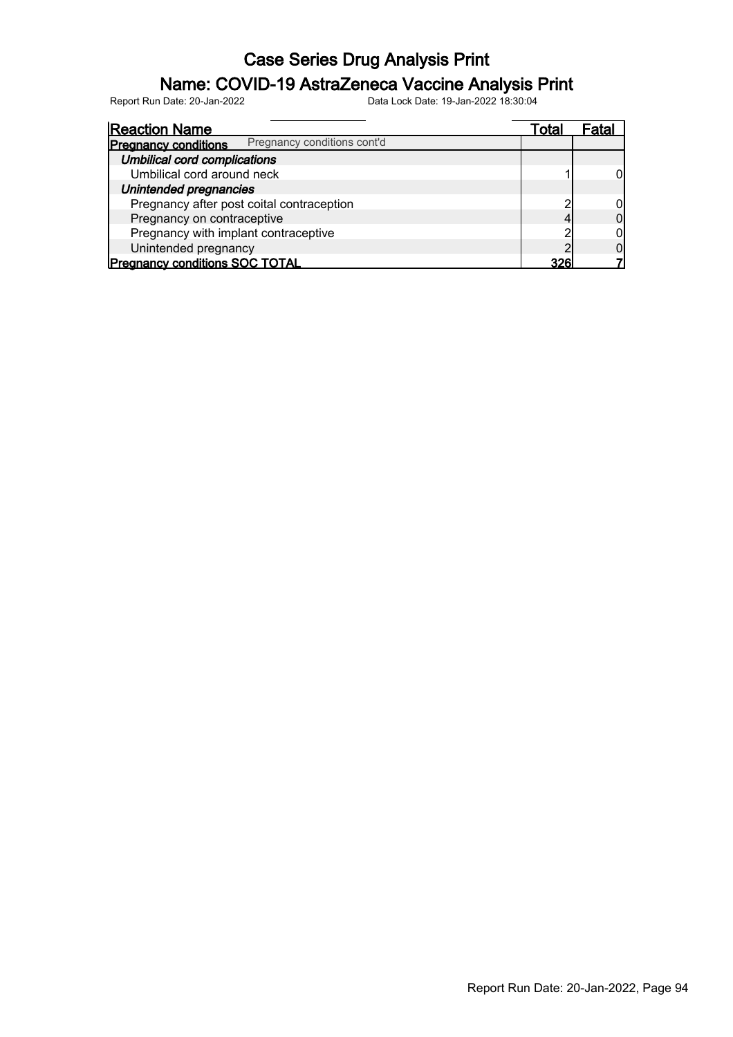# Case Series Drug Analysis Print

## Name: COVID-19 AstraZeneca Vaccine Analysis Print

Report Run Date: 20-Jan-2022 Data Lock Date: 19-Jan-2022 18:30:04

| Reaction Name | Total | Fatal |
|---|---|---|
| **Pregnancy conditions** Pregnancy conditions cont'd | | |
| ***Umbilical cord complications*** | | |
| Umbilical cord around neck | 1 | 0 |
| ***Unintended pregnancies*** | | |
| Pregnancy after post coital contraception | 2 | 0 |
| Pregnancy on contraceptive | 4 | 0 |
| Pregnancy with implant contraceptive | 2 | 0 |
| Unintended pregnancy | 2 | 0 |
| **Pregnancy conditions SOC TOTAL** | **326** | **7** |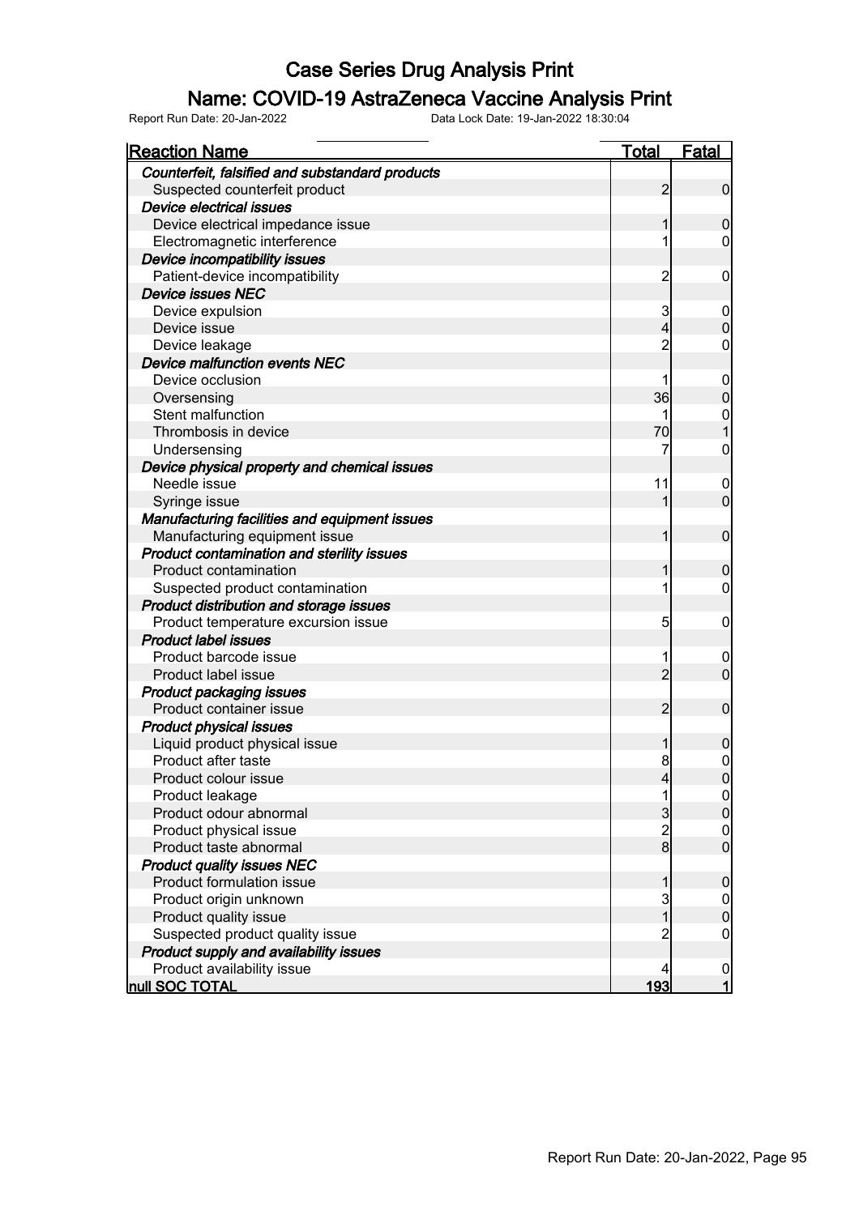# Case Series Drug Analysis Print

## Name: COVID-19 AstraZeneca Vaccine Analysis Print

Report Run Date: 20-Jan-2022 Data Lock Date: 19-Jan-2022 18:30:04

| Reaction Name | Total | Fatal |
|---|---|---|
| ***Counterfeit, falsified and substandard products*** | | |
| Suspected counterfeit product | 2 | 0 |
| ***Device electrical issues*** | | |
| Device electrical impedance issue | 1 | 0 |
| Electromagnetic interference | 1 | 0 |
| ***Device incompatibility issues*** | | |
| Patient-device incompatibility | 2 | 0 |
| ***Device issues NEC*** | | |
| Device expulsion | 3 | 0 |
| Device issue | 4 | 0 |
| Device leakage | 2 | 0 |
| ***Device malfunction events NEC*** | | |
| Device occlusion | 1 | 0 |
| Oversensing | 36 | 0 |
| Stent malfunction | 1 | 0 |
| Thrombosis in device | 70 | 1 |
| Undersensing | 7 | 0 |
| ***Device physical property and chemical issues*** | | |
| Needle issue | 11 | 0 |
| Syringe issue | 1 | 0 |
| ***Manufacturing facilities and equipment issues*** | | |
| Manufacturing equipment issue | 1 | 0 |
| ***Product contamination and sterility issues*** | | |
| Product contamination | 1 | 0 |
| Suspected product contamination | 1 | 0 |
| ***Product distribution and storage issues*** | | |
| Product temperature excursion issue | 5 | 0 |
| ***Product label issues*** | | |
| Product barcode issue | 1 | 0 |
| Product label issue | 2 | 0 |
| ***Product packaging issues*** | | |
| Product container issue | 2 | 0 |
| ***Product physical issues*** | | |
| Liquid product physical issue | 1 | 0 |
| Product after taste | 8 | 0 |
| Product colour issue | 4 | 0 |
| Product leakage | 1 | 0 |
| Product odour abnormal | 3 | 0 |
| Product physical issue | 2 | 0 |
| Product taste abnormal | 8 | 0 |
| ***Product quality issues NEC*** | | |
| Product formulation issue | 1 | 0 |
| Product origin unknown | 3 | 0 |
| Product quality issue | 1 | 0 |
| Suspected product quality issue | 2 | 0 |
| ***Product supply and availability issues*** | | |
| Product availability issue | 4 | 0 |
| **null SOC TOTAL** | **193** | **1** |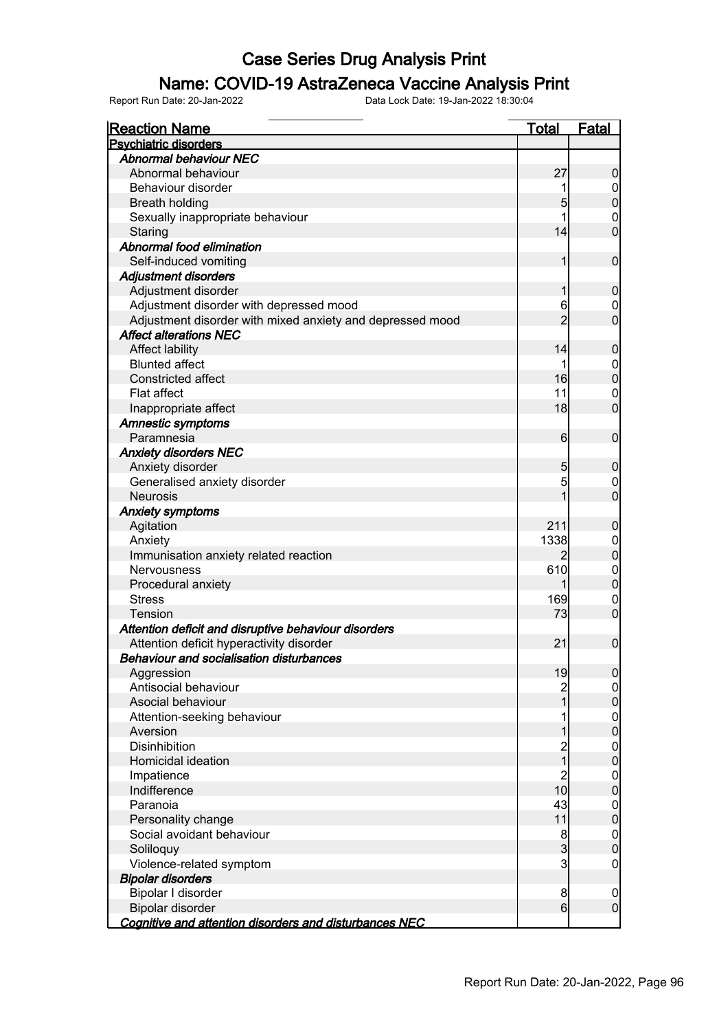# Case Series Drug Analysis Print

## Name: COVID-19 AstraZeneca Vaccine Analysis Print

Report Run Date: 20-Jan-2022 Data Lock Date: 19-Jan-2022 18:30:04

| Reaction Name | Total | Fatal |
|---|---|---|
| **Psychiatric disorders** | | |
| ***Abnormal behaviour NEC*** | | |
| Abnormal behaviour | 27 | 0 |
| Behaviour disorder | 1 | 0 |
| Breath holding | 5 | 0 |
| Sexually inappropriate behaviour | 1 | 0 |
| Staring | 14 | 0 |
| ***Abnormal food elimination*** | | |
| Self-induced vomiting | 1 | 0 |
| ***Adjustment disorders*** | | |
| Adjustment disorder | 1 | 0 |
| Adjustment disorder with depressed mood | 6 | 0 |
| Adjustment disorder with mixed anxiety and depressed mood | 2 | 0 |
| ***Affect alterations NEC*** | | |
| Affect lability | 14 | 0 |
| Blunted affect | 1 | 0 |
| Constricted affect | 16 | 0 |
| Flat affect | 11 | 0 |
| Inappropriate affect | 18 | 0 |
| ***Amnestic symptoms*** | | |
| Paramnesia | 6 | 0 |
| ***Anxiety disorders NEC*** | | |
| Anxiety disorder | 5 | 0 |
| Generalised anxiety disorder | 5 | 0 |
| Neurosis | 1 | 0 |
| ***Anxiety symptoms*** | | |
| Agitation | 211 | 0 |
| Anxiety | 1338 | 0 |
| Immunisation anxiety related reaction | 2 | 0 |
| Nervousness | 610 | 0 |
| Procedural anxiety | 1 | 0 |
| Stress | 169 | 0 |
| Tension | 73 | 0 |
| ***Attention deficit and disruptive behaviour disorders*** | | |
| Attention deficit hyperactivity disorder | 21 | 0 |
| ***Behaviour and socialisation disturbances*** | | |
| Aggression | 19 | 0 |
| Antisocial behaviour | 2 | 0 |
| Asocial behaviour | 1 | 0 |
| Attention-seeking behaviour | 1 | 0 |
| Aversion | 1 | 0 |
| Disinhibition | 2 | 0 |
| Homicidal ideation | 1 | 0 |
| Impatience | 2 | 0 |
| Indifference | 10 | 0 |
| Paranoia | 43 | 0 |
| Personality change | 11 | 0 |
| Social avoidant behaviour | 8 | 0 |
| Soliloquy | 3 | 0 |
| Violence-related symptom | 3 | 0 |
| ***Bipolar disorders*** | | |
| Bipolar I disorder | 8 | 0 |
| Bipolar disorder | 6 | 0 |
| ***Cognitive and attention disorders and disturbances NEC*** | | |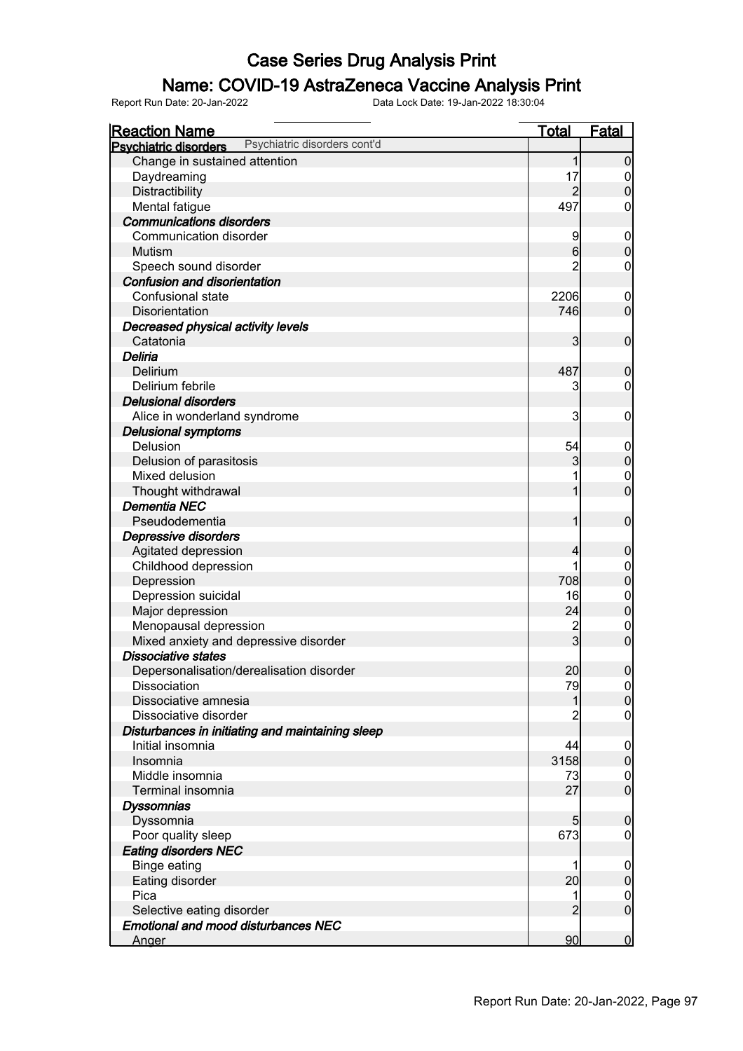# Case Series Drug Analysis Print

## Name: COVID-19 AstraZeneca Vaccine Analysis Print

Report Run Date: 20-Jan-2022    Data Lock Date: 19-Jan-2022 18:30:04

| Reaction Name | Total | Fatal |
|---|---|---|
| **Psychiatric disorders** Psychiatric disorders cont'd | | |
| Change in sustained attention | 1 | 0 |
| Daydreaming | 17 | 0 |
| Distractibility | 2 | 0 |
| Mental fatigue | 497 | 0 |
| ***Communications disorders*** | | |
| Communication disorder | 9 | 0 |
| Mutism | 6 | 0 |
| Speech sound disorder | 2 | 0 |
| ***Confusion and disorientation*** | | |
| Confusional state | 2206 | 0 |
| Disorientation | 746 | 0 |
| ***Decreased physical activity levels*** | | |
| Catatonia | 3 | 0 |
| ***Deliria*** | | |
| Delirium | 487 | 0 |
| Delirium febrile | 3 | 0 |
| ***Delusional disorders*** | | |
| Alice in wonderland syndrome | 3 | 0 |
| ***Delusional symptoms*** | | |
| Delusion | 54 | 0 |
| Delusion of parasitosis | 3 | 0 |
| Mixed delusion | 1 | 0 |
| Thought withdrawal | 1 | 0 |
| ***Dementia NEC*** | | |
| Pseudodementia | 1 | 0 |
| ***Depressive disorders*** | | |
| Agitated depression | 4 | 0 |
| Childhood depression | 1 | 0 |
| Depression | 708 | 0 |
| Depression suicidal | 16 | 0 |
| Major depression | 24 | 0 |
| Menopausal depression | 2 | 0 |
| Mixed anxiety and depressive disorder | 3 | 0 |
| ***Dissociative states*** | | |
| Depersonalisation/derealisation disorder | 20 | 0 |
| Dissociation | 79 | 0 |
| Dissociative amnesia | 1 | 0 |
| Dissociative disorder | 2 | 0 |
| ***Disturbances in initiating and maintaining sleep*** | | |
| Initial insomnia | 44 | 0 |
| Insomnia | 3158 | 0 |
| Middle insomnia | 73 | 0 |
| Terminal insomnia | 27 | 0 |
| ***Dyssomnias*** | | |
| Dyssomnia | 5 | 0 |
| Poor quality sleep | 673 | 0 |
| ***Eating disorders NEC*** | | |
| Binge eating | 1 | 0 |
| Eating disorder | 20 | 0 |
| Pica | 1 | 0 |
| Selective eating disorder | 2 | 0 |
| ***Emotional and mood disturbances NEC*** | | |
| Anger | 90 | 0 |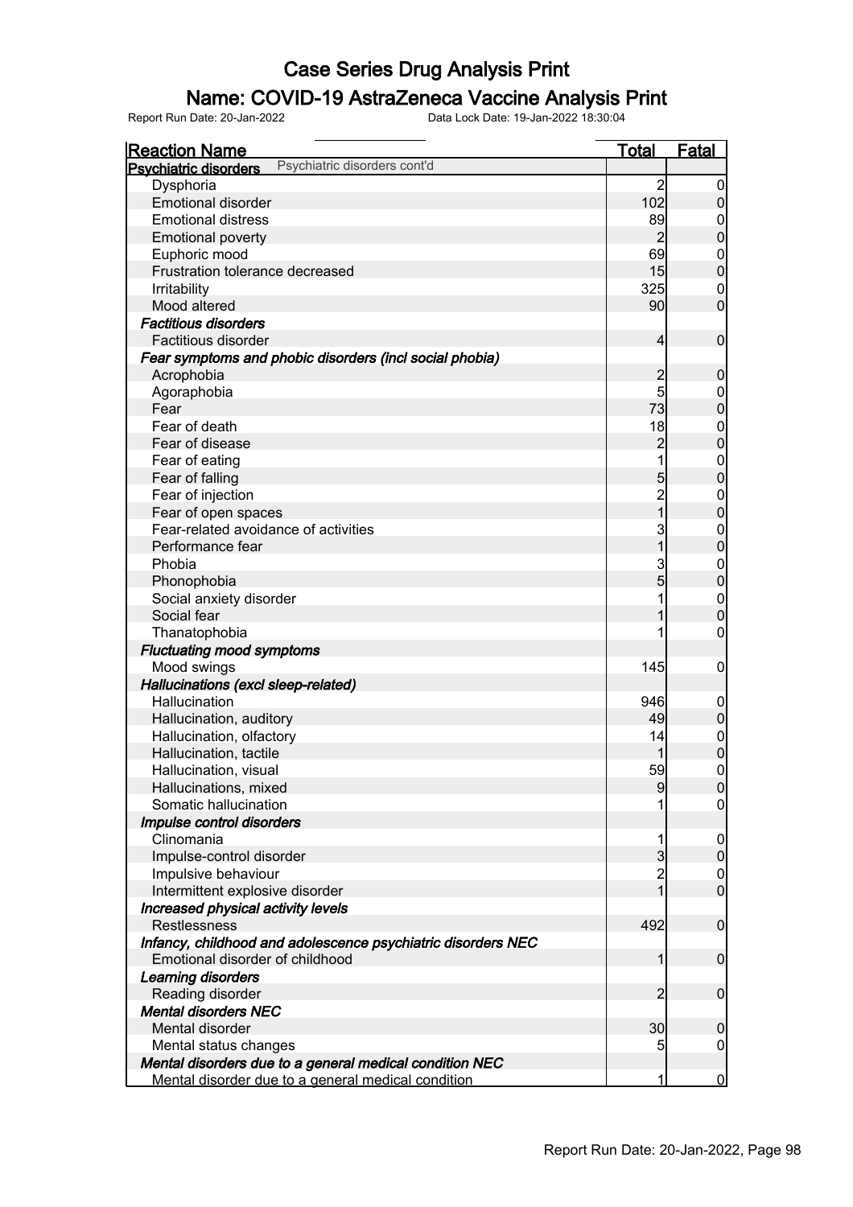# Case Series Drug Analysis Print

## Name: COVID-19 AstraZeneca Vaccine Analysis Print

Report Run Date: 20-Jan-2022 Data Lock Date: 19-Jan-2022 18:30:04

| Reaction Name | Total | Fatal |
|---|---|---|
| **Psychiatric disorders** Psychiatric disorders cont'd | | |
| Dysphoria | 2 | 0 |
| Emotional disorder | 102 | 0 |
| Emotional distress | 89 | 0 |
| Emotional poverty | 2 | 0 |
| Euphoric mood | 69 | 0 |
| Frustration tolerance decreased | 15 | 0 |
| Irritability | 325 | 0 |
| Mood altered | 90 | 0 |
| ***Factitious disorders*** | | |
| Factitious disorder | 4 | 0 |
| ***Fear symptoms and phobic disorders (incl social phobia)*** | | |
| Acrophobia | 2 | 0 |
| Agoraphobia | 5 | 0 |
| Fear | 73 | 0 |
| Fear of death | 18 | 0 |
| Fear of disease | 2 | 0 |
| Fear of eating | 1 | 0 |
| Fear of falling | 5 | 0 |
| Fear of injection | 2 | 0 |
| Fear of open spaces | 1 | 0 |
| Fear-related avoidance of activities | 3 | 0 |
| Performance fear | 1 | 0 |
| Phobia | 3 | 0 |
| Phonophobia | 5 | 0 |
| Social anxiety disorder | 1 | 0 |
| Social fear | 1 | 0 |
| Thanatophobia | 1 | 0 |
| ***Fluctuating mood symptoms*** | | |
| Mood swings | 145 | 0 |
| ***Hallucinations (excl sleep-related)*** | | |
| Hallucination | 946 | 0 |
| Hallucination, auditory | 49 | 0 |
| Hallucination, olfactory | 14 | 0 |
| Hallucination, tactile | 1 | 0 |
| Hallucination, visual | 59 | 0 |
| Hallucinations, mixed | 9 | 0 |
| Somatic hallucination | 1 | 0 |
| ***Impulse control disorders*** | | |
| Clinomania | 1 | 0 |
| Impulse-control disorder | 3 | 0 |
| Impulsive behaviour | 2 | 0 |
| Intermittent explosive disorder | 1 | 0 |
| ***Increased physical activity levels*** | | |
| Restlessness | 492 | 0 |
| ***Infancy, childhood and adolescence psychiatric disorders NEC*** | | |
| Emotional disorder of childhood | 1 | 0 |
| ***Learning disorders*** | | |
| Reading disorder | 2 | 0 |
| ***Mental disorders NEC*** | | |
| Mental disorder | 30 | 0 |
| Mental status changes | 5 | 0 |
| ***Mental disorders due to a general medical condition NEC*** | | |
| Mental disorder due to a general medical condition | 1 | 0 |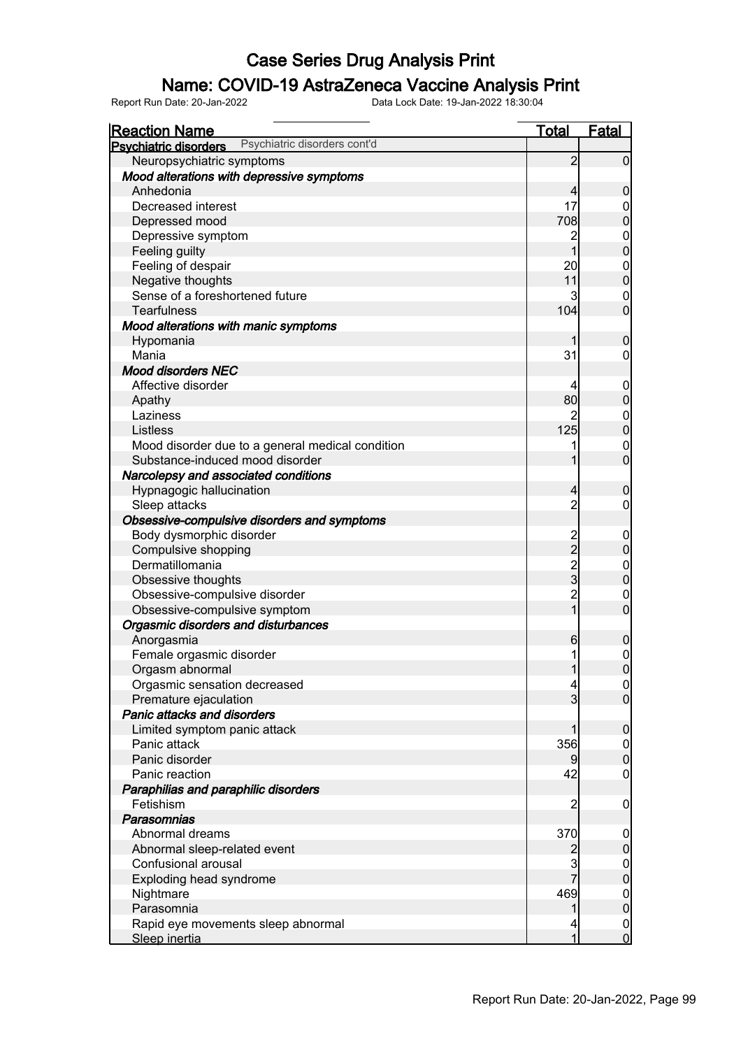# Case Series Drug Analysis Print

## Name: COVID-19 AstraZeneca Vaccine Analysis Print

Report Run Date: 20-Jan-2022 Data Lock Date: 19-Jan-2022 18:30:04

| Reaction Name | Total | Fatal |
|---|---|---|
| **Psychiatric disorders** Psychiatric disorders cont'd | | |
| Neuropsychiatric symptoms | 2 | 0 |
| ***Mood alterations with depressive symptoms*** | | |
| Anhedonia | 4 | 0 |
| Decreased interest | 17 | 0 |
| Depressed mood | 708 | 0 |
| Depressive symptom | 2 | 0 |
| Feeling guilty | 1 | 0 |
| Feeling of despair | 20 | 0 |
| Negative thoughts | 11 | 0 |
| Sense of a foreshortened future | 3 | 0 |
| Tearfulness | 104 | 0 |
| ***Mood alterations with manic symptoms*** | | |
| Hypomania | 1 | 0 |
| Mania | 31 | 0 |
| ***Mood disorders NEC*** | | |
| Affective disorder | 4 | 0 |
| Apathy | 80 | 0 |
| Laziness | 2 | 0 |
| Listless | 125 | 0 |
| Mood disorder due to a general medical condition | 1 | 0 |
| Substance-induced mood disorder | 1 | 0 |
| ***Narcolepsy and associated conditions*** | | |
| Hypnagogic hallucination | 4 | 0 |
| Sleep attacks | 2 | 0 |
| ***Obsessive-compulsive disorders and symptoms*** | | |
| Body dysmorphic disorder | 2 | 0 |
| Compulsive shopping | 2 | 0 |
| Dermatillomania | 2 | 0 |
| Obsessive thoughts | 3 | 0 |
| Obsessive-compulsive disorder | 2 | 0 |
| Obsessive-compulsive symptom | 1 | 0 |
| ***Orgasmic disorders and disturbances*** | | |
| Anorgasmia | 6 | 0 |
| Female orgasmic disorder | 1 | 0 |
| Orgasm abnormal | 1 | 0 |
| Orgasmic sensation decreased | 4 | 0 |
| Premature ejaculation | 3 | 0 |
| ***Panic attacks and disorders*** | | |
| Limited symptom panic attack | 1 | 0 |
| Panic attack | 356 | 0 |
| Panic disorder | 9 | 0 |
| Panic reaction | 42 | 0 |
| ***Paraphilias and paraphilic disorders*** | | |
| Fetishism | 2 | 0 |
| ***Parasomnias*** | | |
| Abnormal dreams | 370 | 0 |
| Abnormal sleep-related event | 2 | 0 |
| Confusional arousal | 3 | 0 |
| Exploding head syndrome | 7 | 0 |
| Nightmare | 469 | 0 |
| Parasomnia | 1 | 0 |
| Rapid eye movements sleep abnormal | 4 | 0 |
| Sleep inertia | 1 | 0 |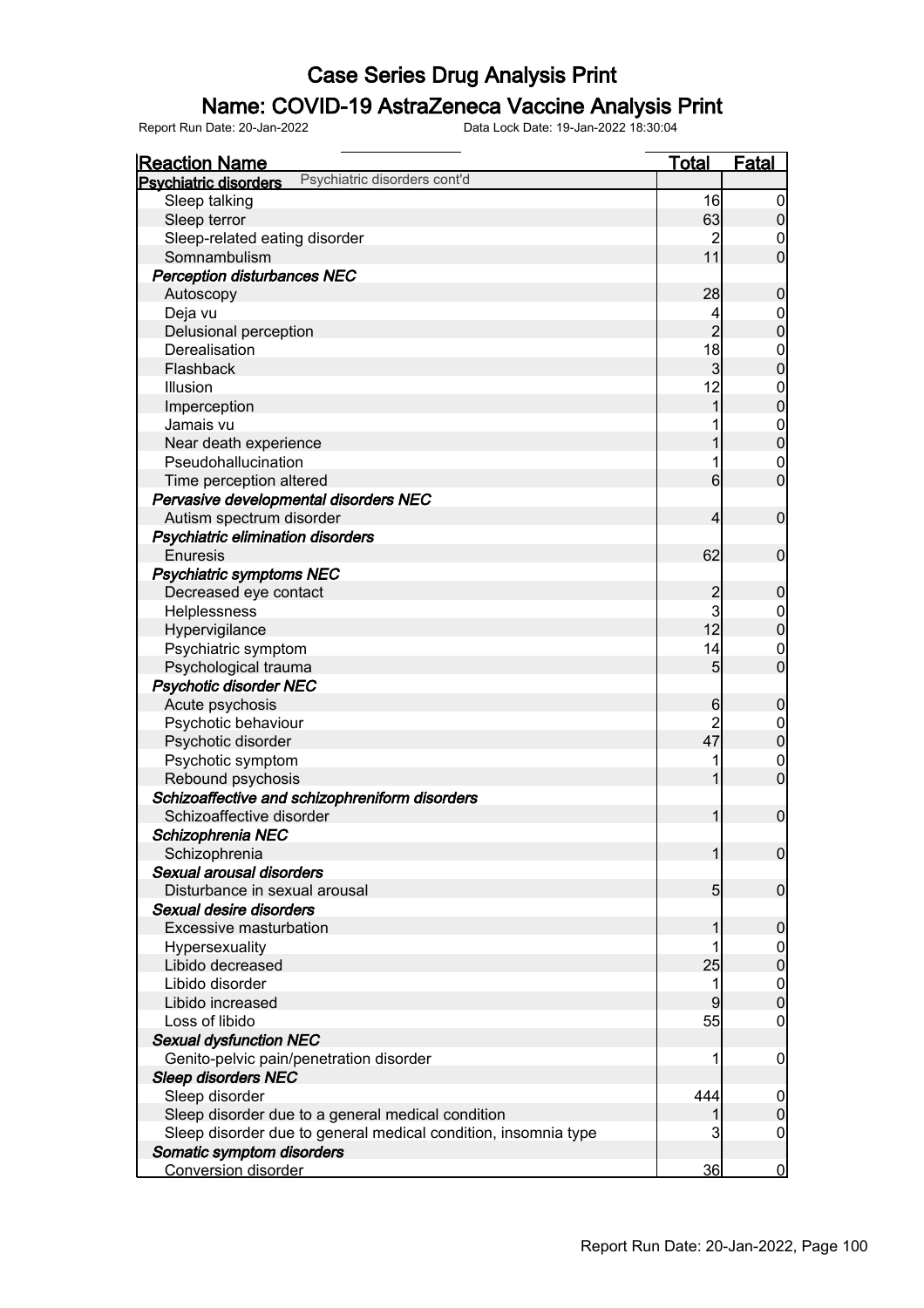# Case Series Drug Analysis Print

## Name: COVID-19 AstraZeneca Vaccine Analysis Print

Report Run Date: 20-Jan-2022 Data Lock Date: 19-Jan-2022 18:30:04

| Reaction Name | Total | Fatal |
|---|---|---|
| **Psychiatric disorders** Psychiatric disorders cont'd | | |
| Sleep talking | 16 | 0 |
| Sleep terror | 63 | 0 |
| Sleep-related eating disorder | 2 | 0 |
| Somnambulism | 11 | 0 |
| ***Perception disturbances NEC*** | | |
| Autoscopy | 28 | 0 |
| Deja vu | 4 | 0 |
| Delusional perception | 2 | 0 |
| Derealisation | 18 | 0 |
| Flashback | 3 | 0 |
| Illusion | 12 | 0 |
| Imperception | 1 | 0 |
| Jamais vu | 1 | 0 |
| Near death experience | 1 | 0 |
| Pseudohallucination | 1 | 0 |
| Time perception altered | 6 | 0 |
| ***Pervasive developmental disorders NEC*** | | |
| Autism spectrum disorder | 4 | 0 |
| ***Psychiatric elimination disorders*** | | |
| Enuresis | 62 | 0 |
| ***Psychiatric symptoms NEC*** | | |
| Decreased eye contact | 2 | 0 |
| Helplessness | 3 | 0 |
| Hypervigilance | 12 | 0 |
| Psychiatric symptom | 14 | 0 |
| Psychological trauma | 5 | 0 |
| ***Psychotic disorder NEC*** | | |
| Acute psychosis | 6 | 0 |
| Psychotic behaviour | 2 | 0 |
| Psychotic disorder | 47 | 0 |
| Psychotic symptom | 1 | 0 |
| Rebound psychosis | 1 | 0 |
| ***Schizoaffective and schizophreniform disorders*** | | |
| Schizoaffective disorder | 1 | 0 |
| ***Schizophrenia NEC*** | | |
| Schizophrenia | 1 | 0 |
| ***Sexual arousal disorders*** | | |
| Disturbance in sexual arousal | 5 | 0 |
| ***Sexual desire disorders*** | | |
| Excessive masturbation | 1 | 0 |
| Hypersexuality | 1 | 0 |
| Libido decreased | 25 | 0 |
| Libido disorder | 1 | 0 |
| Libido increased | 9 | 0 |
| Loss of libido | 55 | 0 |
| ***Sexual dysfunction NEC*** | | |
| Genito-pelvic pain/penetration disorder | 1 | 0 |
| ***Sleep disorders NEC*** | | |
| Sleep disorder | 444 | 0 |
| Sleep disorder due to a general medical condition | 1 | 0 |
| Sleep disorder due to general medical condition, insomnia type | 3 | 0 |
| ***Somatic symptom disorders*** | | |
| Conversion disorder | 36 | 0 |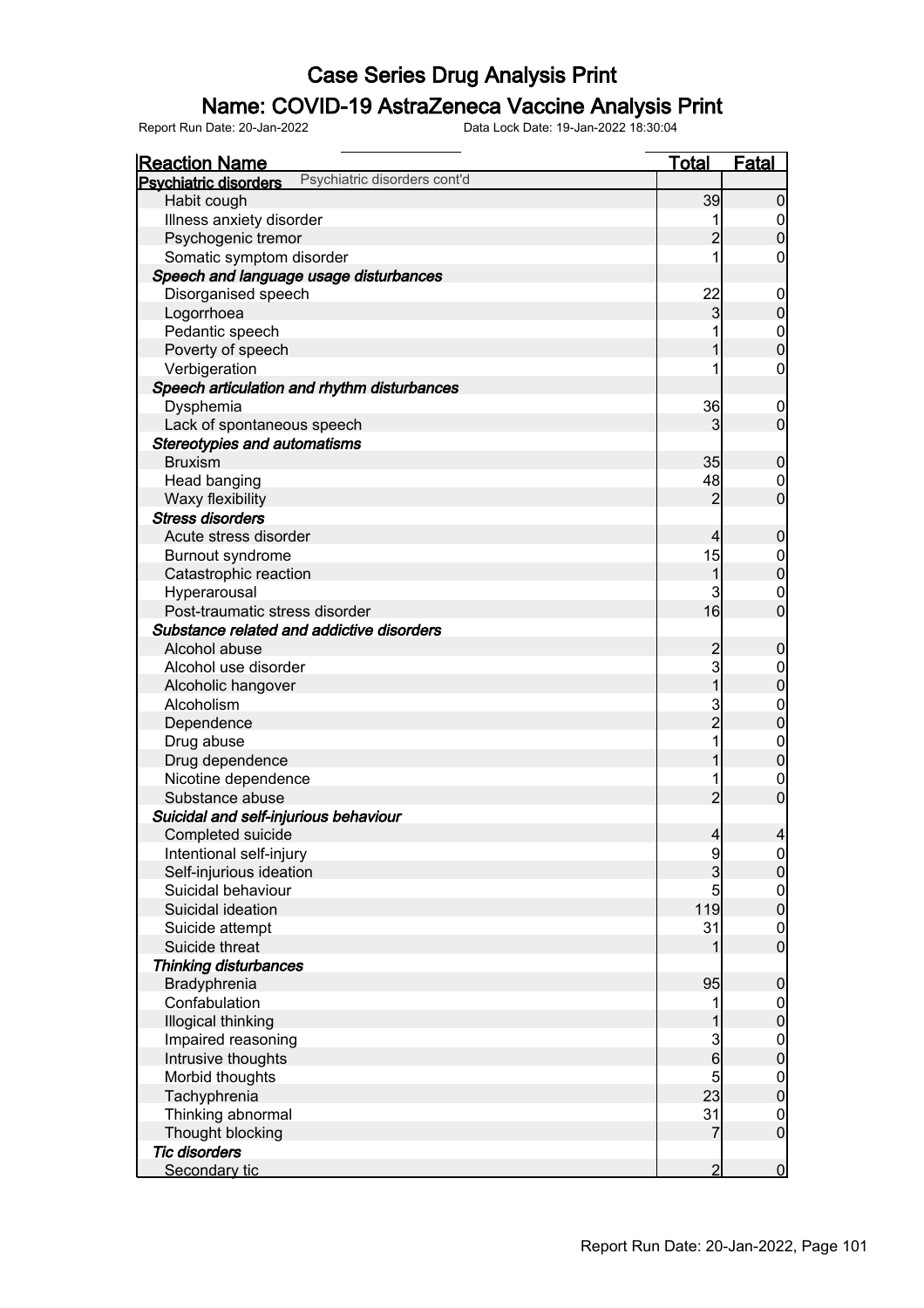# Case Series Drug Analysis Print

## Name: COVID-19 AstraZeneca Vaccine Analysis Print

Report Run Date: 20-Jan-2022 Data Lock Date: 19-Jan-2022 18:30:04

| Reaction Name | Total | Fatal |
|---|---|---|
| **Psychiatric disorders** Psychiatric disorders cont'd | | |
| Habit cough | 39 | 0 |
| Illness anxiety disorder | 1 | 0 |
| Psychogenic tremor | 2 | 0 |
| Somatic symptom disorder | 1 | 0 |
| ***Speech and language usage disturbances*** | | |
| Disorganised speech | 22 | 0 |
| Logorrhoea | 3 | 0 |
| Pedantic speech | 1 | 0 |
| Poverty of speech | 1 | 0 |
| Verbigeration | 1 | 0 |
| ***Speech articulation and rhythm disturbances*** | | |
| Dysphemia | 36 | 0 |
| Lack of spontaneous speech | 3 | 0 |
| ***Stereotypies and automatisms*** | | |
| Bruxism | 35 | 0 |
| Head banging | 48 | 0 |
| Waxy flexibility | 2 | 0 |
| ***Stress disorders*** | | |
| Acute stress disorder | 4 | 0 |
| Burnout syndrome | 15 | 0 |
| Catastrophic reaction | 1 | 0 |
| Hyperarousal | 3 | 0 |
| Post-traumatic stress disorder | 16 | 0 |
| ***Substance related and addictive disorders*** | | |
| Alcohol abuse | 2 | 0 |
| Alcohol use disorder | 3 | 0 |
| Alcoholic hangover | 1 | 0 |
| Alcoholism | 3 | 0 |
| Dependence | 2 | 0 |
| Drug abuse | 1 | 0 |
| Drug dependence | 1 | 0 |
| Nicotine dependence | 1 | 0 |
| Substance abuse | 2 | 0 |
| ***Suicidal and self-injurious behaviour*** | | |
| Completed suicide | 4 | 4 |
| Intentional self-injury | 9 | 0 |
| Self-injurious ideation | 3 | 0 |
| Suicidal behaviour | 5 | 0 |
| Suicidal ideation | 119 | 0 |
| Suicide attempt | 31 | 0 |
| Suicide threat | 1 | 0 |
| ***Thinking disturbances*** | | |
| Bradyphrenia | 95 | 0 |
| Confabulation | 1 | 0 |
| Illogical thinking | 1 | 0 |
| Impaired reasoning | 3 | 0 |
| Intrusive thoughts | 6 | 0 |
| Morbid thoughts | 5 | 0 |
| Tachyphrenia | 23 | 0 |
| Thinking abnormal | 31 | 0 |
| Thought blocking | 7 | 0 |
| ***Tic disorders*** | | |
| Secondary tic | 2 | 0 |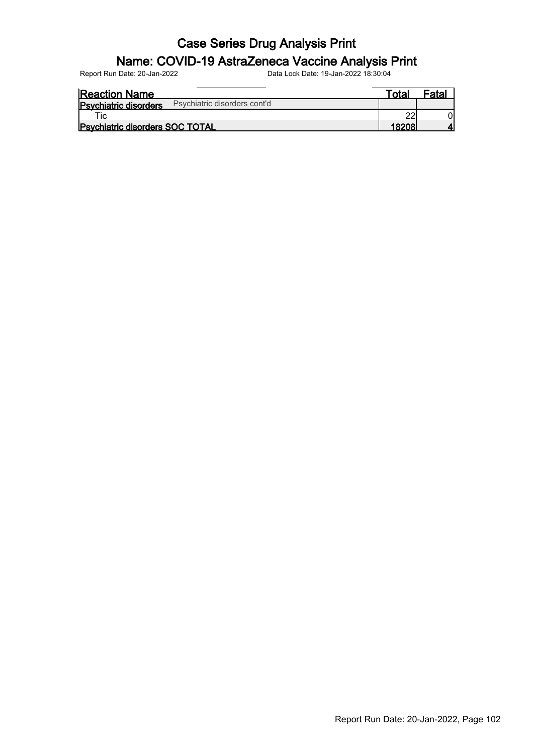# Case Series Drug Analysis Print

## Name: COVID-19 AstraZeneca Vaccine Analysis Print

Report Run Date: 20-Jan-2022 Data Lock Date: 19-Jan-2022 18:30:04

| Reaction Name | Total | Fatal |
|---|---|---|
| **Psychiatric disorders** Psychiatric disorders cont'd | | |
| Tic | 22 | 0 |
| **Psychiatric disorders SOC TOTAL** | **18208** | **4** |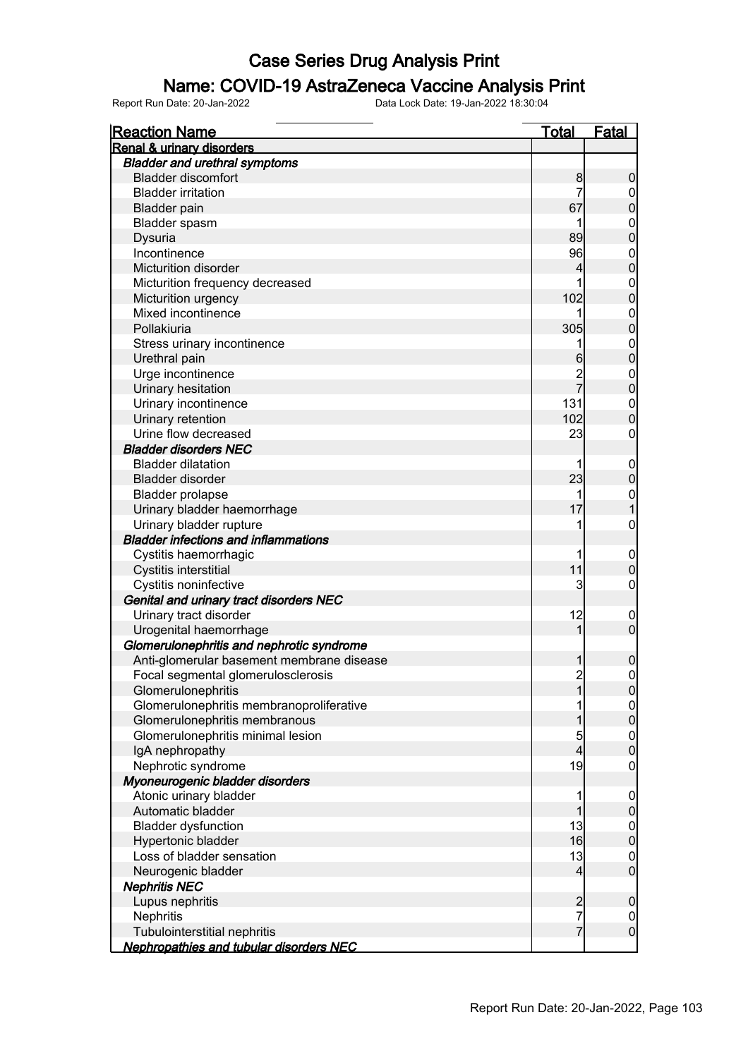# Case Series Drug Analysis Print

## Name: COVID-19 AstraZeneca Vaccine Analysis Print

Report Run Date: 20-Jan-2022    Data Lock Date: 19-Jan-2022 18:30:04

| Reaction Name | Total | Fatal |
|---|---|---|
| **Renal & urinary disorders** | | |
| ***Bladder and urethral symptoms*** | | |
| Bladder discomfort | 8 | 0 |
| Bladder irritation | 7 | 0 |
| Bladder pain | 67 | 0 |
| Bladder spasm | 1 | 0 |
| Dysuria | 89 | 0 |
| Incontinence | 96 | 0 |
| Micturition disorder | 4 | 0 |
| Micturition frequency decreased | 1 | 0 |
| Micturition urgency | 102 | 0 |
| Mixed incontinence | 1 | 0 |
| Pollakiuria | 305 | 0 |
| Stress urinary incontinence | 1 | 0 |
| Urethral pain | 6 | 0 |
| Urge incontinence | 2 | 0 |
| Urinary hesitation | 7 | 0 |
| Urinary incontinence | 131 | 0 |
| Urinary retention | 102 | 0 |
| Urine flow decreased | 23 | 0 |
| ***Bladder disorders NEC*** | | |
| Bladder dilatation | 1 | 0 |
| Bladder disorder | 23 | 0 |
| Bladder prolapse | 1 | 0 |
| Urinary bladder haemorrhage | 17 | 1 |
| Urinary bladder rupture | 1 | 0 |
| ***Bladder infections and inflammations*** | | |
| Cystitis haemorrhagic | 1 | 0 |
| Cystitis interstitial | 11 | 0 |
| Cystitis noninfective | 3 | 0 |
| ***Genital and urinary tract disorders NEC*** | | |
| Urinary tract disorder | 12 | 0 |
| Urogenital haemorrhage | 1 | 0 |
| ***Glomerulonephritis and nephrotic syndrome*** | | |
| Anti-glomerular basement membrane disease | 1 | 0 |
| Focal segmental glomerulosclerosis | 2 | 0 |
| Glomerulonephritis | 1 | 0 |
| Glomerulonephritis membranoproliferative | 1 | 0 |
| Glomerulonephritis membranous | 1 | 0 |
| Glomerulonephritis minimal lesion | 5 | 0 |
| IgA nephropathy | 4 | 0 |
| Nephrotic syndrome | 19 | 0 |
| ***Myoneurogenic bladder disorders*** | | |
| Atonic urinary bladder | 1 | 0 |
| Automatic bladder | 1 | 0 |
| Bladder dysfunction | 13 | 0 |
| Hypertonic bladder | 16 | 0 |
| Loss of bladder sensation | 13 | 0 |
| Neurogenic bladder | 4 | 0 |
| ***Nephritis NEC*** | | |
| Lupus nephritis | 2 | 0 |
| Nephritis | 7 | 0 |
| Tubulointerstitial nephritis | 7 | 0 |
| ***Nephropathies and tubular disorders NEC*** | | |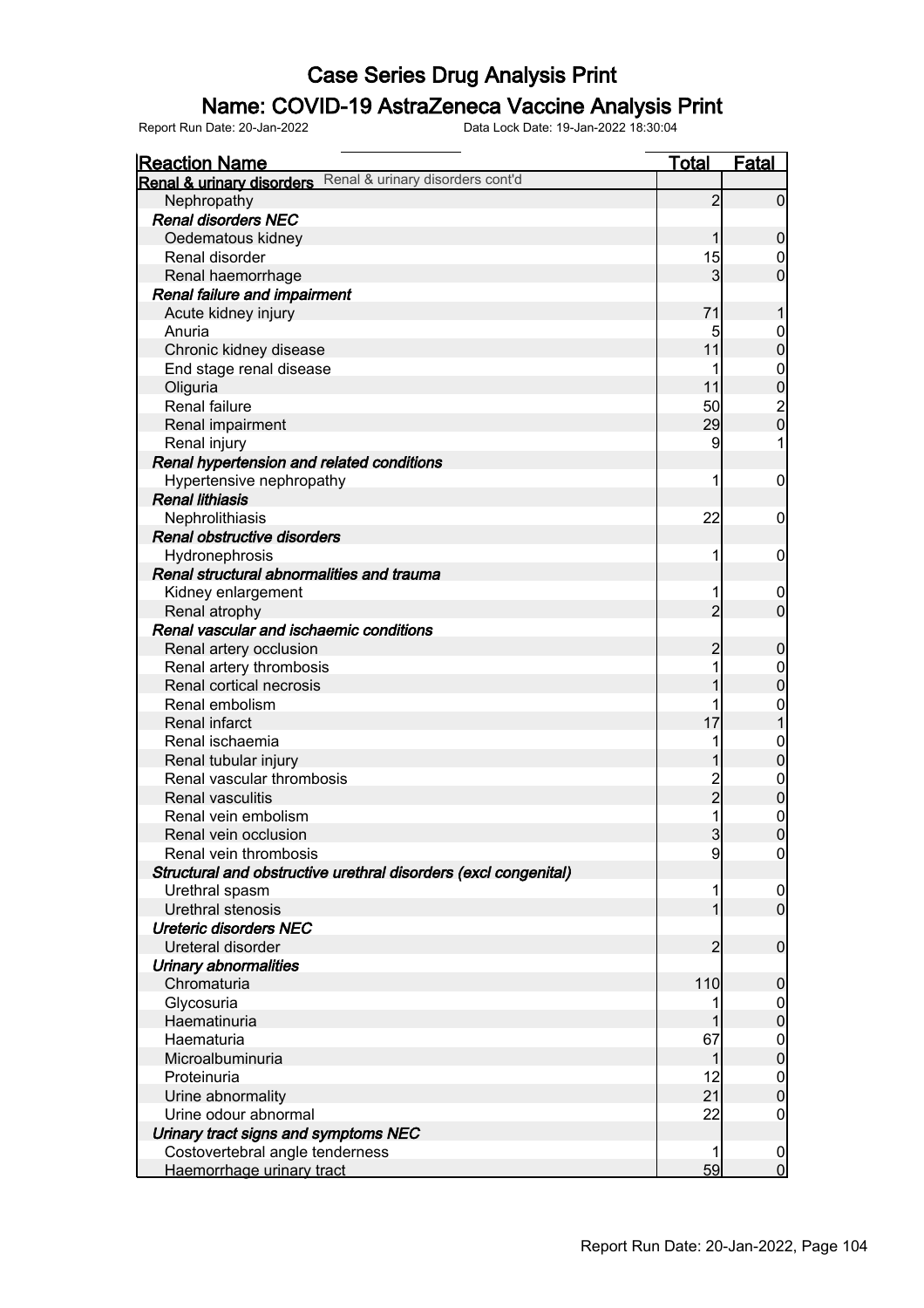# Case Series Drug Analysis Print

## Name: COVID-19 AstraZeneca Vaccine Analysis Print

Report Run Date: 20-Jan-2022    Data Lock Date: 19-Jan-2022 18:30:04

| Reaction Name | Total | Fatal |
|---|---|---|
| **Renal & urinary disorders** Renal & urinary disorders cont'd | | |
| Nephropathy | 2 | 0 |
| ***Renal disorders NEC*** | | |
| Oedematous kidney | 1 | 0 |
| Renal disorder | 15 | 0 |
| Renal haemorrhage | 3 | 0 |
| ***Renal failure and impairment*** | | |
| Acute kidney injury | 71 | 1 |
| Anuria | 5 | 0 |
| Chronic kidney disease | 11 | 0 |
| End stage renal disease | 1 | 0 |
| Oliguria | 11 | 0 |
| Renal failure | 50 | 2 |
| Renal impairment | 29 | 0 |
| Renal injury | 9 | 1 |
| ***Renal hypertension and related conditions*** | | |
| Hypertensive nephropathy | 1 | 0 |
| ***Renal lithiasis*** | | |
| Nephrolithiasis | 22 | 0 |
| ***Renal obstructive disorders*** | | |
| Hydronephrosis | 1 | 0 |
| ***Renal structural abnormalities and trauma*** | | |
| Kidney enlargement | 1 | 0 |
| Renal atrophy | 2 | 0 |
| ***Renal vascular and ischaemic conditions*** | | |
| Renal artery occlusion | 2 | 0 |
| Renal artery thrombosis | 1 | 0 |
| Renal cortical necrosis | 1 | 0 |
| Renal embolism | 1 | 0 |
| Renal infarct | 17 | 1 |
| Renal ischaemia | 1 | 0 |
| Renal tubular injury | 1 | 0 |
| Renal vascular thrombosis | 2 | 0 |
| Renal vasculitis | 2 | 0 |
| Renal vein embolism | 1 | 0 |
| Renal vein occlusion | 3 | 0 |
| Renal vein thrombosis | 9 | 0 |
| ***Structural and obstructive urethral disorders (excl congenital)*** | | |
| Urethral spasm | 1 | 0 |
| Urethral stenosis | 1 | 0 |
| ***Ureteric disorders NEC*** | | |
| Ureteral disorder | 2 | 0 |
| ***Urinary abnormalities*** | | |
| Chromaturia | 110 | 0 |
| Glycosuria | 1 | 0 |
| Haematinuria | 1 | 0 |
| Haematuria | 67 | 0 |
| Microalbuminuria | 1 | 0 |
| Proteinuria | 12 | 0 |
| Urine abnormality | 21 | 0 |
| Urine odour abnormal | 22 | 0 |
| ***Urinary tract signs and symptoms NEC*** | | |
| Costovertebral angle tenderness | 1 | 0 |
| Haemorrhage urinary tract | 59 | 0 |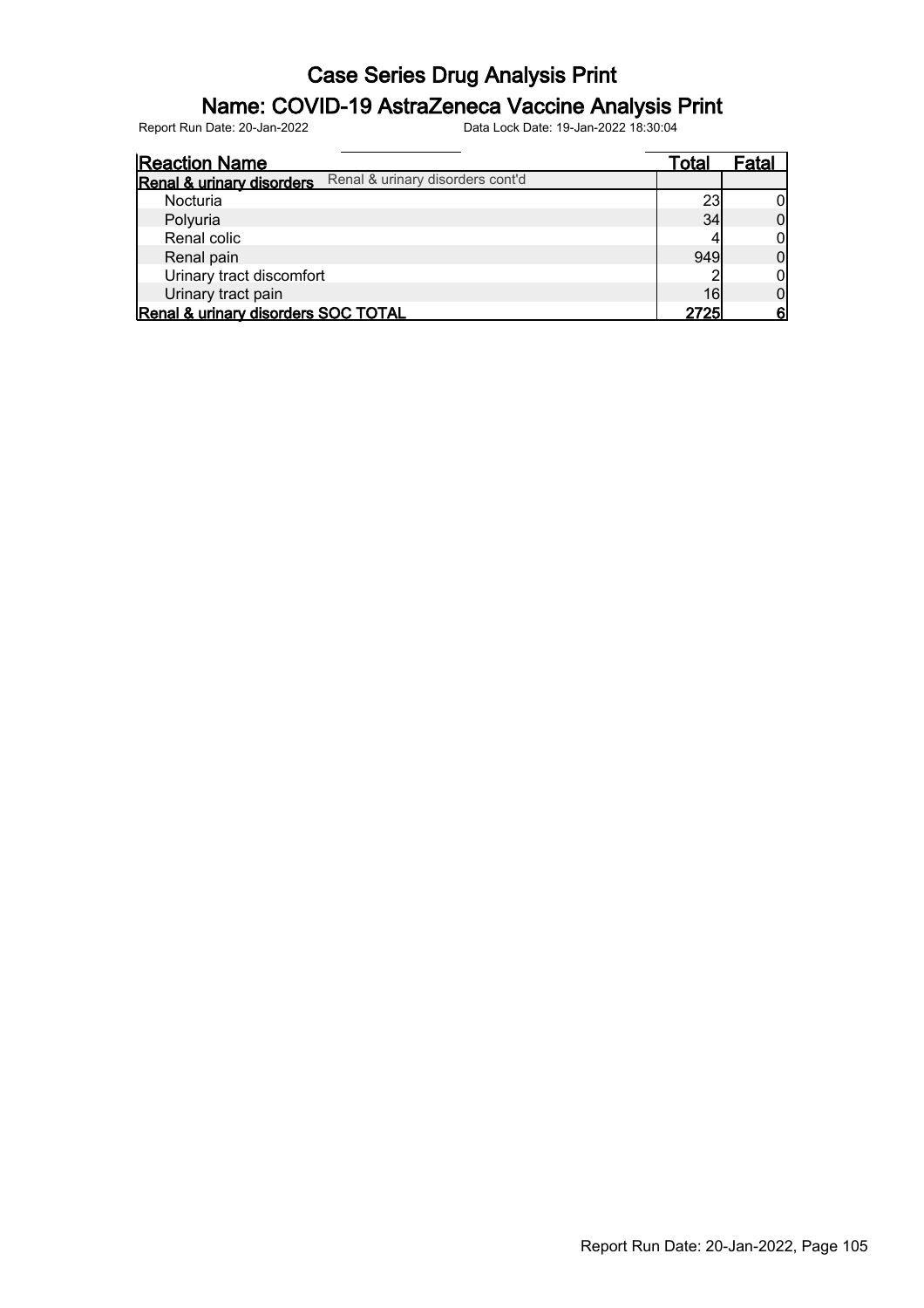# Case Series Drug Analysis Print

## Name: COVID-19 AstraZeneca Vaccine Analysis Print

Report Run Date: 20-Jan-2022 Data Lock Date: 19-Jan-2022 18:30:04

| Reaction Name | Total | Fatal |
|---|---|---|
| **Renal & urinary disorders** Renal & urinary disorders cont'd | | |
| Nocturia | 23 | 0 |
| Polyuria | 34 | 0 |
| Renal colic | 4 | 0 |
| Renal pain | 949 | 0 |
| Urinary tract discomfort | 2 | 0 |
| Urinary tract pain | 16 | 0 |
| **Renal & urinary disorders SOC TOTAL** | **2725** | **6** |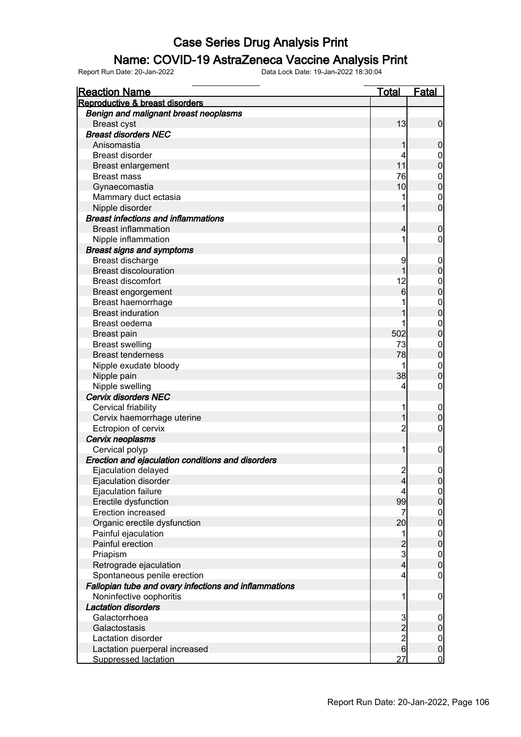# Case Series Drug Analysis Print

## Name: COVID-19 AstraZeneca Vaccine Analysis Print

Report Run Date: 20-Jan-2022 Data Lock Date: 19-Jan-2022 18:30:04

| Reaction Name | Total | Fatal |
|---|---|---|
| **Reproductive & breast disorders** | | |
| ***Benign and malignant breast neoplasms*** | | |
| Breast cyst | 13 | 0 |
| ***Breast disorders NEC*** | | |
| Anisomastia | 1 | 0 |
| Breast disorder | 4 | 0 |
| Breast enlargement | 11 | 0 |
| Breast mass | 76 | 0 |
| Gynaecomastia | 10 | 0 |
| Mammary duct ectasia | 1 | 0 |
| Nipple disorder | 1 | 0 |
| ***Breast infections and inflammations*** | | |
| Breast inflammation | 4 | 0 |
| Nipple inflammation | 1 | 0 |
| ***Breast signs and symptoms*** | | |
| Breast discharge | 9 | 0 |
| Breast discolouration | 1 | 0 |
| Breast discomfort | 12 | 0 |
| Breast engorgement | 6 | 0 |
| Breast haemorrhage | 1 | 0 |
| Breast induration | 1 | 0 |
| Breast oedema | 1 | 0 |
| Breast pain | 502 | 0 |
| Breast swelling | 73 | 0 |
| Breast tenderness | 78 | 0 |
| Nipple exudate bloody | 1 | 0 |
| Nipple pain | 38 | 0 |
| Nipple swelling | 4 | 0 |
| ***Cervix disorders NEC*** | | |
| Cervical friability | 1 | 0 |
| Cervix haemorrhage uterine | 1 | 0 |
| Ectropion of cervix | 2 | 0 |
| ***Cervix neoplasms*** | | |
| Cervical polyp | 1 | 0 |
| ***Erection and ejaculation conditions and disorders*** | | |
| Ejaculation delayed | 2 | 0 |
| Ejaculation disorder | 4 | 0 |
| Ejaculation failure | 4 | 0 |
| Erectile dysfunction | 99 | 0 |
| Erection increased | 7 | 0 |
| Organic erectile dysfunction | 20 | 0 |
| Painful ejaculation | 1 | 0 |
| Painful erection | 2 | 0 |
| Priapism | 3 | 0 |
| Retrograde ejaculation | 4 | 0 |
| Spontaneous penile erection | 4 | 0 |
| ***Fallopian tube and ovary infections and inflammations*** | | |
| Noninfective oophoritis | 1 | 0 |
| ***Lactation disorders*** | | |
| Galactorrhoea | 3 | 0 |
| Galactostasis | 2 | 0 |
| Lactation disorder | 2 | 0 |
| Lactation puerperal increased | 6 | 0 |
| Suppressed lactation | 27 | 0 |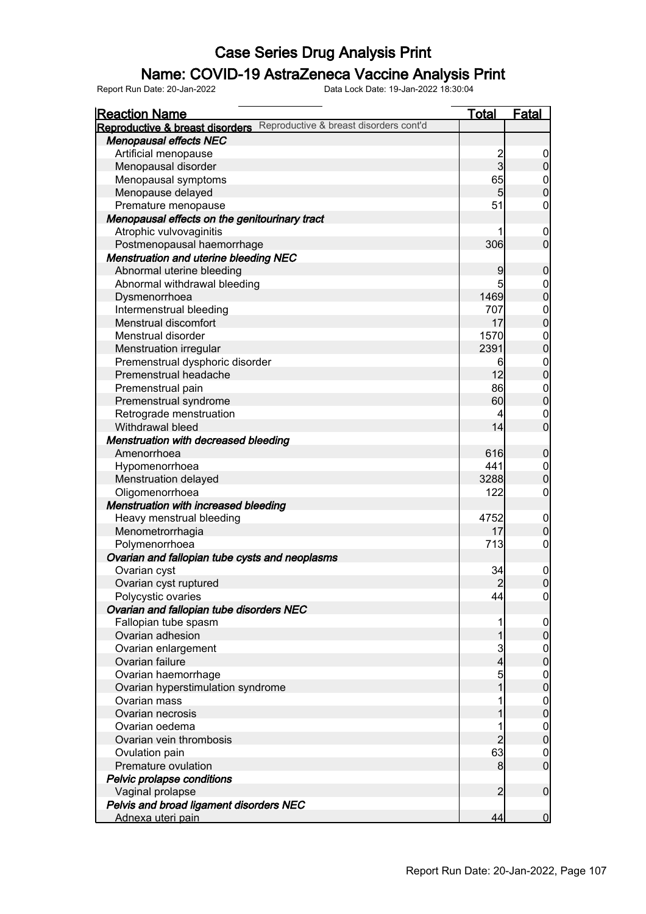# Case Series Drug Analysis Print

## Name: COVID-19 AstraZeneca Vaccine Analysis Print

Report Run Date: 20-Jan-2022 Data Lock Date: 19-Jan-2022 18:30:04

| Reaction Name | Total | Fatal |
|---|---|---|
| **Reproductive & breast disorders** Reproductive & breast disorders cont'd | | |
| ***Menopausal effects NEC*** | | |
| Artificial menopause | 2 | 0 |
| Menopausal disorder | 3 | 0 |
| Menopausal symptoms | 65 | 0 |
| Menopause delayed | 5 | 0 |
| Premature menopause | 51 | 0 |
| ***Menopausal effects on the genitourinary tract*** | | |
| Atrophic vulvovaginitis | 1 | 0 |
| Postmenopausal haemorrhage | 306 | 0 |
| ***Menstruation and uterine bleeding NEC*** | | |
| Abnormal uterine bleeding | 9 | 0 |
| Abnormal withdrawal bleeding | 5 | 0 |
| Dysmenorrhoea | 1469 | 0 |
| Intermenstrual bleeding | 707 | 0 |
| Menstrual discomfort | 17 | 0 |
| Menstrual disorder | 1570 | 0 |
| Menstruation irregular | 2391 | 0 |
| Premenstrual dysphoric disorder | 6 | 0 |
| Premenstrual headache | 12 | 0 |
| Premenstrual pain | 86 | 0 |
| Premenstrual syndrome | 60 | 0 |
| Retrograde menstruation | 4 | 0 |
| Withdrawal bleed | 14 | 0 |
| ***Menstruation with decreased bleeding*** | | |
| Amenorrhoea | 616 | 0 |
| Hypomenorrhoea | 441 | 0 |
| Menstruation delayed | 3288 | 0 |
| Oligomenorrhoea | 122 | 0 |
| ***Menstruation with increased bleeding*** | | |
| Heavy menstrual bleeding | 4752 | 0 |
| Menometrorrhagia | 17 | 0 |
| Polymenorrhoea | 713 | 0 |
| ***Ovarian and fallopian tube cysts and neoplasms*** | | |
| Ovarian cyst | 34 | 0 |
| Ovarian cyst ruptured | 2 | 0 |
| Polycystic ovaries | 44 | 0 |
| ***Ovarian and fallopian tube disorders NEC*** | | |
| Fallopian tube spasm | 1 | 0 |
| Ovarian adhesion | 1 | 0 |
| Ovarian enlargement | 3 | 0 |
| Ovarian failure | 4 | 0 |
| Ovarian haemorrhage | 5 | 0 |
| Ovarian hyperstimulation syndrome | 1 | 0 |
| Ovarian mass | 1 | 0 |
| Ovarian necrosis | 1 | 0 |
| Ovarian oedema | 1 | 0 |
| Ovarian vein thrombosis | 2 | 0 |
| Ovulation pain | 63 | 0 |
| Premature ovulation | 8 | 0 |
| ***Pelvic prolapse conditions*** | | |
| Vaginal prolapse | 2 | 0 |
| ***Pelvis and broad ligament disorders NEC*** | | |
| Adnexa uteri pain | 44 | 0 |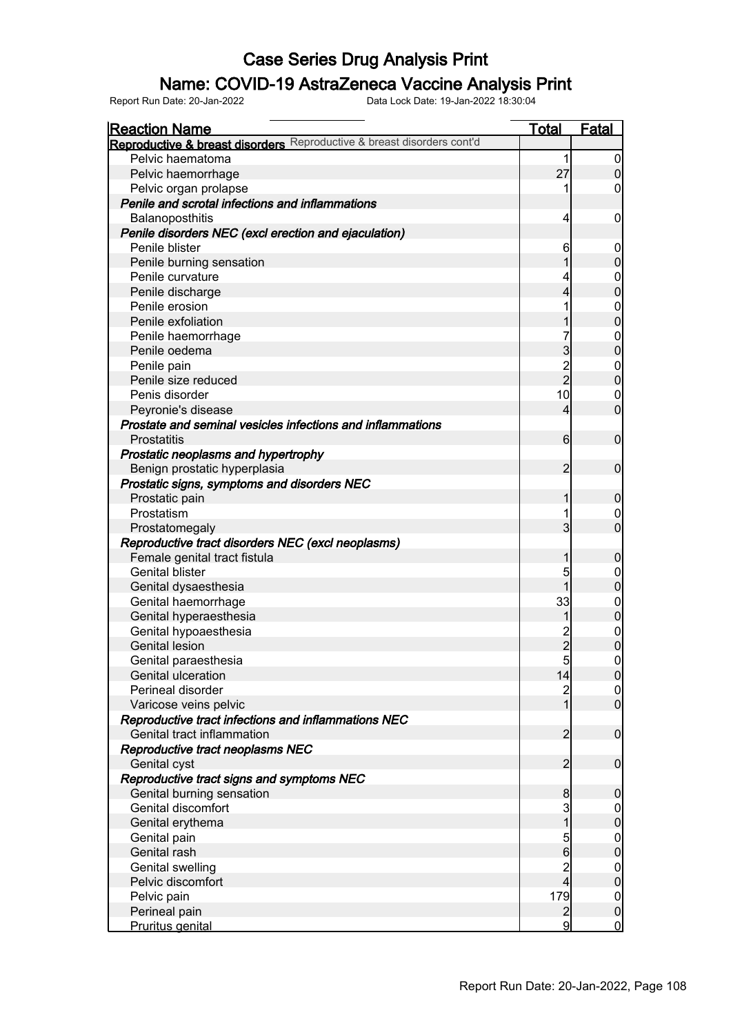# Case Series Drug Analysis Print

## Name: COVID-19 AstraZeneca Vaccine Analysis Print

Report Run Date: 20-Jan-2022 | Data Lock Date: 19-Jan-2022 18:30:04

| Reaction Name | Total | Fatal |
|---|---|---|
| **Reproductive & breast disorders** Reproductive & breast disorders cont'd | | |
| Pelvic haematoma | 1 | 0 |
| Pelvic haemorrhage | 27 | 0 |
| Pelvic organ prolapse | 1 | 0 |
| ***Penile and scrotal infections and inflammations*** | | |
| Balanoposthitis | 4 | 0 |
| ***Penile disorders NEC (excl erection and ejaculation)*** | | |
| Penile blister | 6 | 0 |
| Penile burning sensation | 1 | 0 |
| Penile curvature | 4 | 0 |
| Penile discharge | 4 | 0 |
| Penile erosion | 1 | 0 |
| Penile exfoliation | 1 | 0 |
| Penile haemorrhage | 7 | 0 |
| Penile oedema | 3 | 0 |
| Penile pain | 2 | 0 |
| Penile size reduced | 2 | 0 |
| Penis disorder | 10 | 0 |
| Peyronie's disease | 4 | 0 |
| ***Prostate and seminal vesicles infections and inflammations*** | | |
| Prostatitis | 6 | 0 |
| ***Prostatic neoplasms and hypertrophy*** | | |
| Benign prostatic hyperplasia | 2 | 0 |
| ***Prostatic signs, symptoms and disorders NEC*** | | |
| Prostatic pain | 1 | 0 |
| Prostatism | 1 | 0 |
| Prostatomegaly | 3 | 0 |
| ***Reproductive tract disorders NEC (excl neoplasms)*** | | |
| Female genital tract fistula | 1 | 0 |
| Genital blister | 5 | 0 |
| Genital dysaesthesia | 1 | 0 |
| Genital haemorrhage | 33 | 0 |
| Genital hyperaesthesia | 1 | 0 |
| Genital hypoaesthesia | 2 | 0 |
| Genital lesion | 2 | 0 |
| Genital paraesthesia | 5 | 0 |
| Genital ulceration | 14 | 0 |
| Perineal disorder | 2 | 0 |
| Varicose veins pelvic | 1 | 0 |
| ***Reproductive tract infections and inflammations NEC*** | | |
| Genital tract inflammation | 2 | 0 |
| ***Reproductive tract neoplasms NEC*** | | |
| Genital cyst | 2 | 0 |
| ***Reproductive tract signs and symptoms NEC*** | | |
| Genital burning sensation | 8 | 0 |
| Genital discomfort | 3 | 0 |
| Genital erythema | 1 | 0 |
| Genital pain | 5 | 0 |
| Genital rash | 6 | 0 |
| Genital swelling | 2 | 0 |
| Pelvic discomfort | 4 | 0 |
| Pelvic pain | 179 | 0 |
| Perineal pain | 2 | 0 |
| Pruritus genital | 9 | 0 |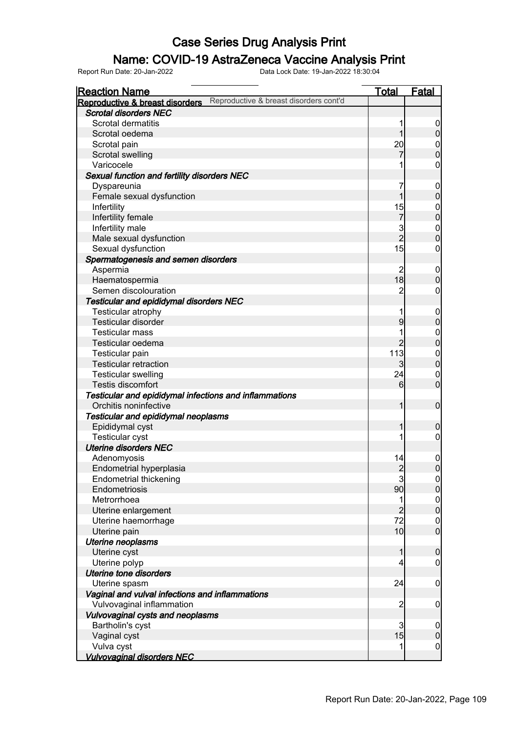# Case Series Drug Analysis Print

## Name: COVID-19 AstraZeneca Vaccine Analysis Print

Report Run Date: 20-Jan-2022 Data Lock Date: 19-Jan-2022 18:30:04

| Reaction Name | Total | Fatal |
|---|---|---|
| **Reproductive & breast disorders** Reproductive & breast disorders cont'd | | |
| ***Scrotal disorders NEC*** | | |
| Scrotal dermatitis | 1 | 0 |
| Scrotal oedema | 1 | 0 |
| Scrotal pain | 20 | 0 |
| Scrotal swelling | 7 | 0 |
| Varicocele | 1 | 0 |
| ***Sexual function and fertility disorders NEC*** | | |
| Dyspareunia | 7 | 0 |
| Female sexual dysfunction | 1 | 0 |
| Infertility | 15 | 0 |
| Infertility female | 7 | 0 |
| Infertility male | 3 | 0 |
| Male sexual dysfunction | 2 | 0 |
| Sexual dysfunction | 15 | 0 |
| ***Spermatogenesis and semen disorders*** | | |
| Aspermia | 2 | 0 |
| Haematospermia | 18 | 0 |
| Semen discolouration | 2 | 0 |
| ***Testicular and epididymal disorders NEC*** | | |
| Testicular atrophy | 1 | 0 |
| Testicular disorder | 9 | 0 |
| Testicular mass | 1 | 0 |
| Testicular oedema | 2 | 0 |
| Testicular pain | 113 | 0 |
| Testicular retraction | 3 | 0 |
| Testicular swelling | 24 | 0 |
| Testis discomfort | 6 | 0 |
| ***Testicular and epididymal infections and inflammations*** | | |
| Orchitis noninfective | 1 | 0 |
| ***Testicular and epididymal neoplasms*** | | |
| Epididymal cyst | 1 | 0 |
| Testicular cyst | 1 | 0 |
| ***Uterine disorders NEC*** | | |
| Adenomyosis | 14 | 0 |
| Endometrial hyperplasia | 2 | 0 |
| Endometrial thickening | 3 | 0 |
| Endometriosis | 90 | 0 |
| Metrorrhoea | 1 | 0 |
| Uterine enlargement | 2 | 0 |
| Uterine haemorrhage | 72 | 0 |
| Uterine pain | 10 | 0 |
| ***Uterine neoplasms*** | | |
| Uterine cyst | 1 | 0 |
| Uterine polyp | 4 | 0 |
| ***Uterine tone disorders*** | | |
| Uterine spasm | 24 | 0 |
| ***Vaginal and vulval infections and inflammations*** | | |
| Vulvovaginal inflammation | 2 | 0 |
| ***Vulvovaginal cysts and neoplasms*** | | |
| Bartholin's cyst | 3 | 0 |
| Vaginal cyst | 15 | 0 |
| Vulva cyst | 1 | 0 |
| ***Vulvovaginal disorders NEC*** | | |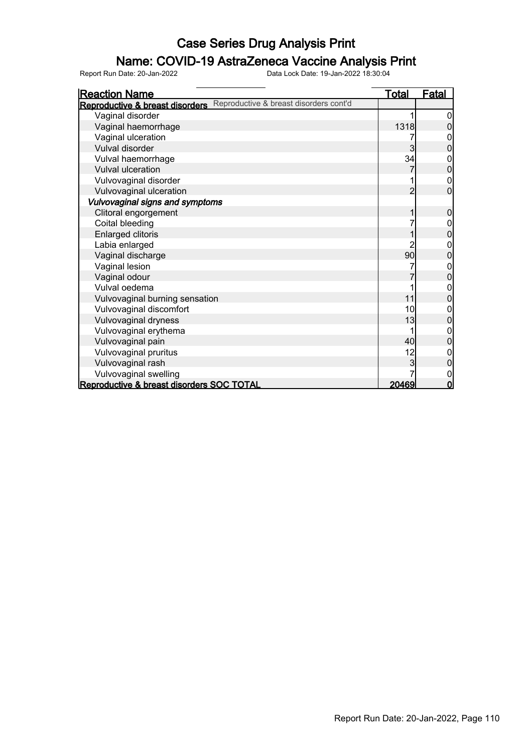# Case Series Drug Analysis Print

## Name: COVID-19 AstraZeneca Vaccine Analysis Print

Report Run Date: 20-Jan-2022    Data Lock Date: 19-Jan-2022 18:30:04

| Reaction Name | Total | Fatal |
|---|---|---|
| **Reproductive & breast disorders** Reproductive & breast disorders cont'd | | |
| Vaginal disorder | 1 | 0 |
| Vaginal haemorrhage | 1318 | 0 |
| Vaginal ulceration | 7 | 0 |
| Vulval disorder | 3 | 0 |
| Vulval haemorrhage | 34 | 0 |
| Vulval ulceration | 7 | 0 |
| Vulvovaginal disorder | 1 | 0 |
| Vulvovaginal ulceration | 2 | 0 |
| ***Vulvovaginal signs and symptoms*** | | |
| Clitoral engorgement | 1 | 0 |
| Coital bleeding | 7 | 0 |
| Enlarged clitoris | 1 | 0 |
| Labia enlarged | 2 | 0 |
| Vaginal discharge | 90 | 0 |
| Vaginal lesion | 7 | 0 |
| Vaginal odour | 7 | 0 |
| Vulval oedema | 1 | 0 |
| Vulvovaginal burning sensation | 11 | 0 |
| Vulvovaginal discomfort | 10 | 0 |
| Vulvovaginal dryness | 13 | 0 |
| Vulvovaginal erythema | 1 | 0 |
| Vulvovaginal pain | 40 | 0 |
| Vulvovaginal pruritus | 12 | 0 |
| Vulvovaginal rash | 3 | 0 |
| Vulvovaginal swelling | 7 | 0 |
| **Reproductive & breast disorders SOC TOTAL** | **20469** | **0** |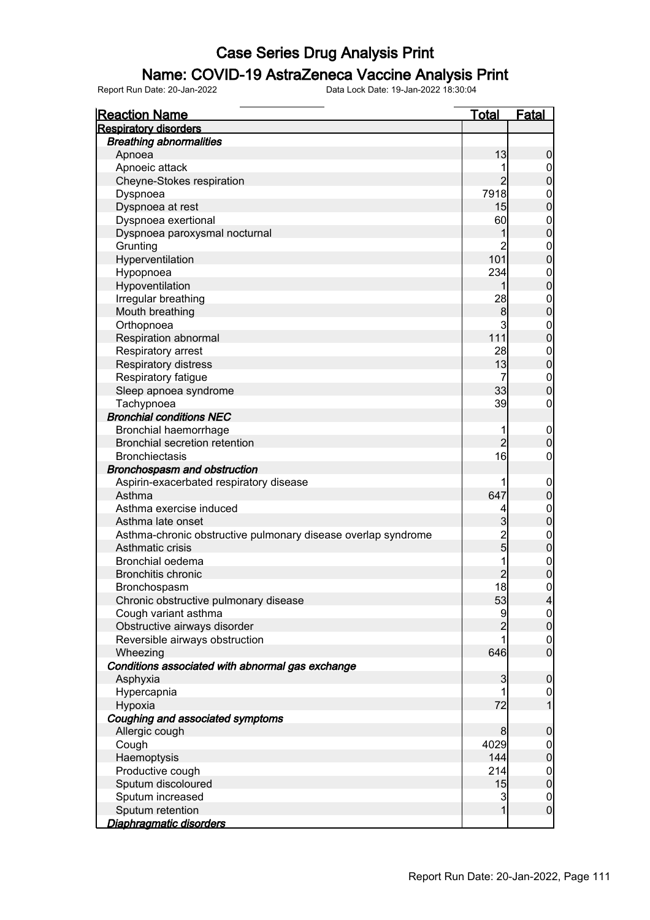# Case Series Drug Analysis Print

## Name: COVID-19 AstraZeneca Vaccine Analysis Print

Report Run Date: 20-Jan-2022    Data Lock Date: 19-Jan-2022 18:30:04

| Reaction Name | Total | Fatal |
|---|---|---|
| **Respiratory disorders** | | |
| ***Breathing abnormalities*** | | |
| Apnoea | 13 | 0 |
| Apnoeic attack | 1 | 0 |
| Cheyne-Stokes respiration | 2 | 0 |
| Dyspnoea | 7918 | 0 |
| Dyspnoea at rest | 15 | 0 |
| Dyspnoea exertional | 60 | 0 |
| Dyspnoea paroxysmal nocturnal | 1 | 0 |
| Grunting | 2 | 0 |
| Hyperventilation | 101 | 0 |
| Hypopnoea | 234 | 0 |
| Hypoventilation | 1 | 0 |
| Irregular breathing | 28 | 0 |
| Mouth breathing | 8 | 0 |
| Orthopnoea | 3 | 0 |
| Respiration abnormal | 111 | 0 |
| Respiratory arrest | 28 | 0 |
| Respiratory distress | 13 | 0 |
| Respiratory fatigue | 7 | 0 |
| Sleep apnoea syndrome | 33 | 0 |
| Tachypnoea | 39 | 0 |
| ***Bronchial conditions NEC*** | | |
| Bronchial haemorrhage | 1 | 0 |
| Bronchial secretion retention | 2 | 0 |
| Bronchiectasis | 16 | 0 |
| ***Bronchospasm and obstruction*** | | |
| Aspirin-exacerbated respiratory disease | 1 | 0 |
| Asthma | 647 | 0 |
| Asthma exercise induced | 4 | 0 |
| Asthma late onset | 3 | 0 |
| Asthma-chronic obstructive pulmonary disease overlap syndrome | 2 | 0 |
| Asthmatic crisis | 5 | 0 |
| Bronchial oedema | 1 | 0 |
| Bronchitis chronic | 2 | 0 |
| Bronchospasm | 18 | 0 |
| Chronic obstructive pulmonary disease | 53 | 4 |
| Cough variant asthma | 9 | 0 |
| Obstructive airways disorder | 2 | 0 |
| Reversible airways obstruction | 1 | 0 |
| Wheezing | 646 | 0 |
| ***Conditions associated with abnormal gas exchange*** | | |
| Asphyxia | 3 | 0 |
| Hypercapnia | 1 | 0 |
| Hypoxia | 72 | 1 |
| ***Coughing and associated symptoms*** | | |
| Allergic cough | 8 | 0 |
| Cough | 4029 | 0 |
| Haemoptysis | 144 | 0 |
| Productive cough | 214 | 0 |
| Sputum discoloured | 15 | 0 |
| Sputum increased | 3 | 0 |
| Sputum retention | 1 | 0 |
| ***Diaphragmatic disorders*** | | |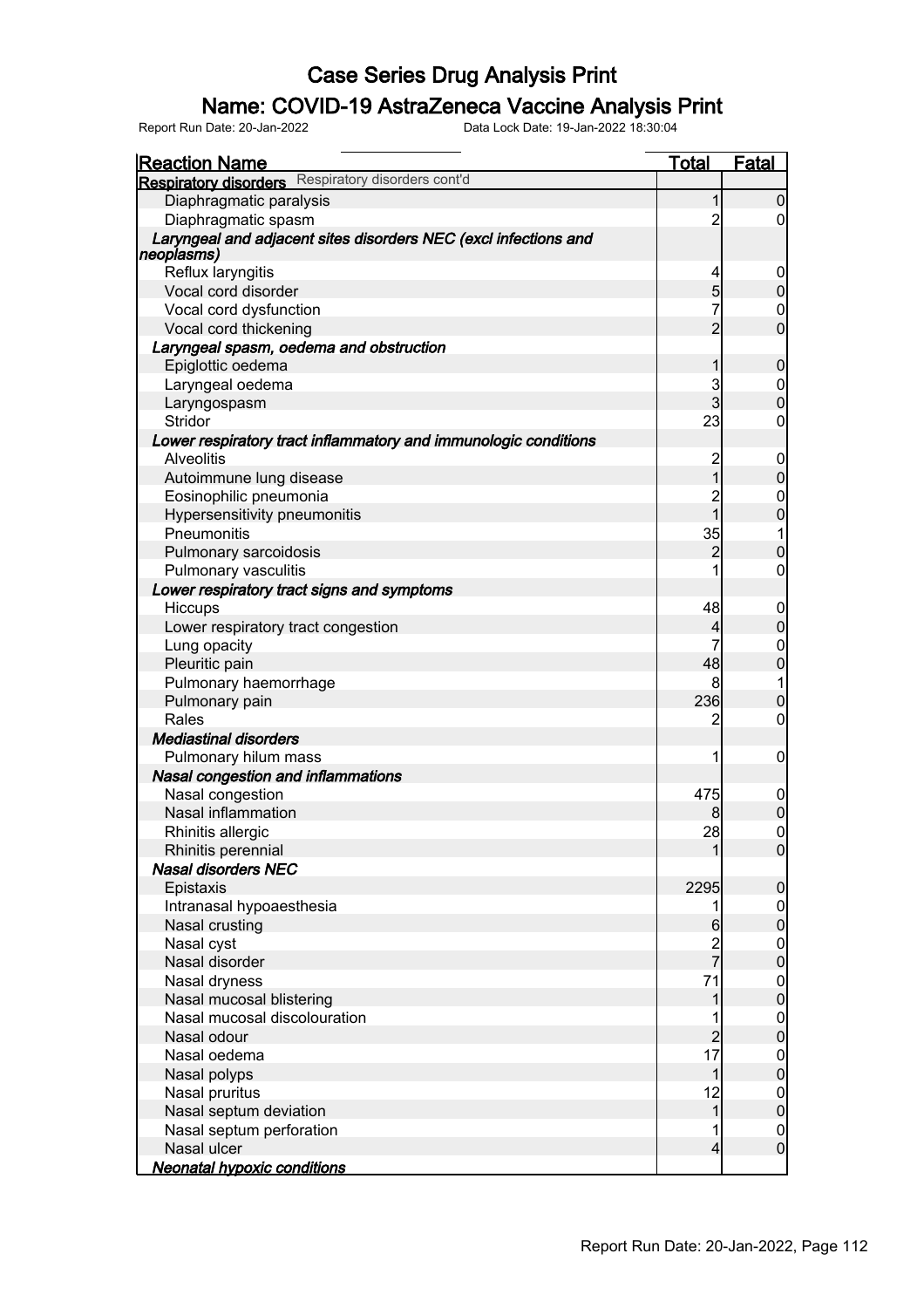# Case Series Drug Analysis Print

## Name: COVID-19 AstraZeneca Vaccine Analysis Print

Report Run Date: 20-Jan-2022    Data Lock Date: 19-Jan-2022 18:30:04

| Reaction Name | Total | Fatal |
|---|---|---|
| **Respiratory disorders** Respiratory disorders cont'd | | |
| Diaphragmatic paralysis | 1 | 0 |
| Diaphragmatic spasm | 2 | 0 |
| ***Laryngeal and adjacent sites disorders NEC (excl infections and neoplasms)*** | | |
| Reflux laryngitis | 4 | 0 |
| Vocal cord disorder | 5 | 0 |
| Vocal cord dysfunction | 7 | 0 |
| Vocal cord thickening | 2 | 0 |
| ***Laryngeal spasm, oedema and obstruction*** | | |
| Epiglottic oedema | 1 | 0 |
| Laryngeal oedema | 3 | 0 |
| Laryngospasm | 3 | 0 |
| Stridor | 23 | 0 |
| ***Lower respiratory tract inflammatory and immunologic conditions*** | | |
| Alveolitis | 2 | 0 |
| Autoimmune lung disease | 1 | 0 |
| Eosinophilic pneumonia | 2 | 0 |
| Hypersensitivity pneumonitis | 1 | 0 |
| Pneumonitis | 35 | 1 |
| Pulmonary sarcoidosis | 2 | 0 |
| Pulmonary vasculitis | 1 | 0 |
| ***Lower respiratory tract signs and symptoms*** | | |
| Hiccups | 48 | 0 |
| Lower respiratory tract congestion | 4 | 0 |
| Lung opacity | 7 | 0 |
| Pleuritic pain | 48 | 0 |
| Pulmonary haemorrhage | 8 | 1 |
| Pulmonary pain | 236 | 0 |
| Rales | 2 | 0 |
| ***Mediastinal disorders*** | | |
| Pulmonary hilum mass | 1 | 0 |
| ***Nasal congestion and inflammations*** | | |
| Nasal congestion | 475 | 0 |
| Nasal inflammation | 8 | 0 |
| Rhinitis allergic | 28 | 0 |
| Rhinitis perennial | 1 | 0 |
| ***Nasal disorders NEC*** | | |
| Epistaxis | 2295 | 0 |
| Intranasal hypoaesthesia | 1 | 0 |
| Nasal crusting | 6 | 0 |
| Nasal cyst | 2 | 0 |
| Nasal disorder | 7 | 0 |
| Nasal dryness | 71 | 0 |
| Nasal mucosal blistering | 1 | 0 |
| Nasal mucosal discolouration | 1 | 0 |
| Nasal odour | 2 | 0 |
| Nasal oedema | 17 | 0 |
| Nasal polyps | 1 | 0 |
| Nasal pruritus | 12 | 0 |
| Nasal septum deviation | 1 | 0 |
| Nasal septum perforation | 1 | 0 |
| Nasal ulcer | 4 | 0 |
| ***Neonatal hypoxic conditions*** | | |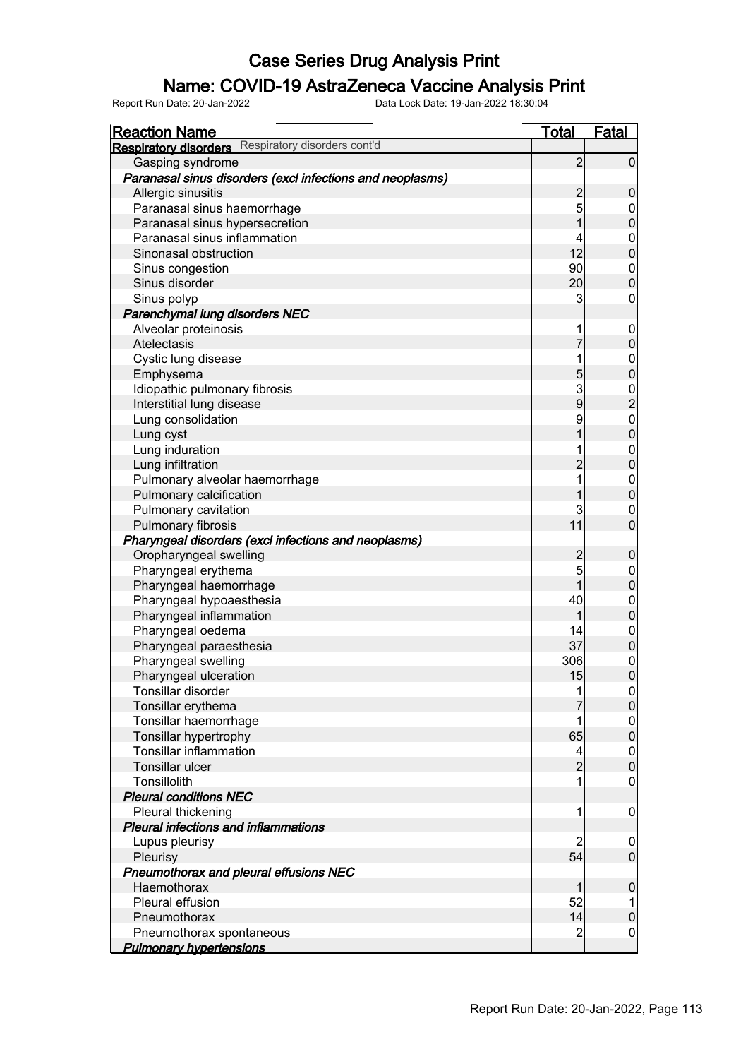# Case Series Drug Analysis Print

## Name: COVID-19 AstraZeneca Vaccine Analysis Print

Report Run Date: 20-Jan-2022 Data Lock Date: 19-Jan-2022 18:30:04

| Reaction Name | Total | Fatal |
|---|---|---|
| **Respiratory disorders** Respiratory disorders cont'd | | |
| Gasping syndrome | 2 | 0 |
| ***Paranasal sinus disorders (excl infections and neoplasms)*** | | |
| Allergic sinusitis | 2 | 0 |
| Paranasal sinus haemorrhage | 5 | 0 |
| Paranasal sinus hypersecretion | 1 | 0 |
| Paranasal sinus inflammation | 4 | 0 |
| Sinonasal obstruction | 12 | 0 |
| Sinus congestion | 90 | 0 |
| Sinus disorder | 20 | 0 |
| Sinus polyp | 3 | 0 |
| ***Parenchymal lung disorders NEC*** | | |
| Alveolar proteinosis | 1 | 0 |
| Atelectasis | 7 | 0 |
| Cystic lung disease | 1 | 0 |
| Emphysema | 5 | 0 |
| Idiopathic pulmonary fibrosis | 3 | 0 |
| Interstitial lung disease | 9 | 2 |
| Lung consolidation | 9 | 0 |
| Lung cyst | 1 | 0 |
| Lung induration | 1 | 0 |
| Lung infiltration | 2 | 0 |
| Pulmonary alveolar haemorrhage | 1 | 0 |
| Pulmonary calcification | 1 | 0 |
| Pulmonary cavitation | 3 | 0 |
| Pulmonary fibrosis | 11 | 0 |
| ***Pharyngeal disorders (excl infections and neoplasms)*** | | |
| Oropharyngeal swelling | 2 | 0 |
| Pharyngeal erythema | 5 | 0 |
| Pharyngeal haemorrhage | 1 | 0 |
| Pharyngeal hypoaesthesia | 40 | 0 |
| Pharyngeal inflammation | 1 | 0 |
| Pharyngeal oedema | 14 | 0 |
| Pharyngeal paraesthesia | 37 | 0 |
| Pharyngeal swelling | 306 | 0 |
| Pharyngeal ulceration | 15 | 0 |
| Tonsillar disorder | 1 | 0 |
| Tonsillar erythema | 7 | 0 |
| Tonsillar haemorrhage | 1 | 0 |
| Tonsillar hypertrophy | 65 | 0 |
| Tonsillar inflammation | 4 | 0 |
| Tonsillar ulcer | 2 | 0 |
| Tonsillolith | 1 | 0 |
| ***Pleural conditions NEC*** | | |
| Pleural thickening | 1 | 0 |
| ***Pleural infections and inflammations*** | | |
| Lupus pleurisy | 2 | 0 |
| Pleurisy | 54 | 0 |
| ***Pneumothorax and pleural effusions NEC*** | | |
| Haemothorax | 1 | 0 |
| Pleural effusion | 52 | 1 |
| Pneumothorax | 14 | 0 |
| Pneumothorax spontaneous | 2 | 0 |
| ***Pulmonary hypertensions*** | | |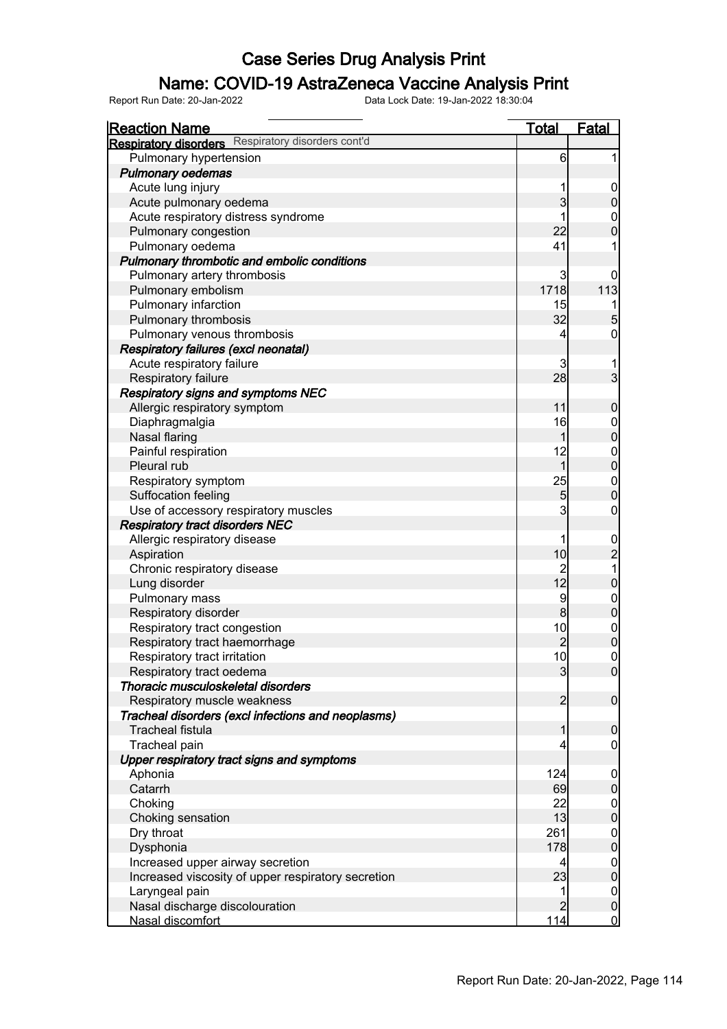# Case Series Drug Analysis Print

## Name: COVID-19 AstraZeneca Vaccine Analysis Print

Report Run Date: 20-Jan-2022    Data Lock Date: 19-Jan-2022 18:30:04

| Reaction Name | Total | Fatal |
|---|---|---|
| **Respiratory disorders** Respiratory disorders cont'd | | |
| Pulmonary hypertension | 6 | 1 |
| ***Pulmonary oedemas*** | | |
| Acute lung injury | 1 | 0 |
| Acute pulmonary oedema | 3 | 0 |
| Acute respiratory distress syndrome | 1 | 0 |
| Pulmonary congestion | 22 | 0 |
| Pulmonary oedema | 41 | 1 |
| ***Pulmonary thrombotic and embolic conditions*** | | |
| Pulmonary artery thrombosis | 3 | 0 |
| Pulmonary embolism | 1718 | 113 |
| Pulmonary infarction | 15 | 1 |
| Pulmonary thrombosis | 32 | 5 |
| Pulmonary venous thrombosis | 4 | 0 |
| ***Respiratory failures (excl neonatal)*** | | |
| Acute respiratory failure | 3 | 1 |
| Respiratory failure | 28 | 3 |
| ***Respiratory signs and symptoms NEC*** | | |
| Allergic respiratory symptom | 11 | 0 |
| Diaphragmalgia | 16 | 0 |
| Nasal flaring | 1 | 0 |
| Painful respiration | 12 | 0 |
| Pleural rub | 1 | 0 |
| Respiratory symptom | 25 | 0 |
| Suffocation feeling | 5 | 0 |
| Use of accessory respiratory muscles | 3 | 0 |
| ***Respiratory tract disorders NEC*** | | |
| Allergic respiratory disease | 1 | 0 |
| Aspiration | 10 | 2 |
| Chronic respiratory disease | 2 | 1 |
| Lung disorder | 12 | 0 |
| Pulmonary mass | 9 | 0 |
| Respiratory disorder | 8 | 0 |
| Respiratory tract congestion | 10 | 0 |
| Respiratory tract haemorrhage | 2 | 0 |
| Respiratory tract irritation | 10 | 0 |
| Respiratory tract oedema | 3 | 0 |
| ***Thoracic musculoskeletal disorders*** | | |
| Respiratory muscle weakness | 2 | 0 |
| ***Tracheal disorders (excl infections and neoplasms)*** | | |
| Tracheal fistula | 1 | 0 |
| Tracheal pain | 4 | 0 |
| ***Upper respiratory tract signs and symptoms*** | | |
| Aphonia | 124 | 0 |
| Catarrh | 69 | 0 |
| Choking | 22 | 0 |
| Choking sensation | 13 | 0 |
| Dry throat | 261 | 0 |
| Dysphonia | 178 | 0 |
| Increased upper airway secretion | 4 | 0 |
| Increased viscosity of upper respiratory secretion | 23 | 0 |
| Laryngeal pain | 1 | 0 |
| Nasal discharge discolouration | 2 | 0 |
| Nasal discomfort | 114 | 0 |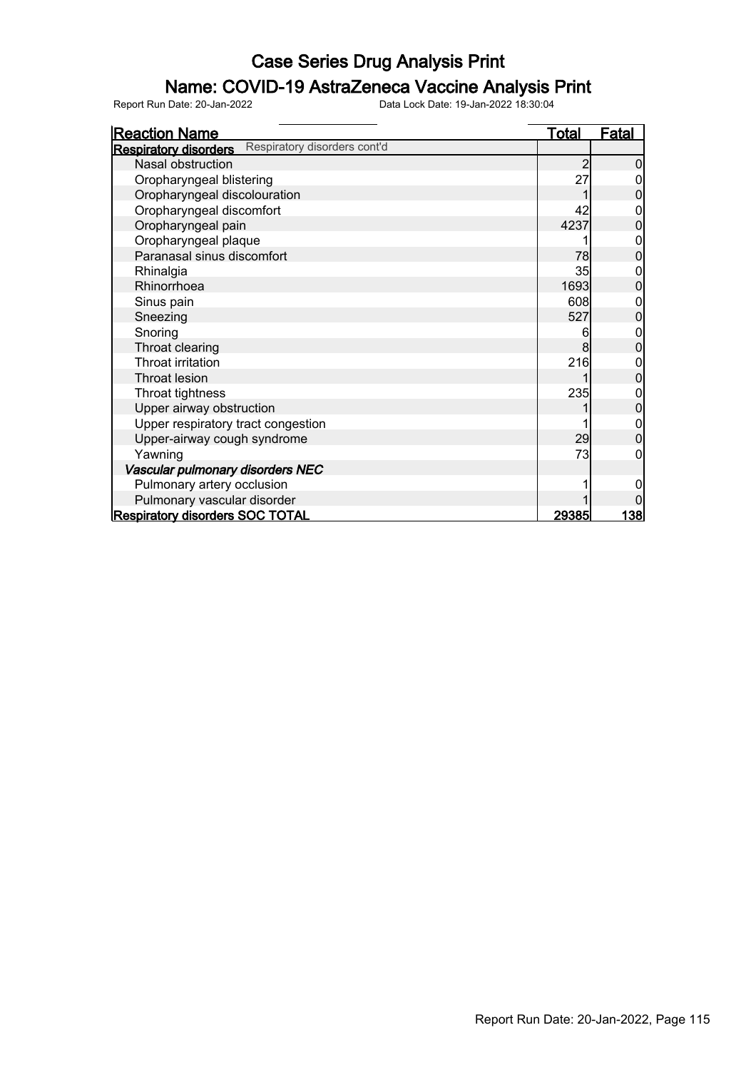# Case Series Drug Analysis Print

## Name: COVID-19 AstraZeneca Vaccine Analysis Print

Report Run Date: 20-Jan-2022 Data Lock Date: 19-Jan-2022 18:30:04

| Reaction Name | Total | Fatal |
|---|---|---|
| **Respiratory disorders** Respiratory disorders cont'd | | |
| Nasal obstruction | 2 | 0 |
| Oropharyngeal blistering | 27 | 0 |
| Oropharyngeal discolouration | 1 | 0 |
| Oropharyngeal discomfort | 42 | 0 |
| Oropharyngeal pain | 4237 | 0 |
| Oropharyngeal plaque | 1 | 0 |
| Paranasal sinus discomfort | 78 | 0 |
| Rhinalgia | 35 | 0 |
| Rhinorrhoea | 1693 | 0 |
| Sinus pain | 608 | 0 |
| Sneezing | 527 | 0 |
| Snoring | 6 | 0 |
| Throat clearing | 8 | 0 |
| Throat irritation | 216 | 0 |
| Throat lesion | 1 | 0 |
| Throat tightness | 235 | 0 |
| Upper airway obstruction | 1 | 0 |
| Upper respiratory tract congestion | 1 | 0 |
| Upper-airway cough syndrome | 29 | 0 |
| Yawning | 73 | 0 |
| ***Vascular pulmonary disorders NEC*** | | |
| Pulmonary artery occlusion | 1 | 0 |
| Pulmonary vascular disorder | 1 | 0 |
| **Respiratory disorders SOC TOTAL** | **29385** | **138** |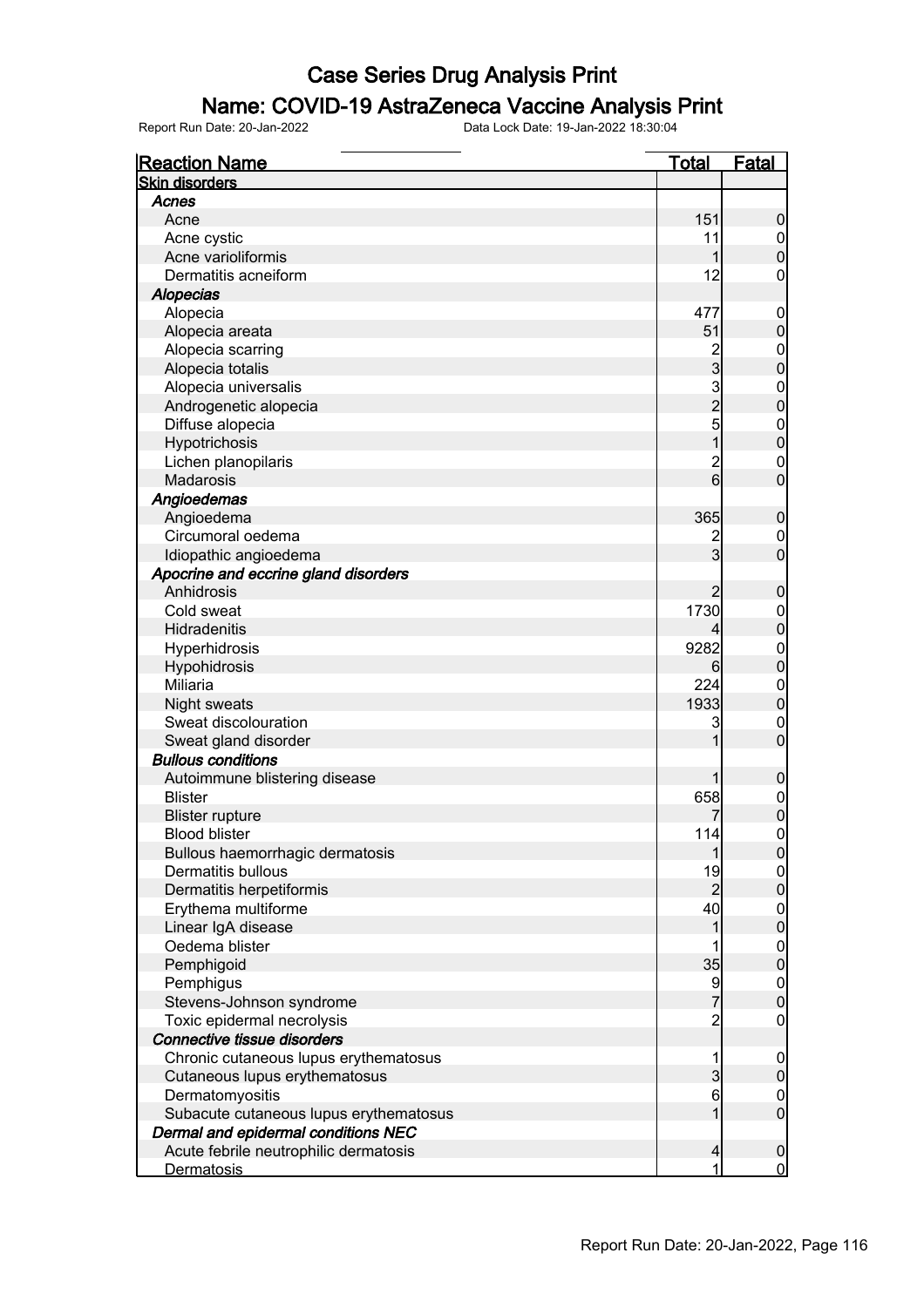# Case Series Drug Analysis Print

## Name: COVID-19 AstraZeneca Vaccine Analysis Print

Report Run Date: 20-Jan-2022    Data Lock Date: 19-Jan-2022 18:30:04

| Reaction Name | Total | Fatal |
|---|---|---|
| **Skin disorders** | | |
| ***Acnes*** | | |
| Acne | 151 | 0 |
| Acne cystic | 11 | 0 |
| Acne varioliformis | 1 | 0 |
| Dermatitis acneiform | 12 | 0 |
| ***Alopecias*** | | |
| Alopecia | 477 | 0 |
| Alopecia areata | 51 | 0 |
| Alopecia scarring | 2 | 0 |
| Alopecia totalis | 3 | 0 |
| Alopecia universalis | 3 | 0 |
| Androgenetic alopecia | 2 | 0 |
| Diffuse alopecia | 5 | 0 |
| Hypotrichosis | 1 | 0 |
| Lichen planopilaris | 2 | 0 |
| Madarosis | 6 | 0 |
| ***Angioedemas*** | | |
| Angioedema | 365 | 0 |
| Circumoral oedema | 2 | 0 |
| Idiopathic angioedema | 3 | 0 |
| ***Apocrine and eccrine gland disorders*** | | |
| Anhidrosis | 2 | 0 |
| Cold sweat | 1730 | 0 |
| Hidradenitis | 4 | 0 |
| Hyperhidrosis | 9282 | 0 |
| Hypohidrosis | 6 | 0 |
| Miliaria | 224 | 0 |
| Night sweats | 1933 | 0 |
| Sweat discolouration | 3 | 0 |
| Sweat gland disorder | 1 | 0 |
| ***Bullous conditions*** | | |
| Autoimmune blistering disease | 1 | 0 |
| Blister | 658 | 0 |
| Blister rupture | 7 | 0 |
| Blood blister | 114 | 0 |
| Bullous haemorrhagic dermatosis | 1 | 0 |
| Dermatitis bullous | 19 | 0 |
| Dermatitis herpetiformis | 2 | 0 |
| Erythema multiforme | 40 | 0 |
| Linear IgA disease | 1 | 0 |
| Oedema blister | 1 | 0 |
| Pemphigoid | 35 | 0 |
| Pemphigus | 9 | 0 |
| Stevens-Johnson syndrome | 7 | 0 |
| Toxic epidermal necrolysis | 2 | 0 |
| ***Connective tissue disorders*** | | |
| Chronic cutaneous lupus erythematosus | 1 | 0 |
| Cutaneous lupus erythematosus | 3 | 0 |
| Dermatomyositis | 6 | 0 |
| Subacute cutaneous lupus erythematosus | 1 | 0 |
| ***Dermal and epidermal conditions NEC*** | | |
| Acute febrile neutrophilic dermatosis | 4 | 0 |
| Dermatosis | 1 | 0 |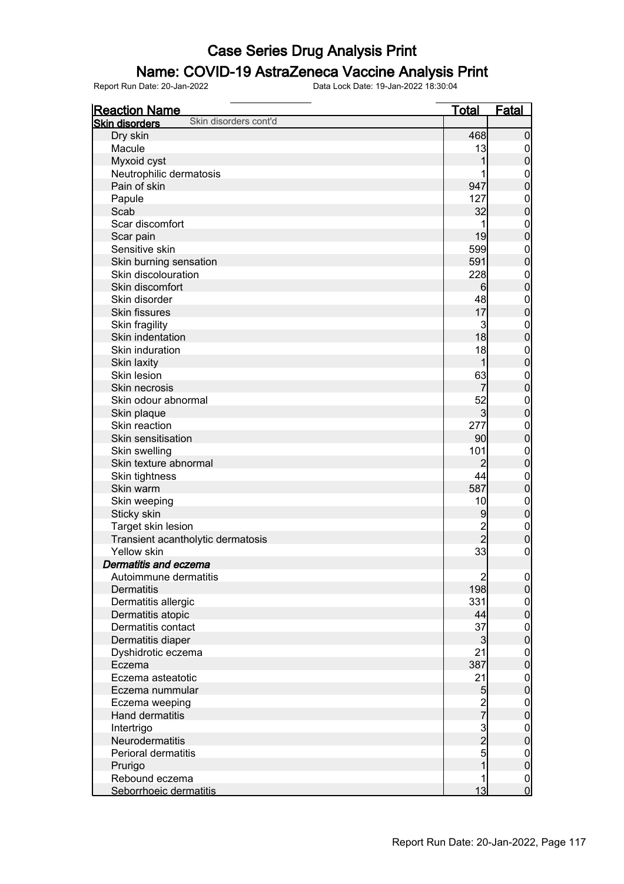# Case Series Drug Analysis Print

## Name: COVID-19 AstraZeneca Vaccine Analysis Print

Report Run Date: 20-Jan-2022 Data Lock Date: 19-Jan-2022 18:30:04

| Reaction Name | Total | Fatal |
|---|---|---|
| **Skin disorders** Skin disorders cont'd | | |
| Dry skin | 468 | 0 |
| Macule | 13 | 0 |
| Myxoid cyst | 1 | 0 |
| Neutrophilic dermatosis | 1 | 0 |
| Pain of skin | 947 | 0 |
| Papule | 127 | 0 |
| Scab | 32 | 0 |
| Scar discomfort | 1 | 0 |
| Scar pain | 19 | 0 |
| Sensitive skin | 599 | 0 |
| Skin burning sensation | 591 | 0 |
| Skin discolouration | 228 | 0 |
| Skin discomfort | 6 | 0 |
| Skin disorder | 48 | 0 |
| Skin fissures | 17 | 0 |
| Skin fragility | 3 | 0 |
| Skin indentation | 18 | 0 |
| Skin induration | 18 | 0 |
| Skin laxity | 1 | 0 |
| Skin lesion | 63 | 0 |
| Skin necrosis | 7 | 0 |
| Skin odour abnormal | 52 | 0 |
| Skin plaque | 3 | 0 |
| Skin reaction | 277 | 0 |
| Skin sensitisation | 90 | 0 |
| Skin swelling | 101 | 0 |
| Skin texture abnormal | 2 | 0 |
| Skin tightness | 44 | 0 |
| Skin warm | 587 | 0 |
| Skin weeping | 10 | 0 |
| Sticky skin | 9 | 0 |
| Target skin lesion | 2 | 0 |
| Transient acantholytic dermatosis | 2 | 0 |
| Yellow skin | 33 | 0 |
| ***Dermatitis and eczema*** | | |
| Autoimmune dermatitis | 2 | 0 |
| Dermatitis | 198 | 0 |
| Dermatitis allergic | 331 | 0 |
| Dermatitis atopic | 44 | 0 |
| Dermatitis contact | 37 | 0 |
| Dermatitis diaper | 3 | 0 |
| Dyshidrotic eczema | 21 | 0 |
| Eczema | 387 | 0 |
| Eczema asteatotic | 21 | 0 |
| Eczema nummular | 5 | 0 |
| Eczema weeping | 2 | 0 |
| Hand dermatitis | 7 | 0 |
| Intertrigo | 3 | 0 |
| Neurodermatitis | 2 | 0 |
| Perioral dermatitis | 5 | 0 |
| Prurigo | 1 | 0 |
| Rebound eczema | 1 | 0 |
| Seborrhoeic dermatitis | 13 | 0 |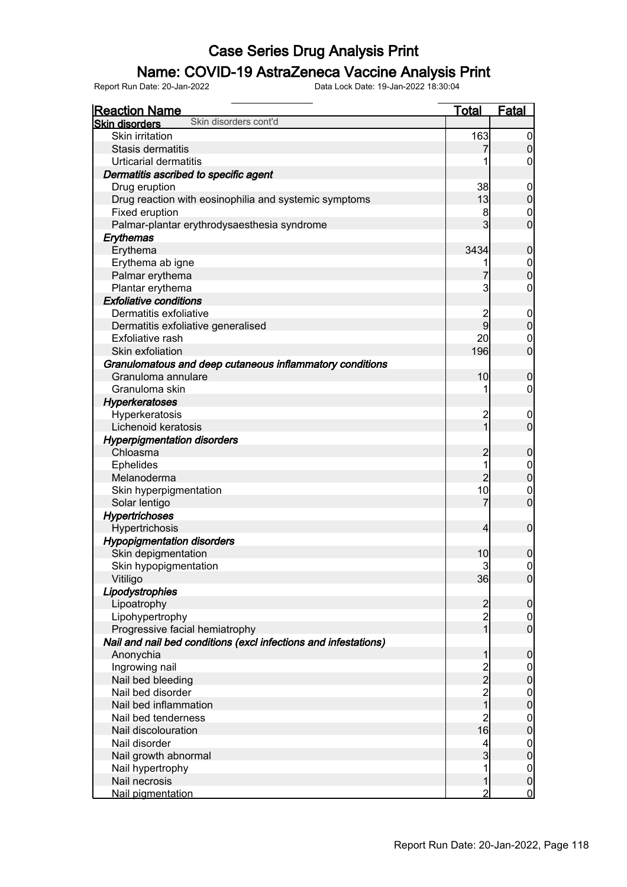# Case Series Drug Analysis Print

## Name: COVID-19 AstraZeneca Vaccine Analysis Print

Report Run Date: 20-Jan-2022 Data Lock Date: 19-Jan-2022 18:30:04

| Reaction Name | Total | Fatal |
|---|---|---|
| **Skin disorders** Skin disorders cont'd | | |
| Skin irritation | 163 | 0 |
| Stasis dermatitis | 7 | 0 |
| Urticarial dermatitis | 1 | 0 |
| ***Dermatitis ascribed to specific agent*** | | |
| Drug eruption | 38 | 0 |
| Drug reaction with eosinophilia and systemic symptoms | 13 | 0 |
| Fixed eruption | 8 | 0 |
| Palmar-plantar erythrodysaesthesia syndrome | 3 | 0 |
| ***Erythemas*** | | |
| Erythema | 3434 | 0 |
| Erythema ab igne | 1 | 0 |
| Palmar erythema | 7 | 0 |
| Plantar erythema | 3 | 0 |
| ***Exfoliative conditions*** | | |
| Dermatitis exfoliative | 2 | 0 |
| Dermatitis exfoliative generalised | 9 | 0 |
| Exfoliative rash | 20 | 0 |
| Skin exfoliation | 196 | 0 |
| ***Granulomatous and deep cutaneous inflammatory conditions*** | | |
| Granuloma annulare | 10 | 0 |
| Granuloma skin | 1 | 0 |
| ***Hyperkeratoses*** | | |
| Hyperkeratosis | 2 | 0 |
| Lichenoid keratosis | 1 | 0 |
| ***Hyperpigmentation disorders*** | | |
| Chloasma | 2 | 0 |
| Ephelides | 1 | 0 |
| Melanoderma | 2 | 0 |
| Skin hyperpigmentation | 10 | 0 |
| Solar lentigo | 7 | 0 |
| ***Hypertrichoses*** | | |
| Hypertrichosis | 4 | 0 |
| ***Hypopigmentation disorders*** | | |
| Skin depigmentation | 10 | 0 |
| Skin hypopigmentation | 3 | 0 |
| Vitiligo | 36 | 0 |
| ***Lipodystrophies*** | | |
| Lipoatrophy | 2 | 0 |
| Lipohypertrophy | 2 | 0 |
| Progressive facial hemiatrophy | 1 | 0 |
| ***Nail and nail bed conditions (excl infections and infestations)*** | | |
| Anonychia | 1 | 0 |
| Ingrowing nail | 2 | 0 |
| Nail bed bleeding | 2 | 0 |
| Nail bed disorder | 2 | 0 |
| Nail bed inflammation | 1 | 0 |
| Nail bed tenderness | 2 | 0 |
| Nail discolouration | 16 | 0 |
| Nail disorder | 4 | 0 |
| Nail growth abnormal | 3 | 0 |
| Nail hypertrophy | 1 | 0 |
| Nail necrosis | 1 | 0 |
| Nail pigmentation | 2 | 0 |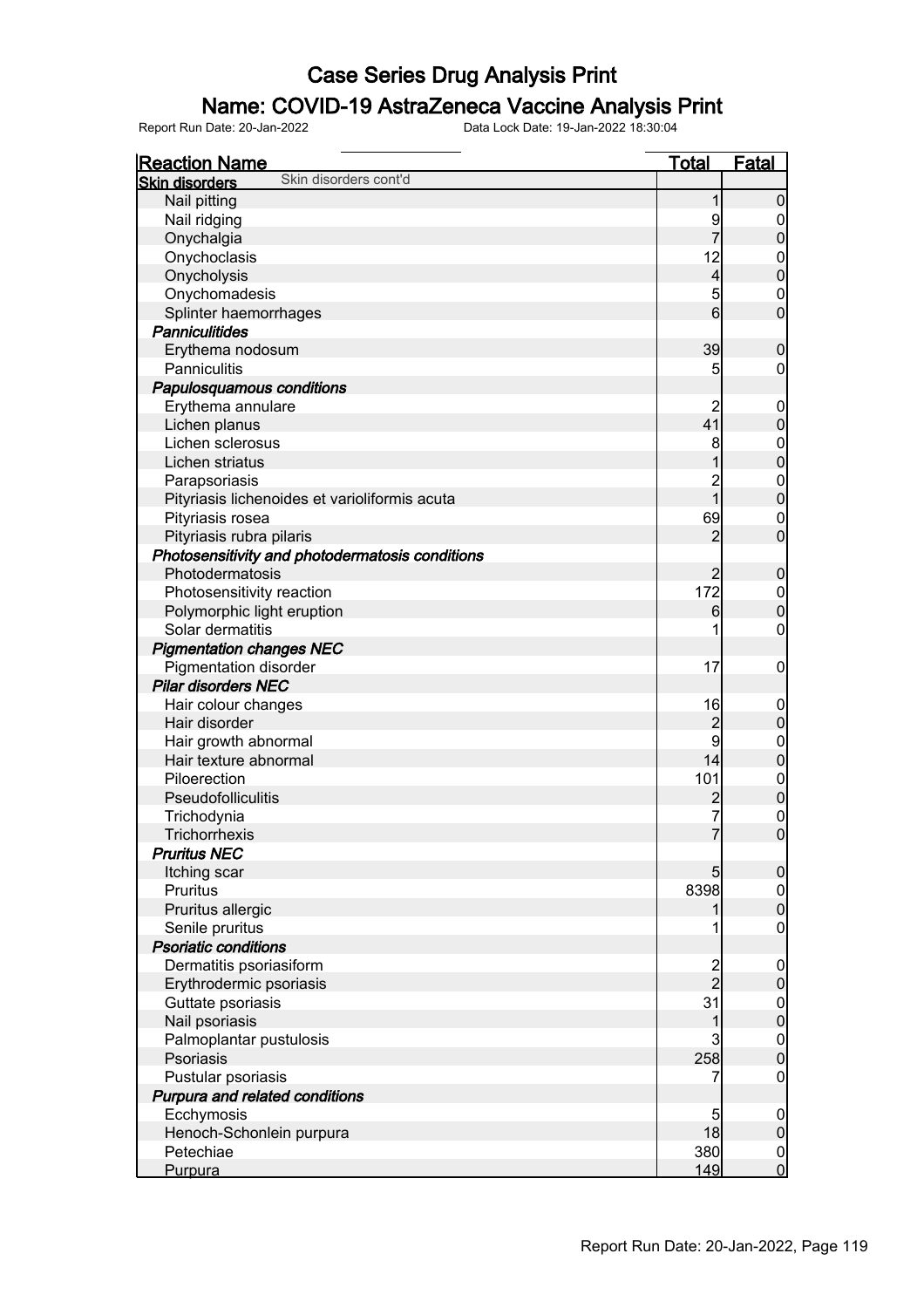# Case Series Drug Analysis Print

## Name: COVID-19 AstraZeneca Vaccine Analysis Print

Report Run Date: 20-Jan-2022    Data Lock Date: 19-Jan-2022 18:30:04

| Reaction Name | Total | Fatal |
|---|---|---|
| **Skin disorders** Skin disorders cont'd | | |
| Nail pitting | 1 | 0 |
| Nail ridging | 9 | 0 |
| Onychalgia | 7 | 0 |
| Onychoclasis | 12 | 0 |
| Onycholysis | 4 | 0 |
| Onychomadesis | 5 | 0 |
| Splinter haemorrhages | 6 | 0 |
| ***Panniculitides*** | | |
| Erythema nodosum | 39 | 0 |
| Panniculitis | 5 | 0 |
| ***Papulosquamous conditions*** | | |
| Erythema annulare | 2 | 0 |
| Lichen planus | 41 | 0 |
| Lichen sclerosus | 8 | 0 |
| Lichen striatus | 1 | 0 |
| Parapsoriasis | 2 | 0 |
| Pityriasis lichenoides et varioliformis acuta | 1 | 0 |
| Pityriasis rosea | 69 | 0 |
| Pityriasis rubra pilaris | 2 | 0 |
| ***Photosensitivity and photodermatosis conditions*** | | |
| Photodermatosis | 2 | 0 |
| Photosensitivity reaction | 172 | 0 |
| Polymorphic light eruption | 6 | 0 |
| Solar dermatitis | 1 | 0 |
| ***Pigmentation changes NEC*** | | |
| Pigmentation disorder | 17 | 0 |
| ***Pilar disorders NEC*** | | |
| Hair colour changes | 16 | 0 |
| Hair disorder | 2 | 0 |
| Hair growth abnormal | 9 | 0 |
| Hair texture abnormal | 14 | 0 |
| Piloerection | 101 | 0 |
| Pseudofolliculitis | 2 | 0 |
| Trichodynia | 7 | 0 |
| Trichorrhexis | 7 | 0 |
| ***Pruritus NEC*** | | |
| Itching scar | 5 | 0 |
| Pruritus | 8398 | 0 |
| Pruritus allergic | 1 | 0 |
| Senile pruritus | 1 | 0 |
| ***Psoriatic conditions*** | | |
| Dermatitis psoriasiform | 2 | 0 |
| Erythrodermic psoriasis | 2 | 0 |
| Guttate psoriasis | 31 | 0 |
| Nail psoriasis | 1 | 0 |
| Palmoplantar pustulosis | 3 | 0 |
| Psoriasis | 258 | 0 |
| Pustular psoriasis | 7 | 0 |
| ***Purpura and related conditions*** | | |
| Ecchymosis | 5 | 0 |
| Henoch-Schonlein purpura | 18 | 0 |
| Petechiae | 380 | 0 |
| Purpura | 149 | 0 |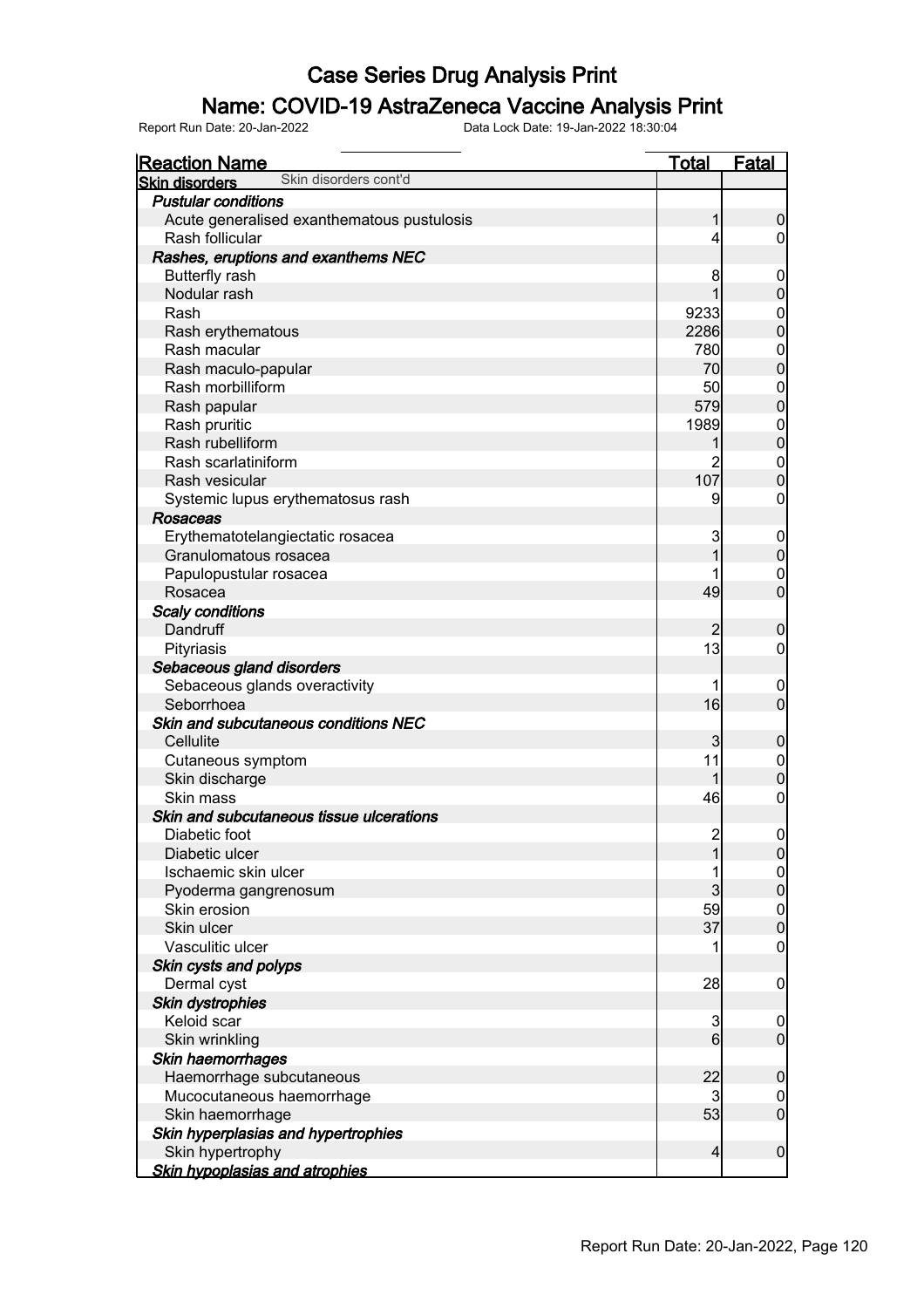# Case Series Drug Analysis Print

## Name: COVID-19 AstraZeneca Vaccine Analysis Print

Report Run Date: 20-Jan-2022 Data Lock Date: 19-Jan-2022 18:30:04

| Reaction Name | Total | Fatal |
|---|---|---|
| **Skin disorders** Skin disorders cont'd | | |
| ***Pustular conditions*** | | |
| Acute generalised exanthematous pustulosis | 1 | 0 |
| Rash follicular | 4 | 0 |
| ***Rashes, eruptions and exanthems NEC*** | | |
| Butterfly rash | 8 | 0 |
| Nodular rash | 1 | 0 |
| Rash | 9233 | 0 |
| Rash erythematous | 2286 | 0 |
| Rash macular | 780 | 0 |
| Rash maculo-papular | 70 | 0 |
| Rash morbilliform | 50 | 0 |
| Rash papular | 579 | 0 |
| Rash pruritic | 1989 | 0 |
| Rash rubelliform | 1 | 0 |
| Rash scarlatiniform | 2 | 0 |
| Rash vesicular | 107 | 0 |
| Systemic lupus erythematosus rash | 9 | 0 |
| ***Rosaceas*** | | |
| Erythematotelangiectatic rosacea | 3 | 0 |
| Granulomatous rosacea | 1 | 0 |
| Papulopustular rosacea | 1 | 0 |
| Rosacea | 49 | 0 |
| ***Scaly conditions*** | | |
| Dandruff | 2 | 0 |
| Pityriasis | 13 | 0 |
| ***Sebaceous gland disorders*** | | |
| Sebaceous glands overactivity | 1 | 0 |
| Seborrhoea | 16 | 0 |
| ***Skin and subcutaneous conditions NEC*** | | |
| Cellulite | 3 | 0 |
| Cutaneous symptom | 11 | 0 |
| Skin discharge | 1 | 0 |
| Skin mass | 46 | 0 |
| ***Skin and subcutaneous tissue ulcerations*** | | |
| Diabetic foot | 2 | 0 |
| Diabetic ulcer | 1 | 0 |
| Ischaemic skin ulcer | 1 | 0 |
| Pyoderma gangrenosum | 3 | 0 |
| Skin erosion | 59 | 0 |
| Skin ulcer | 37 | 0 |
| Vasculitic ulcer | 1 | 0 |
| ***Skin cysts and polyps*** | | |
| Dermal cyst | 28 | 0 |
| ***Skin dystrophies*** | | |
| Keloid scar | 3 | 0 |
| Skin wrinkling | 6 | 0 |
| ***Skin haemorrhages*** | | |
| Haemorrhage subcutaneous | 22 | 0 |
| Mucocutaneous haemorrhage | 3 | 0 |
| Skin haemorrhage | 53 | 0 |
| ***Skin hyperplasias and hypertrophies*** | | |
| Skin hypertrophy | 4 | 0 |
| ***Skin hypoplasias and atrophies*** | | |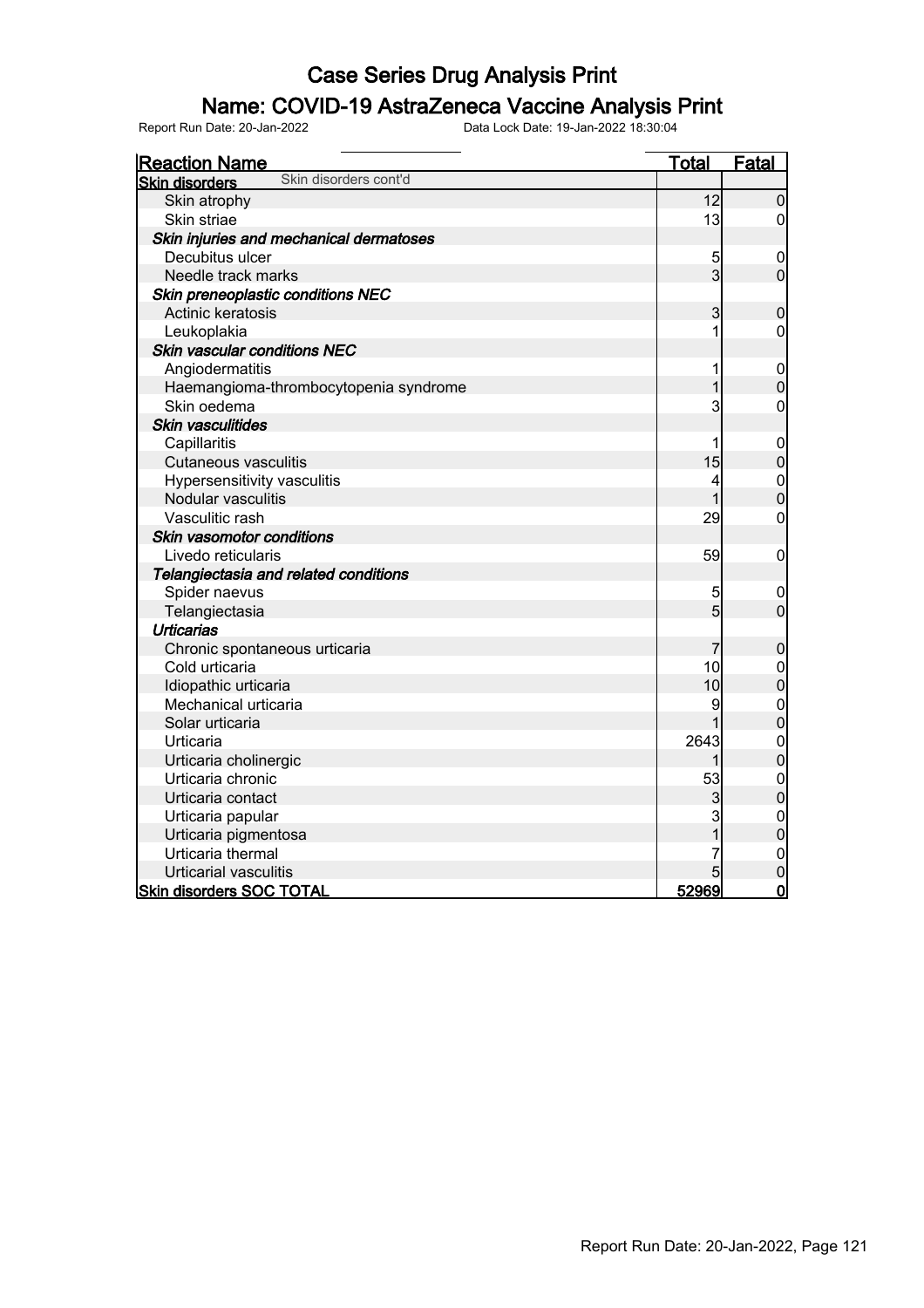# Case Series Drug Analysis Print

## Name: COVID-19 AstraZeneca Vaccine Analysis Print

Report Run Date: 20-Jan-2022 Data Lock Date: 19-Jan-2022 18:30:04

| Reaction Name | Total | Fatal |
|---|---|---|
| **Skin disorders** Skin disorders cont'd | | |
| Skin atrophy | 12 | 0 |
| Skin striae | 13 | 0 |
| ***Skin injuries and mechanical dermatoses*** | | |
| Decubitus ulcer | 5 | 0 |
| Needle track marks | 3 | 0 |
| ***Skin preneoplastic conditions NEC*** | | |
| Actinic keratosis | 3 | 0 |
| Leukoplakia | 1 | 0 |
| ***Skin vascular conditions NEC*** | | |
| Angiodermatitis | 1 | 0 |
| Haemangioma-thrombocytopenia syndrome | 1 | 0 |
| Skin oedema | 3 | 0 |
| ***Skin vasculitides*** | | |
| Capillaritis | 1 | 0 |
| Cutaneous vasculitis | 15 | 0 |
| Hypersensitivity vasculitis | 4 | 0 |
| Nodular vasculitis | 1 | 0 |
| Vasculitic rash | 29 | 0 |
| ***Skin vasomotor conditions*** | | |
| Livedo reticularis | 59 | 0 |
| ***Telangiectasia and related conditions*** | | |
| Spider naevus | 5 | 0 |
| Telangiectasia | 5 | 0 |
| ***Urticarias*** | | |
| Chronic spontaneous urticaria | 7 | 0 |
| Cold urticaria | 10 | 0 |
| Idiopathic urticaria | 10 | 0 |
| Mechanical urticaria | 9 | 0 |
| Solar urticaria | 1 | 0 |
| Urticaria | 2643 | 0 |
| Urticaria cholinergic | 1 | 0 |
| Urticaria chronic | 53 | 0 |
| Urticaria contact | 3 | 0 |
| Urticaria papular | 3 | 0 |
| Urticaria pigmentosa | 1 | 0 |
| Urticaria thermal | 7 | 0 |
| Urticarial vasculitis | 5 | 0 |
| **Skin disorders SOC TOTAL** | **52969** | **0** |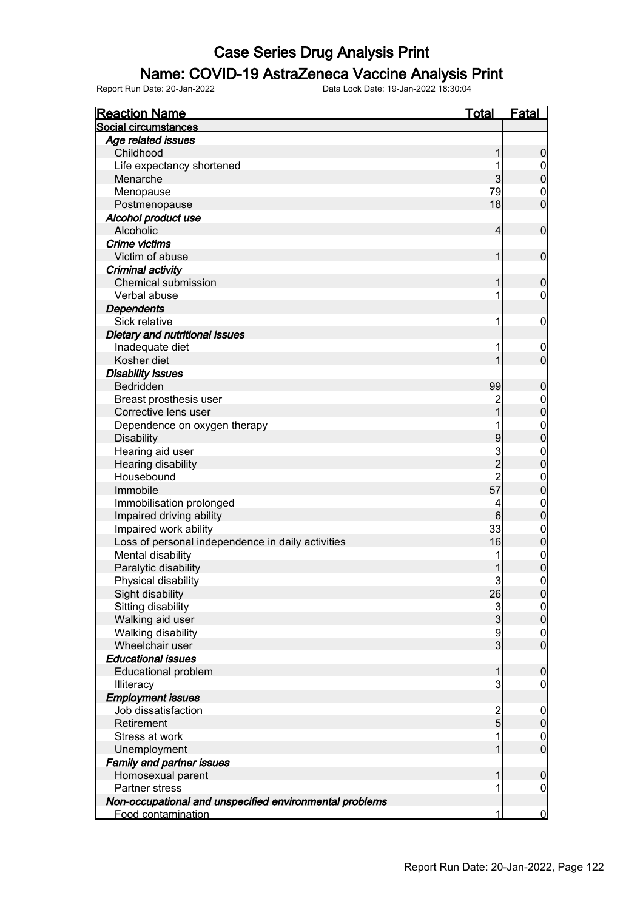# Case Series Drug Analysis Print

## Name: COVID-19 AstraZeneca Vaccine Analysis Print

Report Run Date: 20-Jan-2022 Data Lock Date: 19-Jan-2022 18:30:04

| Reaction Name | Total | Fatal |
|---|---|---|
| **Social circumstances** | | |
| ***Age related issues*** | | |
| Childhood | 1 | 0 |
| Life expectancy shortened | 1 | 0 |
| Menarche | 3 | 0 |
| Menopause | 79 | 0 |
| Postmenopause | 18 | 0 |
| ***Alcohol product use*** | | |
| Alcoholic | 4 | 0 |
| ***Crime victims*** | | |
| Victim of abuse | 1 | 0 |
| ***Criminal activity*** | | |
| Chemical submission | 1 | 0 |
| Verbal abuse | 1 | 0 |
| ***Dependents*** | | |
| Sick relative | 1 | 0 |
| ***Dietary and nutritional issues*** | | |
| Inadequate diet | 1 | 0 |
| Kosher diet | 1 | 0 |
| ***Disability issues*** | | |
| Bedridden | 99 | 0 |
| Breast prosthesis user | 2 | 0 |
| Corrective lens user | 1 | 0 |
| Dependence on oxygen therapy | 1 | 0 |
| Disability | 9 | 0 |
| Hearing aid user | 3 | 0 |
| Hearing disability | 2 | 0 |
| Housebound | 2 | 0 |
| Immobile | 57 | 0 |
| Immobilisation prolonged | 4 | 0 |
| Impaired driving ability | 6 | 0 |
| Impaired work ability | 33 | 0 |
| Loss of personal independence in daily activities | 16 | 0 |
| Mental disability | 1 | 0 |
| Paralytic disability | 1 | 0 |
| Physical disability | 3 | 0 |
| Sight disability | 26 | 0 |
| Sitting disability | 3 | 0 |
| Walking aid user | 3 | 0 |
| Walking disability | 9 | 0 |
| Wheelchair user | 3 | 0 |
| ***Educational issues*** | | |
| Educational problem | 1 | 0 |
| Illiteracy | 3 | 0 |
| ***Employment issues*** | | |
| Job dissatisfaction | 2 | 0 |
| Retirement | 5 | 0 |
| Stress at work | 1 | 0 |
| Unemployment | 1 | 0 |
| ***Family and partner issues*** | | |
| Homosexual parent | 1 | 0 |
| Partner stress | 1 | 0 |
| ***Non-occupational and unspecified environmental problems*** | | |
| Food contamination | 1 | 0 |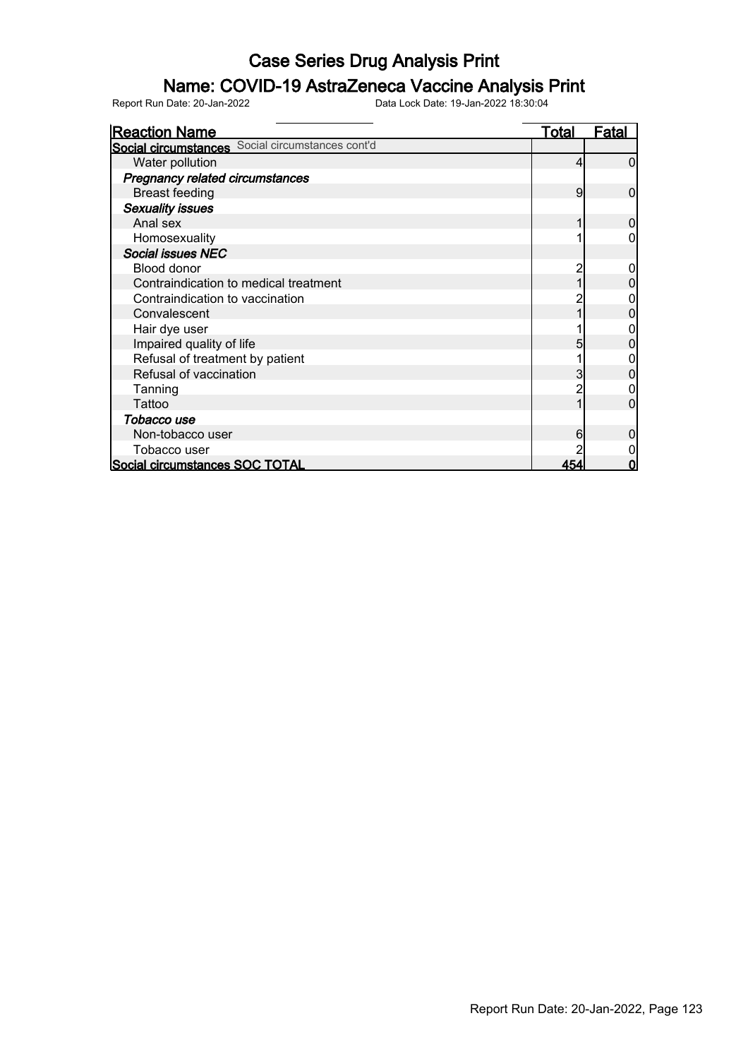# Case Series Drug Analysis Print

## Name: COVID-19 AstraZeneca Vaccine Analysis Print

Report Run Date: 20-Jan-2022    Data Lock Date: 19-Jan-2022 18:30:04

| Reaction Name | Total | Fatal |
|---|---|---|
| **Social circumstances** Social circumstances cont'd | | |
| Water pollution | 4 | 0 |
| ***Pregnancy related circumstances*** | | |
| Breast feeding | 9 | 0 |
| ***Sexuality issues*** | | |
| Anal sex | 1 | 0 |
| Homosexuality | 1 | 0 |
| ***Social issues NEC*** | | |
| Blood donor | 2 | 0 |
| Contraindication to medical treatment | 1 | 0 |
| Contraindication to vaccination | 2 | 0 |
| Convalescent | 1 | 0 |
| Hair dye user | 1 | 0 |
| Impaired quality of life | 5 | 0 |
| Refusal of treatment by patient | 1 | 0 |
| Refusal of vaccination | 3 | 0 |
| Tanning | 2 | 0 |
| Tattoo | 1 | 0 |
| ***Tobacco use*** | | |
| Non-tobacco user | 6 | 0 |
| Tobacco user | 2 | 0 |
| **Social circumstances SOC TOTAL** | **454** | **0** |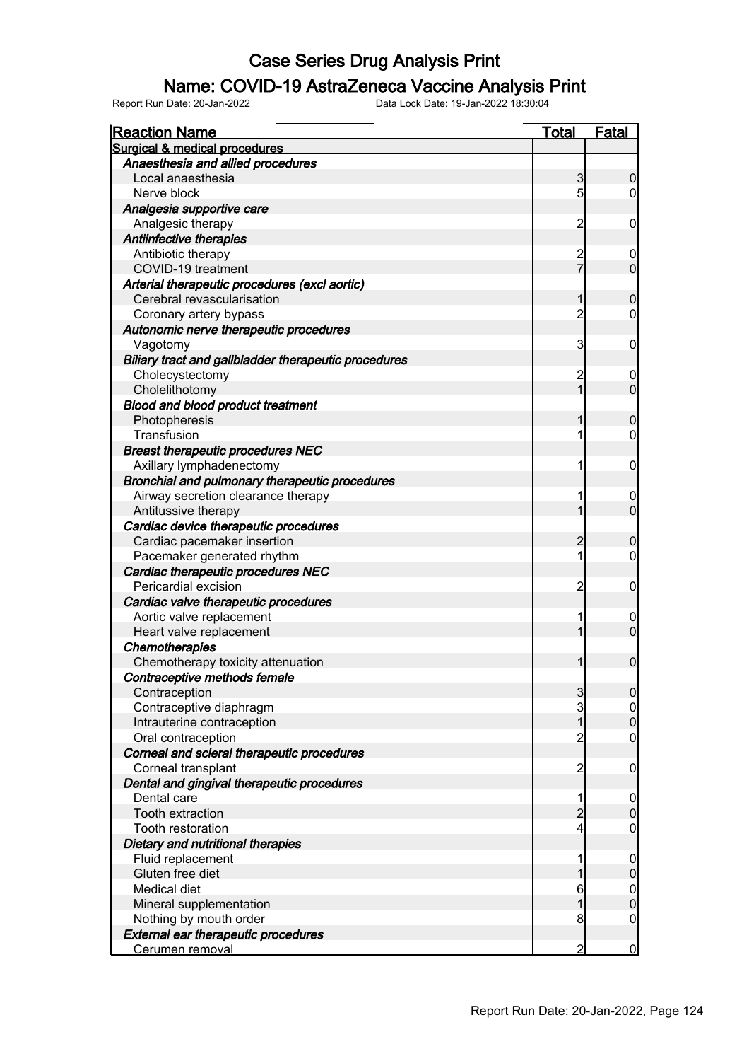# Case Series Drug Analysis Print

## Name: COVID-19 AstraZeneca Vaccine Analysis Print

Report Run Date: 20-Jan-2022    Data Lock Date: 19-Jan-2022 18:30:04

| Reaction Name | Total | Fatal |
|---|---|---|
| **Surgical & medical procedures** | | |
| ***Anaesthesia and allied procedures*** | | |
| Local anaesthesia | 3 | 0 |
| Nerve block | 5 | 0 |
| ***Analgesia supportive care*** | | |
| Analgesic therapy | 2 | 0 |
| ***Antiinfective therapies*** | | |
| Antibiotic therapy | 2 | 0 |
| COVID-19 treatment | 7 | 0 |
| ***Arterial therapeutic procedures (excl aortic)*** | | |
| Cerebral revascularisation | 1 | 0 |
| Coronary artery bypass | 2 | 0 |
| ***Autonomic nerve therapeutic procedures*** | | |
| Vagotomy | 3 | 0 |
| ***Biliary tract and gallbladder therapeutic procedures*** | | |
| Cholecystectomy | 2 | 0 |
| Cholelithotomy | 1 | 0 |
| ***Blood and blood product treatment*** | | |
| Photopheresis | 1 | 0 |
| Transfusion | 1 | 0 |
| ***Breast therapeutic procedures NEC*** | | |
| Axillary lymphadenectomy | 1 | 0 |
| ***Bronchial and pulmonary therapeutic procedures*** | | |
| Airway secretion clearance therapy | 1 | 0 |
| Antitussive therapy | 1 | 0 |
| ***Cardiac device therapeutic procedures*** | | |
| Cardiac pacemaker insertion | 2 | 0 |
| Pacemaker generated rhythm | 1 | 0 |
| ***Cardiac therapeutic procedures NEC*** | | |
| Pericardial excision | 2 | 0 |
| ***Cardiac valve therapeutic procedures*** | | |
| Aortic valve replacement | 1 | 0 |
| Heart valve replacement | 1 | 0 |
| ***Chemotherapies*** | | |
| Chemotherapy toxicity attenuation | 1 | 0 |
| ***Contraceptive methods female*** | | |
| Contraception | 3 | 0 |
| Contraceptive diaphragm | 3 | 0 |
| Intrauterine contraception | 1 | 0 |
| Oral contraception | 2 | 0 |
| ***Corneal and scleral therapeutic procedures*** | | |
| Corneal transplant | 2 | 0 |
| ***Dental and gingival therapeutic procedures*** | | |
| Dental care | 1 | 0 |
| Tooth extraction | 2 | 0 |
| Tooth restoration | 4 | 0 |
| ***Dietary and nutritional therapies*** | | |
| Fluid replacement | 1 | 0 |
| Gluten free diet | 1 | 0 |
| Medical diet | 6 | 0 |
| Mineral supplementation | 1 | 0 |
| Nothing by mouth order | 8 | 0 |
| ***External ear therapeutic procedures*** | | |
| Cerumen removal | 2 | 0 |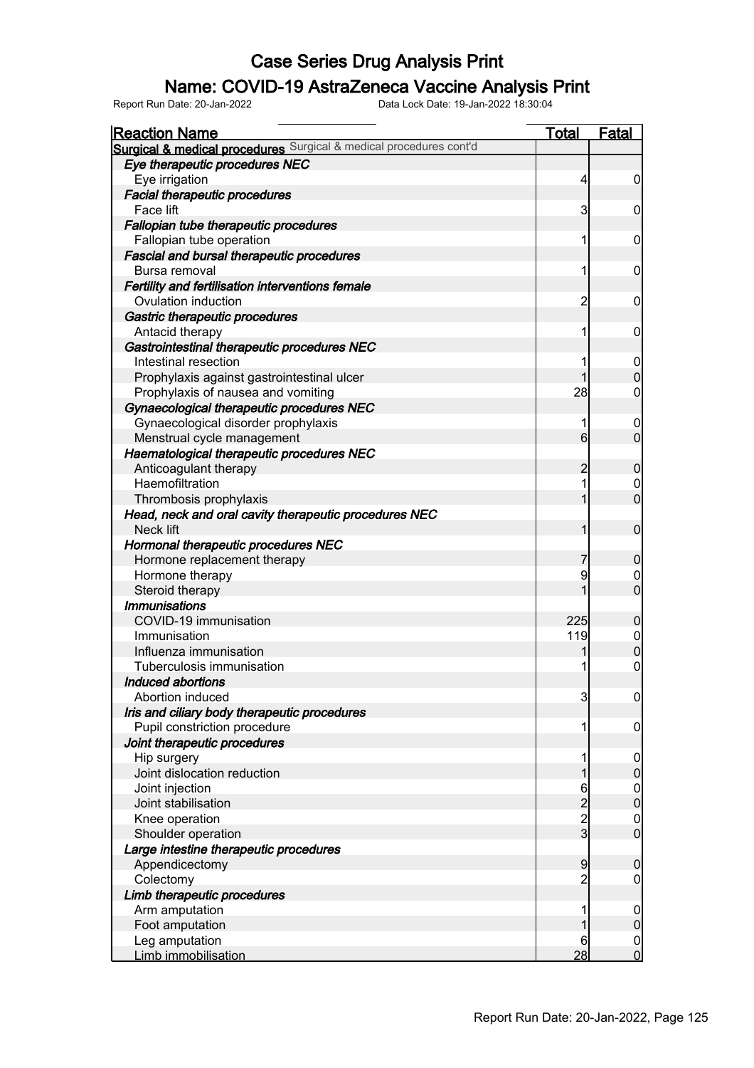# Case Series Drug Analysis Print

## Name: COVID-19 AstraZeneca Vaccine Analysis Print

Report Run Date: 20-Jan-2022　　　Data Lock Date: 19-Jan-2022 18:30:04

| Reaction Name | Total | Fatal |
|---|---|---|
| **Surgical & medical procedures** Surgical & medical procedures cont'd | | |
| ***Eye therapeutic procedures NEC*** | | |
| Eye irrigation | 4 | 0 |
| ***Facial therapeutic procedures*** | | |
| Face lift | 3 | 0 |
| ***Fallopian tube therapeutic procedures*** | | |
| Fallopian tube operation | 1 | 0 |
| ***Fascial and bursal therapeutic procedures*** | | |
| Bursa removal | 1 | 0 |
| ***Fertility and fertilisation interventions female*** | | |
| Ovulation induction | 2 | 0 |
| ***Gastric therapeutic procedures*** | | |
| Antacid therapy | 1 | 0 |
| ***Gastrointestinal therapeutic procedures NEC*** | | |
| Intestinal resection | 1 | 0 |
| Prophylaxis against gastrointestinal ulcer | 1 | 0 |
| Prophylaxis of nausea and vomiting | 28 | 0 |
| ***Gynaecological therapeutic procedures NEC*** | | |
| Gynaecological disorder prophylaxis | 1 | 0 |
| Menstrual cycle management | 6 | 0 |
| ***Haematological therapeutic procedures NEC*** | | |
| Anticoagulant therapy | 2 | 0 |
| Haemofiltration | 1 | 0 |
| Thrombosis prophylaxis | 1 | 0 |
| ***Head, neck and oral cavity therapeutic procedures NEC*** | | |
| Neck lift | 1 | 0 |
| ***Hormonal therapeutic procedures NEC*** | | |
| Hormone replacement therapy | 7 | 0 |
| Hormone therapy | 9 | 0 |
| Steroid therapy | 1 | 0 |
| ***Immunisations*** | | |
| COVID-19 immunisation | 225 | 0 |
| Immunisation | 119 | 0 |
| Influenza immunisation | 1 | 0 |
| Tuberculosis immunisation | 1 | 0 |
| ***Induced abortions*** | | |
| Abortion induced | 3 | 0 |
| ***Iris and ciliary body therapeutic procedures*** | | |
| Pupil constriction procedure | 1 | 0 |
| ***Joint therapeutic procedures*** | | |
| Hip surgery | 1 | 0 |
| Joint dislocation reduction | 1 | 0 |
| Joint injection | 6 | 0 |
| Joint stabilisation | 2 | 0 |
| Knee operation | 2 | 0 |
| Shoulder operation | 3 | 0 |
| ***Large intestine therapeutic procedures*** | | |
| Appendicectomy | 9 | 0 |
| Colectomy | 2 | 0 |
| ***Limb therapeutic procedures*** | | |
| Arm amputation | 1 | 0 |
| Foot amputation | 1 | 0 |
| Leg amputation | 6 | 0 |
| Limb immobilisation | 28 | 0 |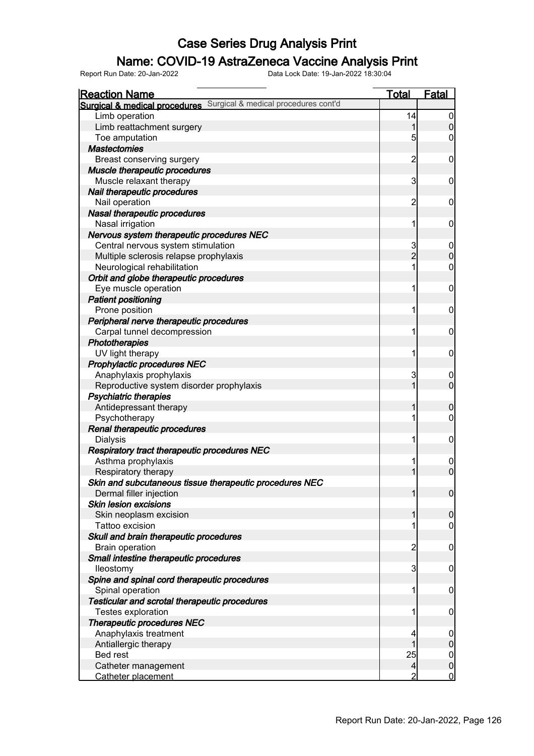# Case Series Drug Analysis Print

## Name: COVID-19 AstraZeneca Vaccine Analysis Print

Report Run Date: 20-Jan-2022    Data Lock Date: 19-Jan-2022 18:30:04

| Reaction Name | Total | Fatal |
|---|---|---|
| **Surgical & medical procedures** Surgical & medical procedures cont'd | | |
| Limb operation | 14 | 0 |
| Limb reattachment surgery | 1 | 0 |
| Toe amputation | 5 | 0 |
| ***Mastectomies*** | | |
| Breast conserving surgery | 2 | 0 |
| ***Muscle therapeutic procedures*** | | |
| Muscle relaxant therapy | 3 | 0 |
| ***Nail therapeutic procedures*** | | |
| Nail operation | 2 | 0 |
| ***Nasal therapeutic procedures*** | | |
| Nasal irrigation | 1 | 0 |
| ***Nervous system therapeutic procedures NEC*** | | |
| Central nervous system stimulation | 3 | 0 |
| Multiple sclerosis relapse prophylaxis | 2 | 0 |
| Neurological rehabilitation | 1 | 0 |
| ***Orbit and globe therapeutic procedures*** | | |
| Eye muscle operation | 1 | 0 |
| ***Patient positioning*** | | |
| Prone position | 1 | 0 |
| ***Peripheral nerve therapeutic procedures*** | | |
| Carpal tunnel decompression | 1 | 0 |
| ***Phototherapies*** | | |
| UV light therapy | 1 | 0 |
| ***Prophylactic procedures NEC*** | | |
| Anaphylaxis prophylaxis | 3 | 0 |
| Reproductive system disorder prophylaxis | 1 | 0 |
| ***Psychiatric therapies*** | | |
| Antidepressant therapy | 1 | 0 |
| Psychotherapy | 1 | 0 |
| ***Renal therapeutic procedures*** | | |
| Dialysis | 1 | 0 |
| ***Respiratory tract therapeutic procedures NEC*** | | |
| Asthma prophylaxis | 1 | 0 |
| Respiratory therapy | 1 | 0 |
| ***Skin and subcutaneous tissue therapeutic procedures NEC*** | | |
| Dermal filler injection | 1 | 0 |
| ***Skin lesion excisions*** | | |
| Skin neoplasm excision | 1 | 0 |
| Tattoo excision | 1 | 0 |
| ***Skull and brain therapeutic procedures*** | | |
| Brain operation | 2 | 0 |
| ***Small intestine therapeutic procedures*** | | |
| Ileostomy | 3 | 0 |
| ***Spine and spinal cord therapeutic procedures*** | | |
| Spinal operation | 1 | 0 |
| ***Testicular and scrotal therapeutic procedures*** | | |
| Testes exploration | 1 | 0 |
| ***Therapeutic procedures NEC*** | | |
| Anaphylaxis treatment | 4 | 0 |
| Antiallergic therapy | 1 | 0 |
| Bed rest | 25 | 0 |
| Catheter management | 4 | 0 |
| Catheter placement | 2 | 0 |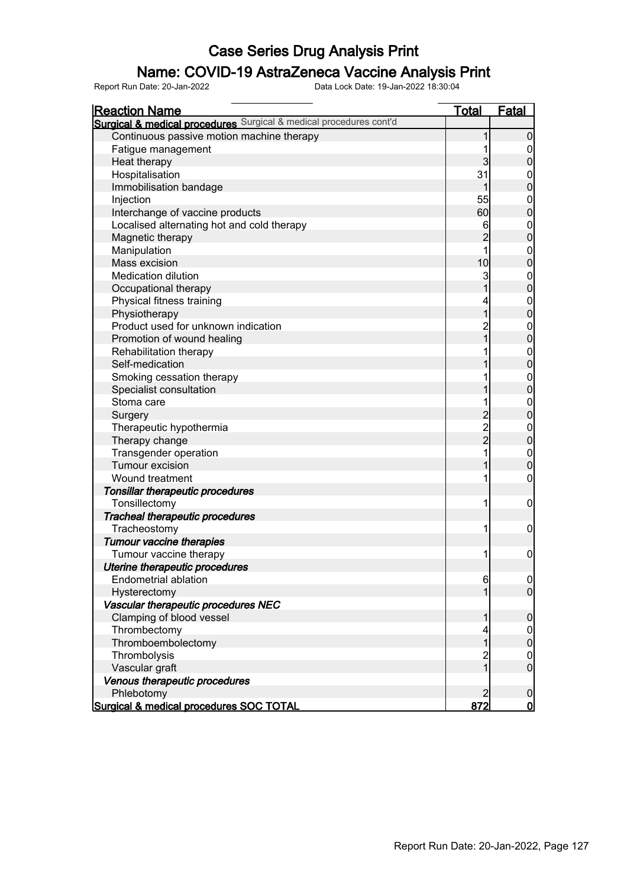# Case Series Drug Analysis Print

## Name: COVID-19 AstraZeneca Vaccine Analysis Print

Report Run Date: 20-Jan-2022 Data Lock Date: 19-Jan-2022 18:30:04

| Reaction Name | Total | Fatal |
|---|---|---|
| **Surgical & medical procedures** Surgical & medical procedures cont'd | | |
| Continuous passive motion machine therapy | 1 | 0 |
| Fatigue management | 1 | 0 |
| Heat therapy | 3 | 0 |
| Hospitalisation | 31 | 0 |
| Immobilisation bandage | 1 | 0 |
| Injection | 55 | 0 |
| Interchange of vaccine products | 60 | 0 |
| Localised alternating hot and cold therapy | 6 | 0 |
| Magnetic therapy | 2 | 0 |
| Manipulation | 1 | 0 |
| Mass excision | 10 | 0 |
| Medication dilution | 3 | 0 |
| Occupational therapy | 1 | 0 |
| Physical fitness training | 4 | 0 |
| Physiotherapy | 1 | 0 |
| Product used for unknown indication | 2 | 0 |
| Promotion of wound healing | 1 | 0 |
| Rehabilitation therapy | 1 | 0 |
| Self-medication | 1 | 0 |
| Smoking cessation therapy | 1 | 0 |
| Specialist consultation | 1 | 0 |
| Stoma care | 1 | 0 |
| Surgery | 2 | 0 |
| Therapeutic hypothermia | 2 | 0 |
| Therapy change | 2 | 0 |
| Transgender operation | 1 | 0 |
| Tumour excision | 1 | 0 |
| Wound treatment | 1 | 0 |
| ***Tonsillar therapeutic procedures*** | | |
| Tonsillectomy | 1 | 0 |
| ***Tracheal therapeutic procedures*** | | |
| Tracheostomy | 1 | 0 |
| ***Tumour vaccine therapies*** | | |
| Tumour vaccine therapy | 1 | 0 |
| ***Uterine therapeutic procedures*** | | |
| Endometrial ablation | 6 | 0 |
| Hysterectomy | 1 | 0 |
| ***Vascular therapeutic procedures NEC*** | | |
| Clamping of blood vessel | 1 | 0 |
| Thrombectomy | 4 | 0 |
| Thromboembolectomy | 1 | 0 |
| Thrombolysis | 2 | 0 |
| Vascular graft | 1 | 0 |
| ***Venous therapeutic procedures*** | | |
| Phlebotomy | 2 | 0 |
| **Surgical & medical procedures SOC TOTAL** | **872** | **0** |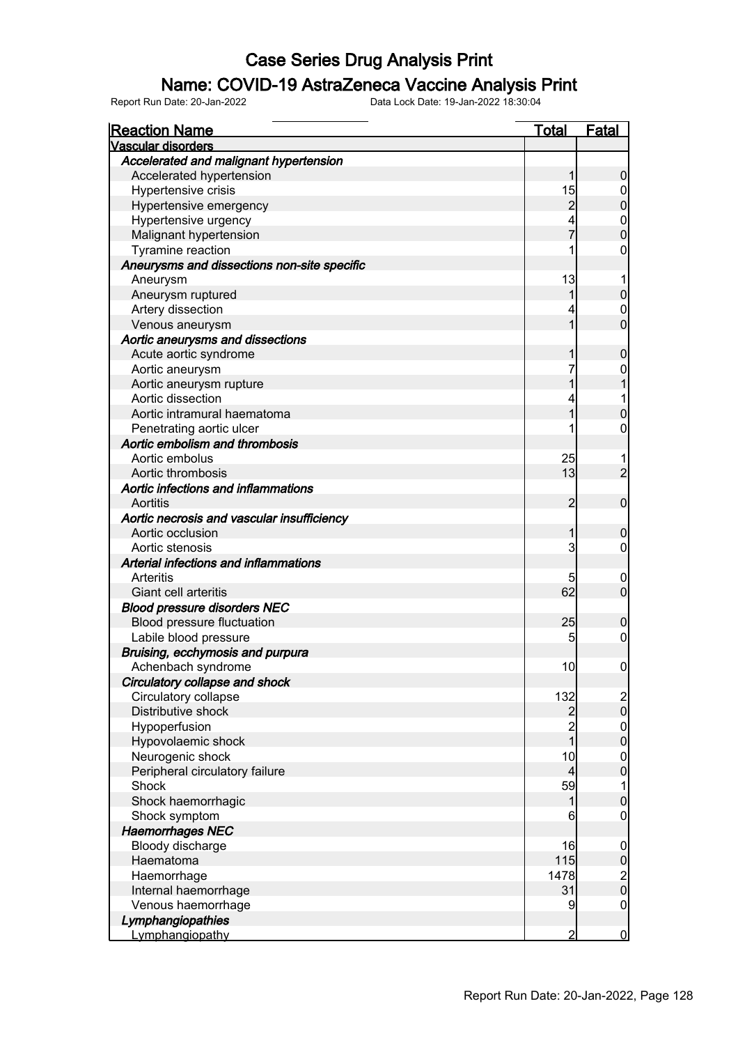# Case Series Drug Analysis Print

## Name: COVID-19 AstraZeneca Vaccine Analysis Print

Report Run Date: 20-Jan-2022 Data Lock Date: 19-Jan-2022 18:30:04

| Reaction Name | Total | Fatal |
|---|---|---|
| **Vascular disorders** | | |
| ***Accelerated and malignant hypertension*** | | |
| Accelerated hypertension | 1 | 0 |
| Hypertensive crisis | 15 | 0 |
| Hypertensive emergency | 2 | 0 |
| Hypertensive urgency | 4 | 0 |
| Malignant hypertension | 7 | 0 |
| Tyramine reaction | 1 | 0 |
| ***Aneurysms and dissections non-site specific*** | | |
| Aneurysm | 13 | 1 |
| Aneurysm ruptured | 1 | 0 |
| Artery dissection | 4 | 0 |
| Venous aneurysm | 1 | 0 |
| ***Aortic aneurysms and dissections*** | | |
| Acute aortic syndrome | 1 | 0 |
| Aortic aneurysm | 7 | 0 |
| Aortic aneurysm rupture | 1 | 1 |
| Aortic dissection | 4 | 1 |
| Aortic intramural haematoma | 1 | 0 |
| Penetrating aortic ulcer | 1 | 0 |
| ***Aortic embolism and thrombosis*** | | |
| Aortic embolus | 25 | 1 |
| Aortic thrombosis | 13 | 2 |
| ***Aortic infections and inflammations*** | | |
| Aortitis | 2 | 0 |
| ***Aortic necrosis and vascular insufficiency*** | | |
| Aortic occlusion | 1 | 0 |
| Aortic stenosis | 3 | 0 |
| ***Arterial infections and inflammations*** | | |
| Arteritis | 5 | 0 |
| Giant cell arteritis | 62 | 0 |
| ***Blood pressure disorders NEC*** | | |
| Blood pressure fluctuation | 25 | 0 |
| Labile blood pressure | 5 | 0 |
| ***Bruising, ecchymosis and purpura*** | | |
| Achenbach syndrome | 10 | 0 |
| ***Circulatory collapse and shock*** | | |
| Circulatory collapse | 132 | 2 |
| Distributive shock | 2 | 0 |
| Hypoperfusion | 2 | 0 |
| Hypovolaemic shock | 1 | 0 |
| Neurogenic shock | 10 | 0 |
| Peripheral circulatory failure | 4 | 0 |
| Shock | 59 | 1 |
| Shock haemorrhagic | 1 | 0 |
| Shock symptom | 6 | 0 |
| ***Haemorrhages NEC*** | | |
| Bloody discharge | 16 | 0 |
| Haematoma | 115 | 0 |
| Haemorrhage | 1478 | 2 |
| Internal haemorrhage | 31 | 0 |
| Venous haemorrhage | 9 | 0 |
| ***Lymphangiopathies*** | | |
| Lymphangiopathy | 2 | 0 |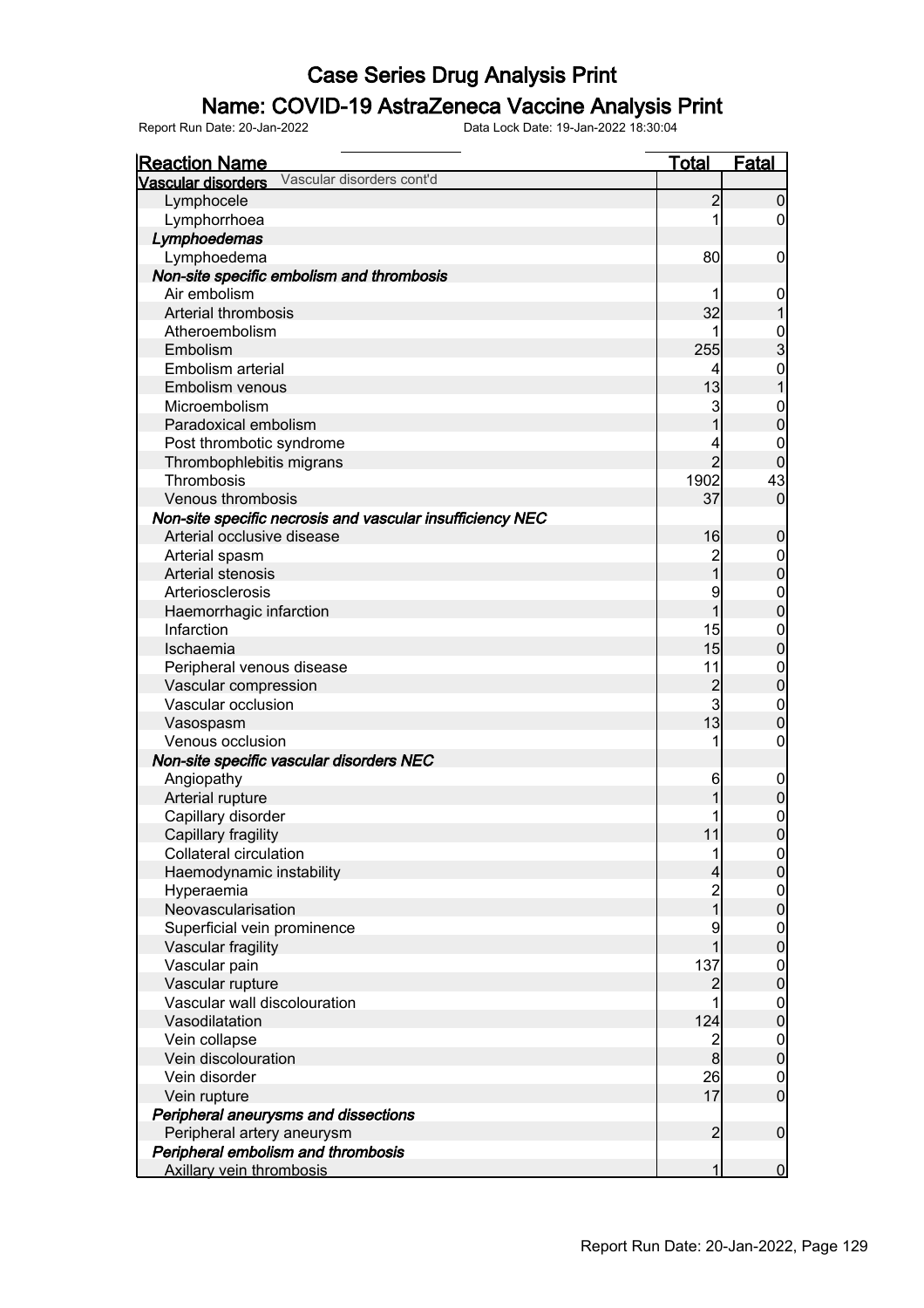# Case Series Drug Analysis Print

## Name: COVID-19 AstraZeneca Vaccine Analysis Print

Report Run Date: 20-Jan-2022    Data Lock Date: 19-Jan-2022 18:30:04

| Reaction Name | Total | Fatal |
|---|---|---|
| **Vascular disorders** Vascular disorders cont'd | | |
| Lymphocele | 2 | 0 |
| Lymphorrhoea | 1 | 0 |
| ***Lymphoedemas*** | | |
| Lymphoedema | 80 | 0 |
| ***Non-site specific embolism and thrombosis*** | | |
| Air embolism | 1 | 0 |
| Arterial thrombosis | 32 | 1 |
| Atheroembolism | 1 | 0 |
| Embolism | 255 | 3 |
| Embolism arterial | 4 | 0 |
| Embolism venous | 13 | 1 |
| Microembolism | 3 | 0 |
| Paradoxical embolism | 1 | 0 |
| Post thrombotic syndrome | 4 | 0 |
| Thrombophlebitis migrans | 2 | 0 |
| Thrombosis | 1902 | 43 |
| Venous thrombosis | 37 | 0 |
| ***Non-site specific necrosis and vascular insufficiency NEC*** | | |
| Arterial occlusive disease | 16 | 0 |
| Arterial spasm | 2 | 0 |
| Arterial stenosis | 1 | 0 |
| Arteriosclerosis | 9 | 0 |
| Haemorrhagic infarction | 1 | 0 |
| Infarction | 15 | 0 |
| Ischaemia | 15 | 0 |
| Peripheral venous disease | 11 | 0 |
| Vascular compression | 2 | 0 |
| Vascular occlusion | 3 | 0 |
| Vasospasm | 13 | 0 |
| Venous occlusion | 1 | 0 |
| ***Non-site specific vascular disorders NEC*** | | |
| Angiopathy | 6 | 0 |
| Arterial rupture | 1 | 0 |
| Capillary disorder | 1 | 0 |
| Capillary fragility | 11 | 0 |
| Collateral circulation | 1 | 0 |
| Haemodynamic instability | 4 | 0 |
| Hyperaemia | 2 | 0 |
| Neovascularisation | 1 | 0 |
| Superficial vein prominence | 9 | 0 |
| Vascular fragility | 1 | 0 |
| Vascular pain | 137 | 0 |
| Vascular rupture | 2 | 0 |
| Vascular wall discolouration | 1 | 0 |
| Vasodilatation | 124 | 0 |
| Vein collapse | 2 | 0 |
| Vein discolouration | 8 | 0 |
| Vein disorder | 26 | 0 |
| Vein rupture | 17 | 0 |
| ***Peripheral aneurysms and dissections*** | | |
| Peripheral artery aneurysm | 2 | 0 |
| ***Peripheral embolism and thrombosis*** | | |
| Axillary vein thrombosis | 1 | 0 |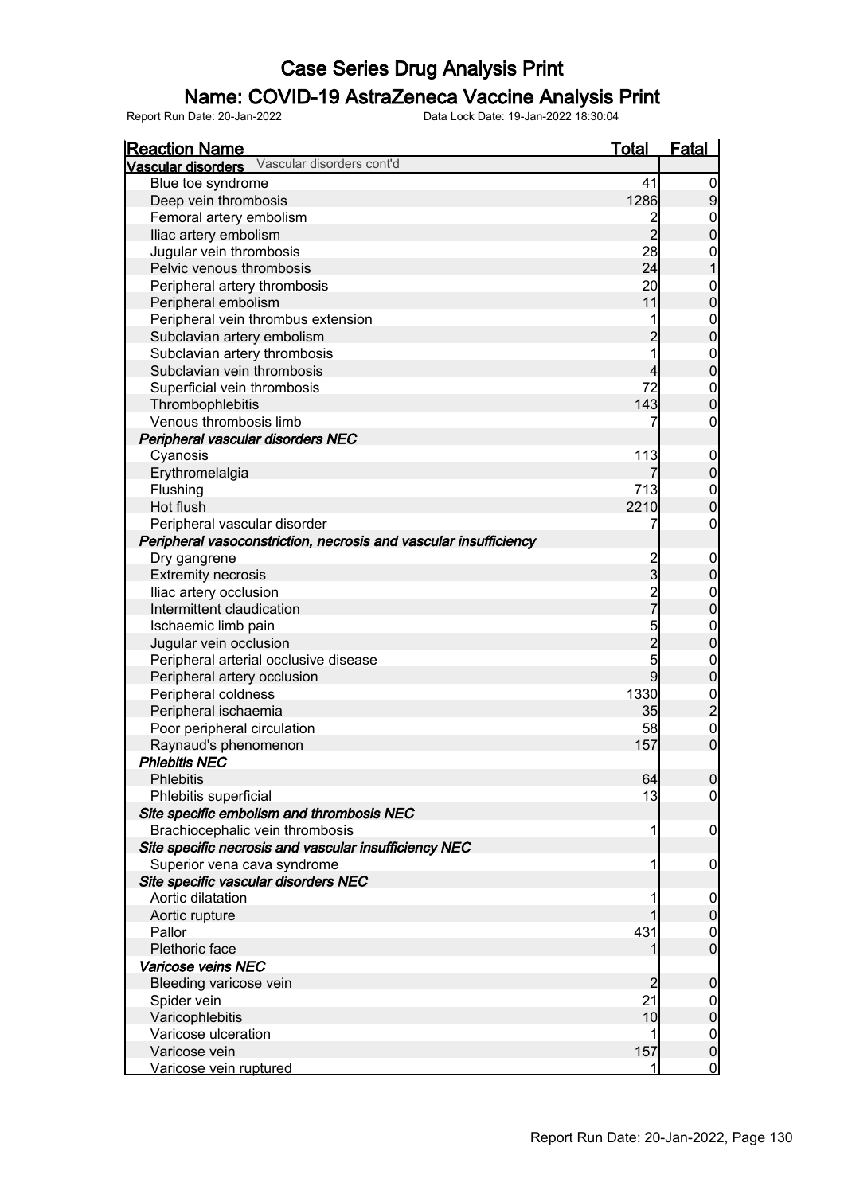# Case Series Drug Analysis Print

## Name: COVID-19 AstraZeneca Vaccine Analysis Print

Report Run Date: 20-Jan-2022    Data Lock Date: 19-Jan-2022 18:30:04

| Reaction Name | Total | Fatal |
|---|---|---|
| **Vascular disorders** Vascular disorders cont'd | | |
| Blue toe syndrome | 41 | 0 |
| Deep vein thrombosis | 1286 | 9 |
| Femoral artery embolism | 2 | 0 |
| Iliac artery embolism | 2 | 0 |
| Jugular vein thrombosis | 28 | 0 |
| Pelvic venous thrombosis | 24 | 1 |
| Peripheral artery thrombosis | 20 | 0 |
| Peripheral embolism | 11 | 0 |
| Peripheral vein thrombus extension | 1 | 0 |
| Subclavian artery embolism | 2 | 0 |
| Subclavian artery thrombosis | 1 | 0 |
| Subclavian vein thrombosis | 4 | 0 |
| Superficial vein thrombosis | 72 | 0 |
| Thrombophlebitis | 143 | 0 |
| Venous thrombosis limb | 7 | 0 |
| ***Peripheral vascular disorders NEC*** | | |
| Cyanosis | 113 | 0 |
| Erythromelalgia | 7 | 0 |
| Flushing | 713 | 0 |
| Hot flush | 2210 | 0 |
| Peripheral vascular disorder | 7 | 0 |
| ***Peripheral vasoconstriction, necrosis and vascular insufficiency*** | | |
| Dry gangrene | 2 | 0 |
| Extremity necrosis | 3 | 0 |
| Iliac artery occlusion | 2 | 0 |
| Intermittent claudication | 7 | 0 |
| Ischaemic limb pain | 5 | 0 |
| Jugular vein occlusion | 2 | 0 |
| Peripheral arterial occlusive disease | 5 | 0 |
| Peripheral artery occlusion | 9 | 0 |
| Peripheral coldness | 1330 | 0 |
| Peripheral ischaemia | 35 | 2 |
| Poor peripheral circulation | 58 | 0 |
| Raynaud's phenomenon | 157 | 0 |
| ***Phlebitis NEC*** | | |
| Phlebitis | 64 | 0 |
| Phlebitis superficial | 13 | 0 |
| ***Site specific embolism and thrombosis NEC*** | | |
| Brachiocephalic vein thrombosis | 1 | 0 |
| ***Site specific necrosis and vascular insufficiency NEC*** | | |
| Superior vena cava syndrome | 1 | 0 |
| ***Site specific vascular disorders NEC*** | | |
| Aortic dilatation | 1 | 0 |
| Aortic rupture | 1 | 0 |
| Pallor | 431 | 0 |
| Plethoric face | 1 | 0 |
| ***Varicose veins NEC*** | | |
| Bleeding varicose vein | 2 | 0 |
| Spider vein | 21 | 0 |
| Varicophlebitis | 10 | 0 |
| Varicose ulceration | 1 | 0 |
| Varicose vein | 157 | 0 |
| Varicose vein ruptured | 1 | 0 |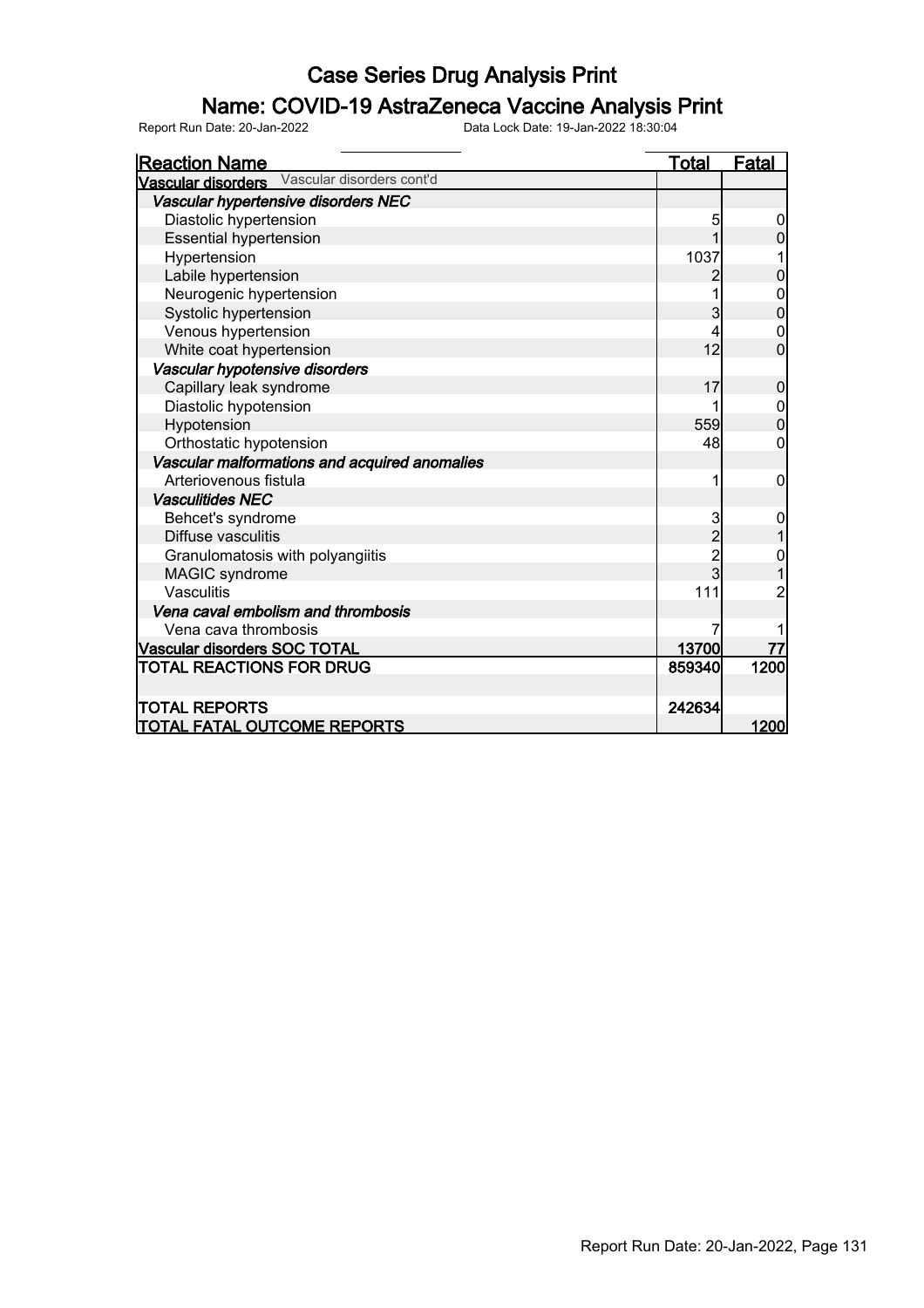# Case Series Drug Analysis Print

## Name: COVID-19 AstraZeneca Vaccine Analysis Print

Report Run Date: 20-Jan-2022    Data Lock Date: 19-Jan-2022 18:30:04

| Reaction Name | Total | Fatal |
|---|---|---|
| **Vascular disorders** Vascular disorders cont'd | | |
| ***Vascular hypertensive disorders NEC*** | | |
| Diastolic hypertension | 5 | 0 |
| Essential hypertension | 1 | 0 |
| Hypertension | 1037 | 1 |
| Labile hypertension | 2 | 0 |
| Neurogenic hypertension | 1 | 0 |
| Systolic hypertension | 3 | 0 |
| Venous hypertension | 4 | 0 |
| White coat hypertension | 12 | 0 |
| ***Vascular hypotensive disorders*** | | |
| Capillary leak syndrome | 17 | 0 |
| Diastolic hypotension | 1 | 0 |
| Hypotension | 559 | 0 |
| Orthostatic hypotension | 48 | 0 |
| ***Vascular malformations and acquired anomalies*** | | |
| Arteriovenous fistula | 1 | 0 |
| ***Vasculitides NEC*** | | |
| Behcet's syndrome | 3 | 0 |
| Diffuse vasculitis | 2 | 1 |
| Granulomatosis with polyangiitis | 2 | 0 |
| MAGIC syndrome | 3 | 1 |
| Vasculitis | 111 | 2 |
| ***Vena caval embolism and thrombosis*** | | |
| Vena cava thrombosis | 7 | 1 |
| **Vascular disorders SOC TOTAL** | **13700** | **77** |
| **TOTAL REACTIONS FOR DRUG** | **859340** | **1200** |
| | | |
| **TOTAL REPORTS** | **242634** | |
| **TOTAL FATAL OUTCOME REPORTS** | | **1200** |